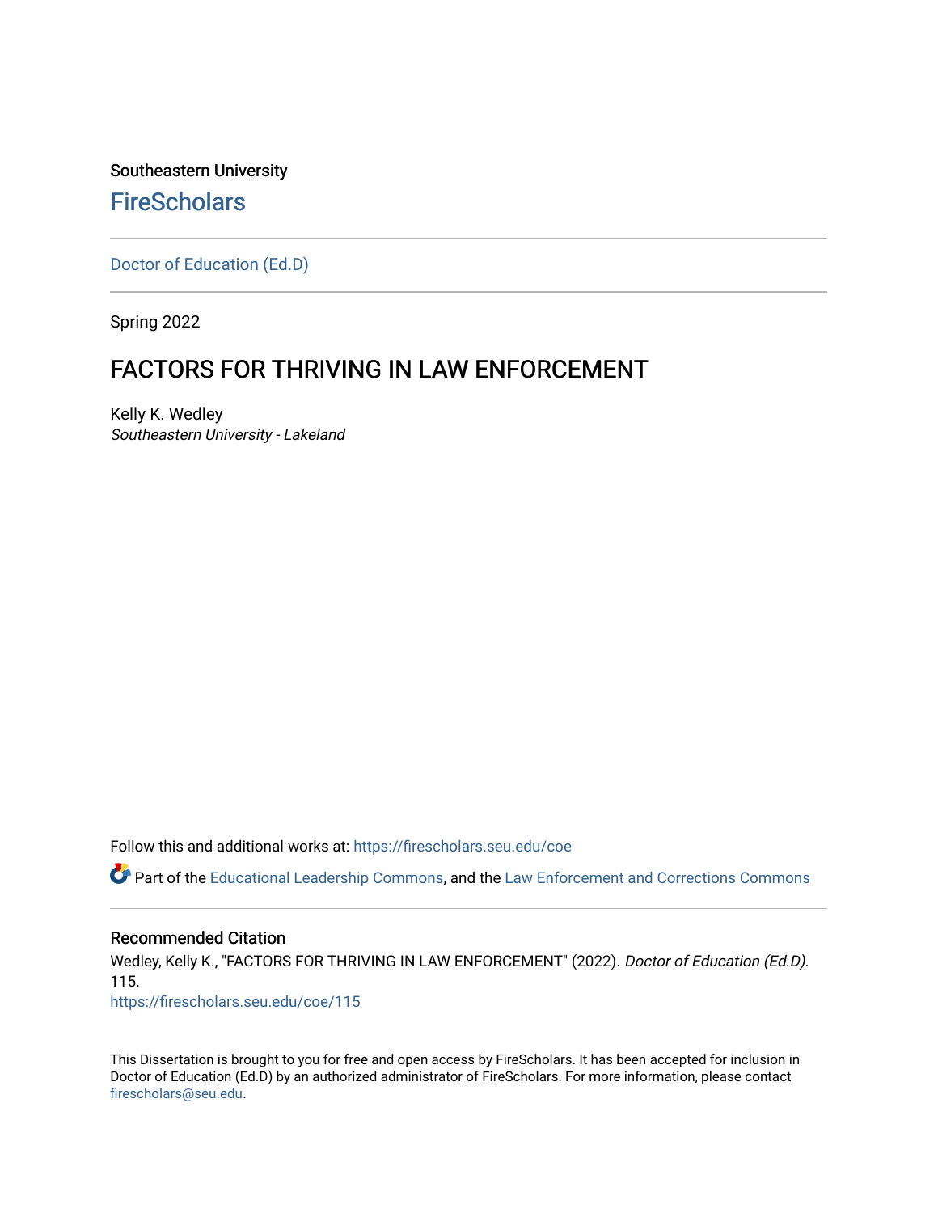Southeastern University

FireScholars

Doctor of Education (Ed.D)

Spring 2022

# FACTORS FOR THRIVING IN LAW ENFORCEMENT

Kelly K. Wedley
*Southeastern University - Lakeland*

Follow this and additional works at: https://firescholars.seu.edu/coe

Part of the Educational Leadership Commons, and the Law Enforcement and Corrections Commons

## Recommended Citation

Wedley, Kelly K., "FACTORS FOR THRIVING IN LAW ENFORCEMENT" (2022). *Doctor of Education (Ed.D)*. 115.
https://firescholars.seu.edu/coe/115

This Dissertation is brought to you for free and open access by FireScholars. It has been accepted for inclusion in Doctor of Education (Ed.D) by an authorized administrator of FireScholars. For more information, please contact firescholars@seu.edu.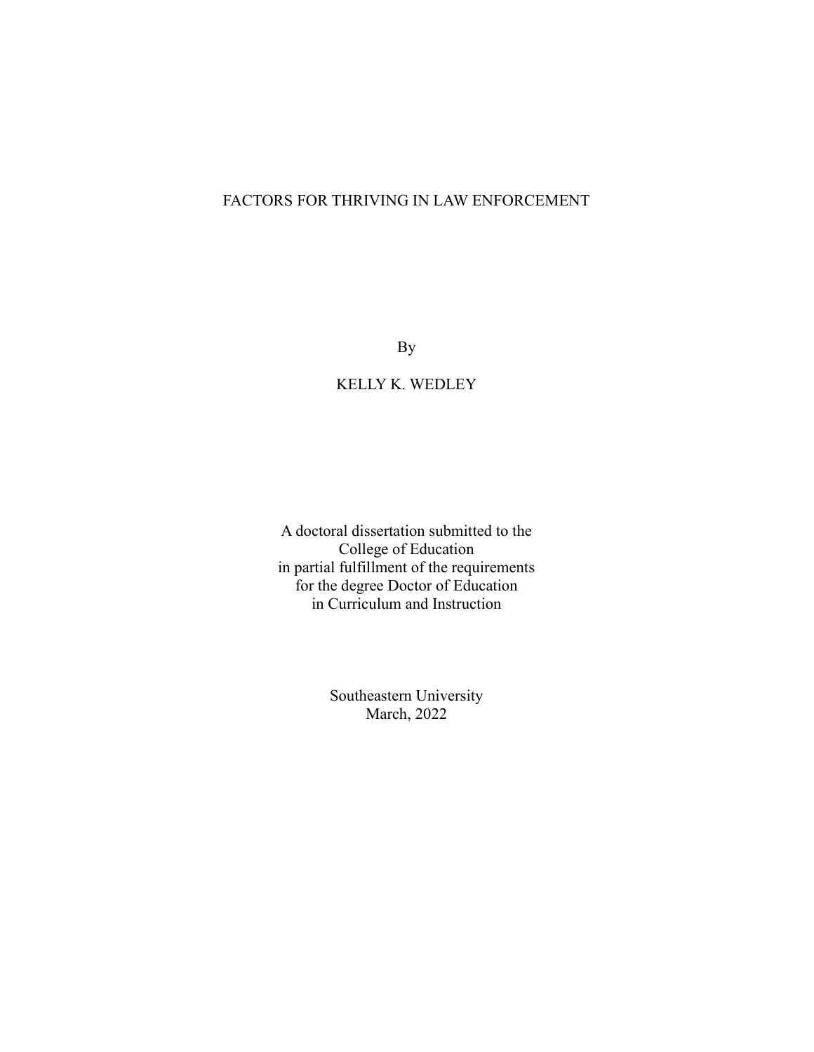# FACTORS FOR THRIVING IN LAW ENFORCEMENT

By

KELLY K. WEDLEY

A doctoral dissertation submitted to the
College of Education
in partial fulfillment of the requirements
for the degree Doctor of Education
in Curriculum and Instruction

Southeastern University
March, 2022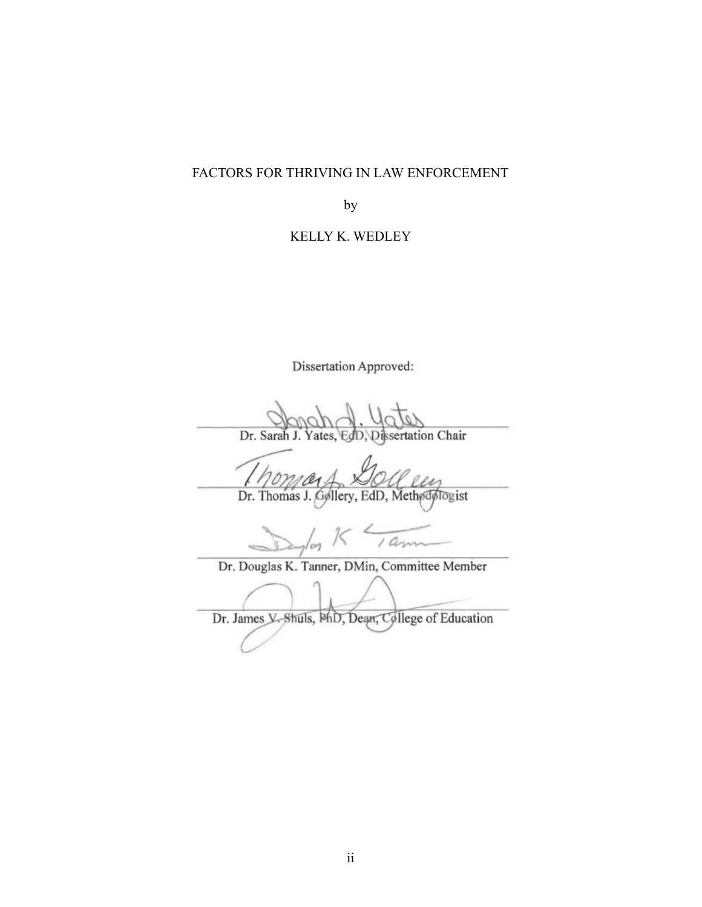FACTORS FOR THRIVING IN LAW ENFORCEMENT

by

KELLY K. WEDLEY

Dissertation Approved:

Dr. Sarah J. Yates, EdD, Dissertation Chair

Dr. Thomas J. Gollery, EdD, Methodologist

Dr. Douglas K. Tanner, DMin, Committee Member

Dr. James V. Shuls, PhD, Dean, College of Education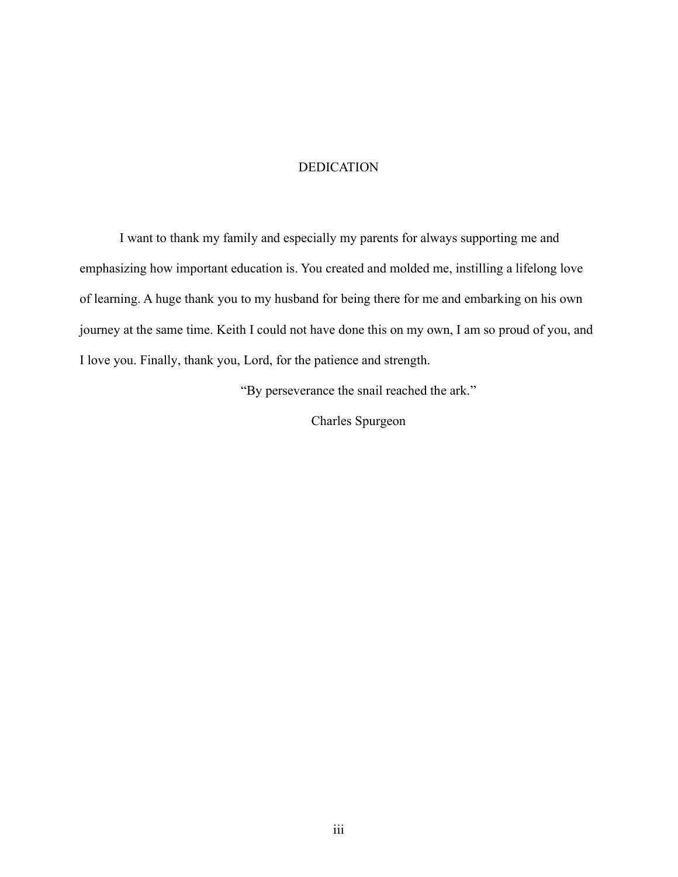# DEDICATION

I want to thank my family and especially my parents for always supporting me and emphasizing how important education is. You created and molded me, instilling a lifelong love of learning. A huge thank you to my husband for being there for me and embarking on his own journey at the same time. Keith I could not have done this on my own, I am so proud of you, and I love you. Finally, thank you, Lord, for the patience and strength.

"By perseverance the snail reached the ark."

Charles Spurgeon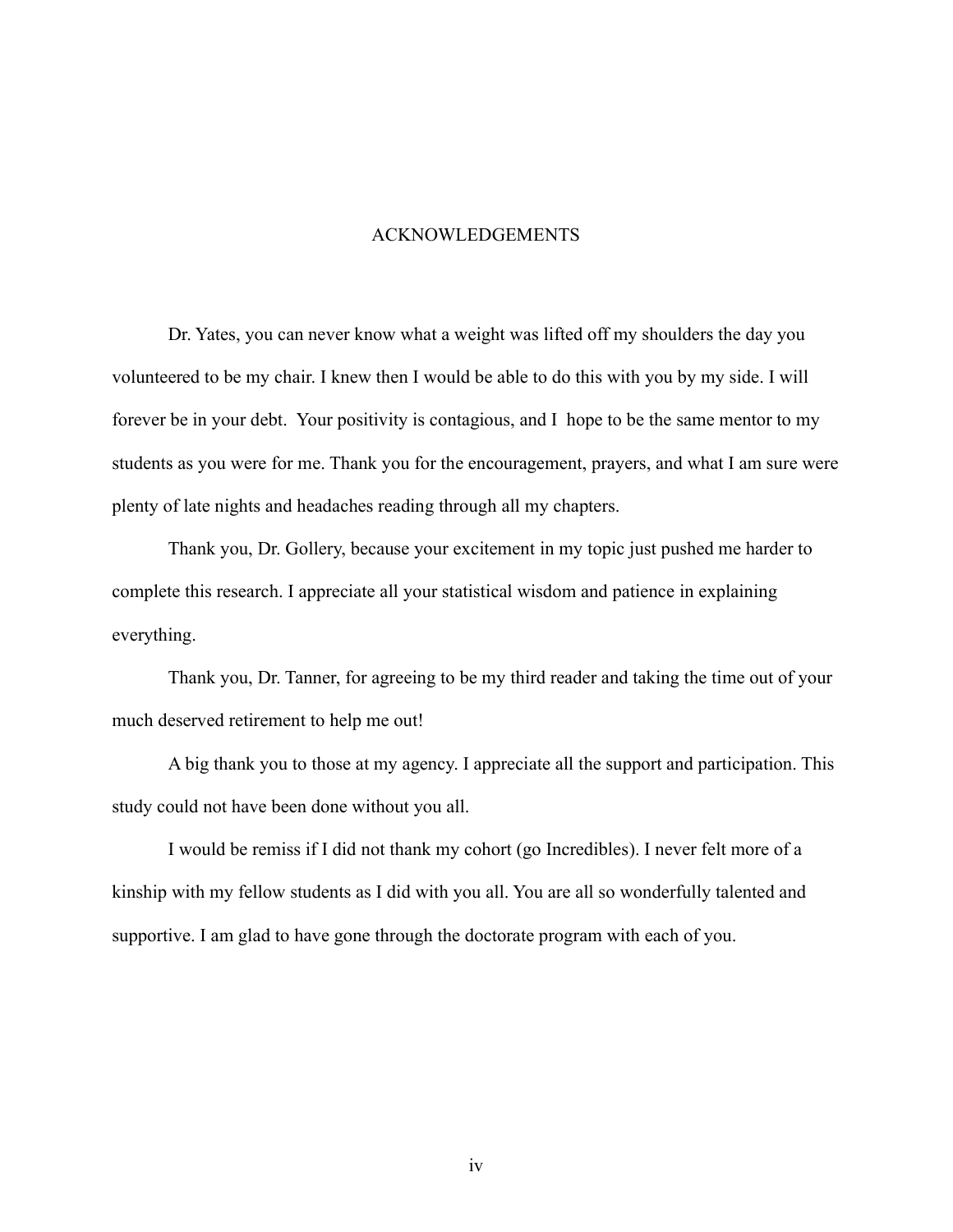# ACKNOWLEDGEMENTS

Dr. Yates, you can never know what a weight was lifted off my shoulders the day you volunteered to be my chair. I knew then I would be able to do this with you by my side. I will forever be in your debt. Your positivity is contagious, and I hope to be the same mentor to my students as you were for me. Thank you for the encouragement, prayers, and what I am sure were plenty of late nights and headaches reading through all my chapters.

Thank you, Dr. Gollery, because your excitement in my topic just pushed me harder to complete this research. I appreciate all your statistical wisdom and patience in explaining everything.

Thank you, Dr. Tanner, for agreeing to be my third reader and taking the time out of your much deserved retirement to help me out!

A big thank you to those at my agency. I appreciate all the support and participation. This study could not have been done without you all.

I would be remiss if I did not thank my cohort (go Incredibles). I never felt more of a kinship with my fellow students as I did with you all. You are all so wonderfully talented and supportive. I am glad to have gone through the doctorate program with each of you.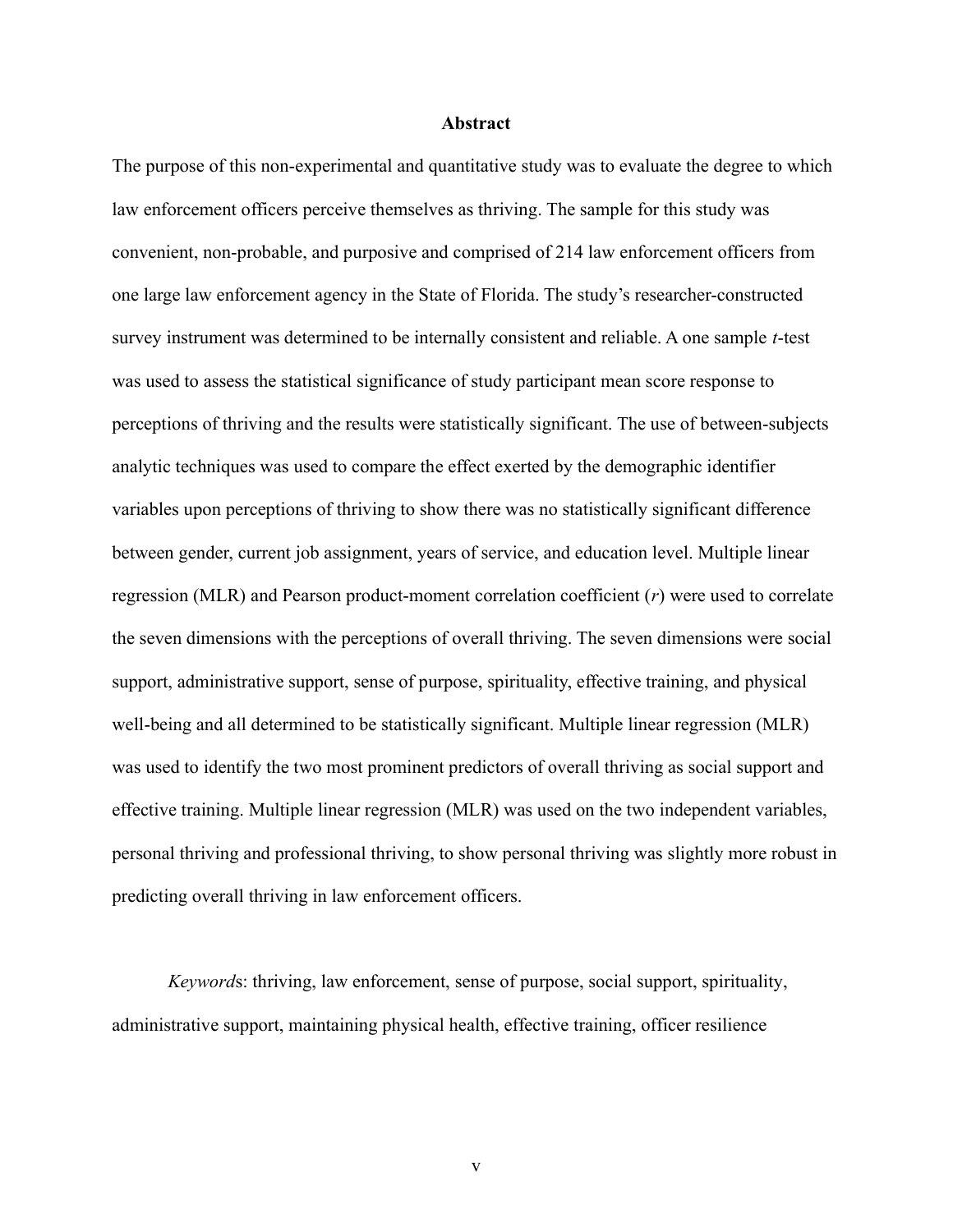## Abstract

The purpose of this non-experimental and quantitative study was to evaluate the degree to which law enforcement officers perceive themselves as thriving. The sample for this study was convenient, non-probable, and purposive and comprised of 214 law enforcement officers from one large law enforcement agency in the State of Florida. The study's researcher-constructed survey instrument was determined to be internally consistent and reliable. A one sample *t*-test was used to assess the statistical significance of study participant mean score response to perceptions of thriving and the results were statistically significant. The use of between-subjects analytic techniques was used to compare the effect exerted by the demographic identifier variables upon perceptions of thriving to show there was no statistically significant difference between gender, current job assignment, years of service, and education level. Multiple linear regression (MLR) and Pearson product-moment correlation coefficient (*r*) were used to correlate the seven dimensions with the perceptions of overall thriving. The seven dimensions were social support, administrative support, sense of purpose, spirituality, effective training, and physical well-being and all determined to be statistically significant. Multiple linear regression (MLR) was used to identify the two most prominent predictors of overall thriving as social support and effective training. Multiple linear regression (MLR) was used on the two independent variables, personal thriving and professional thriving, to show personal thriving was slightly more robust in predicting overall thriving in law enforcement officers.

*Keywords*: thriving, law enforcement, sense of purpose, social support, spirituality, administrative support, maintaining physical health, effective training, officer resilience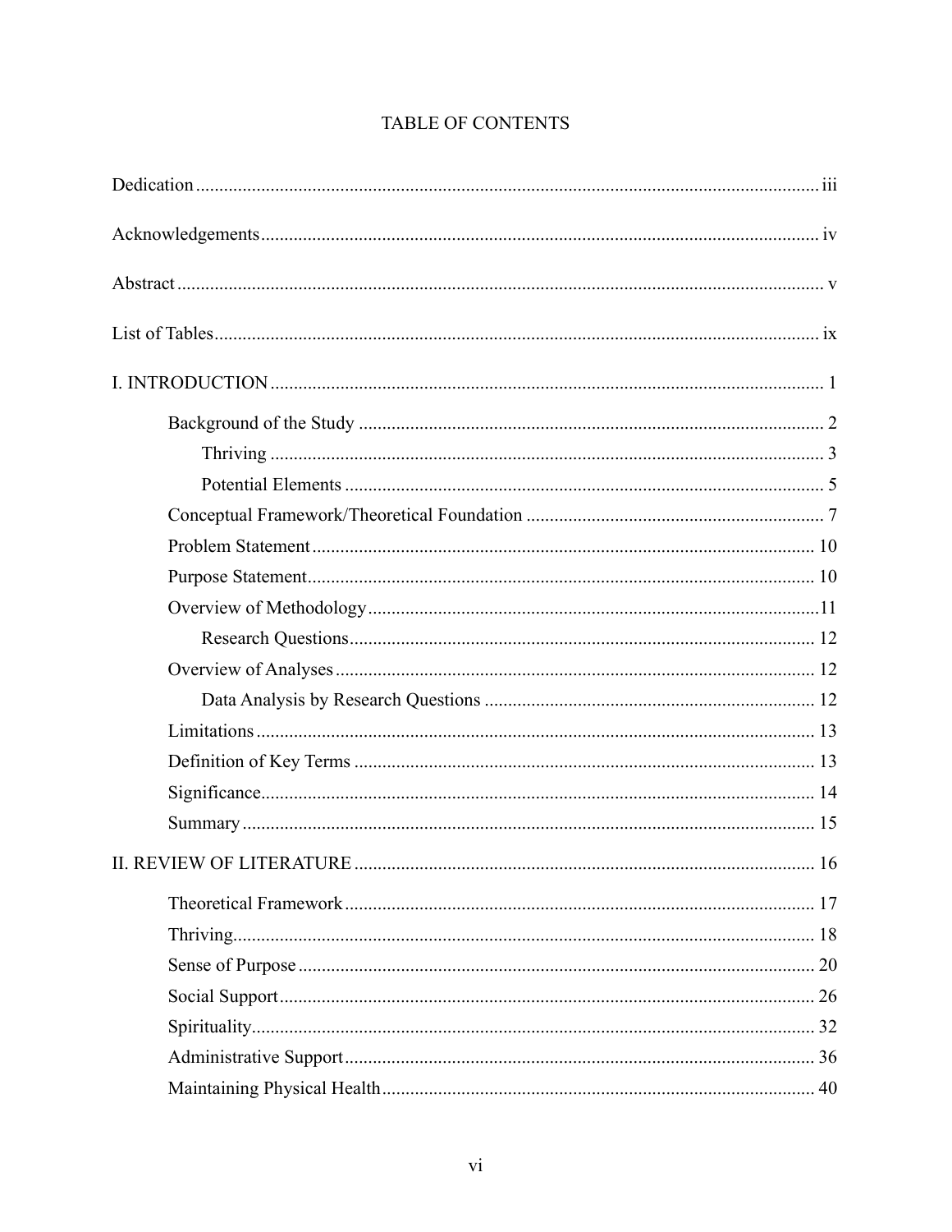# TABLE OF CONTENTS

Dedication ..... iii

Acknowledgements ..... iv

Abstract ..... v

List of Tables ..... ix

I. INTRODUCTION ..... 1

- Background of the Study ..... 2
  - Thriving ..... 3
  - Potential Elements ..... 5
- Conceptual Framework/Theoretical Foundation ..... 7
- Problem Statement ..... 10
- Purpose Statement ..... 10
- Overview of Methodology ..... 11
  - Research Questions ..... 12
- Overview of Analyses ..... 12
  - Data Analysis by Research Questions ..... 12
- Limitations ..... 13
- Definition of Key Terms ..... 13
- Significance ..... 14
- Summary ..... 15

II. REVIEW OF LITERATURE ..... 16

- Theoretical Framework ..... 17
- Thriving ..... 18
- Sense of Purpose ..... 20
- Social Support ..... 26
- Spirituality ..... 32
- Administrative Support ..... 36
- Maintaining Physical Health ..... 40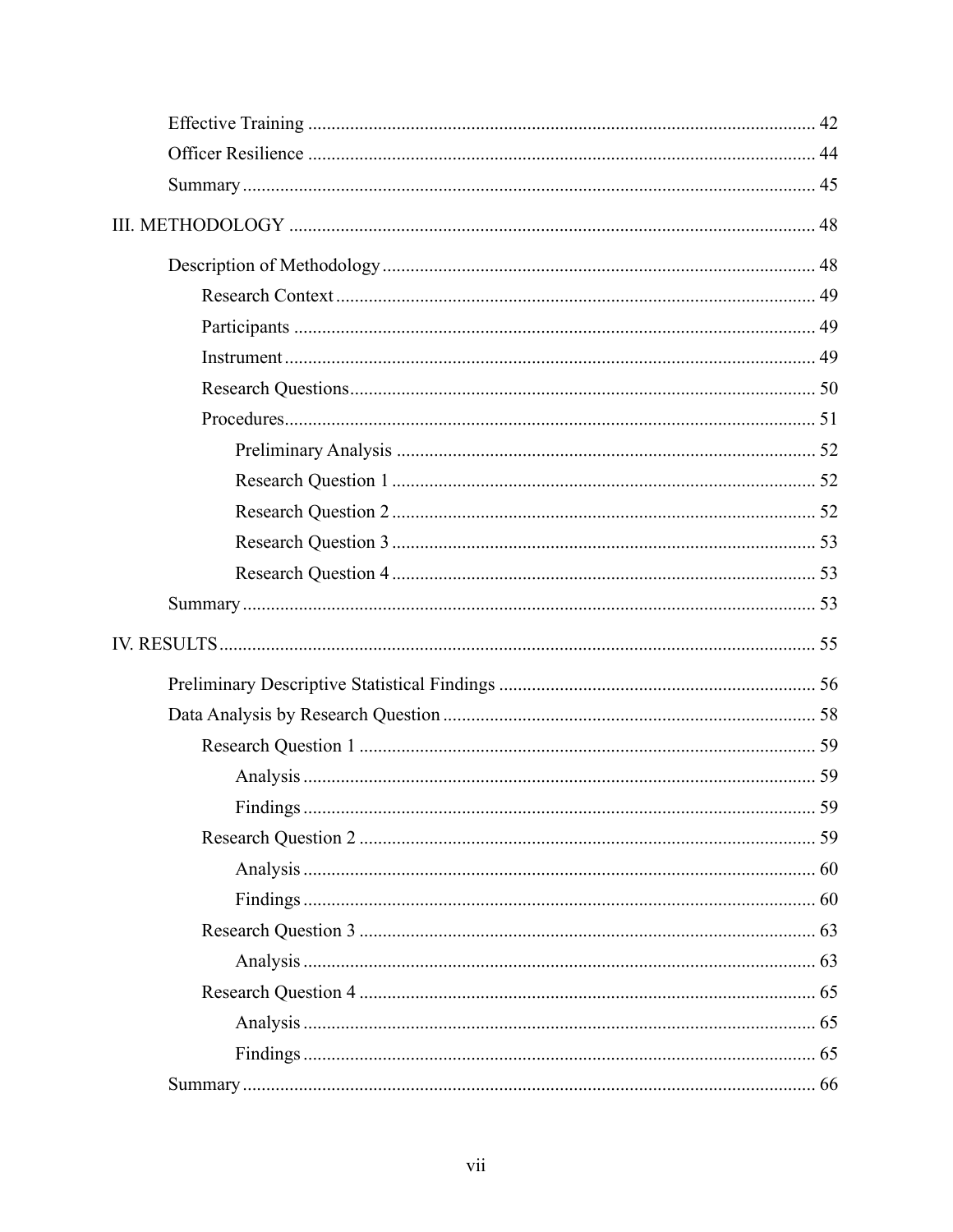Effective Training ........................................................................................................... 42
Officer Resilience ............................................................................................................ 44
Summary .......................................................................................................................... 45

III. METHODOLOGY ....................................................................................................... 48

Description of Methodology ........................................................................................... 48
Research Context ........................................................................................................ 49
Participants ................................................................................................................. 49
Instrument .................................................................................................................. 49
Research Questions .................................................................................................... 50
Procedures .................................................................................................................. 51
Preliminary Analysis .............................................................................................. 52
Research Question 1 ............................................................................................... 52
Research Question 2 ............................................................................................... 52
Research Question 3 ............................................................................................... 53
Research Question 4 ............................................................................................... 53
Summary .......................................................................................................................... 53

IV. RESULTS ..................................................................................................................... 55

Preliminary Descriptive Statistical Findings ................................................................... 56
Data Analysis by Research Question ............................................................................... 58
Research Question 1 .................................................................................................... 59
Analysis ................................................................................................................... 59
Findings ................................................................................................................... 59
Research Question 2 .................................................................................................... 59
Analysis ................................................................................................................... 60
Findings ................................................................................................................... 60
Research Question 3 .................................................................................................... 63
Analysis ................................................................................................................... 63
Research Question 4 .................................................................................................... 65
Analysis ................................................................................................................... 65
Findings ................................................................................................................... 65
Summary .......................................................................................................................... 66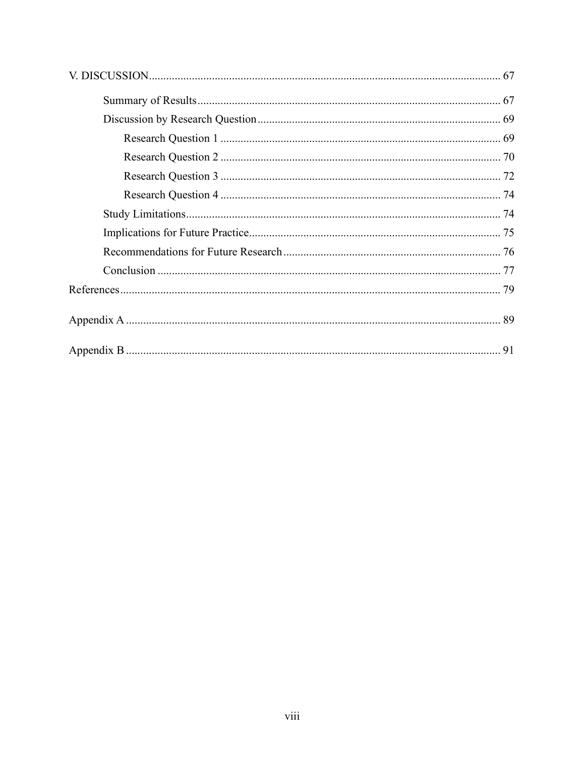V. DISCUSSION .......................................................................................................... 67

- Summary of Results .......................................................................................... 67
- Discussion by Research Question .................................................................... 69
  - Research Question 1 .................................................................................. 69
  - Research Question 2 .................................................................................. 70
  - Research Question 3 .................................................................................. 72
  - Research Question 4 .................................................................................. 74
- Study Limitations ............................................................................................. 74
- Implications for Future Practice ....................................................................... 75
- Recommendations for Future Research ............................................................ 76
- Conclusion ........................................................................................................ 77

References ..................................................................................................................... 79

Appendix A ................................................................................................................... 89

Appendix B ................................................................................................................... 91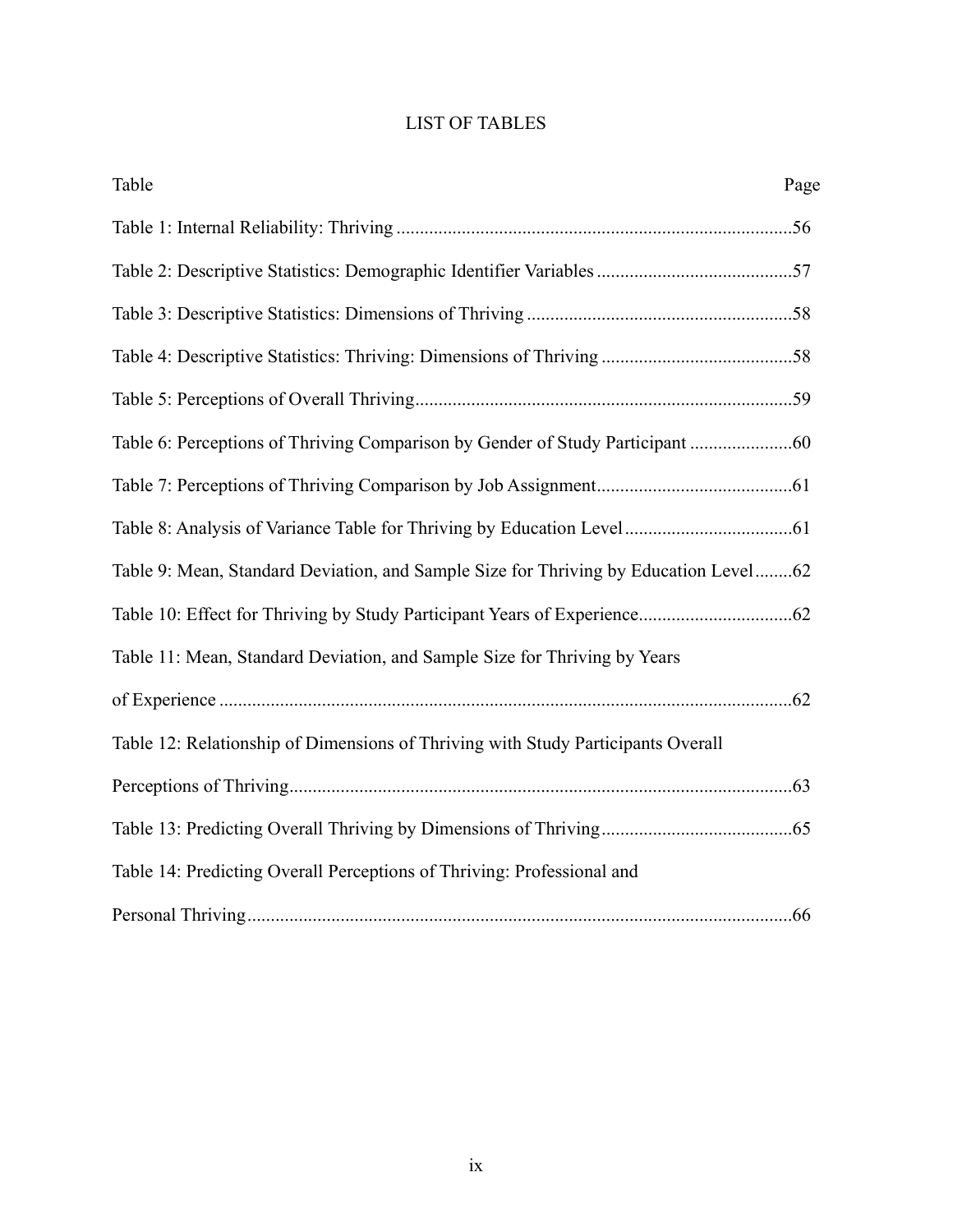# LIST OF TABLES

Table Page

Table 1: Internal Reliability: Thriving ....................................................................................56

Table 2: Descriptive Statistics: Demographic Identifier Variables ..........................................57

Table 3: Descriptive Statistics: Dimensions of Thriving ........................................................58

Table 4: Descriptive Statistics: Thriving: Dimensions of Thriving .........................................58

Table 5: Perceptions of Overall Thriving................................................................................59

Table 6: Perceptions of Thriving Comparison by Gender of Study Participant ......................60

Table 7: Perceptions of Thriving Comparison by Job Assignment..........................................61

Table 8: Analysis of Variance Table for Thriving by Education Level...................................61

Table 9: Mean, Standard Deviation, and Sample Size for Thriving by Education Level........62

Table 10: Effect for Thriving by Study Participant Years of Experience.................................62

Table 11: Mean, Standard Deviation, and Sample Size for Thriving by Years of Experience ..........................................................................................................................62

Table 12: Relationship of Dimensions of Thriving with Study Participants Overall Perceptions of Thriving...........................................................................................................63

Table 13: Predicting Overall Thriving by Dimensions of Thriving.........................................65

Table 14: Predicting Overall Perceptions of Thriving: Professional and Personal Thriving.....................................................................................................................66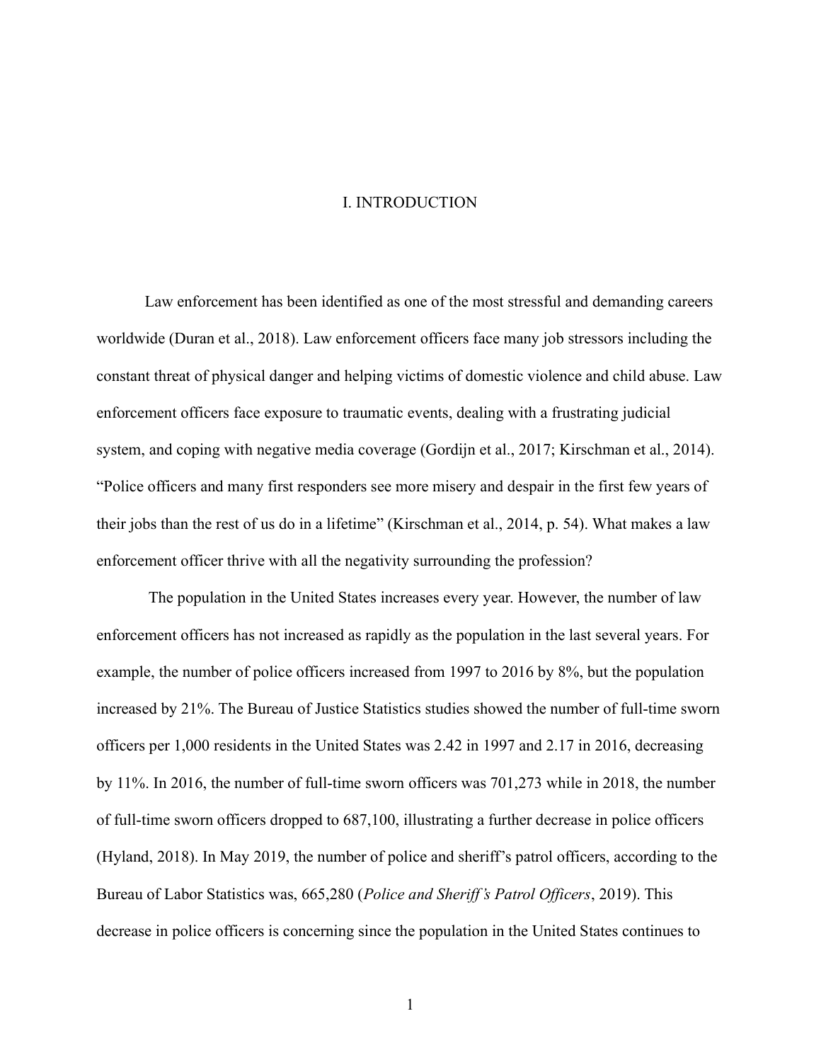# I. INTRODUCTION

Law enforcement has been identified as one of the most stressful and demanding careers worldwide (Duran et al., 2018). Law enforcement officers face many job stressors including the constant threat of physical danger and helping victims of domestic violence and child abuse. Law enforcement officers face exposure to traumatic events, dealing with a frustrating judicial system, and coping with negative media coverage (Gordijn et al., 2017; Kirschman et al., 2014). "Police officers and many first responders see more misery and despair in the first few years of their jobs than the rest of us do in a lifetime" (Kirschman et al., 2014, p. 54). What makes a law enforcement officer thrive with all the negativity surrounding the profession?

The population in the United States increases every year. However, the number of law enforcement officers has not increased as rapidly as the population in the last several years. For example, the number of police officers increased from 1997 to 2016 by 8%, but the population increased by 21%. The Bureau of Justice Statistics studies showed the number of full-time sworn officers per 1,000 residents in the United States was 2.42 in 1997 and 2.17 in 2016, decreasing by 11%. In 2016, the number of full-time sworn officers was 701,273 while in 2018, the number of full-time sworn officers dropped to 687,100, illustrating a further decrease in police officers (Hyland, 2018). In May 2019, the number of police and sheriff's patrol officers, according to the Bureau of Labor Statistics was, 665,280 (*Police and Sheriff's Patrol Officers*, 2019). This decrease in police officers is concerning since the population in the United States continues to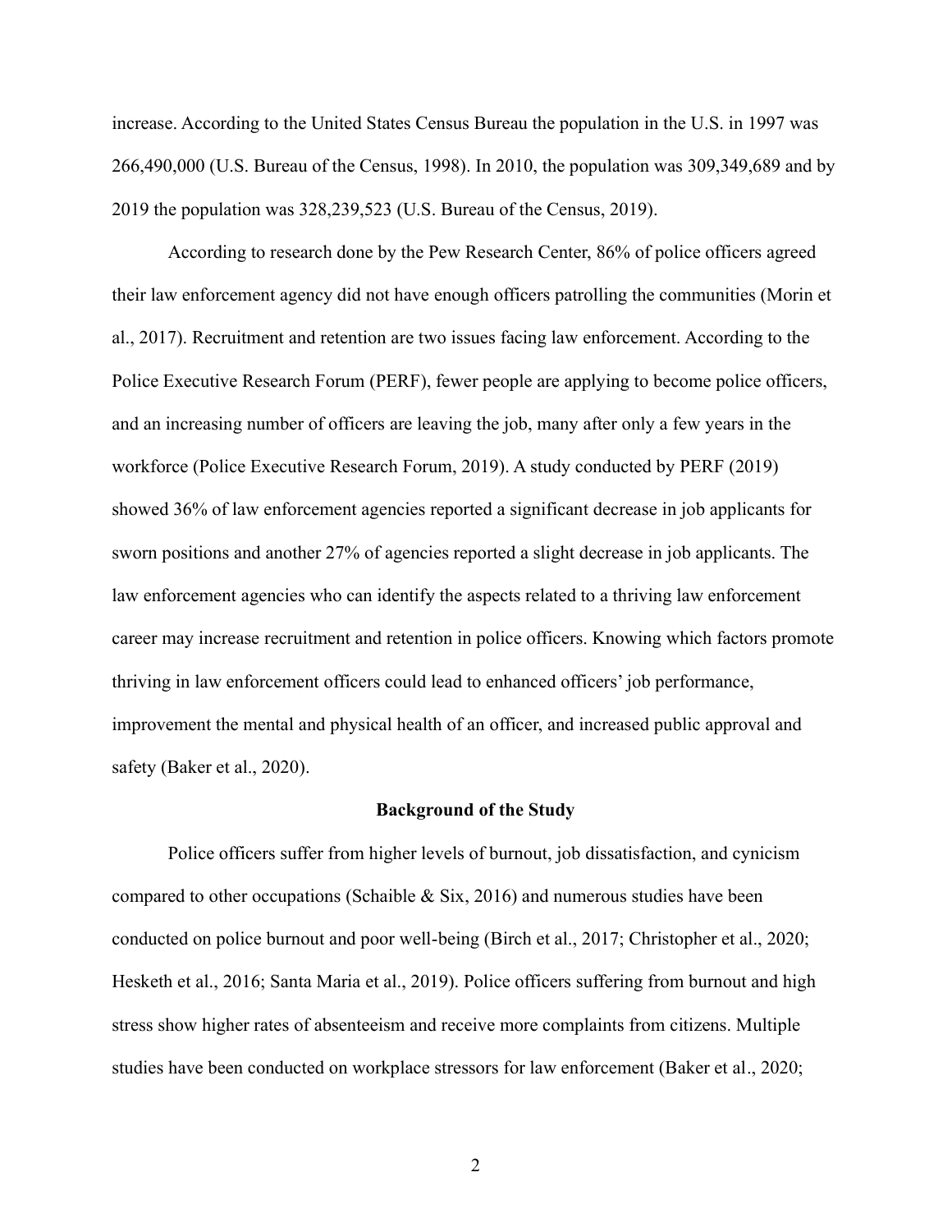increase. According to the United States Census Bureau the population in the U.S. in 1997 was 266,490,000 (U.S. Bureau of the Census, 1998). In 2010, the population was 309,349,689 and by 2019 the population was 328,239,523 (U.S. Bureau of the Census, 2019).

According to research done by the Pew Research Center, 86% of police officers agreed their law enforcement agency did not have enough officers patrolling the communities (Morin et al., 2017). Recruitment and retention are two issues facing law enforcement. According to the Police Executive Research Forum (PERF), fewer people are applying to become police officers, and an increasing number of officers are leaving the job, many after only a few years in the workforce (Police Executive Research Forum, 2019). A study conducted by PERF (2019) showed 36% of law enforcement agencies reported a significant decrease in job applicants for sworn positions and another 27% of agencies reported a slight decrease in job applicants. The law enforcement agencies who can identify the aspects related to a thriving law enforcement career may increase recruitment and retention in police officers. Knowing which factors promote thriving in law enforcement officers could lead to enhanced officers' job performance, improvement the mental and physical health of an officer, and increased public approval and safety (Baker et al., 2020).

## Background of the Study

Police officers suffer from higher levels of burnout, job dissatisfaction, and cynicism compared to other occupations (Schaible & Six, 2016) and numerous studies have been conducted on police burnout and poor well-being (Birch et al., 2017; Christopher et al., 2020; Hesketh et al., 2016; Santa Maria et al., 2019). Police officers suffering from burnout and high stress show higher rates of absenteeism and receive more complaints from citizens. Multiple studies have been conducted on workplace stressors for law enforcement (Baker et al., 2020;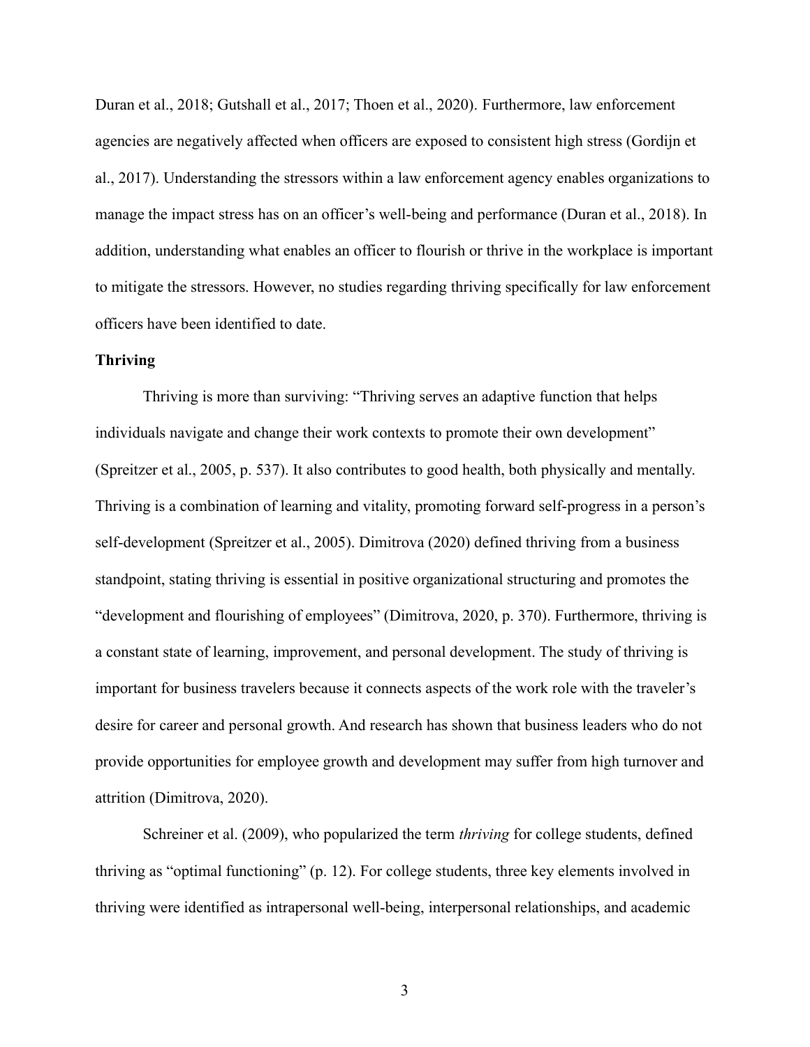Duran et al., 2018; Gutshall et al., 2017; Thoen et al., 2020). Furthermore, law enforcement agencies are negatively affected when officers are exposed to consistent high stress (Gordijn et al., 2017). Understanding the stressors within a law enforcement agency enables organizations to manage the impact stress has on an officer's well-being and performance (Duran et al., 2018). In addition, understanding what enables an officer to flourish or thrive in the workplace is important to mitigate the stressors. However, no studies regarding thriving specifically for law enforcement officers have been identified to date.

**Thriving**

Thriving is more than surviving: "Thriving serves an adaptive function that helps individuals navigate and change their work contexts to promote their own development" (Spreitzer et al., 2005, p. 537). It also contributes to good health, both physically and mentally. Thriving is a combination of learning and vitality, promoting forward self-progress in a person's self-development (Spreitzer et al., 2005). Dimitrova (2020) defined thriving from a business standpoint, stating thriving is essential in positive organizational structuring and promotes the "development and flourishing of employees" (Dimitrova, 2020, p. 370). Furthermore, thriving is a constant state of learning, improvement, and personal development. The study of thriving is important for business travelers because it connects aspects of the work role with the traveler's desire for career and personal growth. And research has shown that business leaders who do not provide opportunities for employee growth and development may suffer from high turnover and attrition (Dimitrova, 2020).

Schreiner et al. (2009), who popularized the term *thriving* for college students, defined thriving as "optimal functioning" (p. 12). For college students, three key elements involved in thriving were identified as intrapersonal well-being, interpersonal relationships, and academic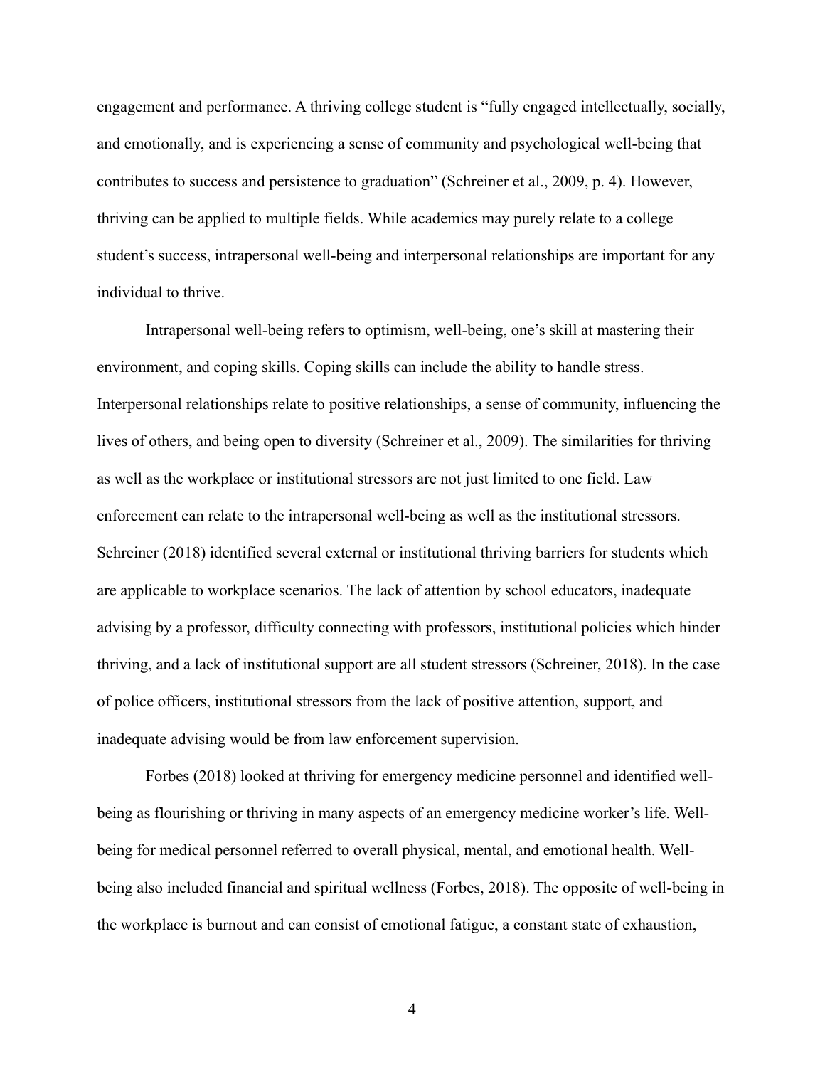engagement and performance. A thriving college student is "fully engaged intellectually, socially, and emotionally, and is experiencing a sense of community and psychological well-being that contributes to success and persistence to graduation" (Schreiner et al., 2009, p. 4). However, thriving can be applied to multiple fields. While academics may purely relate to a college student's success, intrapersonal well-being and interpersonal relationships are important for any individual to thrive.

Intrapersonal well-being refers to optimism, well-being, one's skill at mastering their environment, and coping skills. Coping skills can include the ability to handle stress. Interpersonal relationships relate to positive relationships, a sense of community, influencing the lives of others, and being open to diversity (Schreiner et al., 2009). The similarities for thriving as well as the workplace or institutional stressors are not just limited to one field. Law enforcement can relate to the intrapersonal well-being as well as the institutional stressors. Schreiner (2018) identified several external or institutional thriving barriers for students which are applicable to workplace scenarios. The lack of attention by school educators, inadequate advising by a professor, difficulty connecting with professors, institutional policies which hinder thriving, and a lack of institutional support are all student stressors (Schreiner, 2018). In the case of police officers, institutional stressors from the lack of positive attention, support, and inadequate advising would be from law enforcement supervision.

Forbes (2018) looked at thriving for emergency medicine personnel and identified well-being as flourishing or thriving in many aspects of an emergency medicine worker's life. Well-being for medical personnel referred to overall physical, mental, and emotional health. Well-being also included financial and spiritual wellness (Forbes, 2018). The opposite of well-being in the workplace is burnout and can consist of emotional fatigue, a constant state of exhaustion,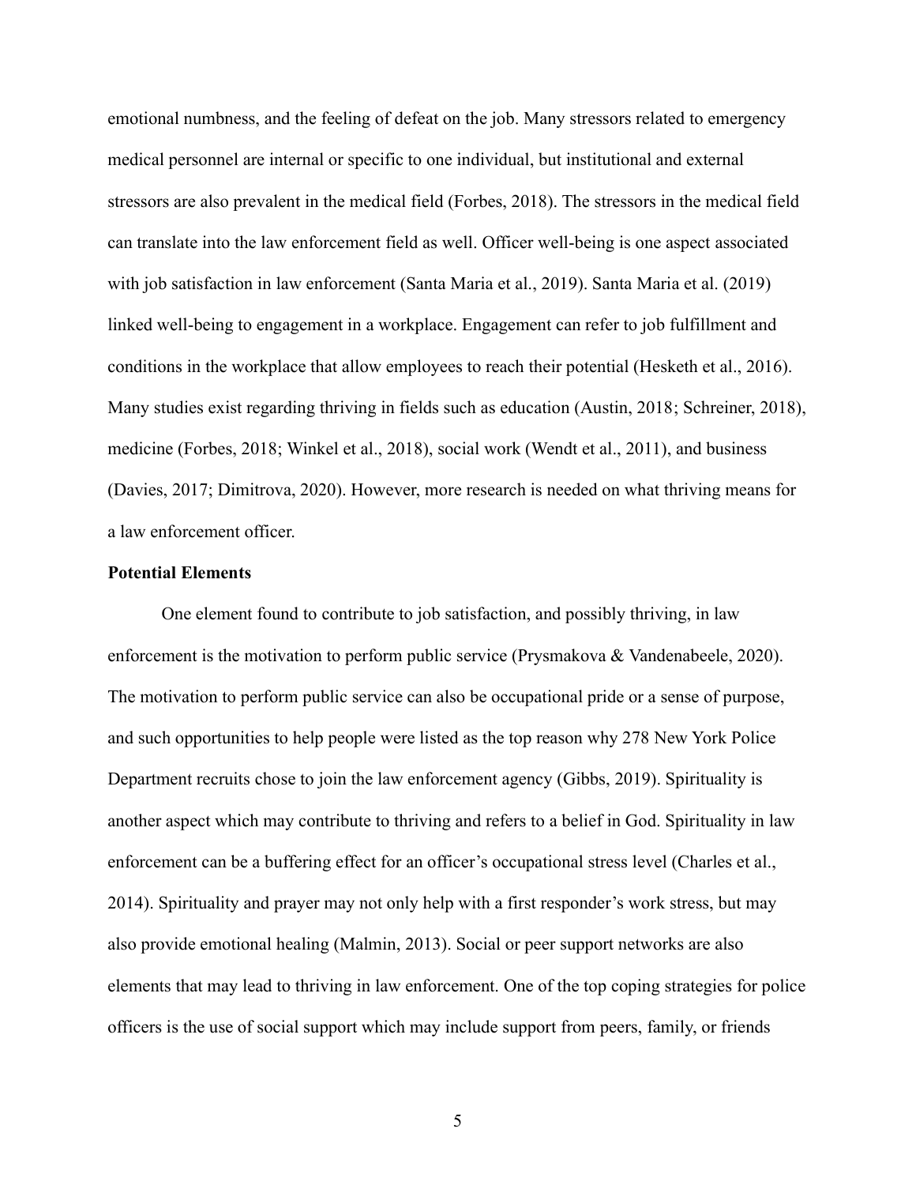emotional numbness, and the feeling of defeat on the job. Many stressors related to emergency medical personnel are internal or specific to one individual, but institutional and external stressors are also prevalent in the medical field (Forbes, 2018). The stressors in the medical field can translate into the law enforcement field as well. Officer well-being is one aspect associated with job satisfaction in law enforcement (Santa Maria et al., 2019). Santa Maria et al. (2019) linked well-being to engagement in a workplace. Engagement can refer to job fulfillment and conditions in the workplace that allow employees to reach their potential (Hesketh et al., 2016). Many studies exist regarding thriving in fields such as education (Austin, 2018; Schreiner, 2018), medicine (Forbes, 2018; Winkel et al., 2018), social work (Wendt et al., 2011), and business (Davies, 2017; Dimitrova, 2020). However, more research is needed on what thriving means for a law enforcement officer.

### Potential Elements

One element found to contribute to job satisfaction, and possibly thriving, in law enforcement is the motivation to perform public service (Prysmakova & Vandenabeele, 2020). The motivation to perform public service can also be occupational pride or a sense of purpose, and such opportunities to help people were listed as the top reason why 278 New York Police Department recruits chose to join the law enforcement agency (Gibbs, 2019). Spirituality is another aspect which may contribute to thriving and refers to a belief in God. Spirituality in law enforcement can be a buffering effect for an officer's occupational stress level (Charles et al., 2014). Spirituality and prayer may not only help with a first responder's work stress, but may also provide emotional healing (Malmin, 2013). Social or peer support networks are also elements that may lead to thriving in law enforcement. One of the top coping strategies for police officers is the use of social support which may include support from peers, family, or friends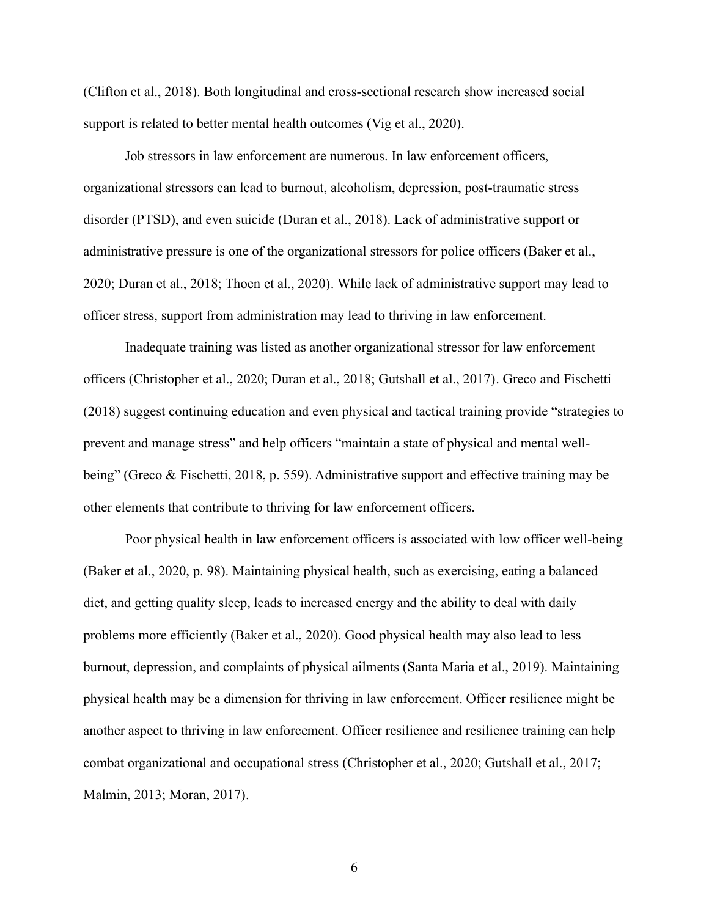(Clifton et al., 2018). Both longitudinal and cross-sectional research show increased social support is related to better mental health outcomes (Vig et al., 2020).

Job stressors in law enforcement are numerous. In law enforcement officers, organizational stressors can lead to burnout, alcoholism, depression, post-traumatic stress disorder (PTSD), and even suicide (Duran et al., 2018). Lack of administrative support or administrative pressure is one of the organizational stressors for police officers (Baker et al., 2020; Duran et al., 2018; Thoen et al., 2020). While lack of administrative support may lead to officer stress, support from administration may lead to thriving in law enforcement.

Inadequate training was listed as another organizational stressor for law enforcement officers (Christopher et al., 2020; Duran et al., 2018; Gutshall et al., 2017). Greco and Fischetti (2018) suggest continuing education and even physical and tactical training provide "strategies to prevent and manage stress" and help officers "maintain a state of physical and mental well-being" (Greco & Fischetti, 2018, p. 559). Administrative support and effective training may be other elements that contribute to thriving for law enforcement officers.

Poor physical health in law enforcement officers is associated with low officer well-being (Baker et al., 2020, p. 98). Maintaining physical health, such as exercising, eating a balanced diet, and getting quality sleep, leads to increased energy and the ability to deal with daily problems more efficiently (Baker et al., 2020). Good physical health may also lead to less burnout, depression, and complaints of physical ailments (Santa Maria et al., 2019). Maintaining physical health may be a dimension for thriving in law enforcement. Officer resilience might be another aspect to thriving in law enforcement. Officer resilience and resilience training can help combat organizational and occupational stress (Christopher et al., 2020; Gutshall et al., 2017; Malmin, 2013; Moran, 2017).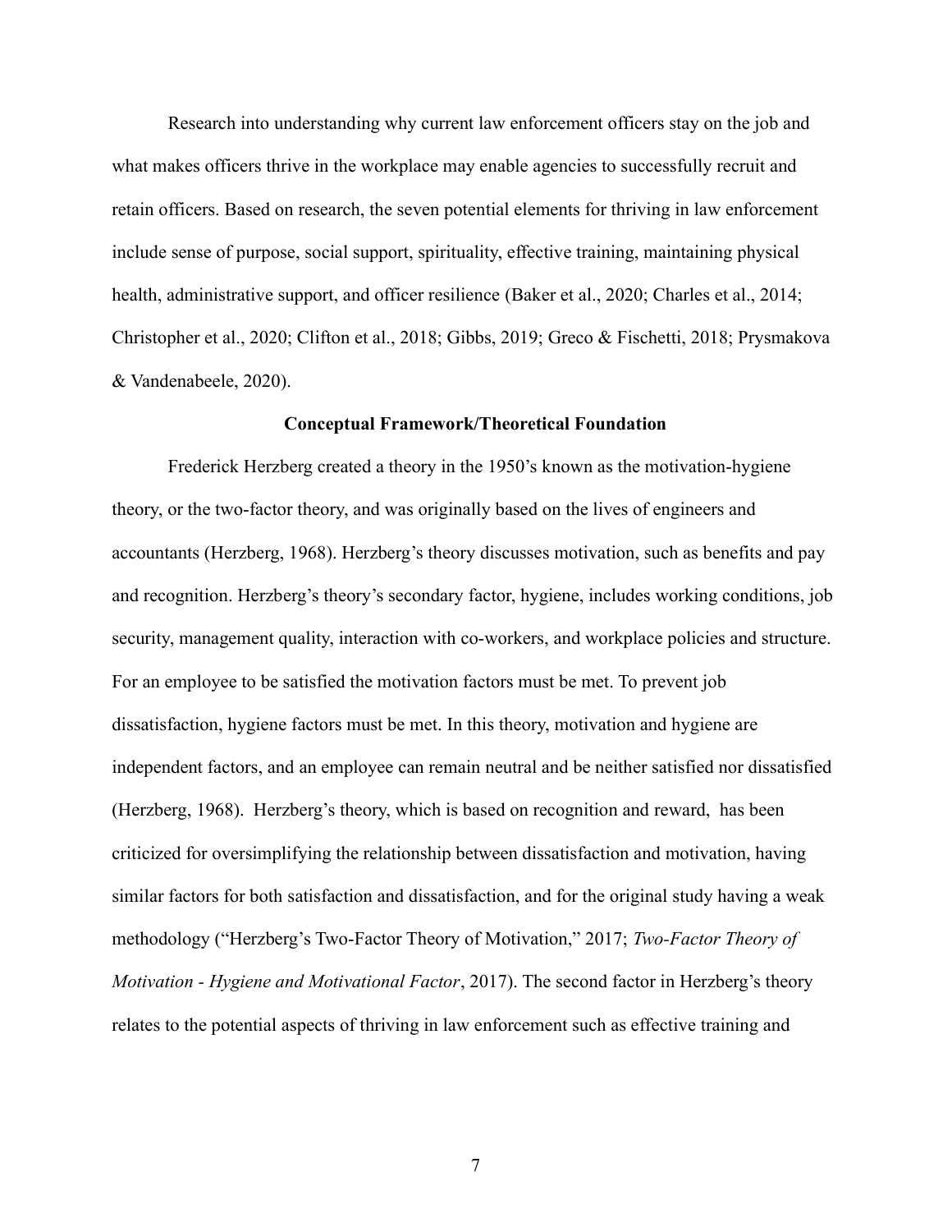Research into understanding why current law enforcement officers stay on the job and what makes officers thrive in the workplace may enable agencies to successfully recruit and retain officers. Based on research, the seven potential elements for thriving in law enforcement include sense of purpose, social support, spirituality, effective training, maintaining physical health, administrative support, and officer resilience (Baker et al., 2020; Charles et al., 2014; Christopher et al., 2020; Clifton et al., 2018; Gibbs, 2019; Greco & Fischetti, 2018; Prysmakova & Vandenabeele, 2020).

## Conceptual Framework/Theoretical Foundation

Frederick Herzberg created a theory in the 1950's known as the motivation-hygiene theory, or the two-factor theory, and was originally based on the lives of engineers and accountants (Herzberg, 1968). Herzberg's theory discusses motivation, such as benefits and pay and recognition. Herzberg's theory's secondary factor, hygiene, includes working conditions, job security, management quality, interaction with co-workers, and workplace policies and structure. For an employee to be satisfied the motivation factors must be met. To prevent job dissatisfaction, hygiene factors must be met. In this theory, motivation and hygiene are independent factors, and an employee can remain neutral and be neither satisfied nor dissatisfied (Herzberg, 1968). Herzberg's theory, which is based on recognition and reward, has been criticized for oversimplifying the relationship between dissatisfaction and motivation, having similar factors for both satisfaction and dissatisfaction, and for the original study having a weak methodology ("Herzberg's Two-Factor Theory of Motivation," 2017; *Two-Factor Theory of Motivation - Hygiene and Motivational Factor*, 2017). The second factor in Herzberg's theory relates to the potential aspects of thriving in law enforcement such as effective training and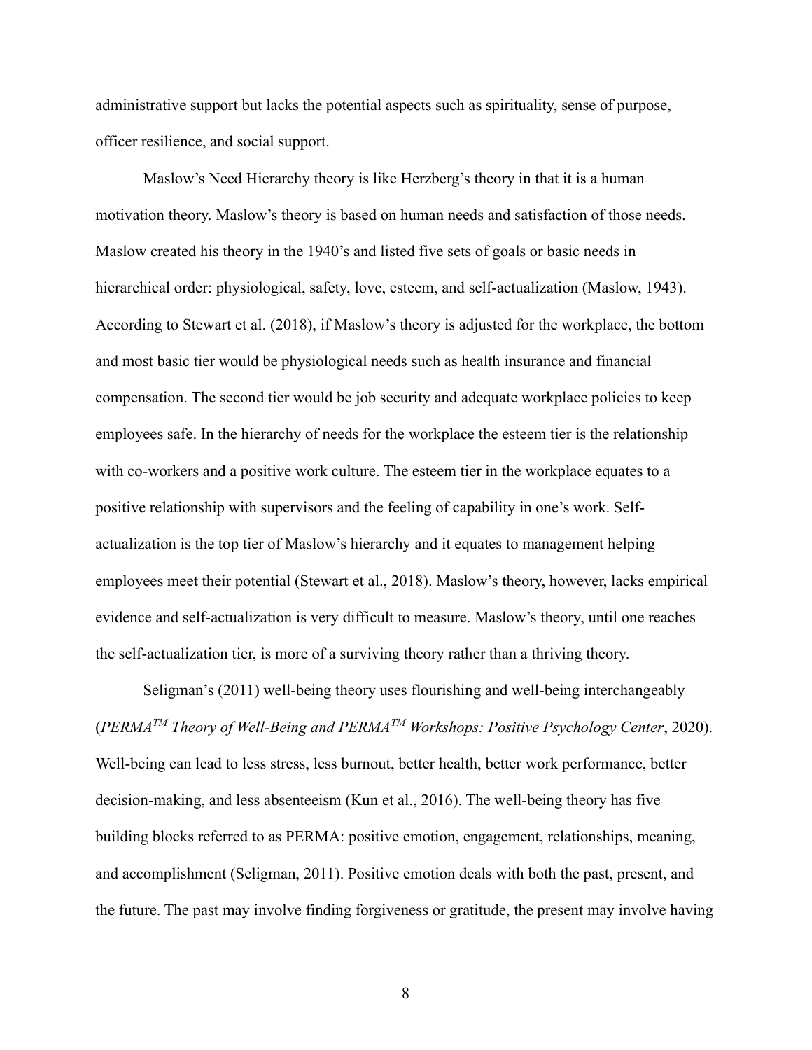administrative support but lacks the potential aspects such as spirituality, sense of purpose, officer resilience, and social support.

Maslow's Need Hierarchy theory is like Herzberg's theory in that it is a human motivation theory. Maslow's theory is based on human needs and satisfaction of those needs. Maslow created his theory in the 1940's and listed five sets of goals or basic needs in hierarchical order: physiological, safety, love, esteem, and self-actualization (Maslow, 1943). According to Stewart et al. (2018), if Maslow's theory is adjusted for the workplace, the bottom and most basic tier would be physiological needs such as health insurance and financial compensation. The second tier would be job security and adequate workplace policies to keep employees safe. In the hierarchy of needs for the workplace the esteem tier is the relationship with co-workers and a positive work culture. The esteem tier in the workplace equates to a positive relationship with supervisors and the feeling of capability in one's work. Self-actualization is the top tier of Maslow's hierarchy and it equates to management helping employees meet their potential (Stewart et al., 2018). Maslow's theory, however, lacks empirical evidence and self-actualization is very difficult to measure. Maslow's theory, until one reaches the self-actualization tier, is more of a surviving theory rather than a thriving theory.

Seligman's (2011) well-being theory uses flourishing and well-being interchangeably (*PERMA^TM Theory of Well-Being and PERMA^TM Workshops: Positive Psychology Center*, 2020). Well-being can lead to less stress, less burnout, better health, better work performance, better decision-making, and less absenteeism (Kun et al., 2016). The well-being theory has five building blocks referred to as PERMA: positive emotion, engagement, relationships, meaning, and accomplishment (Seligman, 2011). Positive emotion deals with both the past, present, and the future. The past may involve finding forgiveness or gratitude, the present may involve having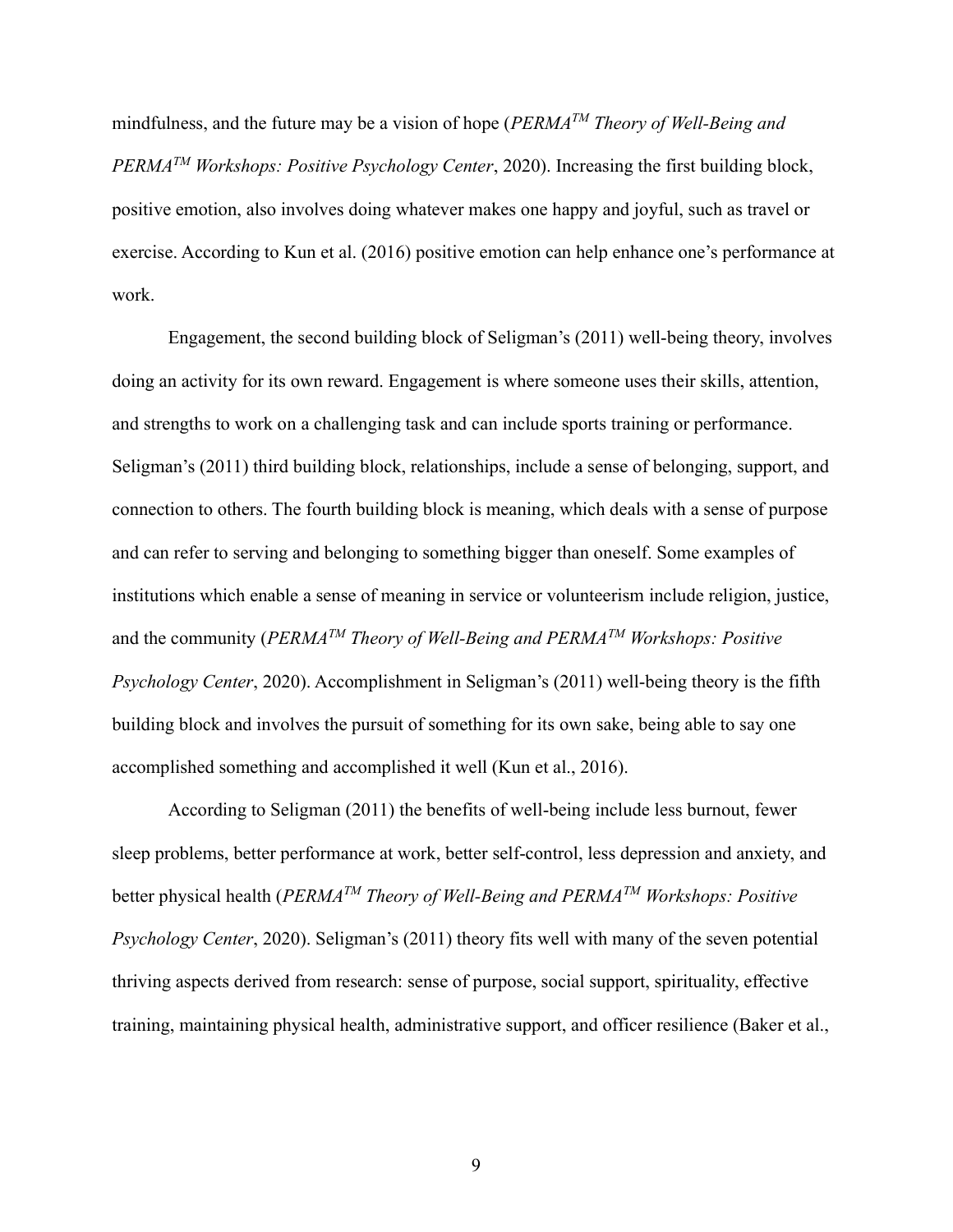mindfulness, and the future may be a vision of hope (*PERMA™ Theory of Well-Being and PERMA™ Workshops: Positive Psychology Center*, 2020). Increasing the first building block, positive emotion, also involves doing whatever makes one happy and joyful, such as travel or exercise. According to Kun et al. (2016) positive emotion can help enhance one's performance at work.

Engagement, the second building block of Seligman's (2011) well-being theory, involves doing an activity for its own reward. Engagement is where someone uses their skills, attention, and strengths to work on a challenging task and can include sports training or performance. Seligman's (2011) third building block, relationships, include a sense of belonging, support, and connection to others. The fourth building block is meaning, which deals with a sense of purpose and can refer to serving and belonging to something bigger than oneself. Some examples of institutions which enable a sense of meaning in service or volunteerism include religion, justice, and the community (*PERMA™ Theory of Well-Being and PERMA™ Workshops: Positive Psychology Center*, 2020). Accomplishment in Seligman's (2011) well-being theory is the fifth building block and involves the pursuit of something for its own sake, being able to say one accomplished something and accomplished it well (Kun et al., 2016).

According to Seligman (2011) the benefits of well-being include less burnout, fewer sleep problems, better performance at work, better self-control, less depression and anxiety, and better physical health (*PERMA™ Theory of Well-Being and PERMA™ Workshops: Positive Psychology Center*, 2020). Seligman's (2011) theory fits well with many of the seven potential thriving aspects derived from research: sense of purpose, social support, spirituality, effective training, maintaining physical health, administrative support, and officer resilience (Baker et al.,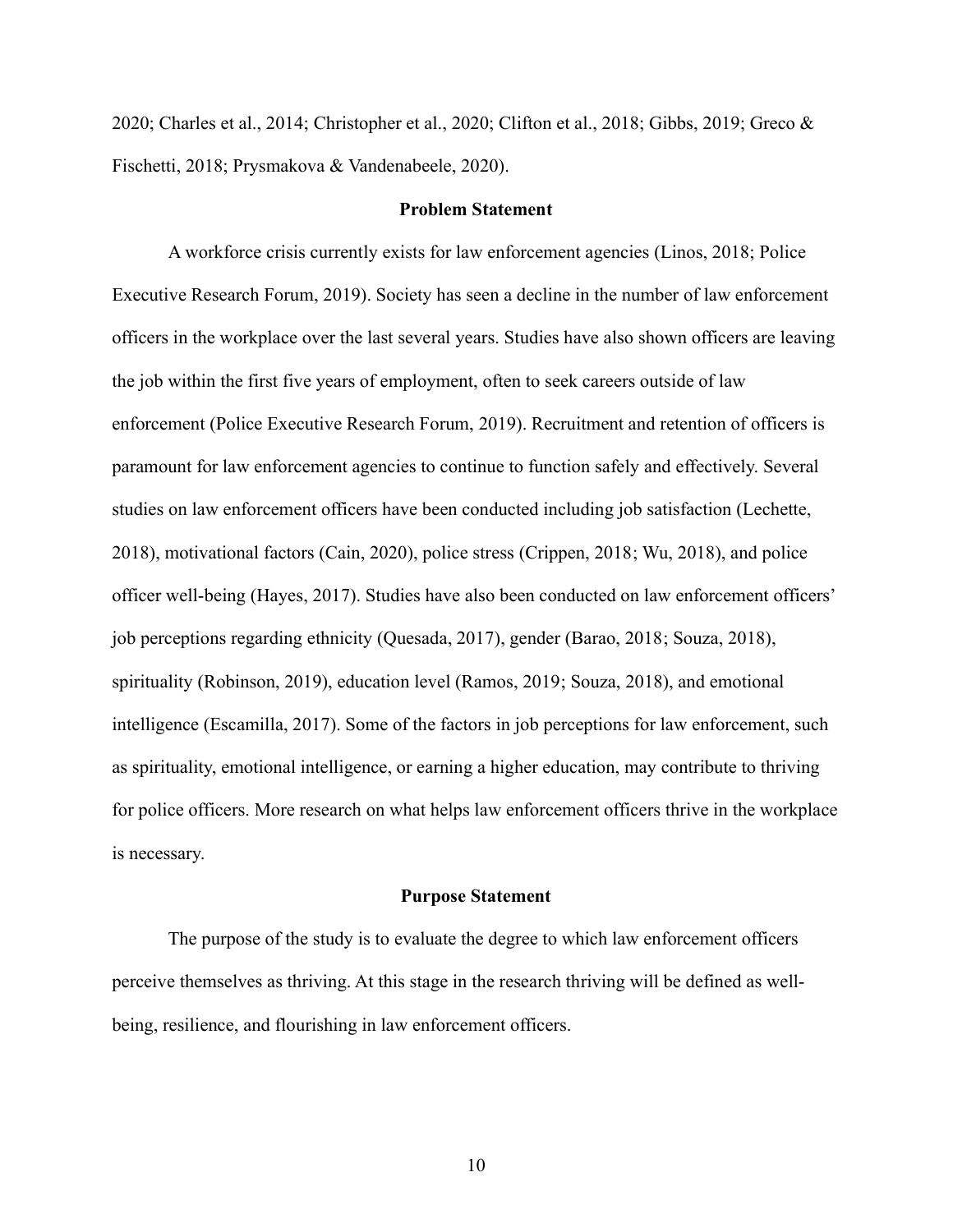2020; Charles et al., 2014; Christopher et al., 2020; Clifton et al., 2018; Gibbs, 2019; Greco & Fischetti, 2018; Prysmakova & Vandenabeele, 2020).

## Problem Statement

A workforce crisis currently exists for law enforcement agencies (Linos, 2018; Police Executive Research Forum, 2019). Society has seen a decline in the number of law enforcement officers in the workplace over the last several years. Studies have also shown officers are leaving the job within the first five years of employment, often to seek careers outside of law enforcement (Police Executive Research Forum, 2019). Recruitment and retention of officers is paramount for law enforcement agencies to continue to function safely and effectively. Several studies on law enforcement officers have been conducted including job satisfaction (Lechette, 2018), motivational factors (Cain, 2020), police stress (Crippen, 2018; Wu, 2018), and police officer well-being (Hayes, 2017). Studies have also been conducted on law enforcement officers' job perceptions regarding ethnicity (Quesada, 2017), gender (Barao, 2018; Souza, 2018), spirituality (Robinson, 2019), education level (Ramos, 2019; Souza, 2018), and emotional intelligence (Escamilla, 2017). Some of the factors in job perceptions for law enforcement, such as spirituality, emotional intelligence, or earning a higher education, may contribute to thriving for police officers. More research on what helps law enforcement officers thrive in the workplace is necessary.

## Purpose Statement

The purpose of the study is to evaluate the degree to which law enforcement officers perceive themselves as thriving. At this stage in the research thriving will be defined as well-being, resilience, and flourishing in law enforcement officers.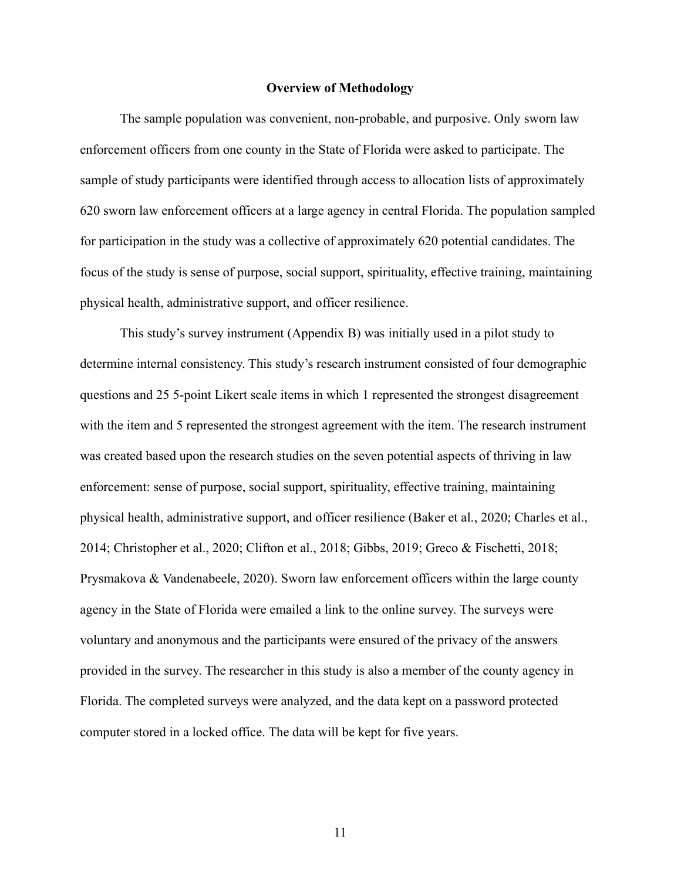## Overview of Methodology

The sample population was convenient, non-probable, and purposive. Only sworn law enforcement officers from one county in the State of Florida were asked to participate. The sample of study participants were identified through access to allocation lists of approximately 620 sworn law enforcement officers at a large agency in central Florida. The population sampled for participation in the study was a collective of approximately 620 potential candidates. The focus of the study is sense of purpose, social support, spirituality, effective training, maintaining physical health, administrative support, and officer resilience.

This study's survey instrument (Appendix B) was initially used in a pilot study to determine internal consistency. This study's research instrument consisted of four demographic questions and 25 5-point Likert scale items in which 1 represented the strongest disagreement with the item and 5 represented the strongest agreement with the item. The research instrument was created based upon the research studies on the seven potential aspects of thriving in law enforcement: sense of purpose, social support, spirituality, effective training, maintaining physical health, administrative support, and officer resilience (Baker et al., 2020; Charles et al., 2014; Christopher et al., 2020; Clifton et al., 2018; Gibbs, 2019; Greco & Fischetti, 2018; Prysmakova & Vandenabeele, 2020). Sworn law enforcement officers within the large county agency in the State of Florida were emailed a link to the online survey. The surveys were voluntary and anonymous and the participants were ensured of the privacy of the answers provided in the survey. The researcher in this study is also a member of the county agency in Florida. The completed surveys were analyzed, and the data kept on a password protected computer stored in a locked office. The data will be kept for five years.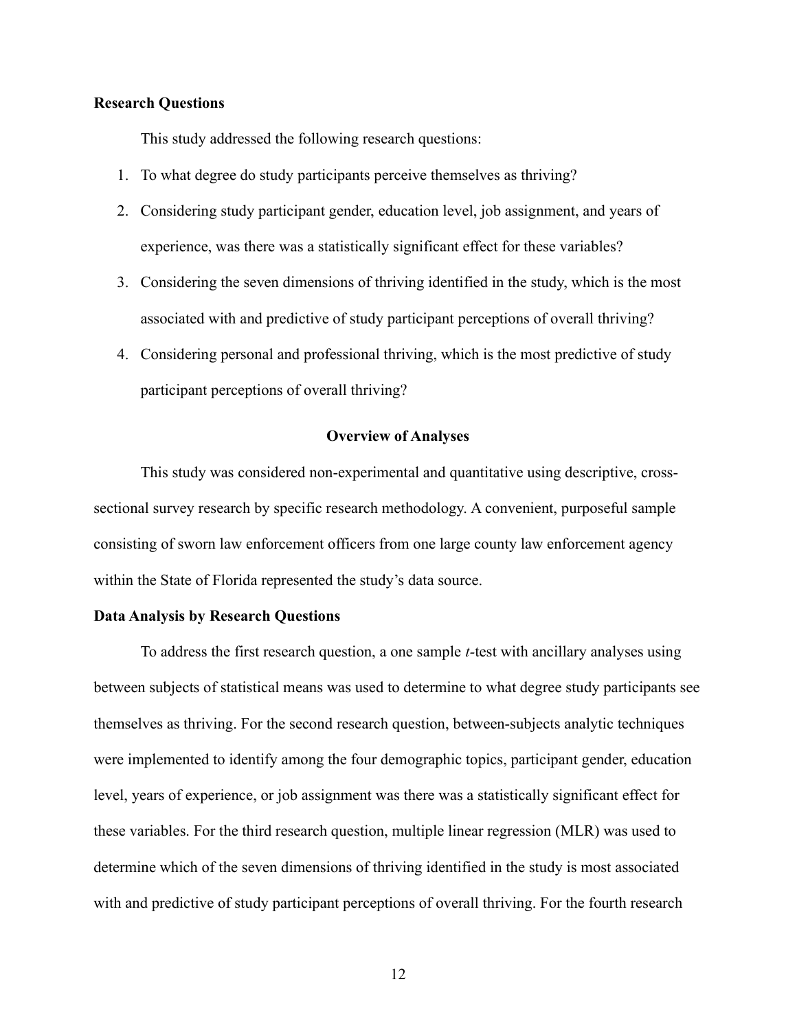### Research Questions

This study addressed the following research questions:

1. To what degree do study participants perceive themselves as thriving?
2. Considering study participant gender, education level, job assignment, and years of experience, was there was a statistically significant effect for these variables?
3. Considering the seven dimensions of thriving identified in the study, which is the most associated with and predictive of study participant perceptions of overall thriving?
4. Considering personal and professional thriving, which is the most predictive of study participant perceptions of overall thriving?

## Overview of Analyses

This study was considered non-experimental and quantitative using descriptive, cross-sectional survey research by specific research methodology. A convenient, purposeful sample consisting of sworn law enforcement officers from one large county law enforcement agency within the State of Florida represented the study's data source.

### Data Analysis by Research Questions

To address the first research question, a one sample *t*-test with ancillary analyses using between subjects of statistical means was used to determine to what degree study participants see themselves as thriving. For the second research question, between-subjects analytic techniques were implemented to identify among the four demographic topics, participant gender, education level, years of experience, or job assignment was there was a statistically significant effect for these variables. For the third research question, multiple linear regression (MLR) was used to determine which of the seven dimensions of thriving identified in the study is most associated with and predictive of study participant perceptions of overall thriving. For the fourth research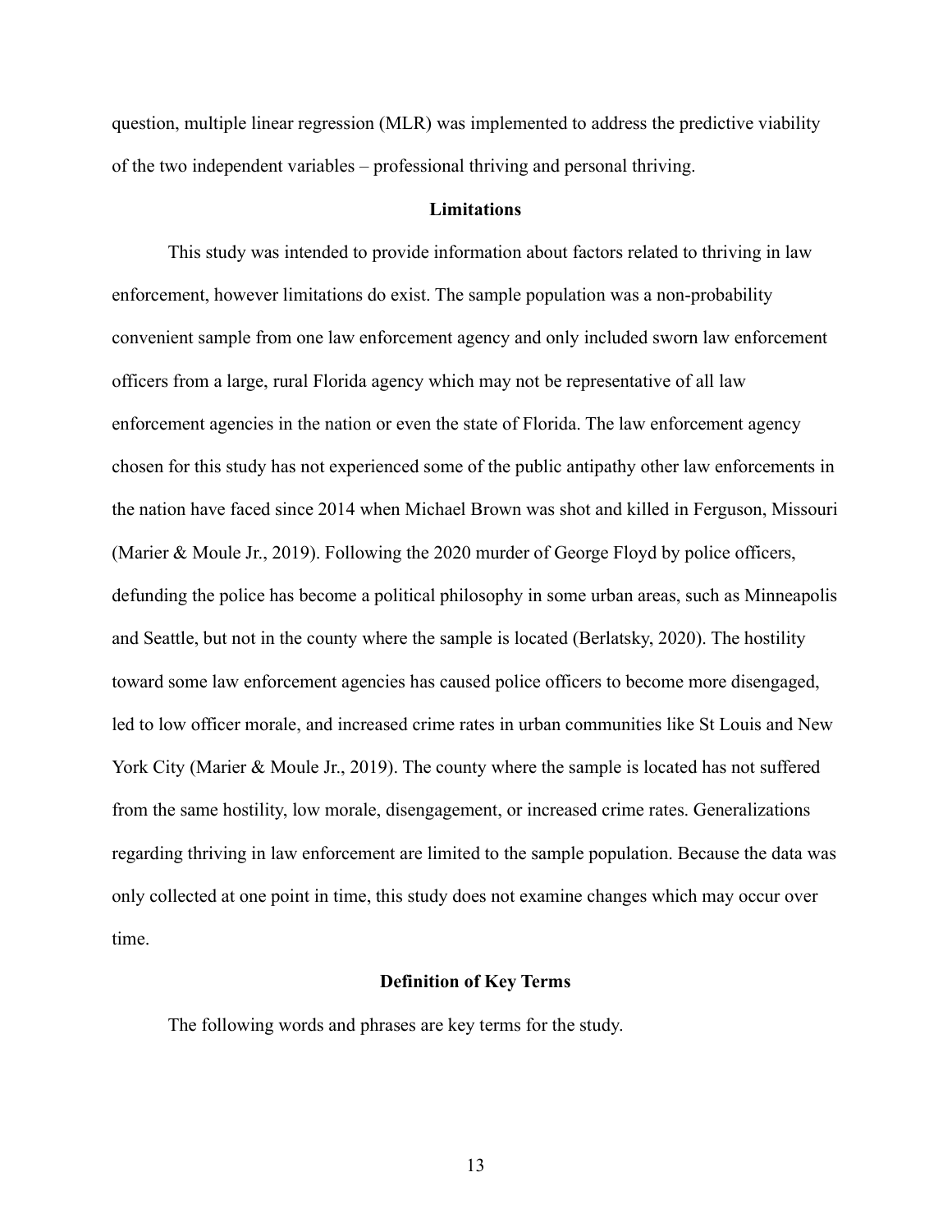question, multiple linear regression (MLR) was implemented to address the predictive viability of the two independent variables – professional thriving and personal thriving.

## Limitations

This study was intended to provide information about factors related to thriving in law enforcement, however limitations do exist. The sample population was a non-probability convenient sample from one law enforcement agency and only included sworn law enforcement officers from a large, rural Florida agency which may not be representative of all law enforcement agencies in the nation or even the state of Florida. The law enforcement agency chosen for this study has not experienced some of the public antipathy other law enforcements in the nation have faced since 2014 when Michael Brown was shot and killed in Ferguson, Missouri (Marier & Moule Jr., 2019). Following the 2020 murder of George Floyd by police officers, defunding the police has become a political philosophy in some urban areas, such as Minneapolis and Seattle, but not in the county where the sample is located (Berlatsky, 2020). The hostility toward some law enforcement agencies has caused police officers to become more disengaged, led to low officer morale, and increased crime rates in urban communities like St Louis and New York City (Marier & Moule Jr., 2019). The county where the sample is located has not suffered from the same hostility, low morale, disengagement, or increased crime rates. Generalizations regarding thriving in law enforcement are limited to the sample population. Because the data was only collected at one point in time, this study does not examine changes which may occur over time.

## Definition of Key Terms

The following words and phrases are key terms for the study.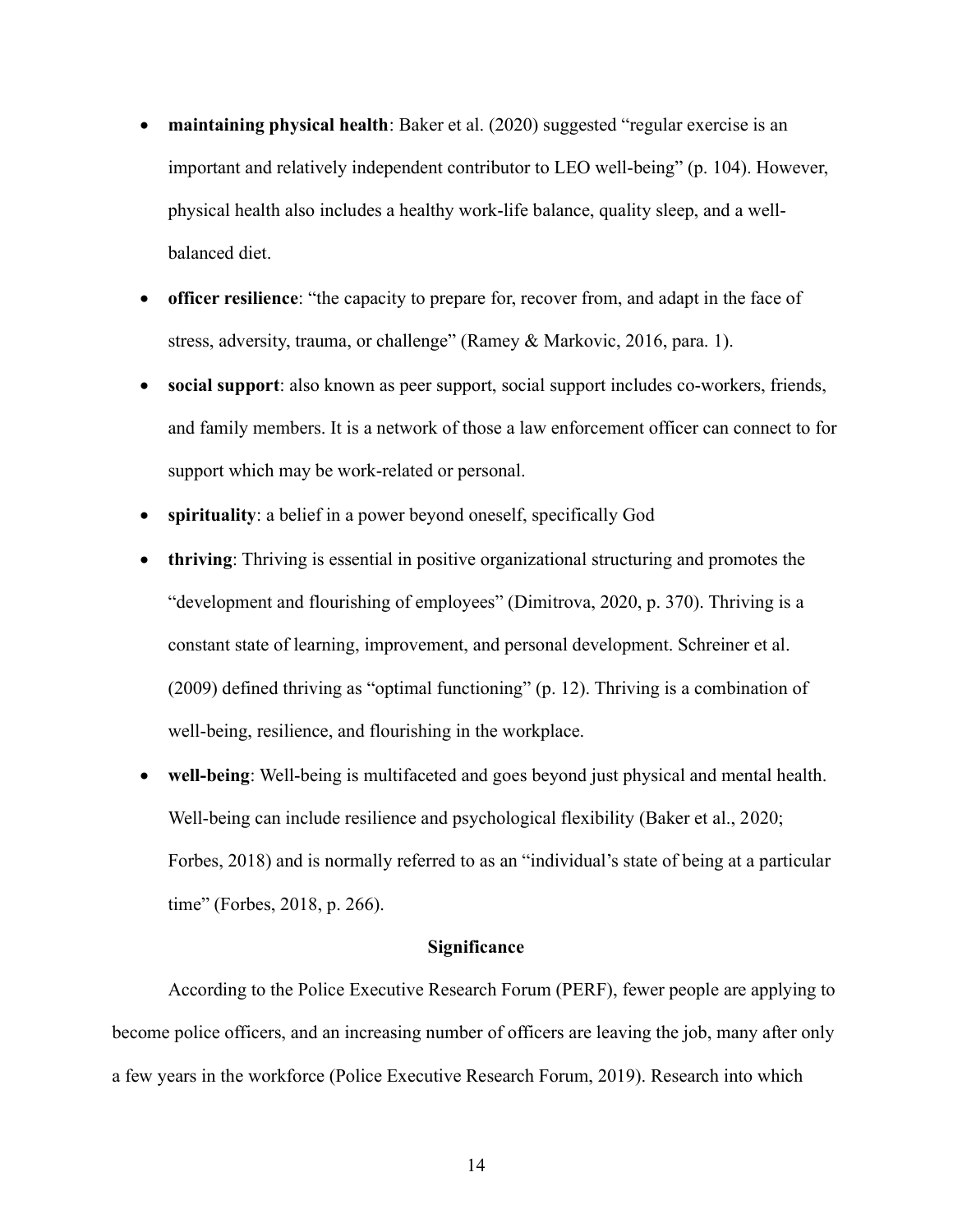- **maintaining physical health**: Baker et al. (2020) suggested "regular exercise is an important and relatively independent contributor to LEO well-being" (p. 104). However, physical health also includes a healthy work-life balance, quality sleep, and a well-balanced diet.
- **officer resilience**: "the capacity to prepare for, recover from, and adapt in the face of stress, adversity, trauma, or challenge" (Ramey & Markovic, 2016, para. 1).
- **social support**: also known as peer support, social support includes co-workers, friends, and family members. It is a network of those a law enforcement officer can connect to for support which may be work-related or personal.
- **spirituality**: a belief in a power beyond oneself, specifically God
- **thriving**: Thriving is essential in positive organizational structuring and promotes the "development and flourishing of employees" (Dimitrova, 2020, p. 370). Thriving is a constant state of learning, improvement, and personal development. Schreiner et al. (2009) defined thriving as "optimal functioning" (p. 12). Thriving is a combination of well-being, resilience, and flourishing in the workplace.
- **well-being**: Well-being is multifaceted and goes beyond just physical and mental health. Well-being can include resilience and psychological flexibility (Baker et al., 2020; Forbes, 2018) and is normally referred to as an "individual's state of being at a particular time" (Forbes, 2018, p. 266).

## Significance

According to the Police Executive Research Forum (PERF), fewer people are applying to become police officers, and an increasing number of officers are leaving the job, many after only a few years in the workforce (Police Executive Research Forum, 2019). Research into which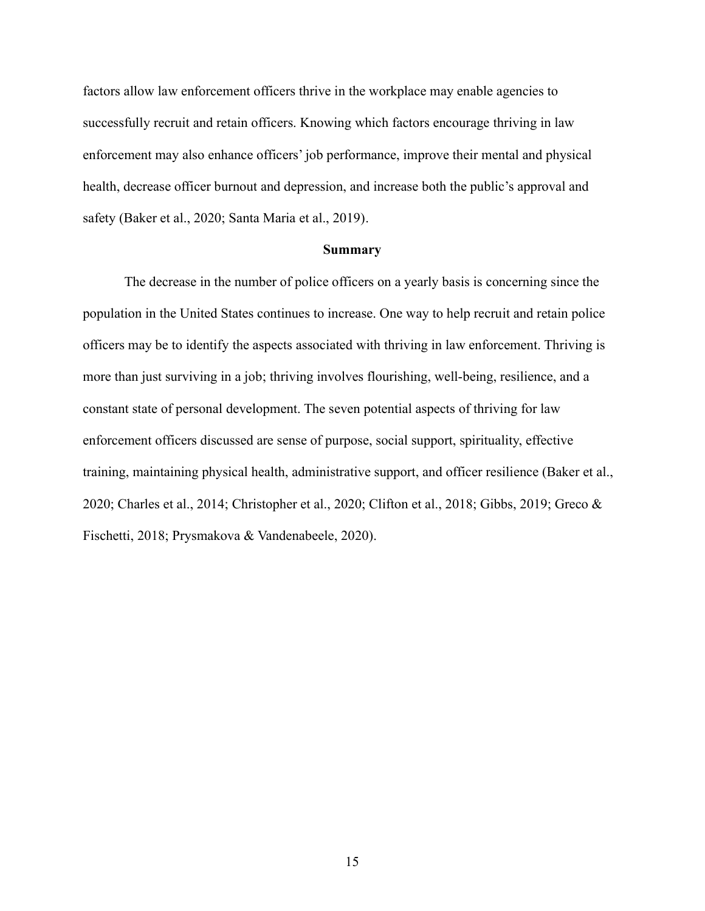factors allow law enforcement officers thrive in the workplace may enable agencies to successfully recruit and retain officers. Knowing which factors encourage thriving in law enforcement may also enhance officers' job performance, improve their mental and physical health, decrease officer burnout and depression, and increase both the public's approval and safety (Baker et al., 2020; Santa Maria et al., 2019).

## Summary

The decrease in the number of police officers on a yearly basis is concerning since the population in the United States continues to increase. One way to help recruit and retain police officers may be to identify the aspects associated with thriving in law enforcement. Thriving is more than just surviving in a job; thriving involves flourishing, well-being, resilience, and a constant state of personal development. The seven potential aspects of thriving for law enforcement officers discussed are sense of purpose, social support, spirituality, effective training, maintaining physical health, administrative support, and officer resilience (Baker et al., 2020; Charles et al., 2014; Christopher et al., 2020; Clifton et al., 2018; Gibbs, 2019; Greco & Fischetti, 2018; Prysmakova & Vandenabeele, 2020).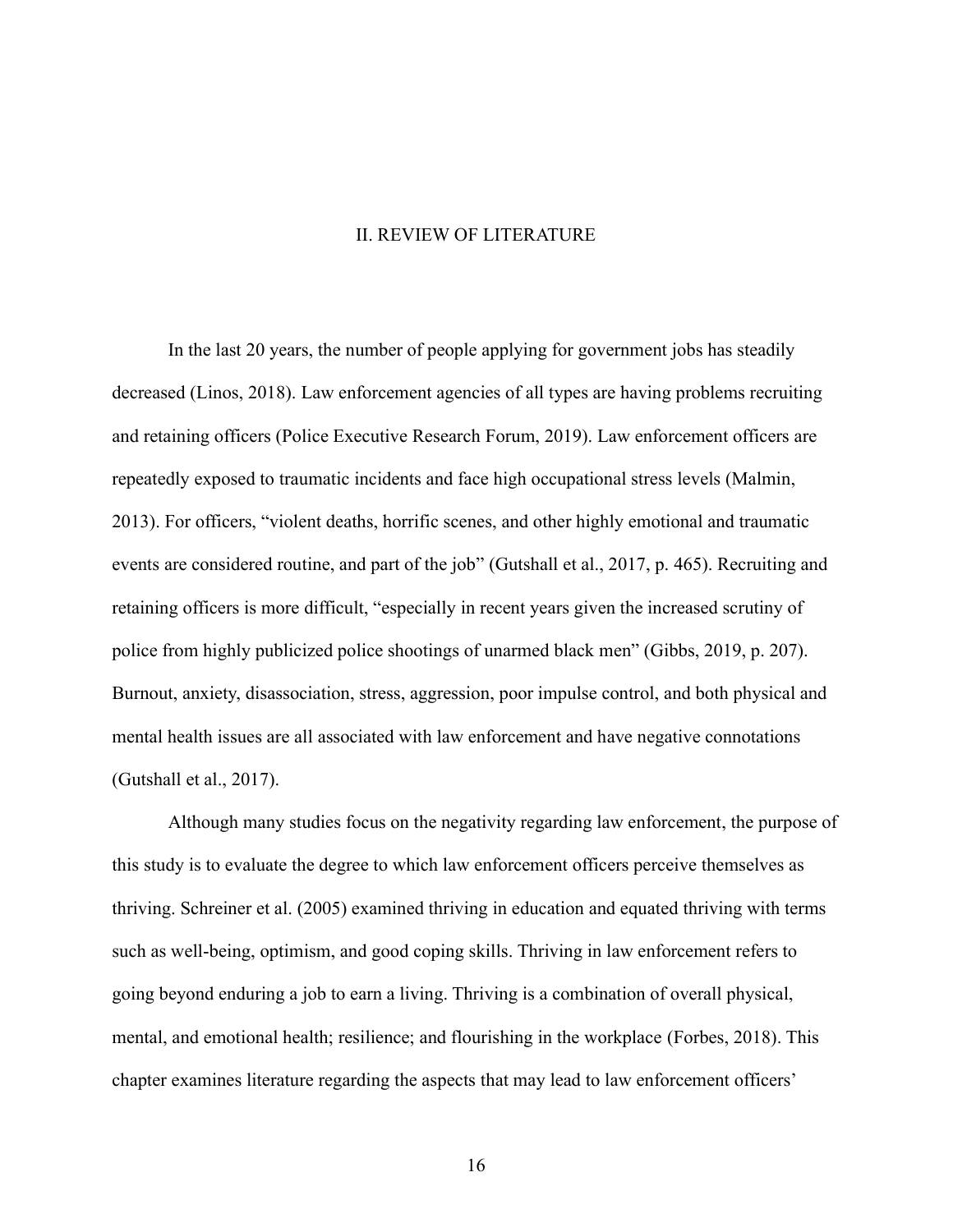# II. REVIEW OF LITERATURE

In the last 20 years, the number of people applying for government jobs has steadily decreased (Linos, 2018). Law enforcement agencies of all types are having problems recruiting and retaining officers (Police Executive Research Forum, 2019). Law enforcement officers are repeatedly exposed to traumatic incidents and face high occupational stress levels (Malmin, 2013). For officers, “violent deaths, horrific scenes, and other highly emotional and traumatic events are considered routine, and part of the job” (Gutshall et al., 2017, p. 465). Recruiting and retaining officers is more difficult, “especially in recent years given the increased scrutiny of police from highly publicized police shootings of unarmed black men” (Gibbs, 2019, p. 207). Burnout, anxiety, disassociation, stress, aggression, poor impulse control, and both physical and mental health issues are all associated with law enforcement and have negative connotations (Gutshall et al., 2017).

Although many studies focus on the negativity regarding law enforcement, the purpose of this study is to evaluate the degree to which law enforcement officers perceive themselves as thriving. Schreiner et al. (2005) examined thriving in education and equated thriving with terms such as well-being, optimism, and good coping skills. Thriving in law enforcement refers to going beyond enduring a job to earn a living. Thriving is a combination of overall physical, mental, and emotional health; resilience; and flourishing in the workplace (Forbes, 2018). This chapter examines literature regarding the aspects that may lead to law enforcement officers'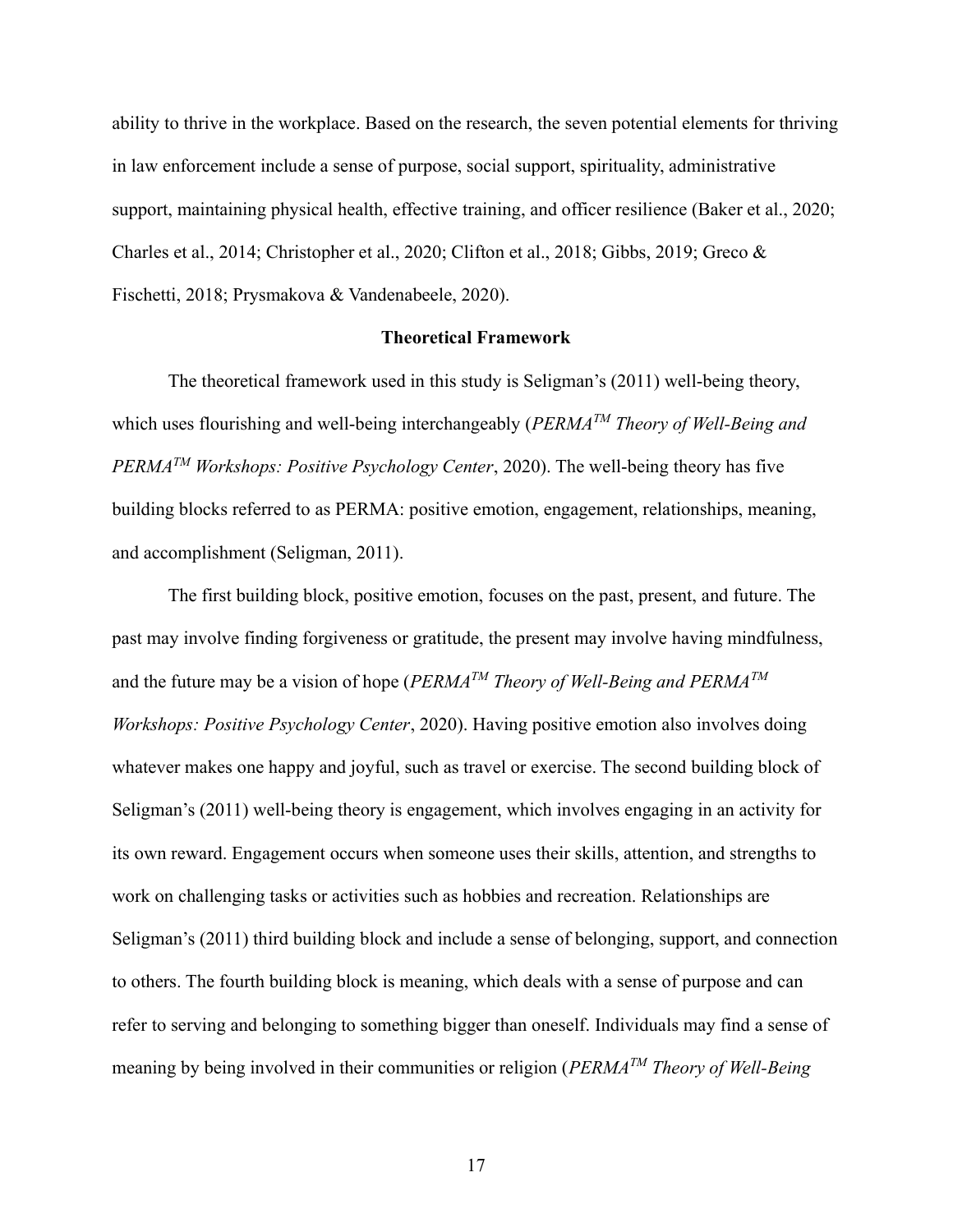ability to thrive in the workplace. Based on the research, the seven potential elements for thriving in law enforcement include a sense of purpose, social support, spirituality, administrative support, maintaining physical health, effective training, and officer resilience (Baker et al., 2020; Charles et al., 2014; Christopher et al., 2020; Clifton et al., 2018; Gibbs, 2019; Greco & Fischetti, 2018; Prysmakova & Vandenabeele, 2020).

## Theoretical Framework

The theoretical framework used in this study is Seligman's (2011) well-being theory, which uses flourishing and well-being interchangeably (*PERMA™ Theory of Well-Being and PERMA™ Workshops: Positive Psychology Center*, 2020). The well-being theory has five building blocks referred to as PERMA: positive emotion, engagement, relationships, meaning, and accomplishment (Seligman, 2011).

The first building block, positive emotion, focuses on the past, present, and future. The past may involve finding forgiveness or gratitude, the present may involve having mindfulness, and the future may be a vision of hope (*PERMA™ Theory of Well-Being and PERMA™ Workshops: Positive Psychology Center*, 2020). Having positive emotion also involves doing whatever makes one happy and joyful, such as travel or exercise. The second building block of Seligman's (2011) well-being theory is engagement, which involves engaging in an activity for its own reward. Engagement occurs when someone uses their skills, attention, and strengths to work on challenging tasks or activities such as hobbies and recreation. Relationships are Seligman's (2011) third building block and include a sense of belonging, support, and connection to others. The fourth building block is meaning, which deals with a sense of purpose and can refer to serving and belonging to something bigger than oneself. Individuals may find a sense of meaning by being involved in their communities or religion (*PERMA™ Theory of Well-Being*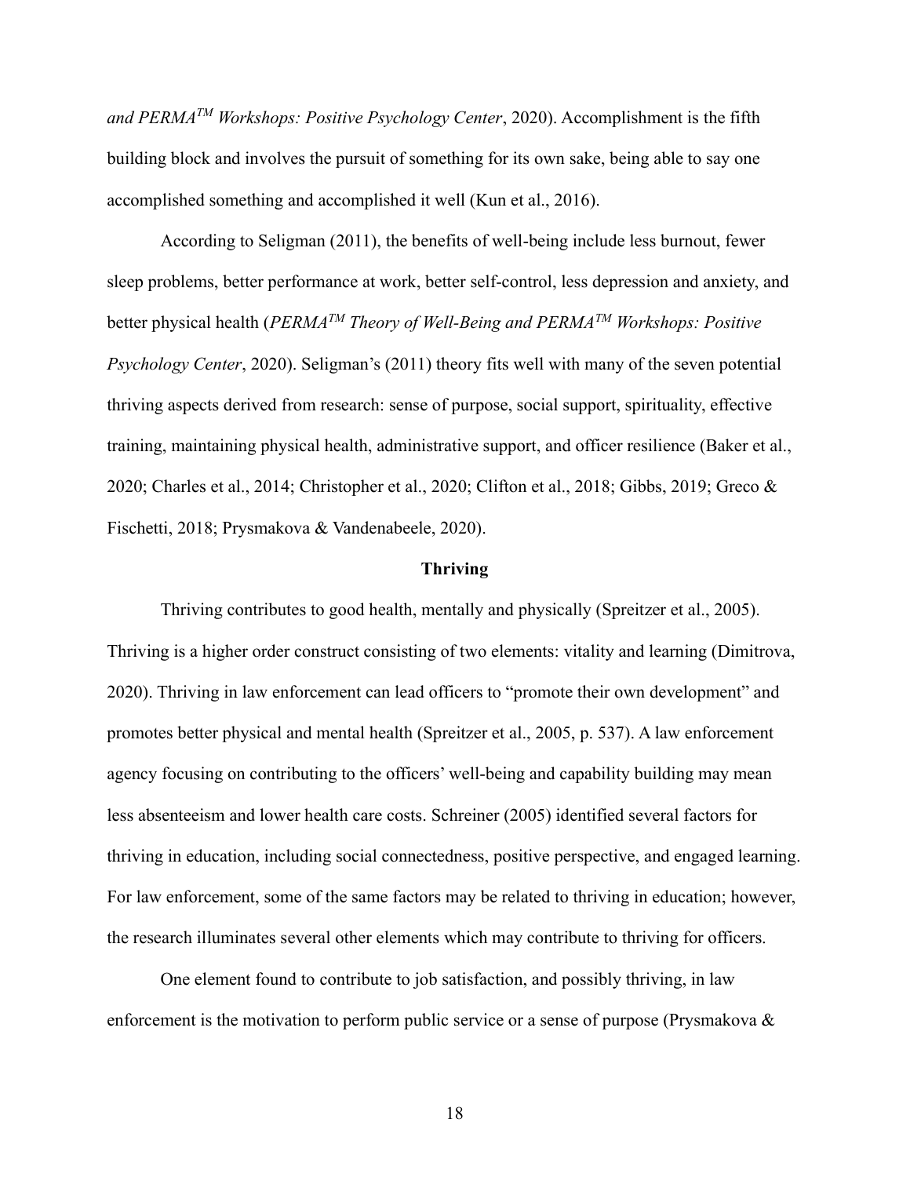*and PERMA™ Workshops: Positive Psychology Center*, 2020). Accomplishment is the fifth building block and involves the pursuit of something for its own sake, being able to say one accomplished something and accomplished it well (Kun et al., 2016).

According to Seligman (2011), the benefits of well-being include less burnout, fewer sleep problems, better performance at work, better self-control, less depression and anxiety, and better physical health (*PERMA™ Theory of Well-Being and PERMA™ Workshops: Positive Psychology Center*, 2020). Seligman's (2011) theory fits well with many of the seven potential thriving aspects derived from research: sense of purpose, social support, spirituality, effective training, maintaining physical health, administrative support, and officer resilience (Baker et al., 2020; Charles et al., 2014; Christopher et al., 2020; Clifton et al., 2018; Gibbs, 2019; Greco & Fischetti, 2018; Prysmakova & Vandenabeele, 2020).

## Thriving

Thriving contributes to good health, mentally and physically (Spreitzer et al., 2005). Thriving is a higher order construct consisting of two elements: vitality and learning (Dimitrova, 2020). Thriving in law enforcement can lead officers to "promote their own development" and promotes better physical and mental health (Spreitzer et al., 2005, p. 537). A law enforcement agency focusing on contributing to the officers' well-being and capability building may mean less absenteeism and lower health care costs. Schreiner (2005) identified several factors for thriving in education, including social connectedness, positive perspective, and engaged learning. For law enforcement, some of the same factors may be related to thriving in education; however, the research illuminates several other elements which may contribute to thriving for officers.

One element found to contribute to job satisfaction, and possibly thriving, in law enforcement is the motivation to perform public service or a sense of purpose (Prysmakova &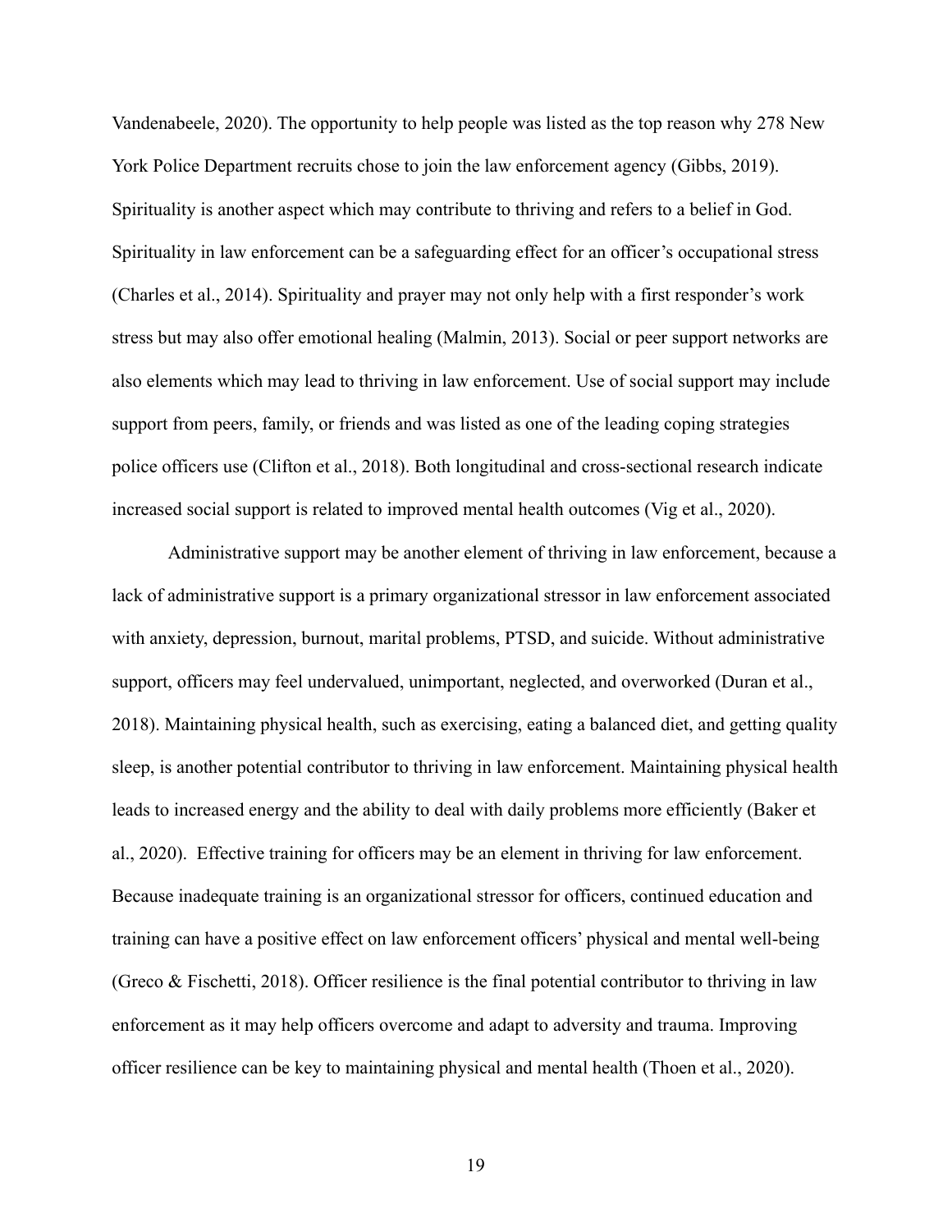Vandenabeele, 2020). The opportunity to help people was listed as the top reason why 278 New York Police Department recruits chose to join the law enforcement agency (Gibbs, 2019). Spirituality is another aspect which may contribute to thriving and refers to a belief in God. Spirituality in law enforcement can be a safeguarding effect for an officer's occupational stress (Charles et al., 2014). Spirituality and prayer may not only help with a first responder's work stress but may also offer emotional healing (Malmin, 2013). Social or peer support networks are also elements which may lead to thriving in law enforcement. Use of social support may include support from peers, family, or friends and was listed as one of the leading coping strategies police officers use (Clifton et al., 2018). Both longitudinal and cross-sectional research indicate increased social support is related to improved mental health outcomes (Vig et al., 2020).

Administrative support may be another element of thriving in law enforcement, because a lack of administrative support is a primary organizational stressor in law enforcement associated with anxiety, depression, burnout, marital problems, PTSD, and suicide. Without administrative support, officers may feel undervalued, unimportant, neglected, and overworked (Duran et al., 2018). Maintaining physical health, such as exercising, eating a balanced diet, and getting quality sleep, is another potential contributor to thriving in law enforcement. Maintaining physical health leads to increased energy and the ability to deal with daily problems more efficiently (Baker et al., 2020). Effective training for officers may be an element in thriving for law enforcement. Because inadequate training is an organizational stressor for officers, continued education and training can have a positive effect on law enforcement officers' physical and mental well-being (Greco & Fischetti, 2018). Officer resilience is the final potential contributor to thriving in law enforcement as it may help officers overcome and adapt to adversity and trauma. Improving officer resilience can be key to maintaining physical and mental health (Thoen et al., 2020).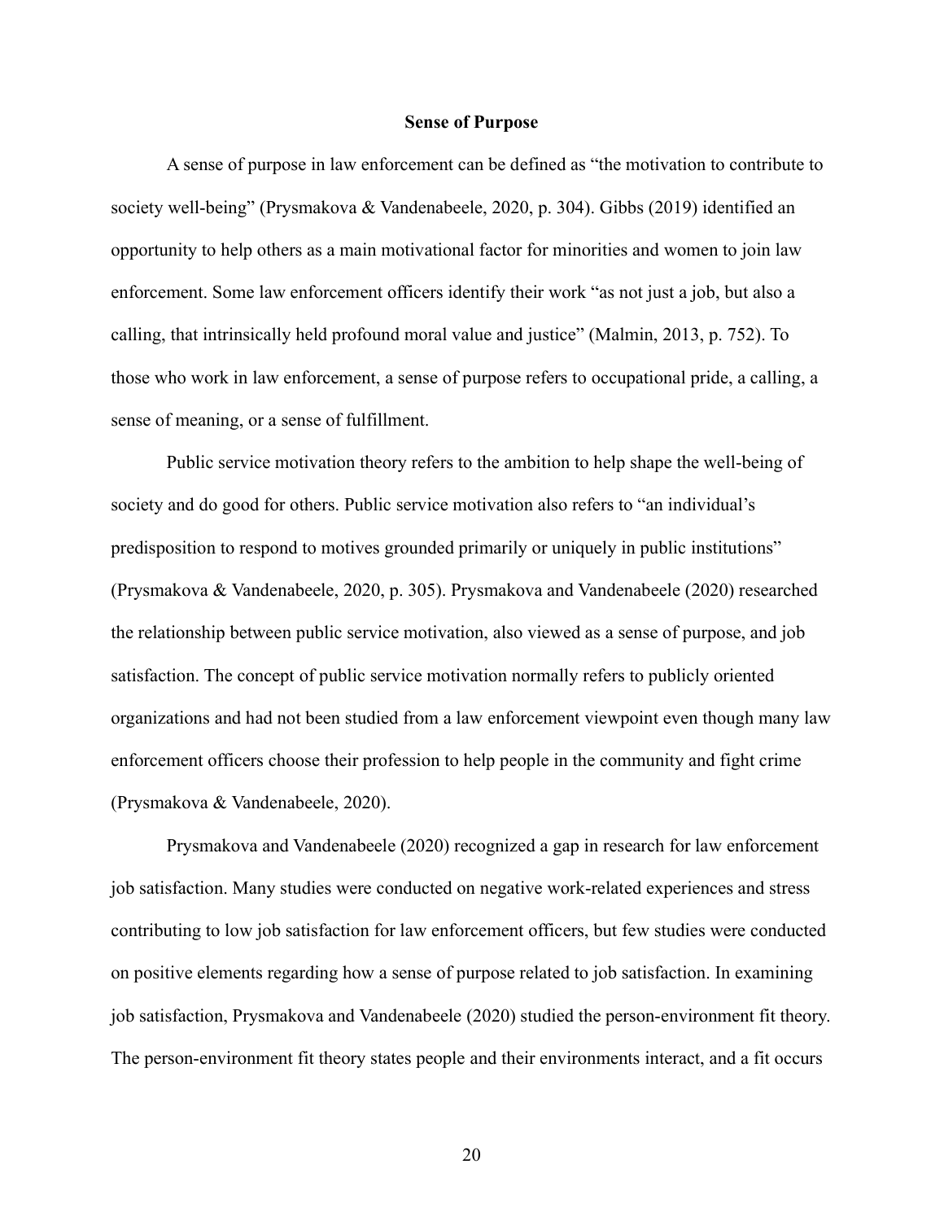## Sense of Purpose

A sense of purpose in law enforcement can be defined as "the motivation to contribute to society well-being" (Prysmakova & Vandenabeele, 2020, p. 304). Gibbs (2019) identified an opportunity to help others as a main motivational factor for minorities and women to join law enforcement. Some law enforcement officers identify their work "as not just a job, but also a calling, that intrinsically held profound moral value and justice" (Malmin, 2013, p. 752). To those who work in law enforcement, a sense of purpose refers to occupational pride, a calling, a sense of meaning, or a sense of fulfillment.

Public service motivation theory refers to the ambition to help shape the well-being of society and do good for others. Public service motivation also refers to "an individual's predisposition to respond to motives grounded primarily or uniquely in public institutions" (Prysmakova & Vandenabeele, 2020, p. 305). Prysmakova and Vandenabeele (2020) researched the relationship between public service motivation, also viewed as a sense of purpose, and job satisfaction. The concept of public service motivation normally refers to publicly oriented organizations and had not been studied from a law enforcement viewpoint even though many law enforcement officers choose their profession to help people in the community and fight crime (Prysmakova & Vandenabeele, 2020).

Prysmakova and Vandenabeele (2020) recognized a gap in research for law enforcement job satisfaction. Many studies were conducted on negative work-related experiences and stress contributing to low job satisfaction for law enforcement officers, but few studies were conducted on positive elements regarding how a sense of purpose related to job satisfaction. In examining job satisfaction, Prysmakova and Vandenabeele (2020) studied the person-environment fit theory. The person-environment fit theory states people and their environments interact, and a fit occurs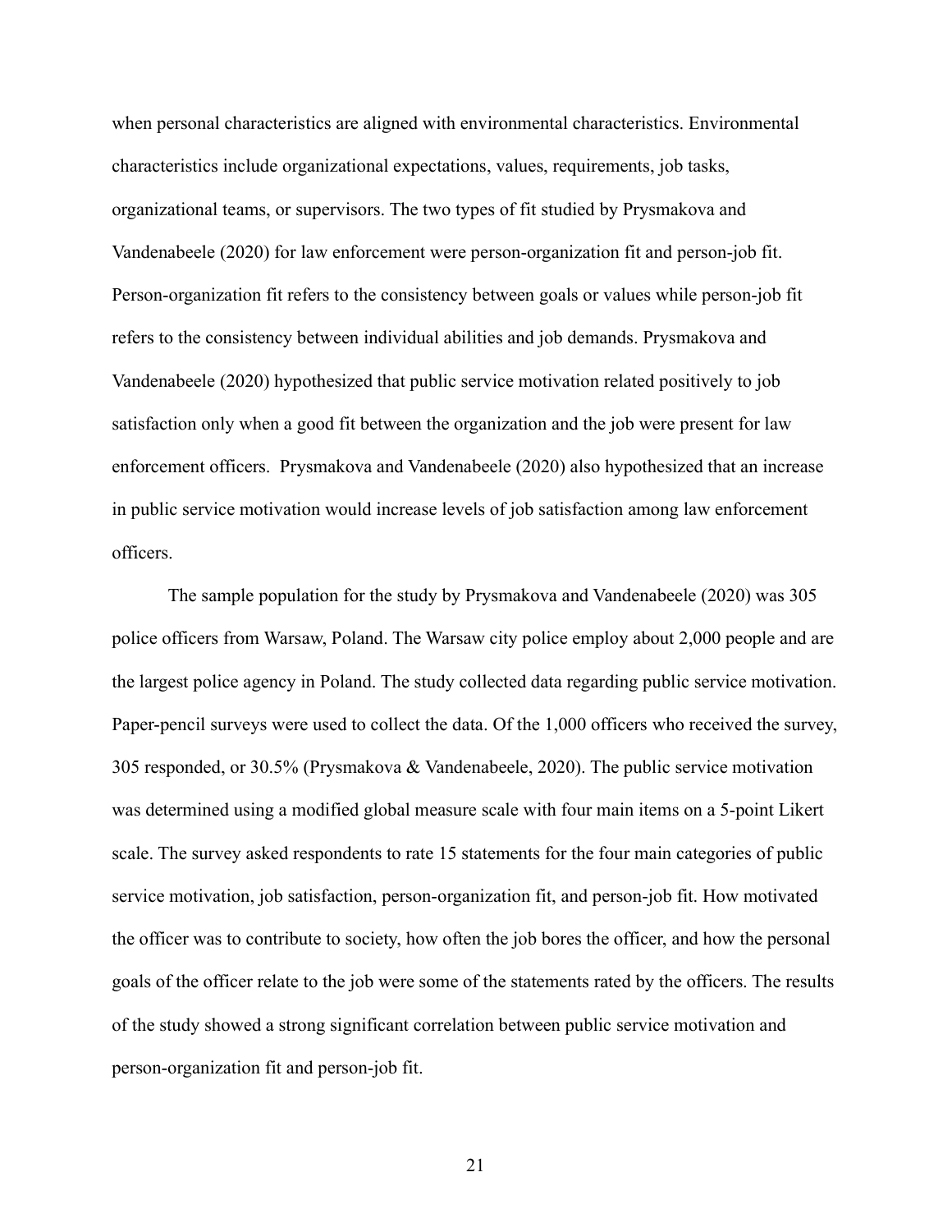when personal characteristics are aligned with environmental characteristics. Environmental characteristics include organizational expectations, values, requirements, job tasks, organizational teams, or supervisors. The two types of fit studied by Prysmakova and Vandenabeele (2020) for law enforcement were person-organization fit and person-job fit. Person-organization fit refers to the consistency between goals or values while person-job fit refers to the consistency between individual abilities and job demands. Prysmakova and Vandenabeele (2020) hypothesized that public service motivation related positively to job satisfaction only when a good fit between the organization and the job were present for law enforcement officers. Prysmakova and Vandenabeele (2020) also hypothesized that an increase in public service motivation would increase levels of job satisfaction among law enforcement officers.

The sample population for the study by Prysmakova and Vandenabeele (2020) was 305 police officers from Warsaw, Poland. The Warsaw city police employ about 2,000 people and are the largest police agency in Poland. The study collected data regarding public service motivation. Paper-pencil surveys were used to collect the data. Of the 1,000 officers who received the survey, 305 responded, or 30.5% (Prysmakova & Vandenabeele, 2020). The public service motivation was determined using a modified global measure scale with four main items on a 5-point Likert scale. The survey asked respondents to rate 15 statements for the four main categories of public service motivation, job satisfaction, person-organization fit, and person-job fit. How motivated the officer was to contribute to society, how often the job bores the officer, and how the personal goals of the officer relate to the job were some of the statements rated by the officers. The results of the study showed a strong significant correlation between public service motivation and person-organization fit and person-job fit.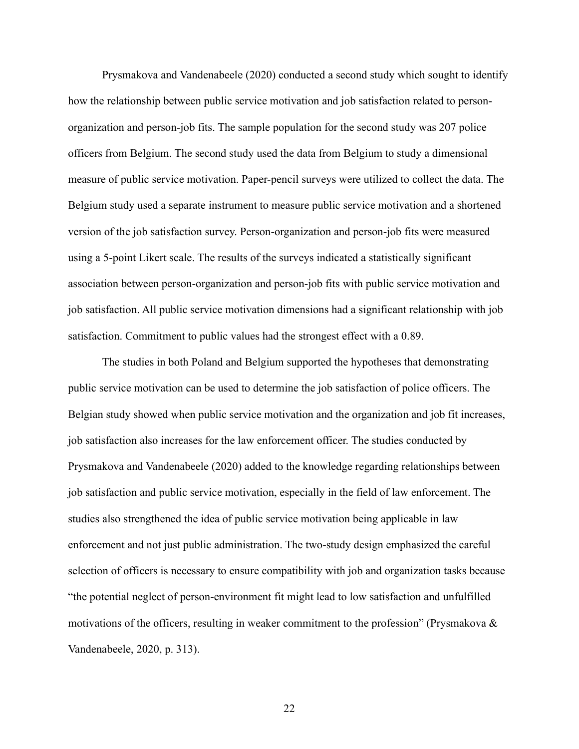Prysmakova and Vandenabeele (2020) conducted a second study which sought to identify how the relationship between public service motivation and job satisfaction related to person-organization and person-job fits. The sample population for the second study was 207 police officers from Belgium. The second study used the data from Belgium to study a dimensional measure of public service motivation. Paper-pencil surveys were utilized to collect the data. The Belgium study used a separate instrument to measure public service motivation and a shortened version of the job satisfaction survey. Person-organization and person-job fits were measured using a 5-point Likert scale. The results of the surveys indicated a statistically significant association between person-organization and person-job fits with public service motivation and job satisfaction. All public service motivation dimensions had a significant relationship with job satisfaction. Commitment to public values had the strongest effect with a 0.89.

The studies in both Poland and Belgium supported the hypotheses that demonstrating public service motivation can be used to determine the job satisfaction of police officers. The Belgian study showed when public service motivation and the organization and job fit increases, job satisfaction also increases for the law enforcement officer. The studies conducted by Prysmakova and Vandenabeele (2020) added to the knowledge regarding relationships between job satisfaction and public service motivation, especially in the field of law enforcement. The studies also strengthened the idea of public service motivation being applicable in law enforcement and not just public administration. The two-study design emphasized the careful selection of officers is necessary to ensure compatibility with job and organization tasks because "the potential neglect of person-environment fit might lead to low satisfaction and unfulfilled motivations of the officers, resulting in weaker commitment to the profession" (Prysmakova & Vandenabeele, 2020, p. 313).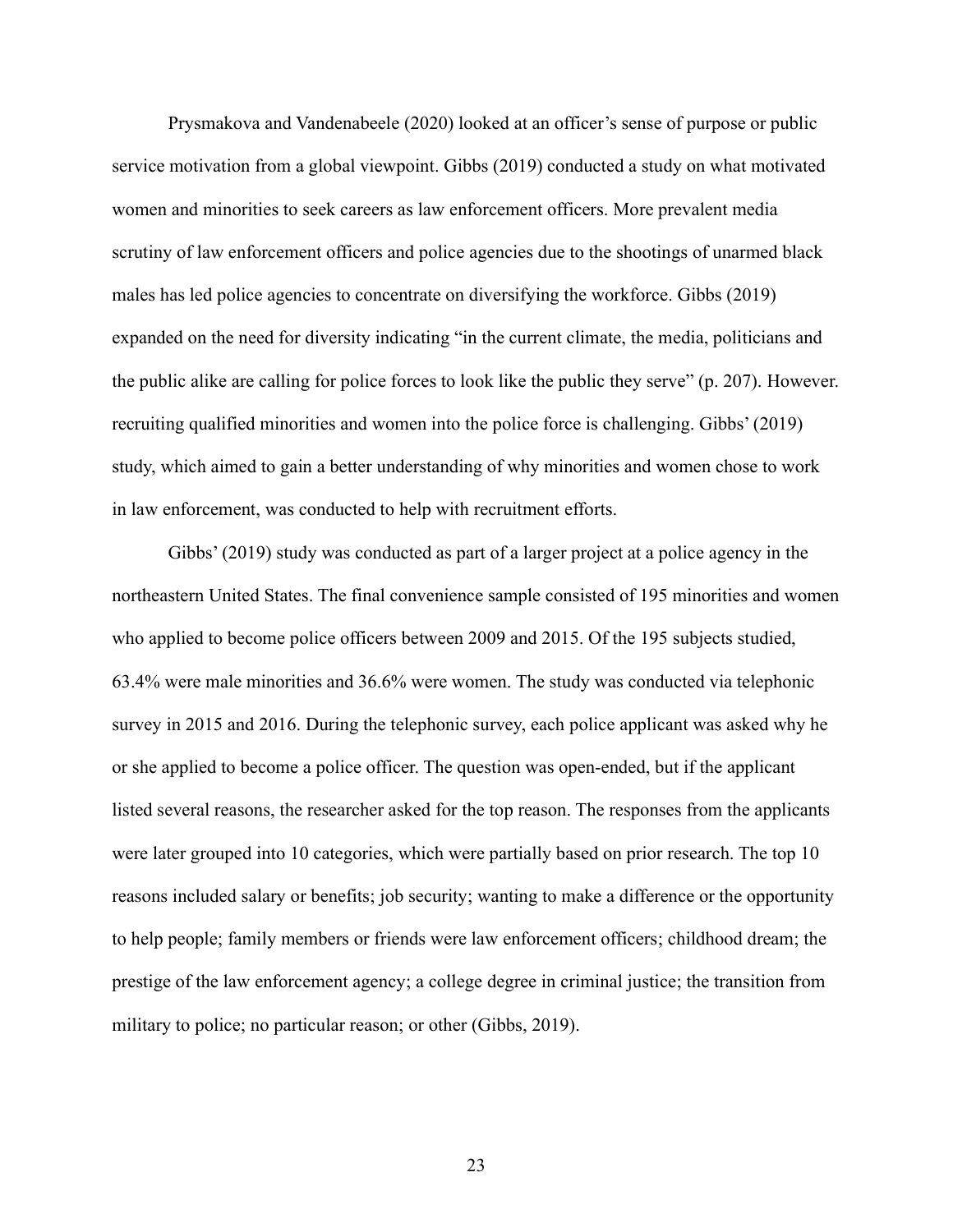Prysmakova and Vandenabeele (2020) looked at an officer's sense of purpose or public service motivation from a global viewpoint. Gibbs (2019) conducted a study on what motivated women and minorities to seek careers as law enforcement officers. More prevalent media scrutiny of law enforcement officers and police agencies due to the shootings of unarmed black males has led police agencies to concentrate on diversifying the workforce. Gibbs (2019) expanded on the need for diversity indicating "in the current climate, the media, politicians and the public alike are calling for police forces to look like the public they serve" (p. 207). However. recruiting qualified minorities and women into the police force is challenging. Gibbs' (2019) study, which aimed to gain a better understanding of why minorities and women chose to work in law enforcement, was conducted to help with recruitment efforts.

Gibbs' (2019) study was conducted as part of a larger project at a police agency in the northeastern United States. The final convenience sample consisted of 195 minorities and women who applied to become police officers between 2009 and 2015. Of the 195 subjects studied, 63.4% were male minorities and 36.6% were women. The study was conducted via telephonic survey in 2015 and 2016. During the telephonic survey, each police applicant was asked why he or she applied to become a police officer. The question was open-ended, but if the applicant listed several reasons, the researcher asked for the top reason. The responses from the applicants were later grouped into 10 categories, which were partially based on prior research. The top 10 reasons included salary or benefits; job security; wanting to make a difference or the opportunity to help people; family members or friends were law enforcement officers; childhood dream; the prestige of the law enforcement agency; a college degree in criminal justice; the transition from military to police; no particular reason; or other (Gibbs, 2019).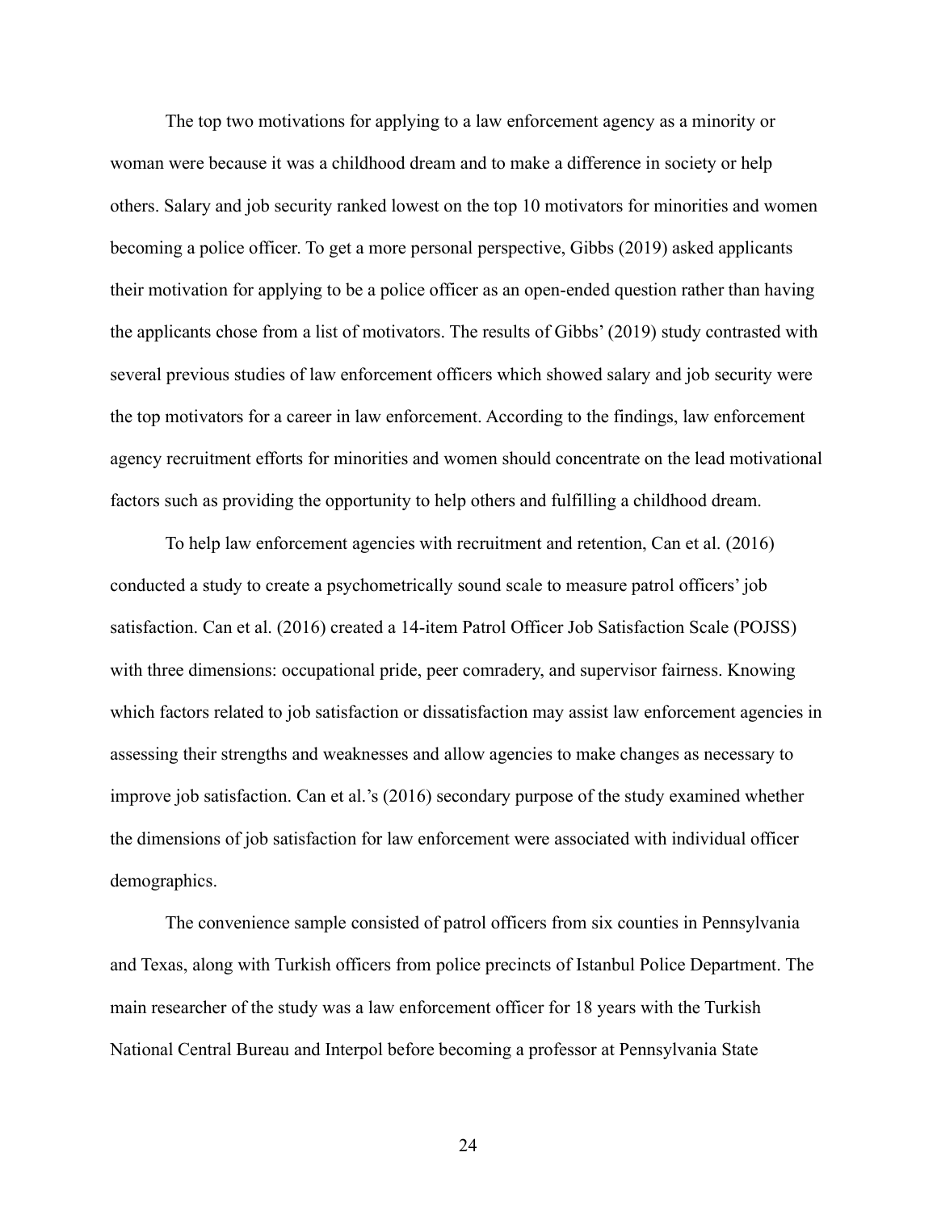The top two motivations for applying to a law enforcement agency as a minority or woman were because it was a childhood dream and to make a difference in society or help others. Salary and job security ranked lowest on the top 10 motivators for minorities and women becoming a police officer. To get a more personal perspective, Gibbs (2019) asked applicants their motivation for applying to be a police officer as an open-ended question rather than having the applicants chose from a list of motivators. The results of Gibbs' (2019) study contrasted with several previous studies of law enforcement officers which showed salary and job security were the top motivators for a career in law enforcement. According to the findings, law enforcement agency recruitment efforts for minorities and women should concentrate on the lead motivational factors such as providing the opportunity to help others and fulfilling a childhood dream.

To help law enforcement agencies with recruitment and retention, Can et al. (2016) conducted a study to create a psychometrically sound scale to measure patrol officers' job satisfaction. Can et al. (2016) created a 14-item Patrol Officer Job Satisfaction Scale (POJSS) with three dimensions: occupational pride, peer comradery, and supervisor fairness. Knowing which factors related to job satisfaction or dissatisfaction may assist law enforcement agencies in assessing their strengths and weaknesses and allow agencies to make changes as necessary to improve job satisfaction. Can et al.'s (2016) secondary purpose of the study examined whether the dimensions of job satisfaction for law enforcement were associated with individual officer demographics.

The convenience sample consisted of patrol officers from six counties in Pennsylvania and Texas, along with Turkish officers from police precincts of Istanbul Police Department. The main researcher of the study was a law enforcement officer for 18 years with the Turkish National Central Bureau and Interpol before becoming a professor at Pennsylvania State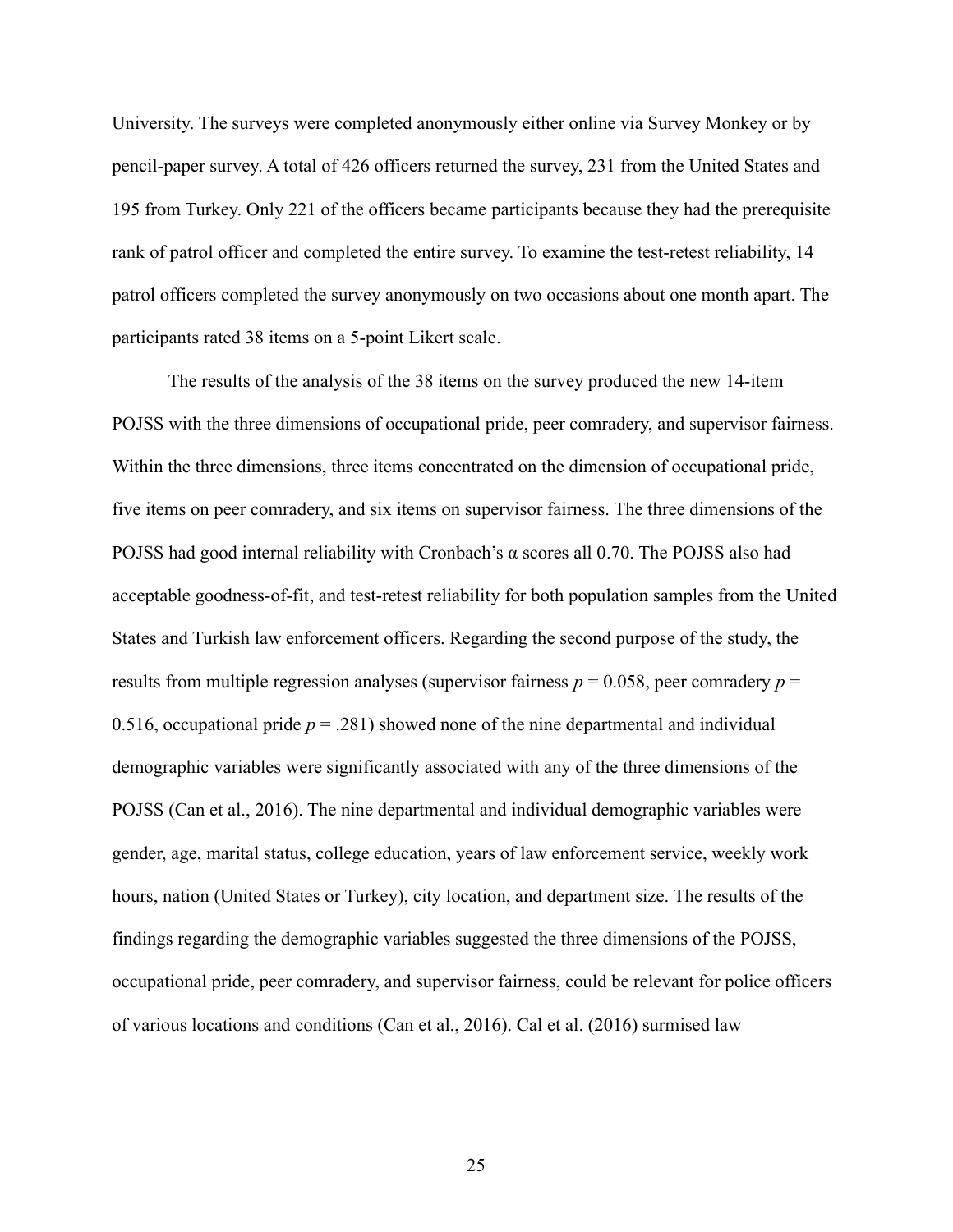University. The surveys were completed anonymously either online via Survey Monkey or by pencil-paper survey. A total of 426 officers returned the survey, 231 from the United States and 195 from Turkey. Only 221 of the officers became participants because they had the prerequisite rank of patrol officer and completed the entire survey. To examine the test-retest reliability, 14 patrol officers completed the survey anonymously on two occasions about one month apart. The participants rated 38 items on a 5-point Likert scale.

The results of the analysis of the 38 items on the survey produced the new 14-item POJSS with the three dimensions of occupational pride, peer comradery, and supervisor fairness. Within the three dimensions, three items concentrated on the dimension of occupational pride, five items on peer comradery, and six items on supervisor fairness. The three dimensions of the POJSS had good internal reliability with Cronbach's α scores all 0.70. The POJSS also had acceptable goodness-of-fit, and test-retest reliability for both population samples from the United States and Turkish law enforcement officers. Regarding the second purpose of the study, the results from multiple regression analyses (supervisor fairness $p = 0.058$, peer comradery $p = 0.516$, occupational pride $p = .281$) showed none of the nine departmental and individual demographic variables were significantly associated with any of the three dimensions of the POJSS (Can et al., 2016). The nine departmental and individual demographic variables were gender, age, marital status, college education, years of law enforcement service, weekly work hours, nation (United States or Turkey), city location, and department size. The results of the findings regarding the demographic variables suggested the three dimensions of the POJSS, occupational pride, peer comradery, and supervisor fairness, could be relevant for police officers of various locations and conditions (Can et al., 2016). Cal et al. (2016) surmised law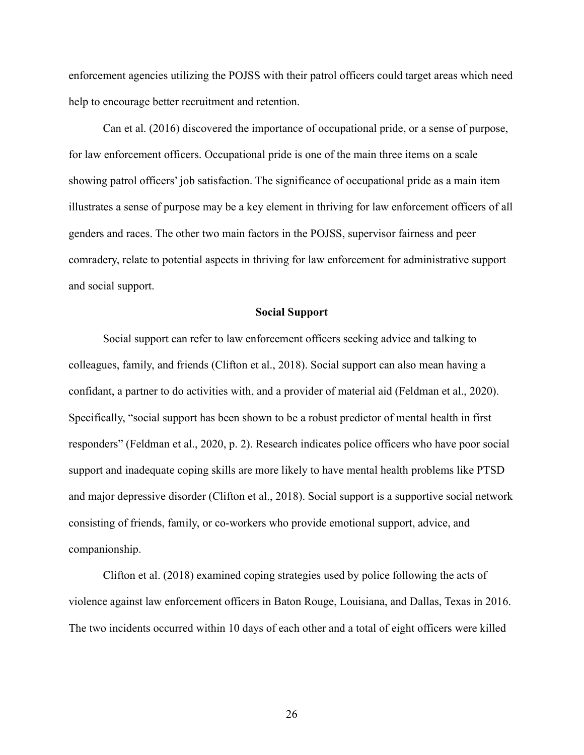enforcement agencies utilizing the POJSS with their patrol officers could target areas which need help to encourage better recruitment and retention.

Can et al. (2016) discovered the importance of occupational pride, or a sense of purpose, for law enforcement officers. Occupational pride is one of the main three items on a scale showing patrol officers' job satisfaction. The significance of occupational pride as a main item illustrates a sense of purpose may be a key element in thriving for law enforcement officers of all genders and races. The other two main factors in the POJSS, supervisor fairness and peer comradery, relate to potential aspects in thriving for law enforcement for administrative support and social support.

## Social Support

Social support can refer to law enforcement officers seeking advice and talking to colleagues, family, and friends (Clifton et al., 2018). Social support can also mean having a confidant, a partner to do activities with, and a provider of material aid (Feldman et al., 2020). Specifically, "social support has been shown to be a robust predictor of mental health in first responders" (Feldman et al., 2020, p. 2). Research indicates police officers who have poor social support and inadequate coping skills are more likely to have mental health problems like PTSD and major depressive disorder (Clifton et al., 2018). Social support is a supportive social network consisting of friends, family, or co-workers who provide emotional support, advice, and companionship.

Clifton et al. (2018) examined coping strategies used by police following the acts of violence against law enforcement officers in Baton Rouge, Louisiana, and Dallas, Texas in 2016. The two incidents occurred within 10 days of each other and a total of eight officers were killed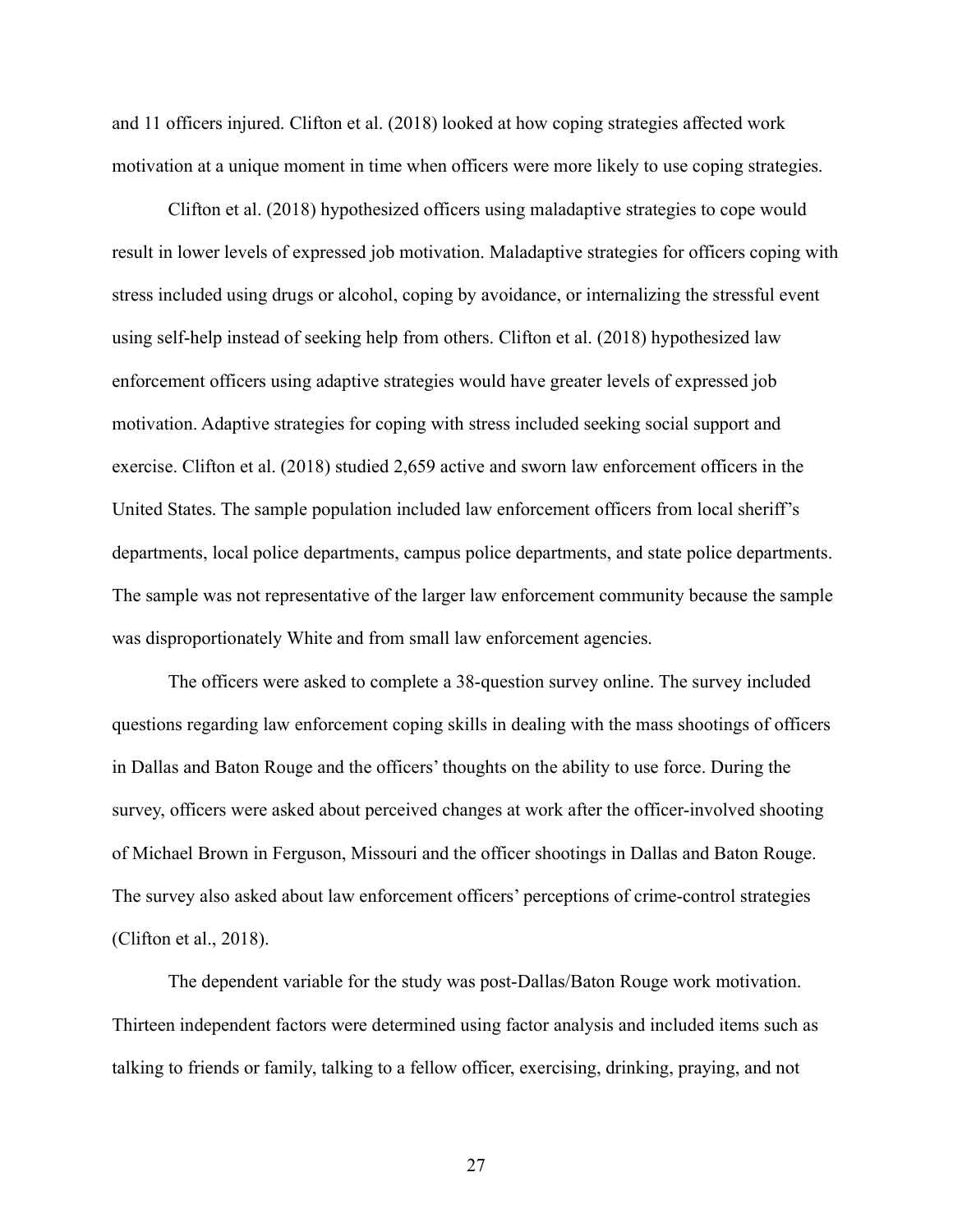and 11 officers injured. Clifton et al. (2018) looked at how coping strategies affected work motivation at a unique moment in time when officers were more likely to use coping strategies.

Clifton et al. (2018) hypothesized officers using maladaptive strategies to cope would result in lower levels of expressed job motivation. Maladaptive strategies for officers coping with stress included using drugs or alcohol, coping by avoidance, or internalizing the stressful event using self-help instead of seeking help from others. Clifton et al. (2018) hypothesized law enforcement officers using adaptive strategies would have greater levels of expressed job motivation. Adaptive strategies for coping with stress included seeking social support and exercise. Clifton et al. (2018) studied 2,659 active and sworn law enforcement officers in the United States. The sample population included law enforcement officers from local sheriff's departments, local police departments, campus police departments, and state police departments. The sample was not representative of the larger law enforcement community because the sample was disproportionately White and from small law enforcement agencies.

The officers were asked to complete a 38-question survey online. The survey included questions regarding law enforcement coping skills in dealing with the mass shootings of officers in Dallas and Baton Rouge and the officers' thoughts on the ability to use force. During the survey, officers were asked about perceived changes at work after the officer-involved shooting of Michael Brown in Ferguson, Missouri and the officer shootings in Dallas and Baton Rouge. The survey also asked about law enforcement officers' perceptions of crime-control strategies (Clifton et al., 2018).

The dependent variable for the study was post-Dallas/Baton Rouge work motivation. Thirteen independent factors were determined using factor analysis and included items such as talking to friends or family, talking to a fellow officer, exercising, drinking, praying, and not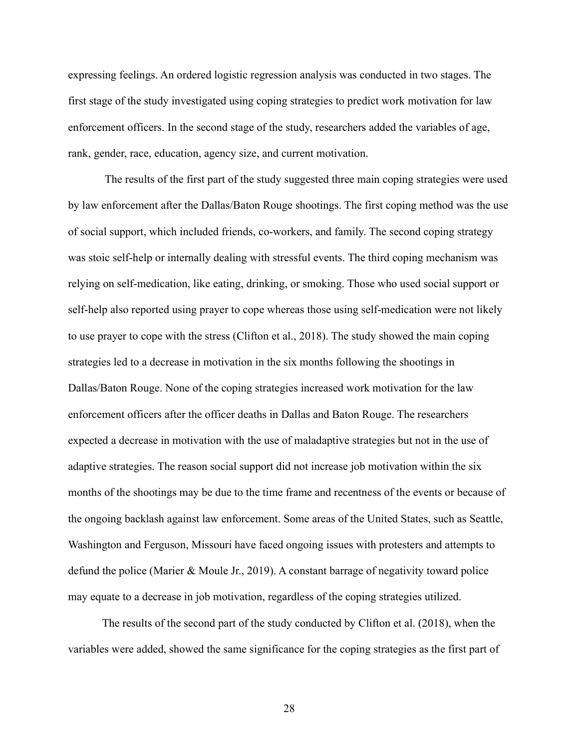expressing feelings. An ordered logistic regression analysis was conducted in two stages. The first stage of the study investigated using coping strategies to predict work motivation for law enforcement officers. In the second stage of the study, researchers added the variables of age, rank, gender, race, education, agency size, and current motivation.

The results of the first part of the study suggested three main coping strategies were used by law enforcement after the Dallas/Baton Rouge shootings. The first coping method was the use of social support, which included friends, co-workers, and family. The second coping strategy was stoic self-help or internally dealing with stressful events. The third coping mechanism was relying on self-medication, like eating, drinking, or smoking. Those who used social support or self-help also reported using prayer to cope whereas those using self-medication were not likely to use prayer to cope with the stress (Clifton et al., 2018). The study showed the main coping strategies led to a decrease in motivation in the six months following the shootings in Dallas/Baton Rouge. None of the coping strategies increased work motivation for the law enforcement officers after the officer deaths in Dallas and Baton Rouge. The researchers expected a decrease in motivation with the use of maladaptive strategies but not in the use of adaptive strategies. The reason social support did not increase job motivation within the six months of the shootings may be due to the time frame and recentness of the events or because of the ongoing backlash against law enforcement. Some areas of the United States, such as Seattle, Washington and Ferguson, Missouri have faced ongoing issues with protesters and attempts to defund the police (Marier & Moule Jr., 2019). A constant barrage of negativity toward police may equate to a decrease in job motivation, regardless of the coping strategies utilized.

The results of the second part of the study conducted by Clifton et al. (2018), when the variables were added, showed the same significance for the coping strategies as the first part of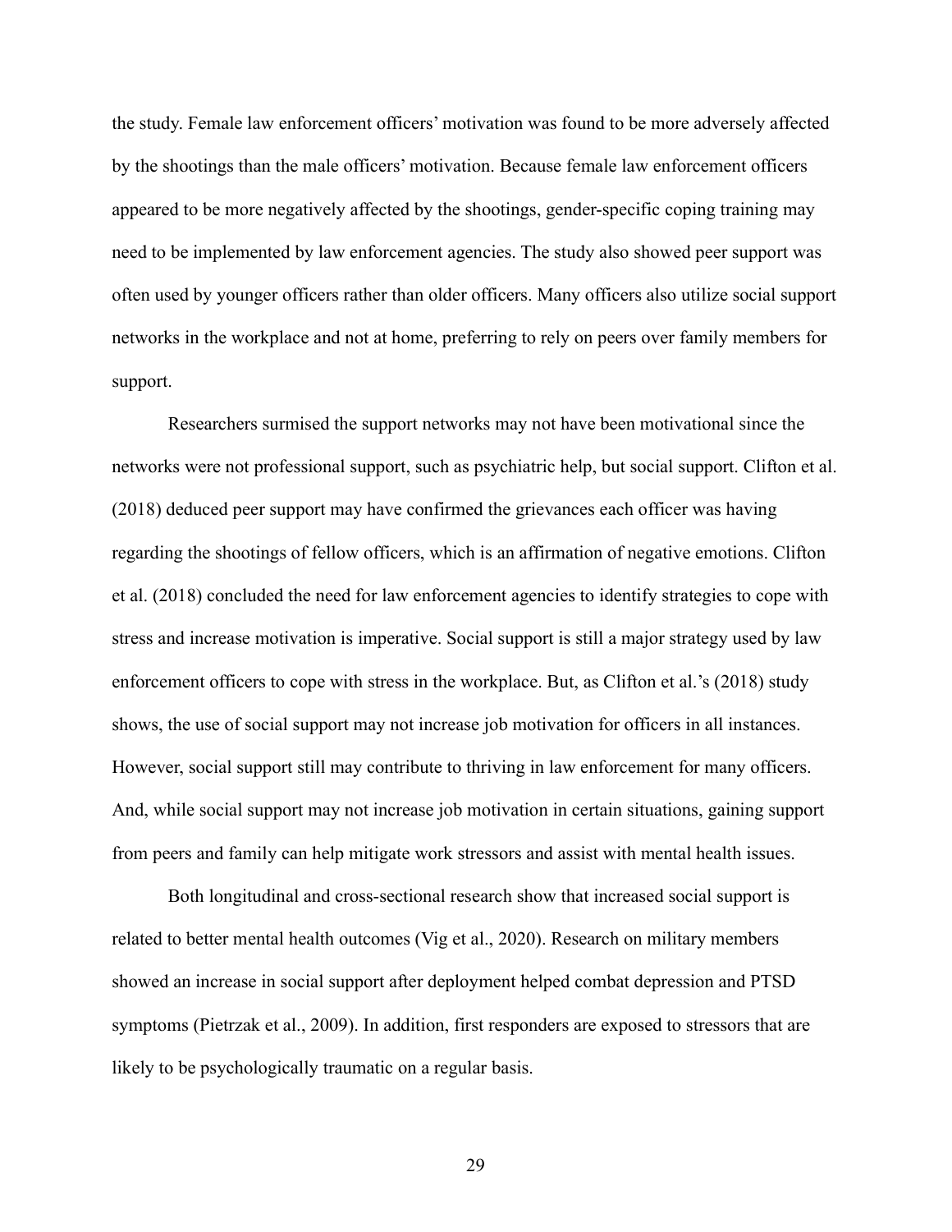the study. Female law enforcement officers' motivation was found to be more adversely affected by the shootings than the male officers' motivation. Because female law enforcement officers appeared to be more negatively affected by the shootings, gender-specific coping training may need to be implemented by law enforcement agencies. The study also showed peer support was often used by younger officers rather than older officers. Many officers also utilize social support networks in the workplace and not at home, preferring to rely on peers over family members for support.

Researchers surmised the support networks may not have been motivational since the networks were not professional support, such as psychiatric help, but social support. Clifton et al. (2018) deduced peer support may have confirmed the grievances each officer was having regarding the shootings of fellow officers, which is an affirmation of negative emotions. Clifton et al. (2018) concluded the need for law enforcement agencies to identify strategies to cope with stress and increase motivation is imperative. Social support is still a major strategy used by law enforcement officers to cope with stress in the workplace. But, as Clifton et al.'s (2018) study shows, the use of social support may not increase job motivation for officers in all instances. However, social support still may contribute to thriving in law enforcement for many officers. And, while social support may not increase job motivation in certain situations, gaining support from peers and family can help mitigate work stressors and assist with mental health issues.

Both longitudinal and cross-sectional research show that increased social support is related to better mental health outcomes (Vig et al., 2020). Research on military members showed an increase in social support after deployment helped combat depression and PTSD symptoms (Pietrzak et al., 2009). In addition, first responders are exposed to stressors that are likely to be psychologically traumatic on a regular basis.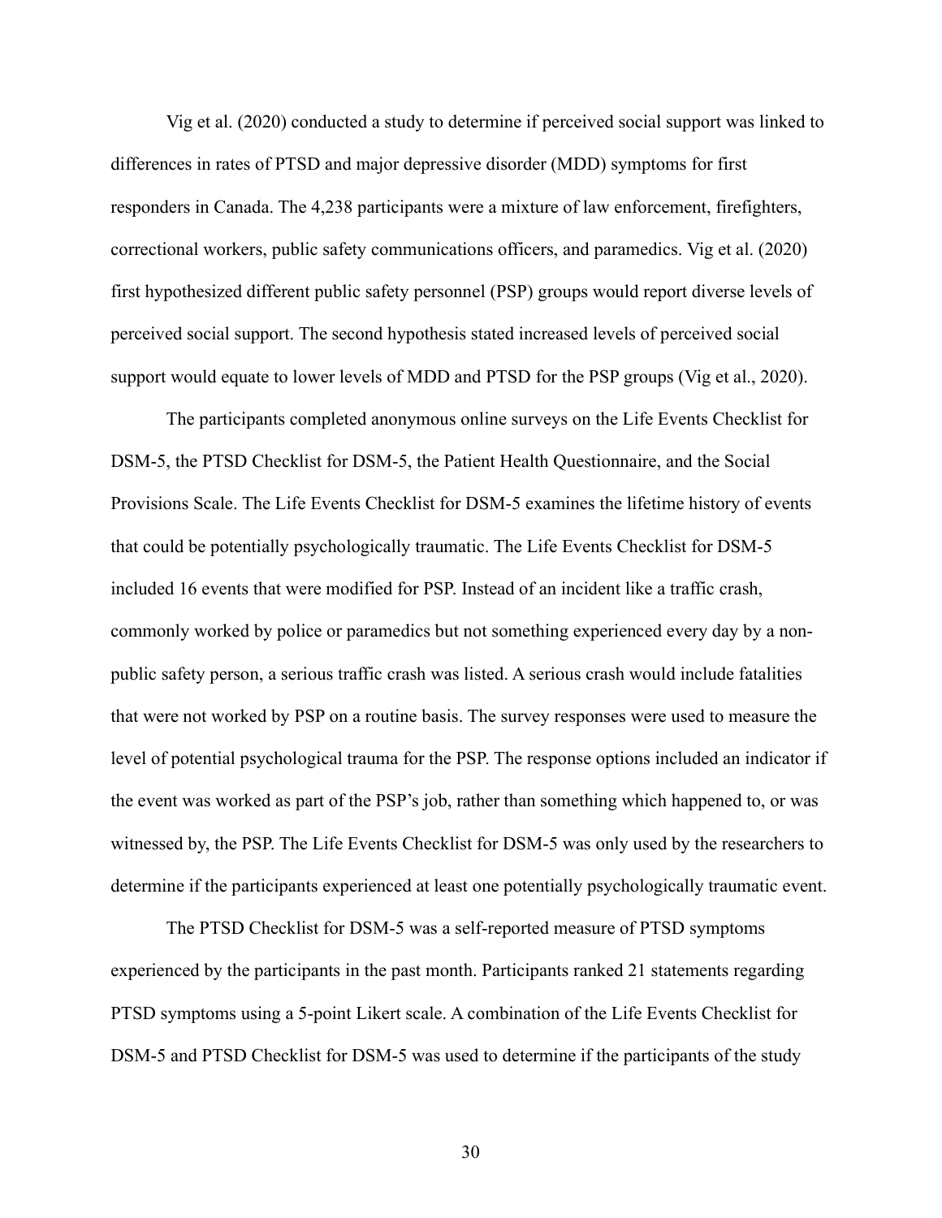Vig et al. (2020) conducted a study to determine if perceived social support was linked to differences in rates of PTSD and major depressive disorder (MDD) symptoms for first responders in Canada. The 4,238 participants were a mixture of law enforcement, firefighters, correctional workers, public safety communications officers, and paramedics. Vig et al. (2020) first hypothesized different public safety personnel (PSP) groups would report diverse levels of perceived social support. The second hypothesis stated increased levels of perceived social support would equate to lower levels of MDD and PTSD for the PSP groups (Vig et al., 2020).

The participants completed anonymous online surveys on the Life Events Checklist for DSM-5, the PTSD Checklist for DSM-5, the Patient Health Questionnaire, and the Social Provisions Scale. The Life Events Checklist for DSM-5 examines the lifetime history of events that could be potentially psychologically traumatic. The Life Events Checklist for DSM-5 included 16 events that were modified for PSP. Instead of an incident like a traffic crash, commonly worked by police or paramedics but not something experienced every day by a non-public safety person, a serious traffic crash was listed. A serious crash would include fatalities that were not worked by PSP on a routine basis. The survey responses were used to measure the level of potential psychological trauma for the PSP. The response options included an indicator if the event was worked as part of the PSP's job, rather than something which happened to, or was witnessed by, the PSP. The Life Events Checklist for DSM-5 was only used by the researchers to determine if the participants experienced at least one potentially psychologically traumatic event.

The PTSD Checklist for DSM-5 was a self-reported measure of PTSD symptoms experienced by the participants in the past month. Participants ranked 21 statements regarding PTSD symptoms using a 5-point Likert scale. A combination of the Life Events Checklist for DSM-5 and PTSD Checklist for DSM-5 was used to determine if the participants of the study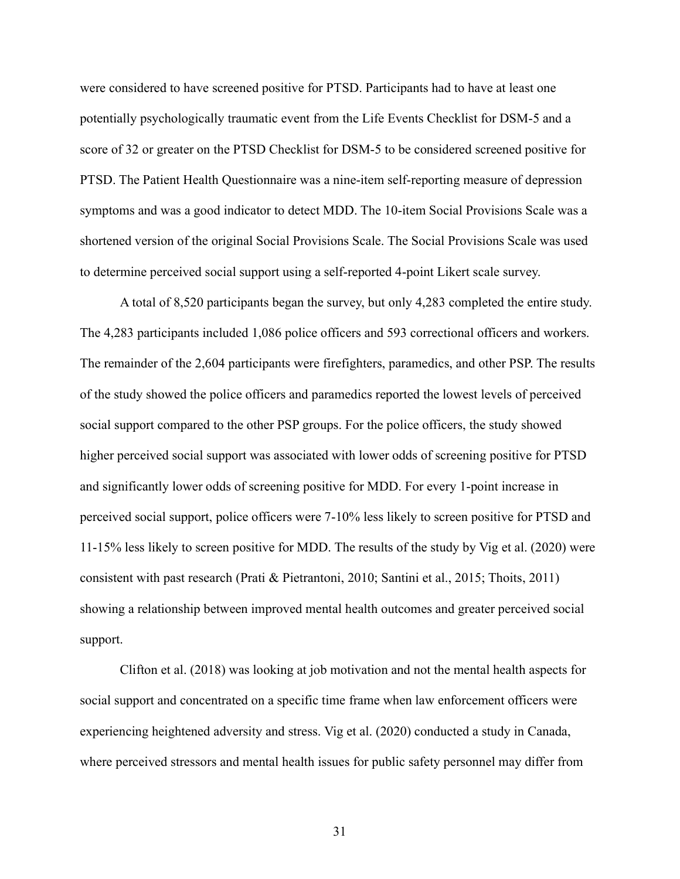were considered to have screened positive for PTSD. Participants had to have at least one potentially psychologically traumatic event from the Life Events Checklist for DSM-5 and a score of 32 or greater on the PTSD Checklist for DSM-5 to be considered screened positive for PTSD. The Patient Health Questionnaire was a nine-item self-reporting measure of depression symptoms and was a good indicator to detect MDD. The 10-item Social Provisions Scale was a shortened version of the original Social Provisions Scale. The Social Provisions Scale was used to determine perceived social support using a self-reported 4-point Likert scale survey.

A total of 8,520 participants began the survey, but only 4,283 completed the entire study. The 4,283 participants included 1,086 police officers and 593 correctional officers and workers. The remainder of the 2,604 participants were firefighters, paramedics, and other PSP. The results of the study showed the police officers and paramedics reported the lowest levels of perceived social support compared to the other PSP groups. For the police officers, the study showed higher perceived social support was associated with lower odds of screening positive for PTSD and significantly lower odds of screening positive for MDD. For every 1-point increase in perceived social support, police officers were 7-10% less likely to screen positive for PTSD and 11-15% less likely to screen positive for MDD. The results of the study by Vig et al. (2020) were consistent with past research (Prati & Pietrantoni, 2010; Santini et al., 2015; Thoits, 2011) showing a relationship between improved mental health outcomes and greater perceived social support.

Clifton et al. (2018) was looking at job motivation and not the mental health aspects for social support and concentrated on a specific time frame when law enforcement officers were experiencing heightened adversity and stress. Vig et al. (2020) conducted a study in Canada, where perceived stressors and mental health issues for public safety personnel may differ from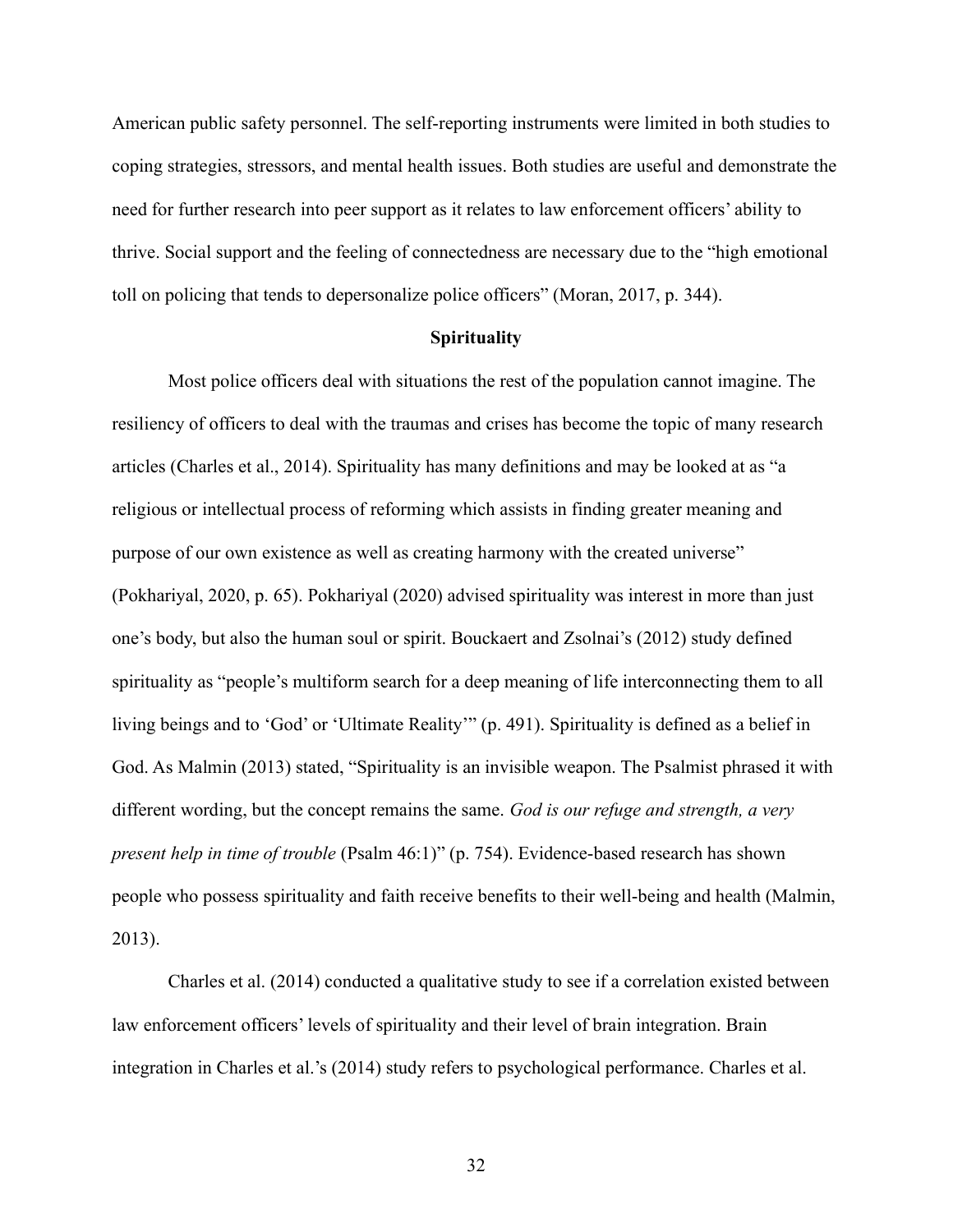American public safety personnel. The self-reporting instruments were limited in both studies to coping strategies, stressors, and mental health issues. Both studies are useful and demonstrate the need for further research into peer support as it relates to law enforcement officers' ability to thrive. Social support and the feeling of connectedness are necessary due to the "high emotional toll on policing that tends to depersonalize police officers" (Moran, 2017, p. 344).

## Spirituality

Most police officers deal with situations the rest of the population cannot imagine. The resiliency of officers to deal with the traumas and crises has become the topic of many research articles (Charles et al., 2014). Spirituality has many definitions and may be looked at as "a religious or intellectual process of reforming which assists in finding greater meaning and purpose of our own existence as well as creating harmony with the created universe" (Pokhariyal, 2020, p. 65). Pokhariyal (2020) advised spirituality was interest in more than just one's body, but also the human soul or spirit. Bouckaert and Zsolnai's (2012) study defined spirituality as "people's multiform search for a deep meaning of life interconnecting them to all living beings and to 'God' or 'Ultimate Reality'" (p. 491). Spirituality is defined as a belief in God. As Malmin (2013) stated, "Spirituality is an invisible weapon. The Psalmist phrased it with different wording, but the concept remains the same. *God is our refuge and strength, a very present help in time of trouble* (Psalm 46:1)" (p. 754). Evidence-based research has shown people who possess spirituality and faith receive benefits to their well-being and health (Malmin, 2013).

Charles et al. (2014) conducted a qualitative study to see if a correlation existed between law enforcement officers' levels of spirituality and their level of brain integration. Brain integration in Charles et al.'s (2014) study refers to psychological performance. Charles et al.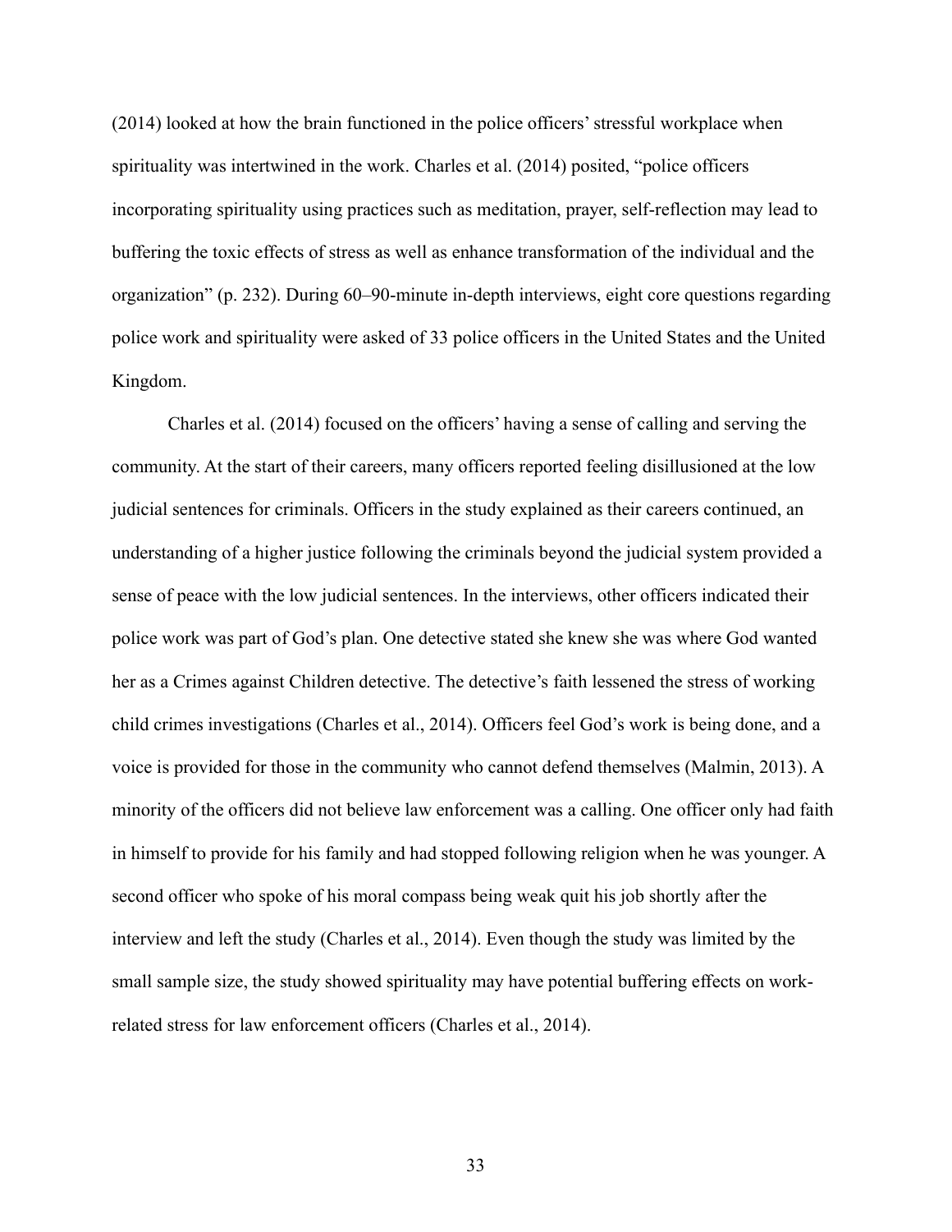(2014) looked at how the brain functioned in the police officers' stressful workplace when spirituality was intertwined in the work. Charles et al. (2014) posited, "police officers incorporating spirituality using practices such as meditation, prayer, self-reflection may lead to buffering the toxic effects of stress as well as enhance transformation of the individual and the organization" (p. 232). During 60–90-minute in-depth interviews, eight core questions regarding police work and spirituality were asked of 33 police officers in the United States and the United Kingdom.

Charles et al. (2014) focused on the officers' having a sense of calling and serving the community. At the start of their careers, many officers reported feeling disillusioned at the low judicial sentences for criminals. Officers in the study explained as their careers continued, an understanding of a higher justice following the criminals beyond the judicial system provided a sense of peace with the low judicial sentences. In the interviews, other officers indicated their police work was part of God's plan. One detective stated she knew she was where God wanted her as a Crimes against Children detective. The detective's faith lessened the stress of working child crimes investigations (Charles et al., 2014). Officers feel God's work is being done, and a voice is provided for those in the community who cannot defend themselves (Malmin, 2013). A minority of the officers did not believe law enforcement was a calling. One officer only had faith in himself to provide for his family and had stopped following religion when he was younger. A second officer who spoke of his moral compass being weak quit his job shortly after the interview and left the study (Charles et al., 2014). Even though the study was limited by the small sample size, the study showed spirituality may have potential buffering effects on work-related stress for law enforcement officers (Charles et al., 2014).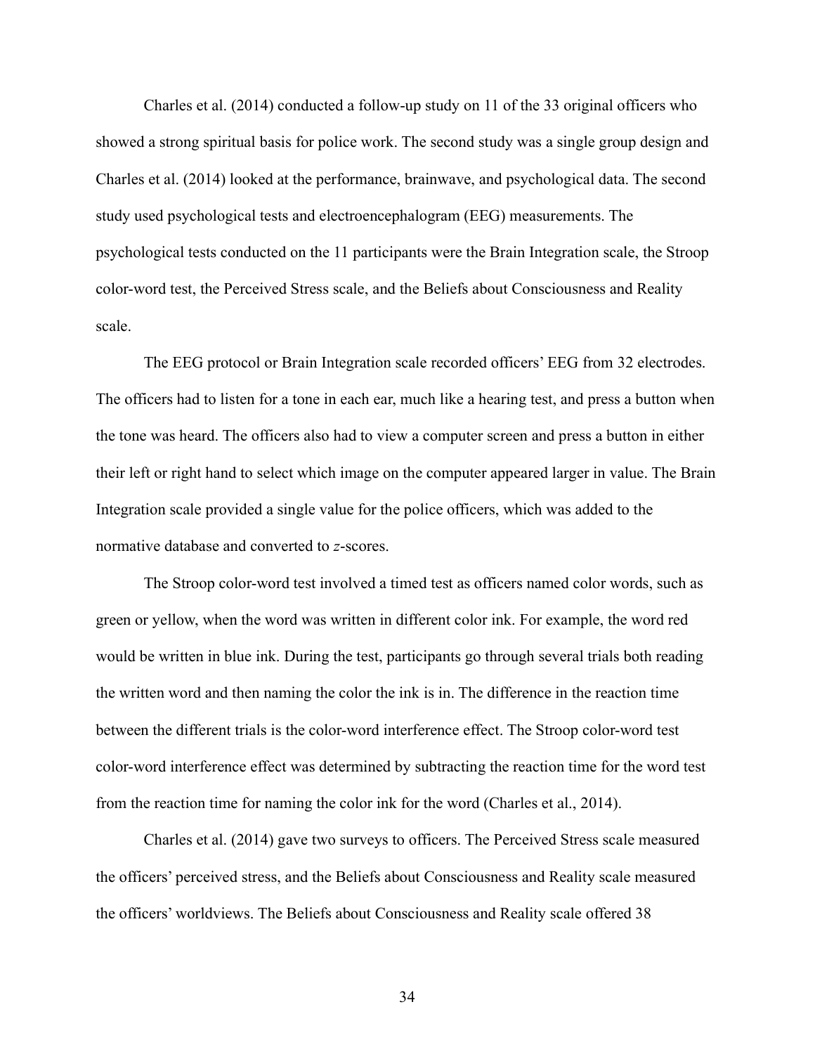Charles et al. (2014) conducted a follow-up study on 11 of the 33 original officers who showed a strong spiritual basis for police work. The second study was a single group design and Charles et al. (2014) looked at the performance, brainwave, and psychological data. The second study used psychological tests and electroencephalogram (EEG) measurements. The psychological tests conducted on the 11 participants were the Brain Integration scale, the Stroop color-word test, the Perceived Stress scale, and the Beliefs about Consciousness and Reality scale.

The EEG protocol or Brain Integration scale recorded officers' EEG from 32 electrodes. The officers had to listen for a tone in each ear, much like a hearing test, and press a button when the tone was heard. The officers also had to view a computer screen and press a button in either their left or right hand to select which image on the computer appeared larger in value. The Brain Integration scale provided a single value for the police officers, which was added to the normative database and converted to *z*-scores.

The Stroop color-word test involved a timed test as officers named color words, such as green or yellow, when the word was written in different color ink. For example, the word red would be written in blue ink. During the test, participants go through several trials both reading the written word and then naming the color the ink is in. The difference in the reaction time between the different trials is the color-word interference effect. The Stroop color-word test color-word interference effect was determined by subtracting the reaction time for the word test from the reaction time for naming the color ink for the word (Charles et al., 2014).

Charles et al. (2014) gave two surveys to officers. The Perceived Stress scale measured the officers' perceived stress, and the Beliefs about Consciousness and Reality scale measured the officers' worldviews. The Beliefs about Consciousness and Reality scale offered 38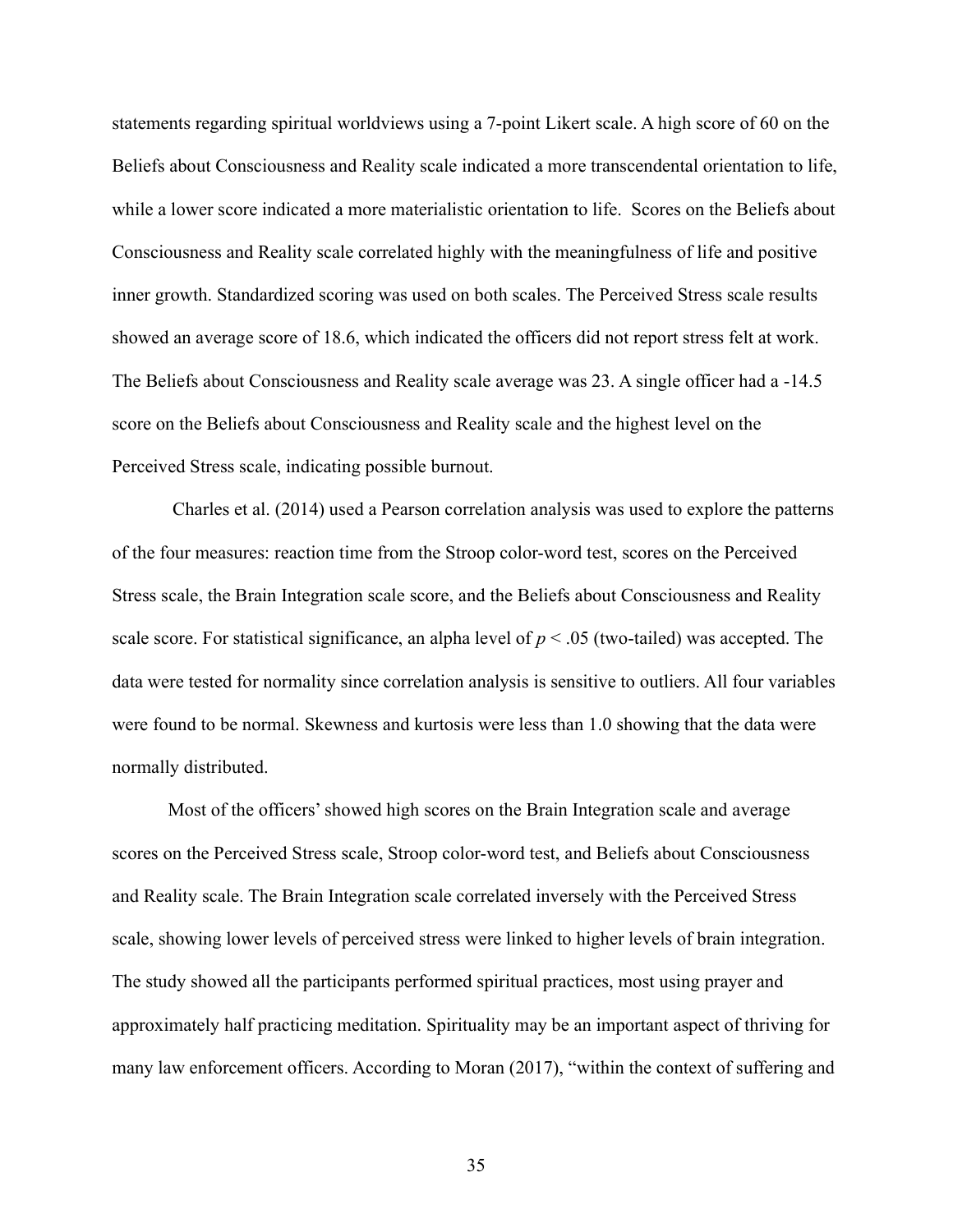statements regarding spiritual worldviews using a 7-point Likert scale. A high score of 60 on the Beliefs about Consciousness and Reality scale indicated a more transcendental orientation to life, while a lower score indicated a more materialistic orientation to life. Scores on the Beliefs about Consciousness and Reality scale correlated highly with the meaningfulness of life and positive inner growth. Standardized scoring was used on both scales. The Perceived Stress scale results showed an average score of 18.6, which indicated the officers did not report stress felt at work. The Beliefs about Consciousness and Reality scale average was 23. A single officer had a -14.5 score on the Beliefs about Consciousness and Reality scale and the highest level on the Perceived Stress scale, indicating possible burnout.

Charles et al. (2014) used a Pearson correlation analysis was used to explore the patterns of the four measures: reaction time from the Stroop color-word test, scores on the Perceived Stress scale, the Brain Integration scale score, and the Beliefs about Consciousness and Reality scale score. For statistical significance, an alpha level of $p < .05$ (two-tailed) was accepted. The data were tested for normality since correlation analysis is sensitive to outliers. All four variables were found to be normal. Skewness and kurtosis were less than 1.0 showing that the data were normally distributed.

Most of the officers' showed high scores on the Brain Integration scale and average scores on the Perceived Stress scale, Stroop color-word test, and Beliefs about Consciousness and Reality scale. The Brain Integration scale correlated inversely with the Perceived Stress scale, showing lower levels of perceived stress were linked to higher levels of brain integration. The study showed all the participants performed spiritual practices, most using prayer and approximately half practicing meditation. Spirituality may be an important aspect of thriving for many law enforcement officers. According to Moran (2017), "within the context of suffering and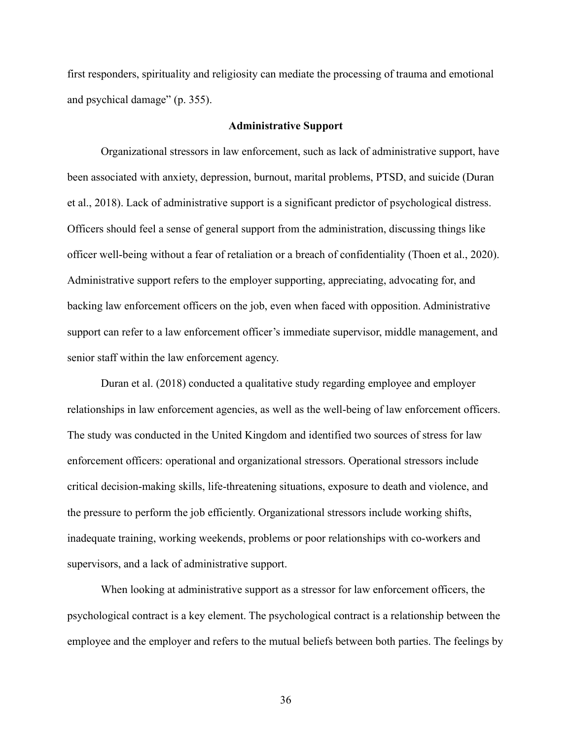first responders, spirituality and religiosity can mediate the processing of trauma and emotional and psychical damage" (p. 355).

## Administrative Support

Organizational stressors in law enforcement, such as lack of administrative support, have been associated with anxiety, depression, burnout, marital problems, PTSD, and suicide (Duran et al., 2018). Lack of administrative support is a significant predictor of psychological distress. Officers should feel a sense of general support from the administration, discussing things like officer well-being without a fear of retaliation or a breach of confidentiality (Thoen et al., 2020). Administrative support refers to the employer supporting, appreciating, advocating for, and backing law enforcement officers on the job, even when faced with opposition. Administrative support can refer to a law enforcement officer's immediate supervisor, middle management, and senior staff within the law enforcement agency.

Duran et al. (2018) conducted a qualitative study regarding employee and employer relationships in law enforcement agencies, as well as the well-being of law enforcement officers. The study was conducted in the United Kingdom and identified two sources of stress for law enforcement officers: operational and organizational stressors. Operational stressors include critical decision-making skills, life-threatening situations, exposure to death and violence, and the pressure to perform the job efficiently. Organizational stressors include working shifts, inadequate training, working weekends, problems or poor relationships with co-workers and supervisors, and a lack of administrative support.

When looking at administrative support as a stressor for law enforcement officers, the psychological contract is a key element. The psychological contract is a relationship between the employee and the employer and refers to the mutual beliefs between both parties. The feelings by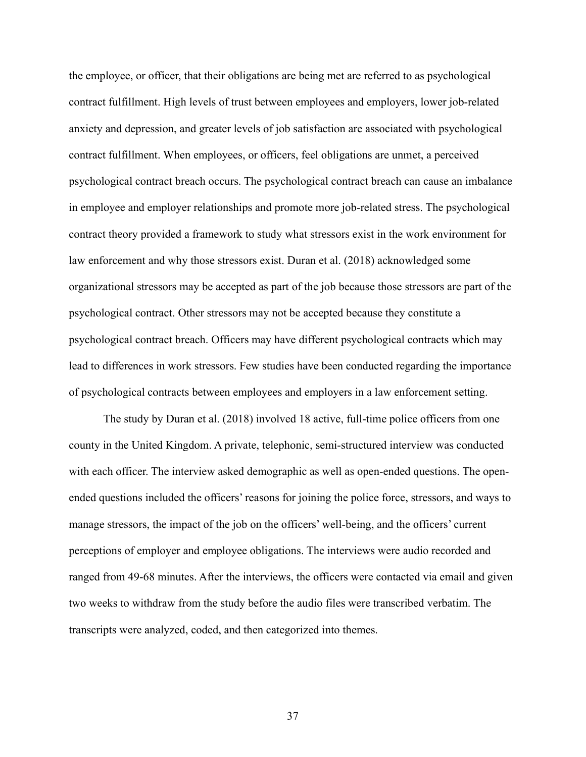the employee, or officer, that their obligations are being met are referred to as psychological contract fulfillment. High levels of trust between employees and employers, lower job-related anxiety and depression, and greater levels of job satisfaction are associated with psychological contract fulfillment. When employees, or officers, feel obligations are unmet, a perceived psychological contract breach occurs. The psychological contract breach can cause an imbalance in employee and employer relationships and promote more job-related stress. The psychological contract theory provided a framework to study what stressors exist in the work environment for law enforcement and why those stressors exist. Duran et al. (2018) acknowledged some organizational stressors may be accepted as part of the job because those stressors are part of the psychological contract. Other stressors may not be accepted because they constitute a psychological contract breach. Officers may have different psychological contracts which may lead to differences in work stressors. Few studies have been conducted regarding the importance of psychological contracts between employees and employers in a law enforcement setting.

The study by Duran et al. (2018) involved 18 active, full-time police officers from one county in the United Kingdom. A private, telephonic, semi-structured interview was conducted with each officer. The interview asked demographic as well as open-ended questions. The open-ended questions included the officers' reasons for joining the police force, stressors, and ways to manage stressors, the impact of the job on the officers' well-being, and the officers' current perceptions of employer and employee obligations. The interviews were audio recorded and ranged from 49-68 minutes. After the interviews, the officers were contacted via email and given two weeks to withdraw from the study before the audio files were transcribed verbatim. The transcripts were analyzed, coded, and then categorized into themes.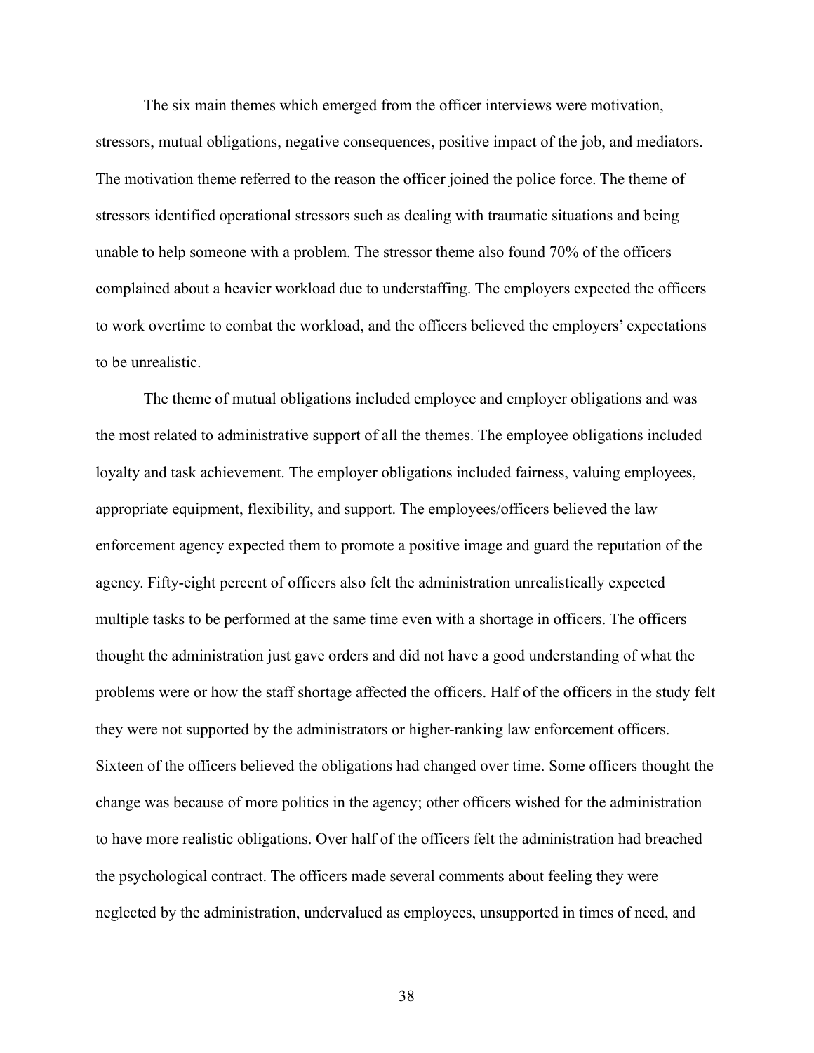The six main themes which emerged from the officer interviews were motivation, stressors, mutual obligations, negative consequences, positive impact of the job, and mediators. The motivation theme referred to the reason the officer joined the police force. The theme of stressors identified operational stressors such as dealing with traumatic situations and being unable to help someone with a problem. The stressor theme also found 70% of the officers complained about a heavier workload due to understaffing. The employers expected the officers to work overtime to combat the workload, and the officers believed the employers' expectations to be unrealistic.

The theme of mutual obligations included employee and employer obligations and was the most related to administrative support of all the themes. The employee obligations included loyalty and task achievement. The employer obligations included fairness, valuing employees, appropriate equipment, flexibility, and support. The employees/officers believed the law enforcement agency expected them to promote a positive image and guard the reputation of the agency. Fifty-eight percent of officers also felt the administration unrealistically expected multiple tasks to be performed at the same time even with a shortage in officers. The officers thought the administration just gave orders and did not have a good understanding of what the problems were or how the staff shortage affected the officers. Half of the officers in the study felt they were not supported by the administrators or higher-ranking law enforcement officers. Sixteen of the officers believed the obligations had changed over time. Some officers thought the change was because of more politics in the agency; other officers wished for the administration to have more realistic obligations. Over half of the officers felt the administration had breached the psychological contract. The officers made several comments about feeling they were neglected by the administration, undervalued as employees, unsupported in times of need, and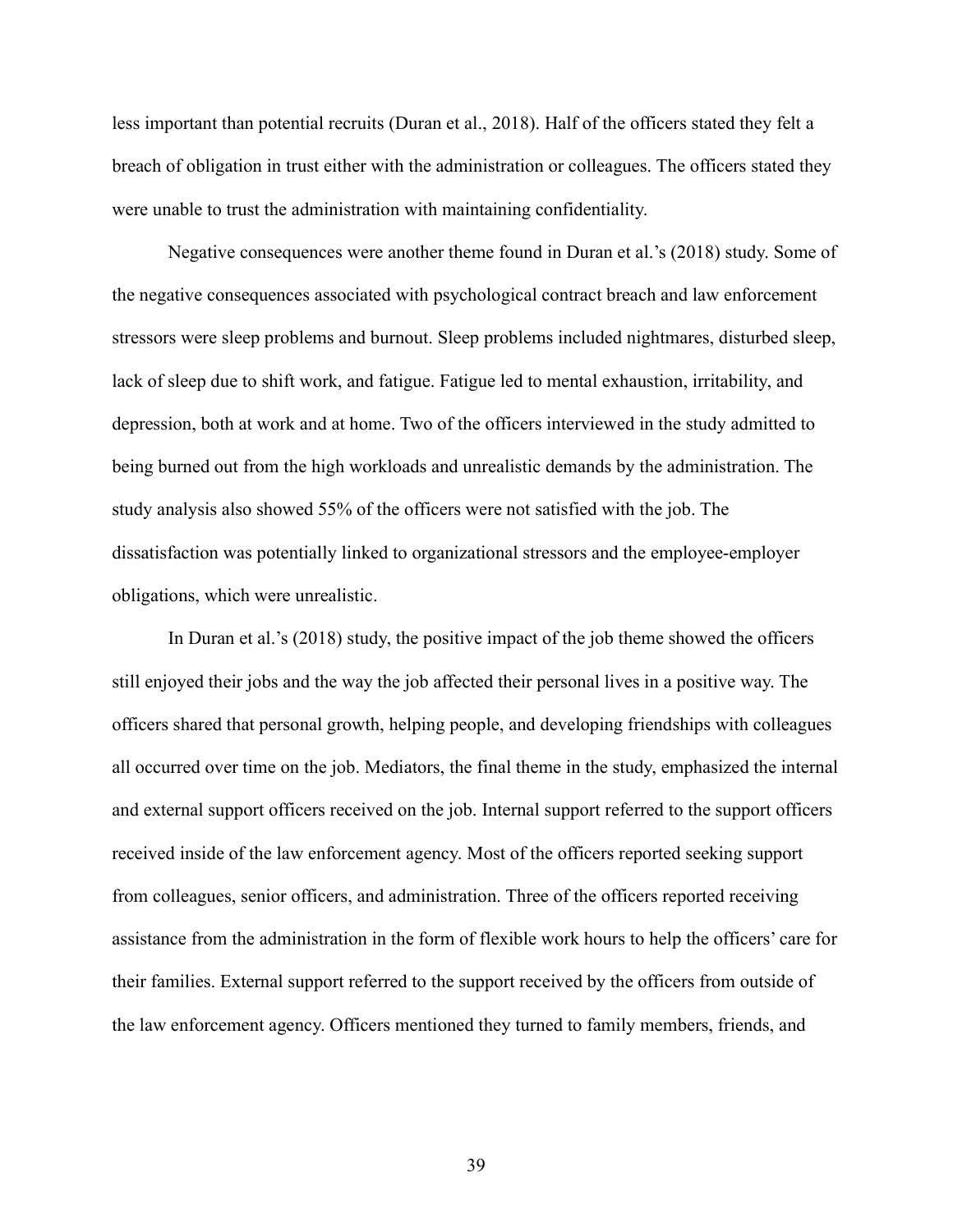less important than potential recruits (Duran et al., 2018). Half of the officers stated they felt a breach of obligation in trust either with the administration or colleagues. The officers stated they were unable to trust the administration with maintaining confidentiality.

Negative consequences were another theme found in Duran et al.'s (2018) study. Some of the negative consequences associated with psychological contract breach and law enforcement stressors were sleep problems and burnout. Sleep problems included nightmares, disturbed sleep, lack of sleep due to shift work, and fatigue. Fatigue led to mental exhaustion, irritability, and depression, both at work and at home. Two of the officers interviewed in the study admitted to being burned out from the high workloads and unrealistic demands by the administration. The study analysis also showed 55% of the officers were not satisfied with the job. The dissatisfaction was potentially linked to organizational stressors and the employee-employer obligations, which were unrealistic.

In Duran et al.'s (2018) study, the positive impact of the job theme showed the officers still enjoyed their jobs and the way the job affected their personal lives in a positive way. The officers shared that personal growth, helping people, and developing friendships with colleagues all occurred over time on the job. Mediators, the final theme in the study, emphasized the internal and external support officers received on the job. Internal support referred to the support officers received inside of the law enforcement agency. Most of the officers reported seeking support from colleagues, senior officers, and administration. Three of the officers reported receiving assistance from the administration in the form of flexible work hours to help the officers' care for their families. External support referred to the support received by the officers from outside of the law enforcement agency. Officers mentioned they turned to family members, friends, and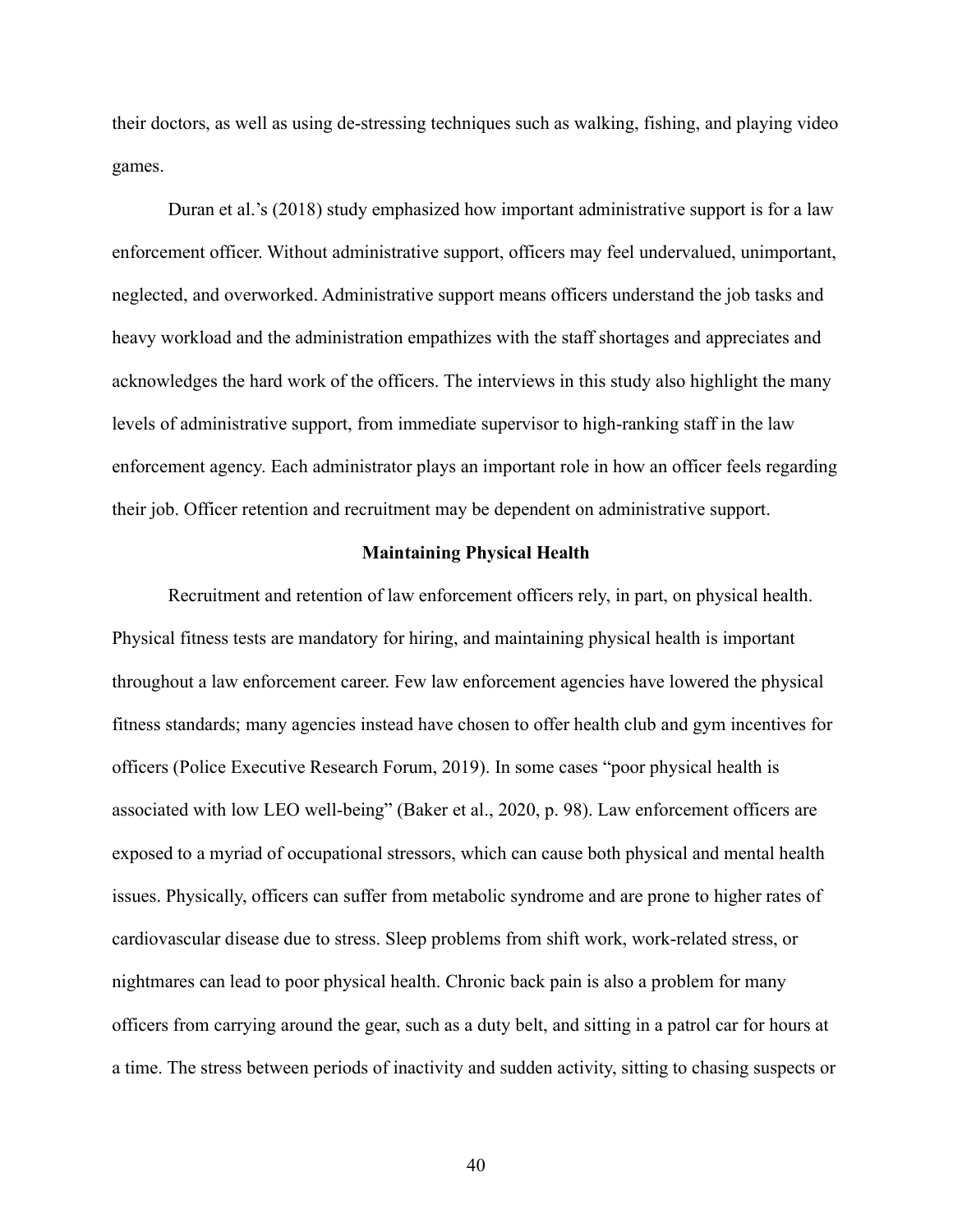their doctors, as well as using de-stressing techniques such as walking, fishing, and playing video games.

Duran et al.'s (2018) study emphasized how important administrative support is for a law enforcement officer. Without administrative support, officers may feel undervalued, unimportant, neglected, and overworked. Administrative support means officers understand the job tasks and heavy workload and the administration empathizes with the staff shortages and appreciates and acknowledges the hard work of the officers. The interviews in this study also highlight the many levels of administrative support, from immediate supervisor to high-ranking staff in the law enforcement agency. Each administrator plays an important role in how an officer feels regarding their job. Officer retention and recruitment may be dependent on administrative support.

## Maintaining Physical Health

Recruitment and retention of law enforcement officers rely, in part, on physical health. Physical fitness tests are mandatory for hiring, and maintaining physical health is important throughout a law enforcement career. Few law enforcement agencies have lowered the physical fitness standards; many agencies instead have chosen to offer health club and gym incentives for officers (Police Executive Research Forum, 2019). In some cases "poor physical health is associated with low LEO well-being" (Baker et al., 2020, p. 98). Law enforcement officers are exposed to a myriad of occupational stressors, which can cause both physical and mental health issues. Physically, officers can suffer from metabolic syndrome and are prone to higher rates of cardiovascular disease due to stress. Sleep problems from shift work, work-related stress, or nightmares can lead to poor physical health. Chronic back pain is also a problem for many officers from carrying around the gear, such as a duty belt, and sitting in a patrol car for hours at a time. The stress between periods of inactivity and sudden activity, sitting to chasing suspects or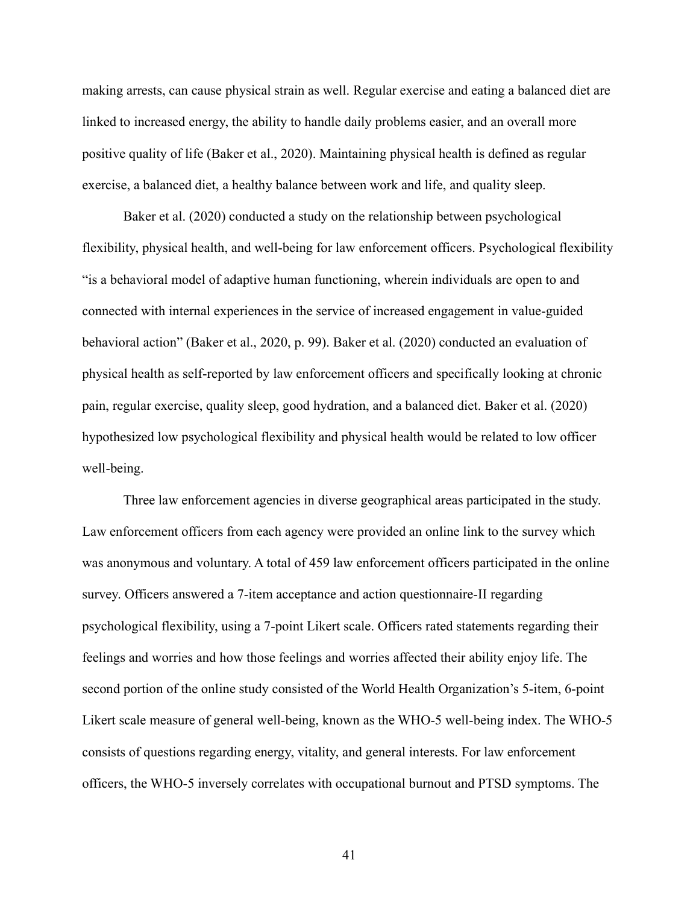making arrests, can cause physical strain as well. Regular exercise and eating a balanced diet are linked to increased energy, the ability to handle daily problems easier, and an overall more positive quality of life (Baker et al., 2020). Maintaining physical health is defined as regular exercise, a balanced diet, a healthy balance between work and life, and quality sleep.

Baker et al. (2020) conducted a study on the relationship between psychological flexibility, physical health, and well-being for law enforcement officers. Psychological flexibility "is a behavioral model of adaptive human functioning, wherein individuals are open to and connected with internal experiences in the service of increased engagement in value-guided behavioral action" (Baker et al., 2020, p. 99). Baker et al. (2020) conducted an evaluation of physical health as self-reported by law enforcement officers and specifically looking at chronic pain, regular exercise, quality sleep, good hydration, and a balanced diet. Baker et al. (2020) hypothesized low psychological flexibility and physical health would be related to low officer well-being.

Three law enforcement agencies in diverse geographical areas participated in the study. Law enforcement officers from each agency were provided an online link to the survey which was anonymous and voluntary. A total of 459 law enforcement officers participated in the online survey. Officers answered a 7-item acceptance and action questionnaire-II regarding psychological flexibility, using a 7-point Likert scale. Officers rated statements regarding their feelings and worries and how those feelings and worries affected their ability enjoy life. The second portion of the online study consisted of the World Health Organization's 5-item, 6-point Likert scale measure of general well-being, known as the WHO-5 well-being index. The WHO-5 consists of questions regarding energy, vitality, and general interests. For law enforcement officers, the WHO-5 inversely correlates with occupational burnout and PTSD symptoms. The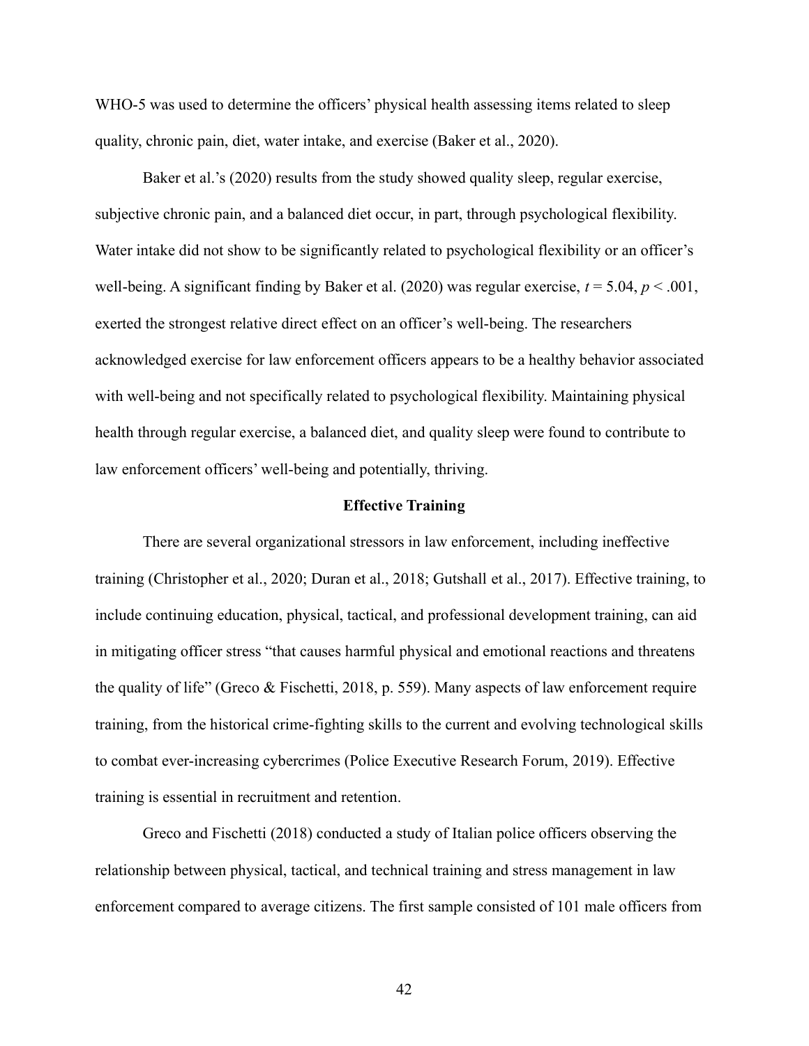WHO-5 was used to determine the officers' physical health assessing items related to sleep quality, chronic pain, diet, water intake, and exercise (Baker et al., 2020).

Baker et al.'s (2020) results from the study showed quality sleep, regular exercise, subjective chronic pain, and a balanced diet occur, in part, through psychological flexibility. Water intake did not show to be significantly related to psychological flexibility or an officer's well-being. A significant finding by Baker et al. (2020) was regular exercise, $t = 5.04$, $p < .001$, exerted the strongest relative direct effect on an officer's well-being. The researchers acknowledged exercise for law enforcement officers appears to be a healthy behavior associated with well-being and not specifically related to psychological flexibility. Maintaining physical health through regular exercise, a balanced diet, and quality sleep were found to contribute to law enforcement officers' well-being and potentially, thriving.

## Effective Training

There are several organizational stressors in law enforcement, including ineffective training (Christopher et al., 2020; Duran et al., 2018; Gutshall et al., 2017). Effective training, to include continuing education, physical, tactical, and professional development training, can aid in mitigating officer stress "that causes harmful physical and emotional reactions and threatens the quality of life" (Greco & Fischetti, 2018, p. 559). Many aspects of law enforcement require training, from the historical crime-fighting skills to the current and evolving technological skills to combat ever-increasing cybercrimes (Police Executive Research Forum, 2019). Effective training is essential in recruitment and retention.

Greco and Fischetti (2018) conducted a study of Italian police officers observing the relationship between physical, tactical, and technical training and stress management in law enforcement compared to average citizens. The first sample consisted of 101 male officers from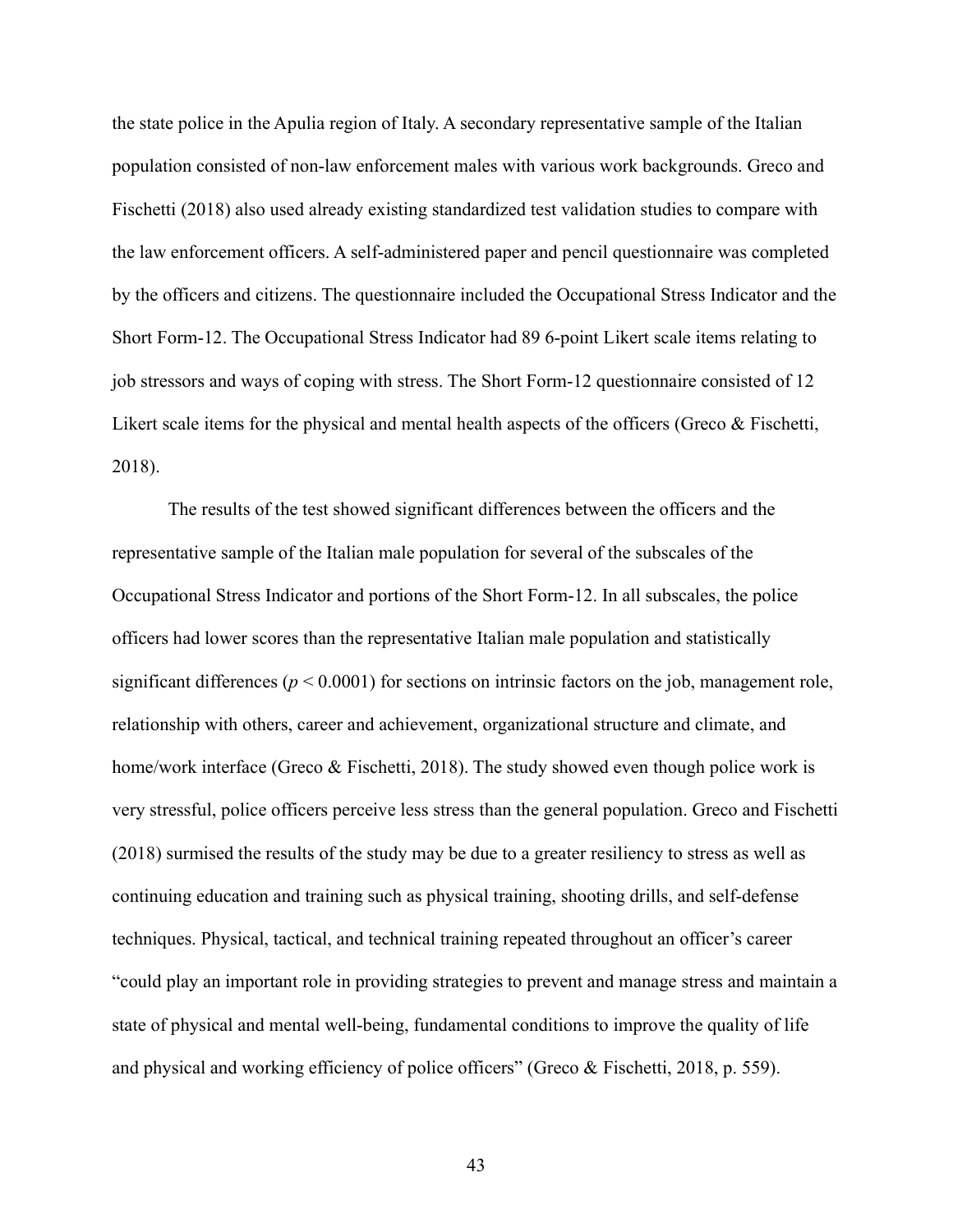the state police in the Apulia region of Italy. A secondary representative sample of the Italian population consisted of non-law enforcement males with various work backgrounds. Greco and Fischetti (2018) also used already existing standardized test validation studies to compare with the law enforcement officers. A self-administered paper and pencil questionnaire was completed by the officers and citizens. The questionnaire included the Occupational Stress Indicator and the Short Form-12. The Occupational Stress Indicator had 89 6-point Likert scale items relating to job stressors and ways of coping with stress. The Short Form-12 questionnaire consisted of 12 Likert scale items for the physical and mental health aspects of the officers (Greco & Fischetti, 2018).

The results of the test showed significant differences between the officers and the representative sample of the Italian male population for several of the subscales of the Occupational Stress Indicator and portions of the Short Form-12. In all subscales, the police officers had lower scores than the representative Italian male population and statistically significant differences ($p < 0.0001$) for sections on intrinsic factors on the job, management role, relationship with others, career and achievement, organizational structure and climate, and home/work interface (Greco & Fischetti, 2018). The study showed even though police work is very stressful, police officers perceive less stress than the general population. Greco and Fischetti (2018) surmised the results of the study may be due to a greater resiliency to stress as well as continuing education and training such as physical training, shooting drills, and self-defense techniques. Physical, tactical, and technical training repeated throughout an officer's career "could play an important role in providing strategies to prevent and manage stress and maintain a state of physical and mental well-being, fundamental conditions to improve the quality of life and physical and working efficiency of police officers" (Greco & Fischetti, 2018, p. 559).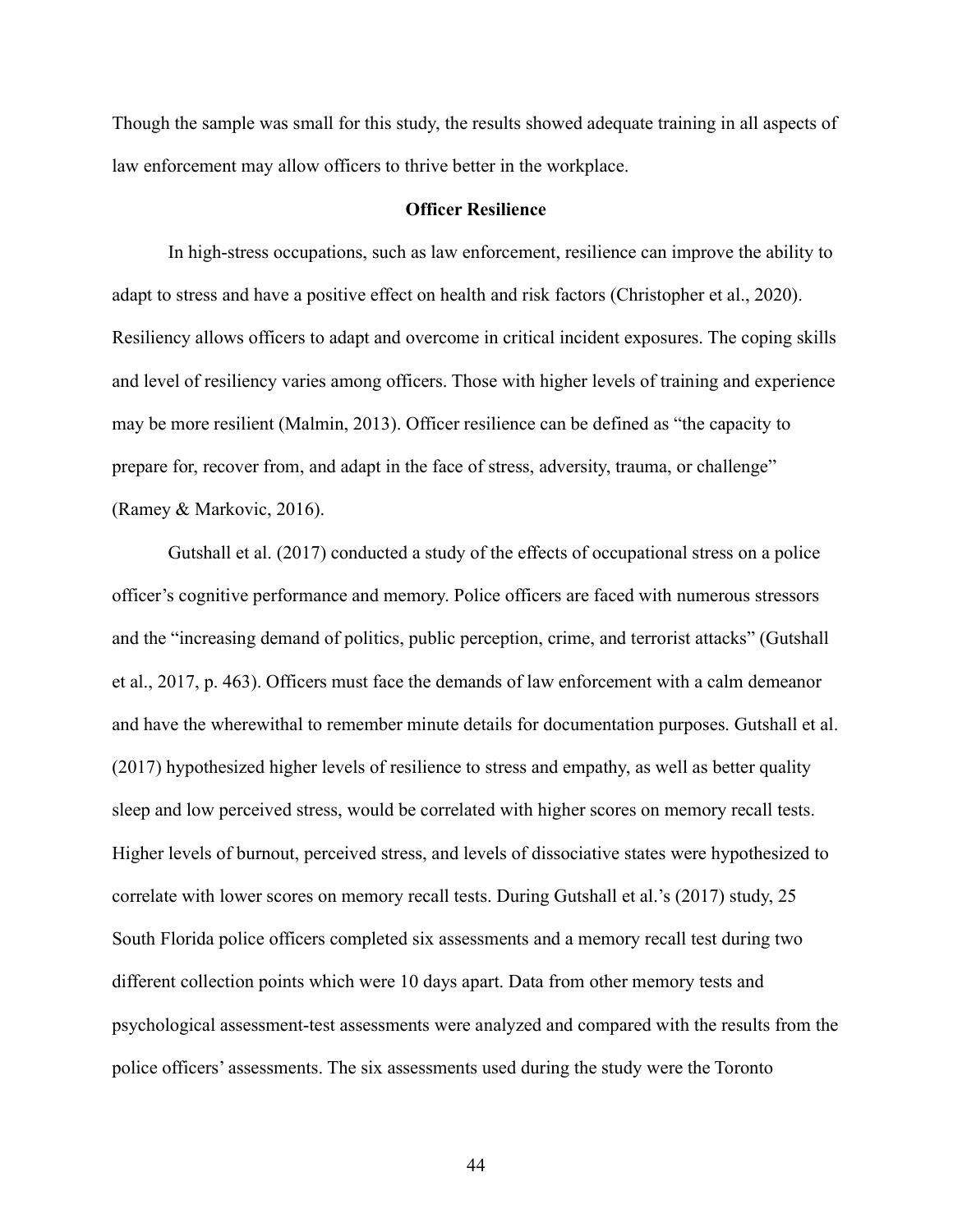Though the sample was small for this study, the results showed adequate training in all aspects of law enforcement may allow officers to thrive better in the workplace.

## Officer Resilience

In high-stress occupations, such as law enforcement, resilience can improve the ability to adapt to stress and have a positive effect on health and risk factors (Christopher et al., 2020). Resiliency allows officers to adapt and overcome in critical incident exposures. The coping skills and level of resiliency varies among officers. Those with higher levels of training and experience may be more resilient (Malmin, 2013). Officer resilience can be defined as "the capacity to prepare for, recover from, and adapt in the face of stress, adversity, trauma, or challenge" (Ramey & Markovic, 2016).

Gutshall et al. (2017) conducted a study of the effects of occupational stress on a police officer's cognitive performance and memory. Police officers are faced with numerous stressors and the "increasing demand of politics, public perception, crime, and terrorist attacks" (Gutshall et al., 2017, p. 463). Officers must face the demands of law enforcement with a calm demeanor and have the wherewithal to remember minute details for documentation purposes. Gutshall et al. (2017) hypothesized higher levels of resilience to stress and empathy, as well as better quality sleep and low perceived stress, would be correlated with higher scores on memory recall tests. Higher levels of burnout, perceived stress, and levels of dissociative states were hypothesized to correlate with lower scores on memory recall tests. During Gutshall et al.'s (2017) study, 25 South Florida police officers completed six assessments and a memory recall test during two different collection points which were 10 days apart. Data from other memory tests and psychological assessment-test assessments were analyzed and compared with the results from the police officers' assessments. The six assessments used during the study were the Toronto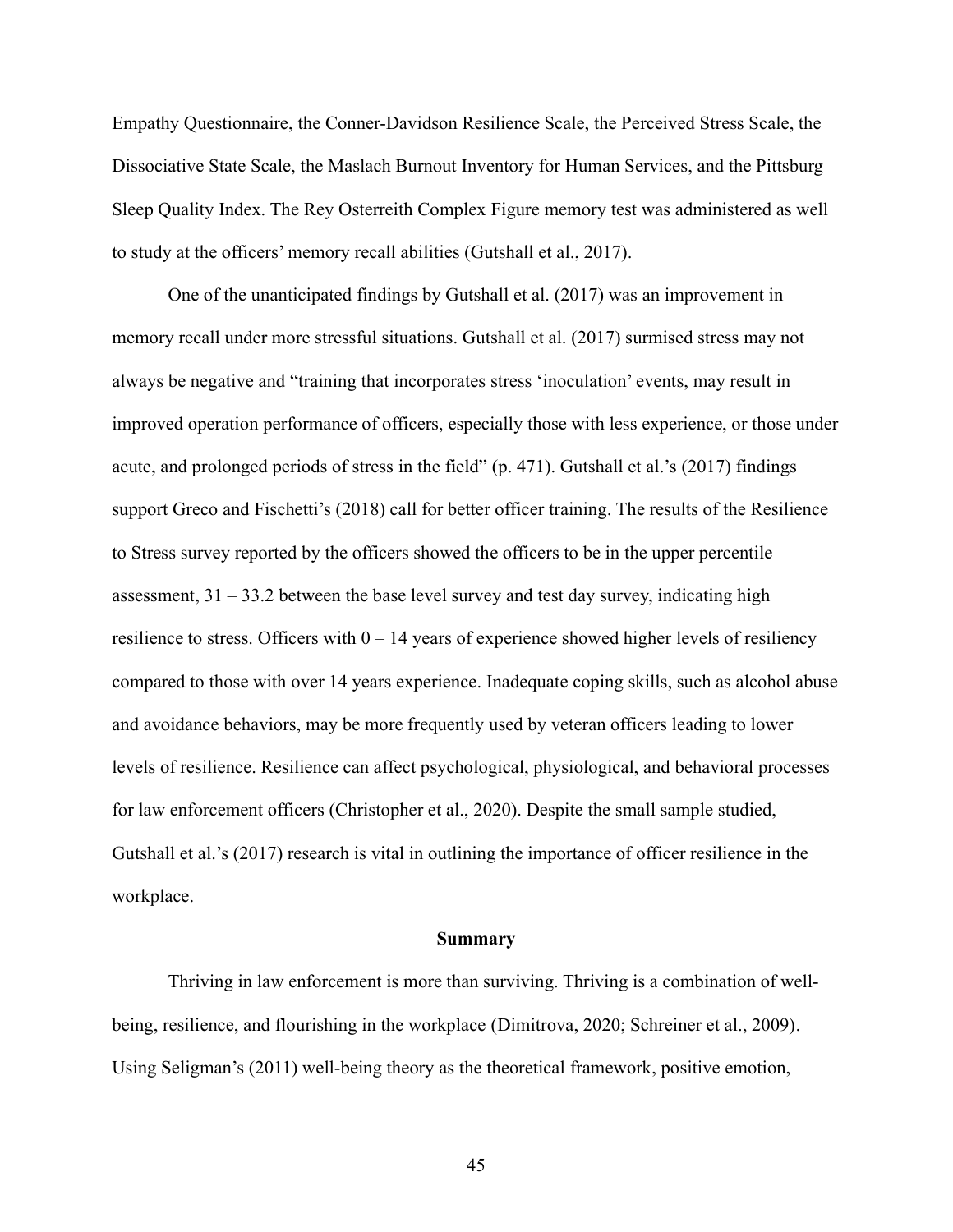Empathy Questionnaire, the Conner-Davidson Resilience Scale, the Perceived Stress Scale, the Dissociative State Scale, the Maslach Burnout Inventory for Human Services, and the Pittsburg Sleep Quality Index. The Rey Osterreith Complex Figure memory test was administered as well to study at the officers' memory recall abilities (Gutshall et al., 2017).

One of the unanticipated findings by Gutshall et al. (2017) was an improvement in memory recall under more stressful situations. Gutshall et al. (2017) surmised stress may not always be negative and "training that incorporates stress 'inoculation' events, may result in improved operation performance of officers, especially those with less experience, or those under acute, and prolonged periods of stress in the field" (p. 471). Gutshall et al.'s (2017) findings support Greco and Fischetti's (2018) call for better officer training. The results of the Resilience to Stress survey reported by the officers showed the officers to be in the upper percentile assessment, 31 – 33.2 between the base level survey and test day survey, indicating high resilience to stress. Officers with 0 – 14 years of experience showed higher levels of resiliency compared to those with over 14 years experience. Inadequate coping skills, such as alcohol abuse and avoidance behaviors, may be more frequently used by veteran officers leading to lower levels of resilience. Resilience can affect psychological, physiological, and behavioral processes for law enforcement officers (Christopher et al., 2020). Despite the small sample studied, Gutshall et al.'s (2017) research is vital in outlining the importance of officer resilience in the workplace.

## Summary

Thriving in law enforcement is more than surviving. Thriving is a combination of well-being, resilience, and flourishing in the workplace (Dimitrova, 2020; Schreiner et al., 2009). Using Seligman's (2011) well-being theory as the theoretical framework, positive emotion,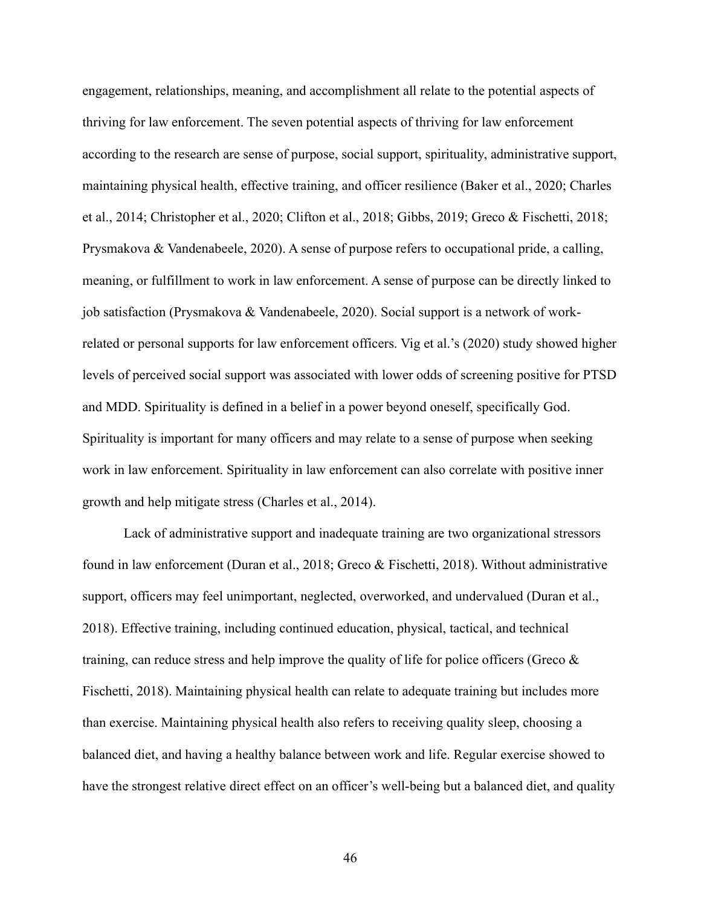engagement, relationships, meaning, and accomplishment all relate to the potential aspects of thriving for law enforcement. The seven potential aspects of thriving for law enforcement according to the research are sense of purpose, social support, spirituality, administrative support, maintaining physical health, effective training, and officer resilience (Baker et al., 2020; Charles et al., 2014; Christopher et al., 2020; Clifton et al., 2018; Gibbs, 2019; Greco & Fischetti, 2018; Prysmakova & Vandenabeele, 2020). A sense of purpose refers to occupational pride, a calling, meaning, or fulfillment to work in law enforcement. A sense of purpose can be directly linked to job satisfaction (Prysmakova & Vandenabeele, 2020). Social support is a network of work-related or personal supports for law enforcement officers. Vig et al.'s (2020) study showed higher levels of perceived social support was associated with lower odds of screening positive for PTSD and MDD. Spirituality is defined in a belief in a power beyond oneself, specifically God. Spirituality is important for many officers and may relate to a sense of purpose when seeking work in law enforcement. Spirituality in law enforcement can also correlate with positive inner growth and help mitigate stress (Charles et al., 2014).

Lack of administrative support and inadequate training are two organizational stressors found in law enforcement (Duran et al., 2018; Greco & Fischetti, 2018). Without administrative support, officers may feel unimportant, neglected, overworked, and undervalued (Duran et al., 2018). Effective training, including continued education, physical, tactical, and technical training, can reduce stress and help improve the quality of life for police officers (Greco & Fischetti, 2018). Maintaining physical health can relate to adequate training but includes more than exercise. Maintaining physical health also refers to receiving quality sleep, choosing a balanced diet, and having a healthy balance between work and life. Regular exercise showed to have the strongest relative direct effect on an officer's well-being but a balanced diet, and quality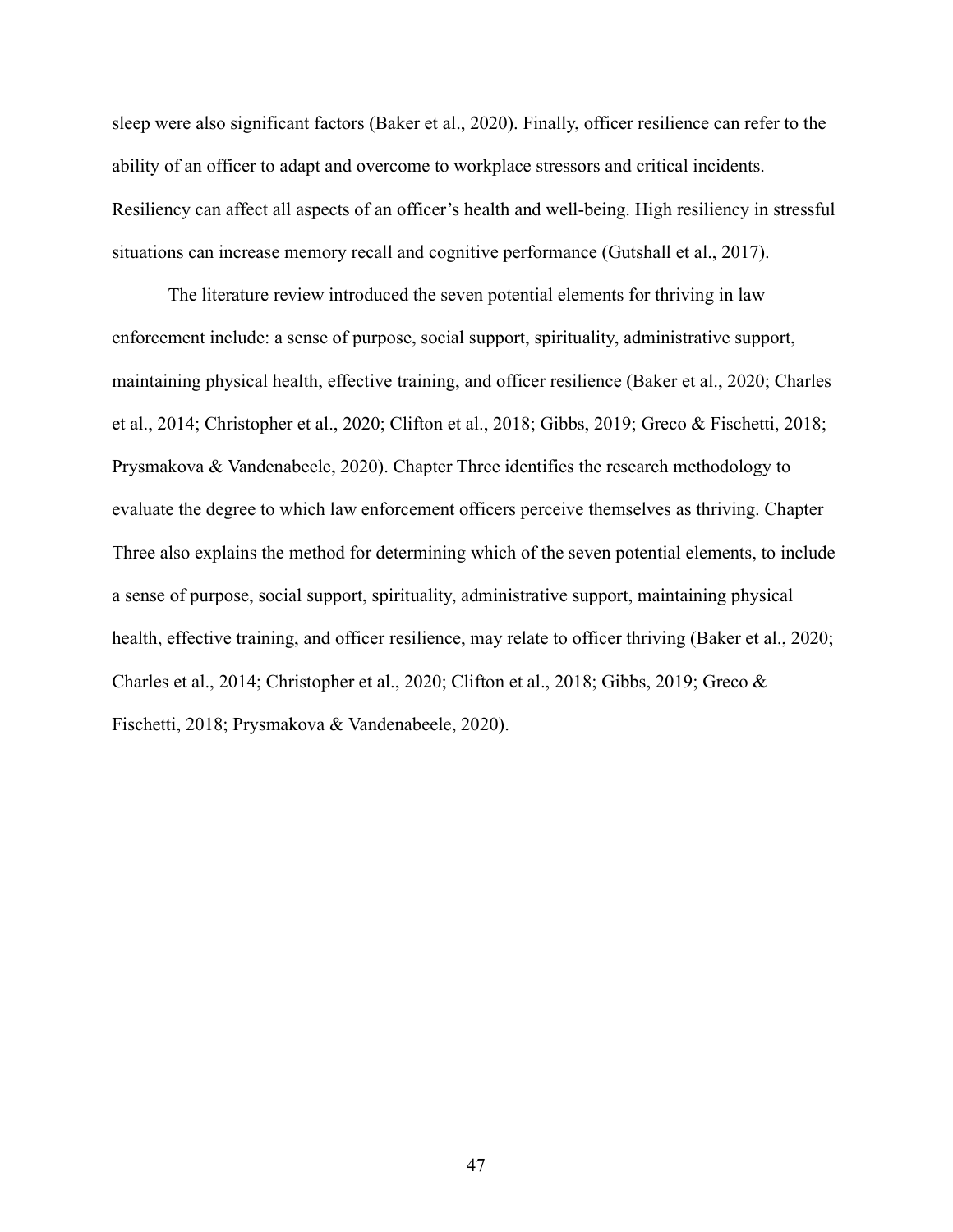sleep were also significant factors (Baker et al., 2020). Finally, officer resilience can refer to the ability of an officer to adapt and overcome to workplace stressors and critical incidents. Resiliency can affect all aspects of an officer's health and well-being. High resiliency in stressful situations can increase memory recall and cognitive performance (Gutshall et al., 2017).

The literature review introduced the seven potential elements for thriving in law enforcement include: a sense of purpose, social support, spirituality, administrative support, maintaining physical health, effective training, and officer resilience (Baker et al., 2020; Charles et al., 2014; Christopher et al., 2020; Clifton et al., 2018; Gibbs, 2019; Greco & Fischetti, 2018; Prysmakova & Vandenabeele, 2020). Chapter Three identifies the research methodology to evaluate the degree to which law enforcement officers perceive themselves as thriving. Chapter Three also explains the method for determining which of the seven potential elements, to include a sense of purpose, social support, spirituality, administrative support, maintaining physical health, effective training, and officer resilience, may relate to officer thriving (Baker et al., 2020; Charles et al., 2014; Christopher et al., 2020; Clifton et al., 2018; Gibbs, 2019; Greco & Fischetti, 2018; Prysmakova & Vandenabeele, 2020).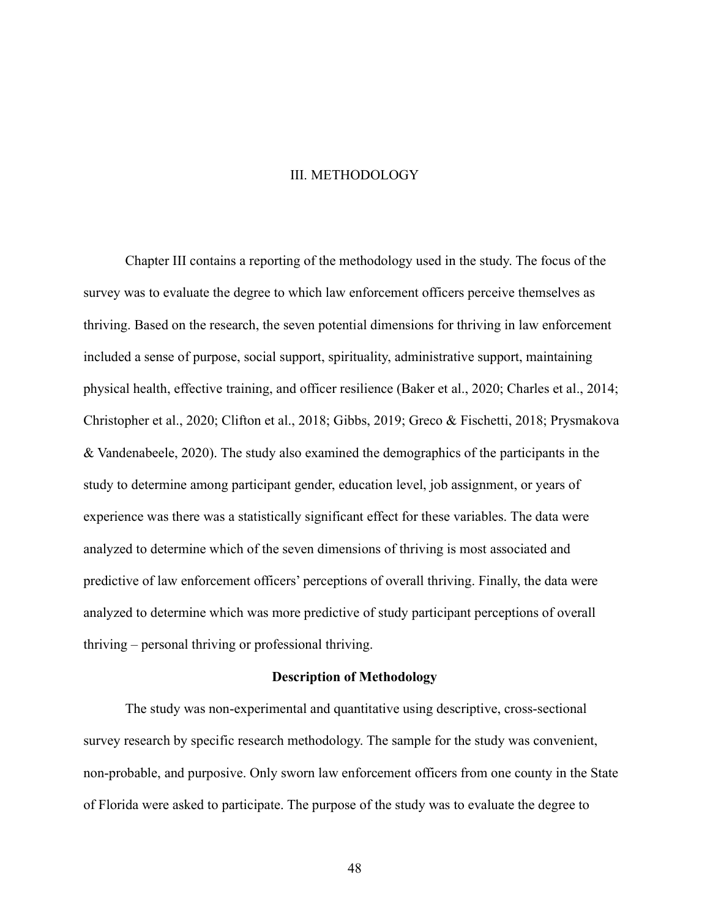# III. METHODOLOGY

Chapter III contains a reporting of the methodology used in the study. The focus of the survey was to evaluate the degree to which law enforcement officers perceive themselves as thriving. Based on the research, the seven potential dimensions for thriving in law enforcement included a sense of purpose, social support, spirituality, administrative support, maintaining physical health, effective training, and officer resilience (Baker et al., 2020; Charles et al., 2014; Christopher et al., 2020; Clifton et al., 2018; Gibbs, 2019; Greco & Fischetti, 2018; Prysmakova & Vandenabeele, 2020). The study also examined the demographics of the participants in the study to determine among participant gender, education level, job assignment, or years of experience was there was a statistically significant effect for these variables. The data were analyzed to determine which of the seven dimensions of thriving is most associated and predictive of law enforcement officers' perceptions of overall thriving. Finally, the data were analyzed to determine which was more predictive of study participant perceptions of overall thriving – personal thriving or professional thriving.

## Description of Methodology

The study was non-experimental and quantitative using descriptive, cross-sectional survey research by specific research methodology. The sample for the study was convenient, non-probable, and purposive. Only sworn law enforcement officers from one county in the State of Florida were asked to participate. The purpose of the study was to evaluate the degree to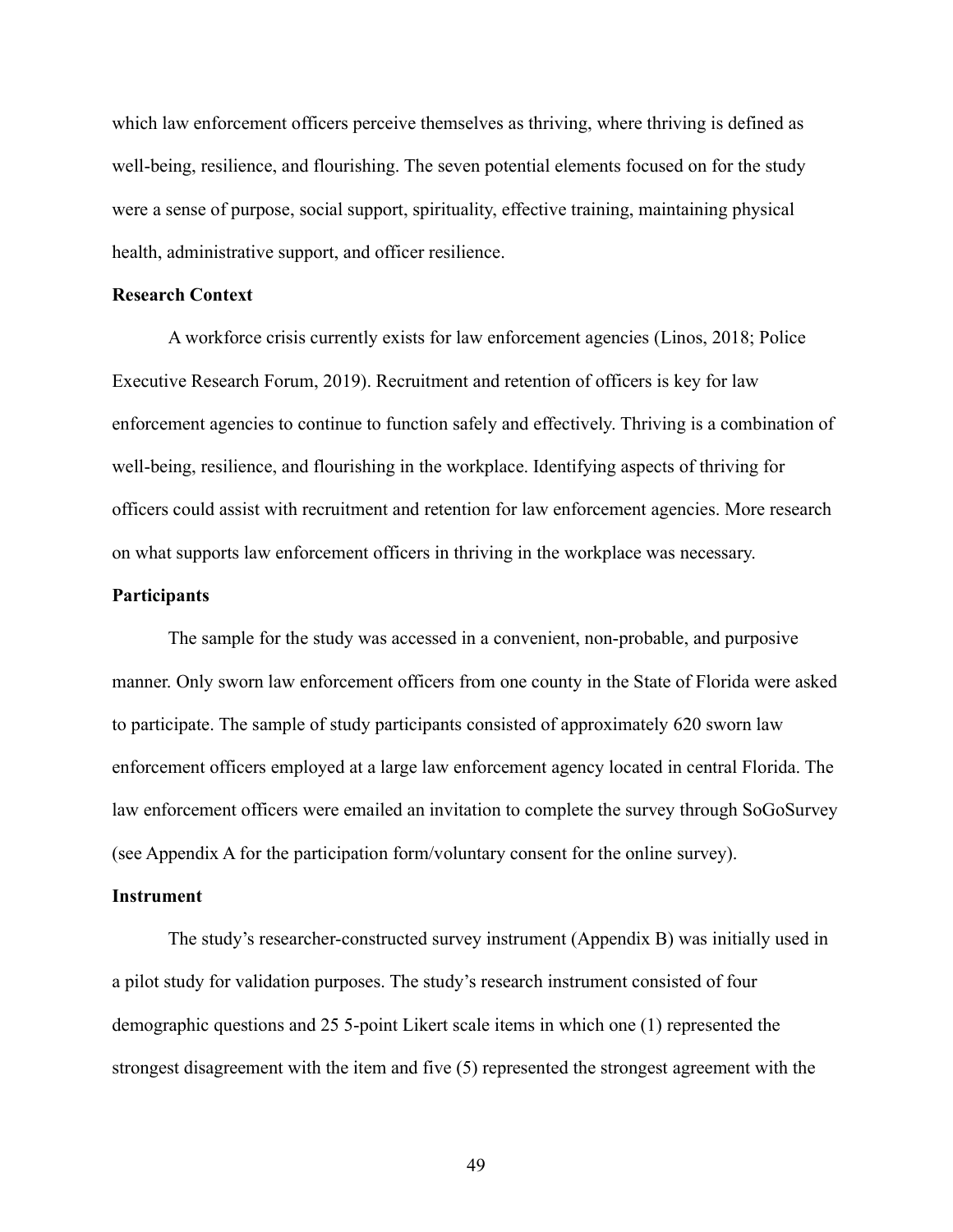which law enforcement officers perceive themselves as thriving, where thriving is defined as well-being, resilience, and flourishing. The seven potential elements focused on for the study were a sense of purpose, social support, spirituality, effective training, maintaining physical health, administrative support, and officer resilience.

### Research Context

A workforce crisis currently exists for law enforcement agencies (Linos, 2018; Police Executive Research Forum, 2019). Recruitment and retention of officers is key for law enforcement agencies to continue to function safely and effectively. Thriving is a combination of well-being, resilience, and flourishing in the workplace. Identifying aspects of thriving for officers could assist with recruitment and retention for law enforcement agencies. More research on what supports law enforcement officers in thriving in the workplace was necessary.

### Participants

The sample for the study was accessed in a convenient, non-probable, and purposive manner. Only sworn law enforcement officers from one county in the State of Florida were asked to participate. The sample of study participants consisted of approximately 620 sworn law enforcement officers employed at a large law enforcement agency located in central Florida. The law enforcement officers were emailed an invitation to complete the survey through SoGoSurvey (see Appendix A for the participation form/voluntary consent for the online survey).

### Instrument

The study's researcher-constructed survey instrument (Appendix B) was initially used in a pilot study for validation purposes. The study's research instrument consisted of four demographic questions and 25 5-point Likert scale items in which one (1) represented the strongest disagreement with the item and five (5) represented the strongest agreement with the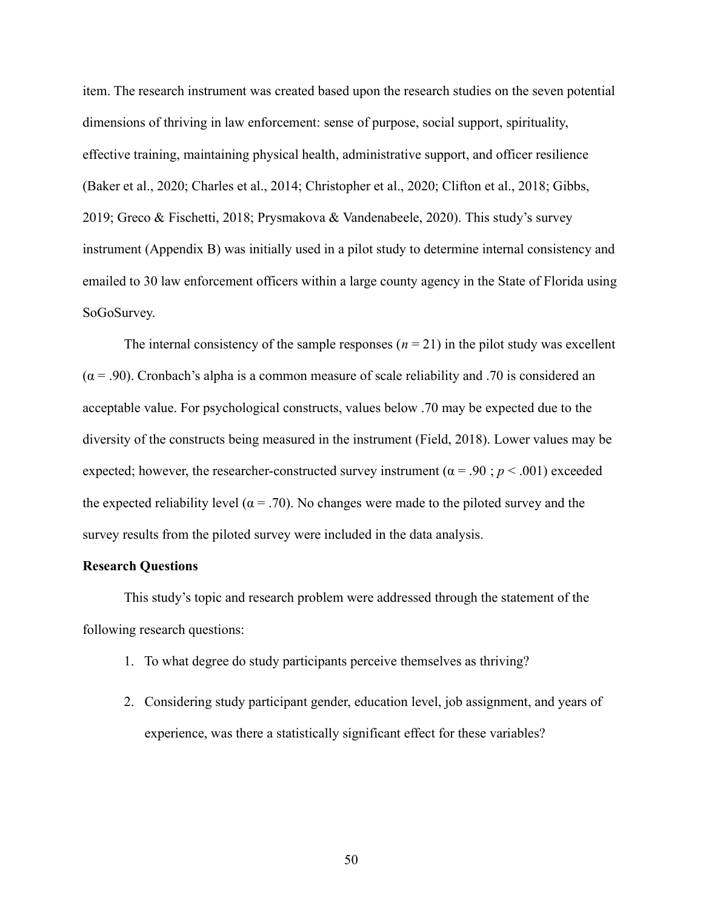item. The research instrument was created based upon the research studies on the seven potential dimensions of thriving in law enforcement: sense of purpose, social support, spirituality, effective training, maintaining physical health, administrative support, and officer resilience (Baker et al., 2020; Charles et al., 2014; Christopher et al., 2020; Clifton et al., 2018; Gibbs, 2019; Greco & Fischetti, 2018; Prysmakova & Vandenabeele, 2020). This study's survey instrument (Appendix B) was initially used in a pilot study to determine internal consistency and emailed to 30 law enforcement officers within a large county agency in the State of Florida using SoGoSurvey.

The internal consistency of the sample responses ($n = 21$) in the pilot study was excellent ($\alpha = .90$). Cronbach's alpha is a common measure of scale reliability and .70 is considered an acceptable value. For psychological constructs, values below .70 may be expected due to the diversity of the constructs being measured in the instrument (Field, 2018). Lower values may be expected; however, the researcher-constructed survey instrument ($\alpha = .90$ ; $p < .001$) exceeded the expected reliability level ($\alpha = .70$). No changes were made to the piloted survey and the survey results from the piloted survey were included in the data analysis.

**Research Questions**

This study's topic and research problem were addressed through the statement of the following research questions:

1. To what degree do study participants perceive themselves as thriving?
2. Considering study participant gender, education level, job assignment, and years of experience, was there a statistically significant effect for these variables?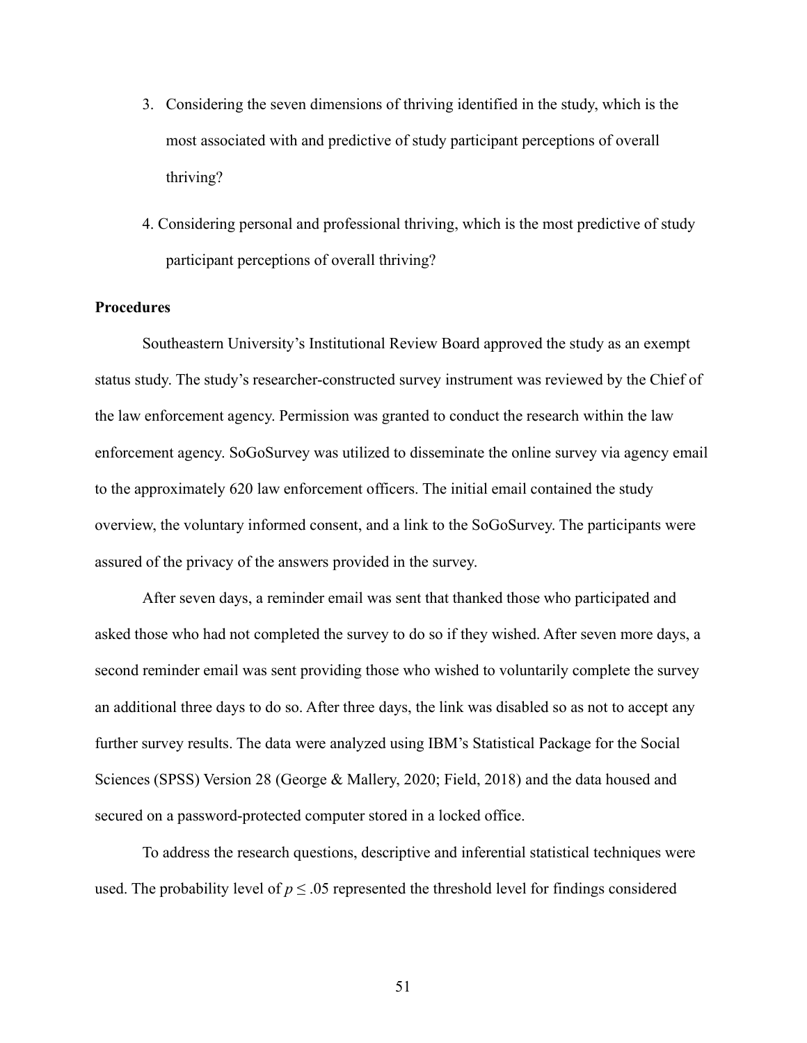3. Considering the seven dimensions of thriving identified in the study, which is the most associated with and predictive of study participant perceptions of overall thriving?

4. Considering personal and professional thriving, which is the most predictive of study participant perceptions of overall thriving?

**Procedures**

Southeastern University's Institutional Review Board approved the study as an exempt status study. The study's researcher-constructed survey instrument was reviewed by the Chief of the law enforcement agency. Permission was granted to conduct the research within the law enforcement agency. SoGoSurvey was utilized to disseminate the online survey via agency email to the approximately 620 law enforcement officers. The initial email contained the study overview, the voluntary informed consent, and a link to the SoGoSurvey. The participants were assured of the privacy of the answers provided in the survey.

After seven days, a reminder email was sent that thanked those who participated and asked those who had not completed the survey to do so if they wished. After seven more days, a second reminder email was sent providing those who wished to voluntarily complete the survey an additional three days to do so. After three days, the link was disabled so as not to accept any further survey results. The data were analyzed using IBM's Statistical Package for the Social Sciences (SPSS) Version 28 (George & Mallery, 2020; Field, 2018) and the data housed and secured on a password-protected computer stored in a locked office.

To address the research questions, descriptive and inferential statistical techniques were used. The probability level of $p \leq .05$ represented the threshold level for findings considered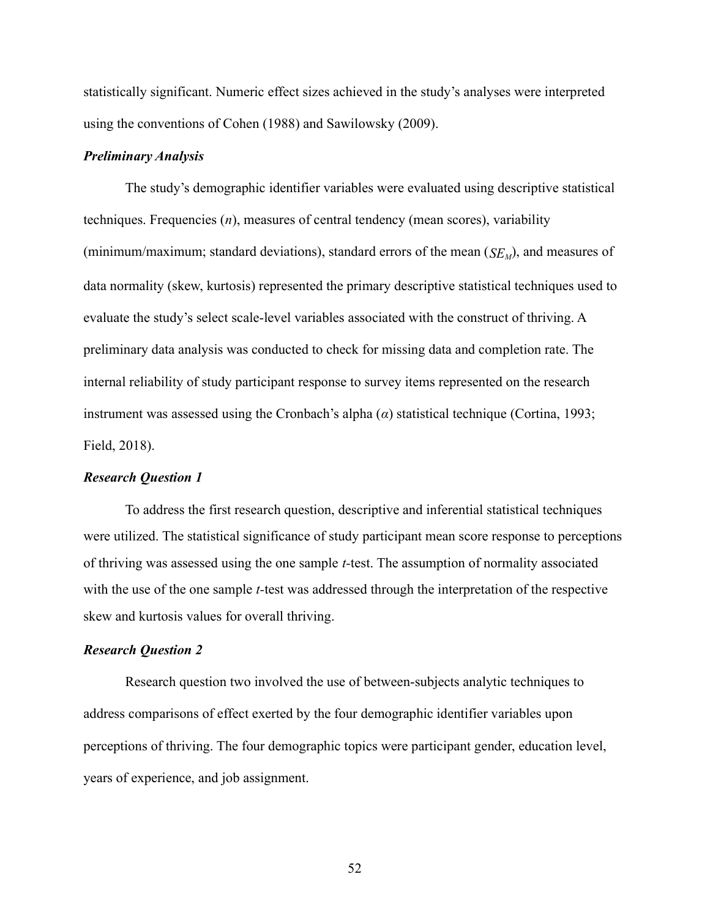statistically significant. Numeric effect sizes achieved in the study's analyses were interpreted using the conventions of Cohen (1988) and Sawilowsky (2009).

### *Preliminary Analysis*

The study's demographic identifier variables were evaluated using descriptive statistical techniques. Frequencies (*n*), measures of central tendency (mean scores), variability (minimum/maximum; standard deviations), standard errors of the mean ($SE_M$), and measures of data normality (skew, kurtosis) represented the primary descriptive statistical techniques used to evaluate the study's select scale-level variables associated with the construct of thriving. A preliminary data analysis was conducted to check for missing data and completion rate. The internal reliability of study participant response to survey items represented on the research instrument was assessed using the Cronbach's alpha ($\alpha$) statistical technique (Cortina, 1993; Field, 2018).

### *Research Question 1*

To address the first research question, descriptive and inferential statistical techniques were utilized. The statistical significance of study participant mean score response to perceptions of thriving was assessed using the one sample *t*-test. The assumption of normality associated with the use of the one sample *t*-test was addressed through the interpretation of the respective skew and kurtosis values for overall thriving.

### *Research Question 2*

Research question two involved the use of between-subjects analytic techniques to address comparisons of effect exerted by the four demographic identifier variables upon perceptions of thriving. The four demographic topics were participant gender, education level, years of experience, and job assignment.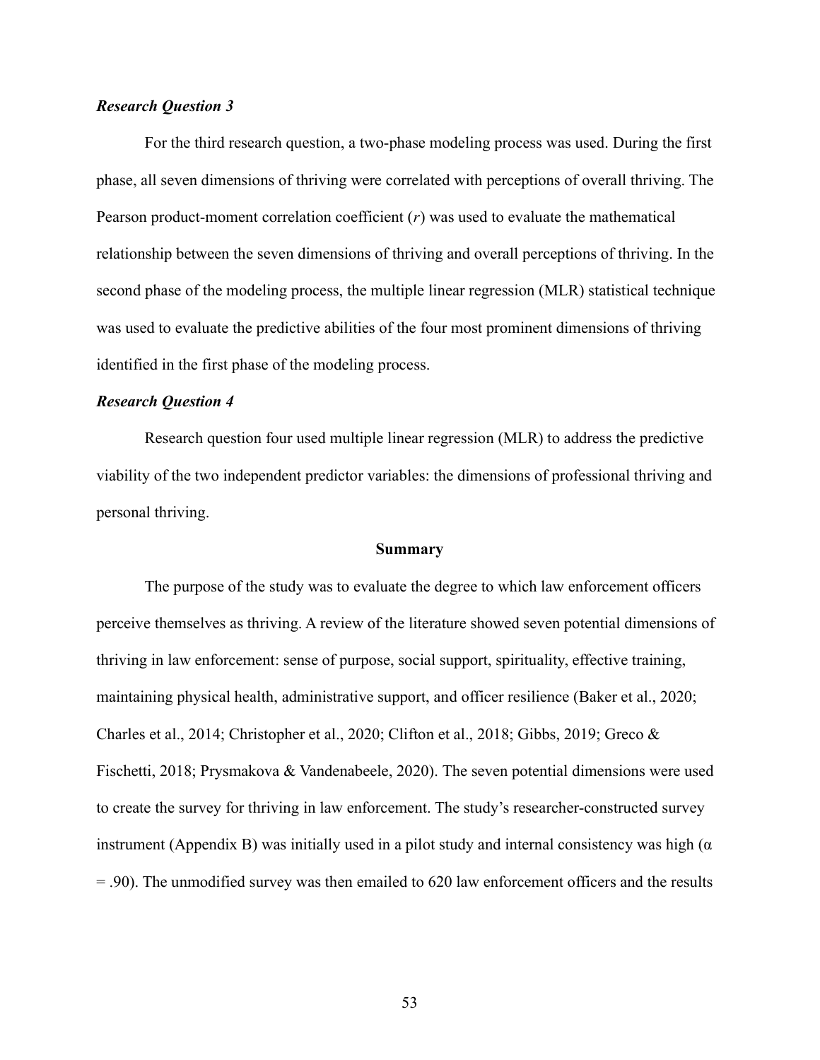### *Research Question 3*

For the third research question, a two-phase modeling process was used. During the first phase, all seven dimensions of thriving were correlated with perceptions of overall thriving. The Pearson product-moment correlation coefficient ($r$) was used to evaluate the mathematical relationship between the seven dimensions of thriving and overall perceptions of thriving. In the second phase of the modeling process, the multiple linear regression (MLR) statistical technique was used to evaluate the predictive abilities of the four most prominent dimensions of thriving identified in the first phase of the modeling process.

### *Research Question 4*

Research question four used multiple linear regression (MLR) to address the predictive viability of the two independent predictor variables: the dimensions of professional thriving and personal thriving.

## Summary

The purpose of the study was to evaluate the degree to which law enforcement officers perceive themselves as thriving. A review of the literature showed seven potential dimensions of thriving in law enforcement: sense of purpose, social support, spirituality, effective training, maintaining physical health, administrative support, and officer resilience (Baker et al., 2020; Charles et al., 2014; Christopher et al., 2020; Clifton et al., 2018; Gibbs, 2019; Greco & Fischetti, 2018; Prysmakova & Vandenabeele, 2020). The seven potential dimensions were used to create the survey for thriving in law enforcement. The study's researcher-constructed survey instrument (Appendix B) was initially used in a pilot study and internal consistency was high ($\alpha = .90$). The unmodified survey was then emailed to 620 law enforcement officers and the results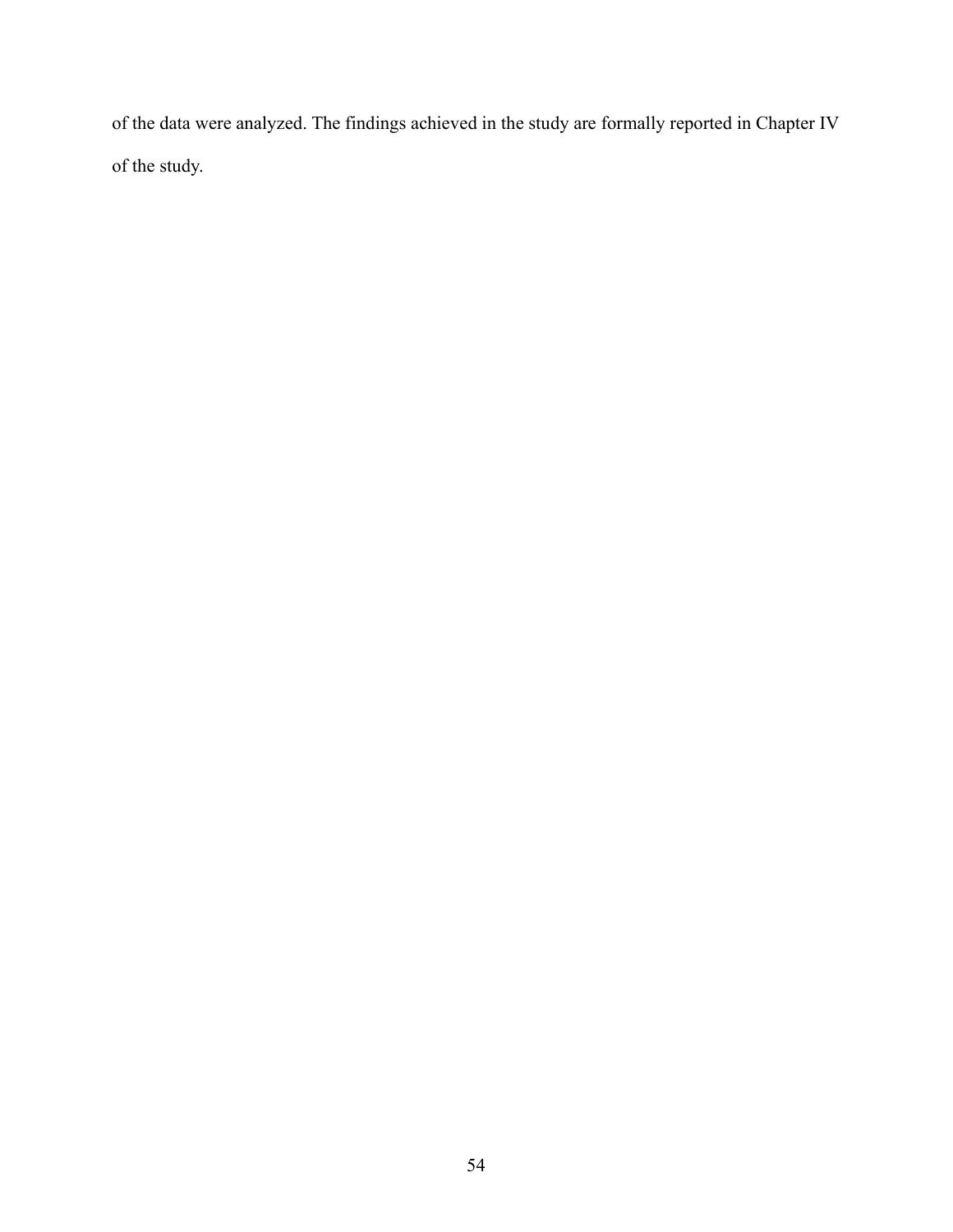of the data were analyzed. The findings achieved in the study are formally reported in Chapter IV of the study.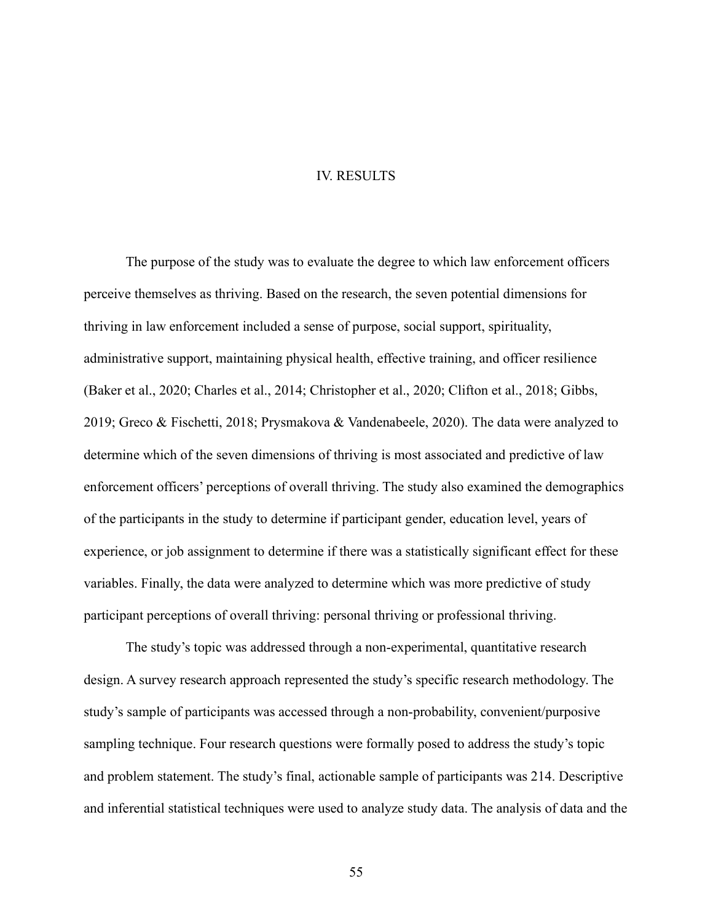# IV. RESULTS

The purpose of the study was to evaluate the degree to which law enforcement officers perceive themselves as thriving. Based on the research, the seven potential dimensions for thriving in law enforcement included a sense of purpose, social support, spirituality, administrative support, maintaining physical health, effective training, and officer resilience (Baker et al., 2020; Charles et al., 2014; Christopher et al., 2020; Clifton et al., 2018; Gibbs, 2019; Greco & Fischetti, 2018; Prysmakova & Vandenabeele, 2020). The data were analyzed to determine which of the seven dimensions of thriving is most associated and predictive of law enforcement officers' perceptions of overall thriving. The study also examined the demographics of the participants in the study to determine if participant gender, education level, years of experience, or job assignment to determine if there was a statistically significant effect for these variables. Finally, the data were analyzed to determine which was more predictive of study participant perceptions of overall thriving: personal thriving or professional thriving.

The study's topic was addressed through a non-experimental, quantitative research design. A survey research approach represented the study's specific research methodology. The study's sample of participants was accessed through a non-probability, convenient/purposive sampling technique. Four research questions were formally posed to address the study's topic and problem statement. The study's final, actionable sample of participants was 214. Descriptive and inferential statistical techniques were used to analyze study data. The analysis of data and the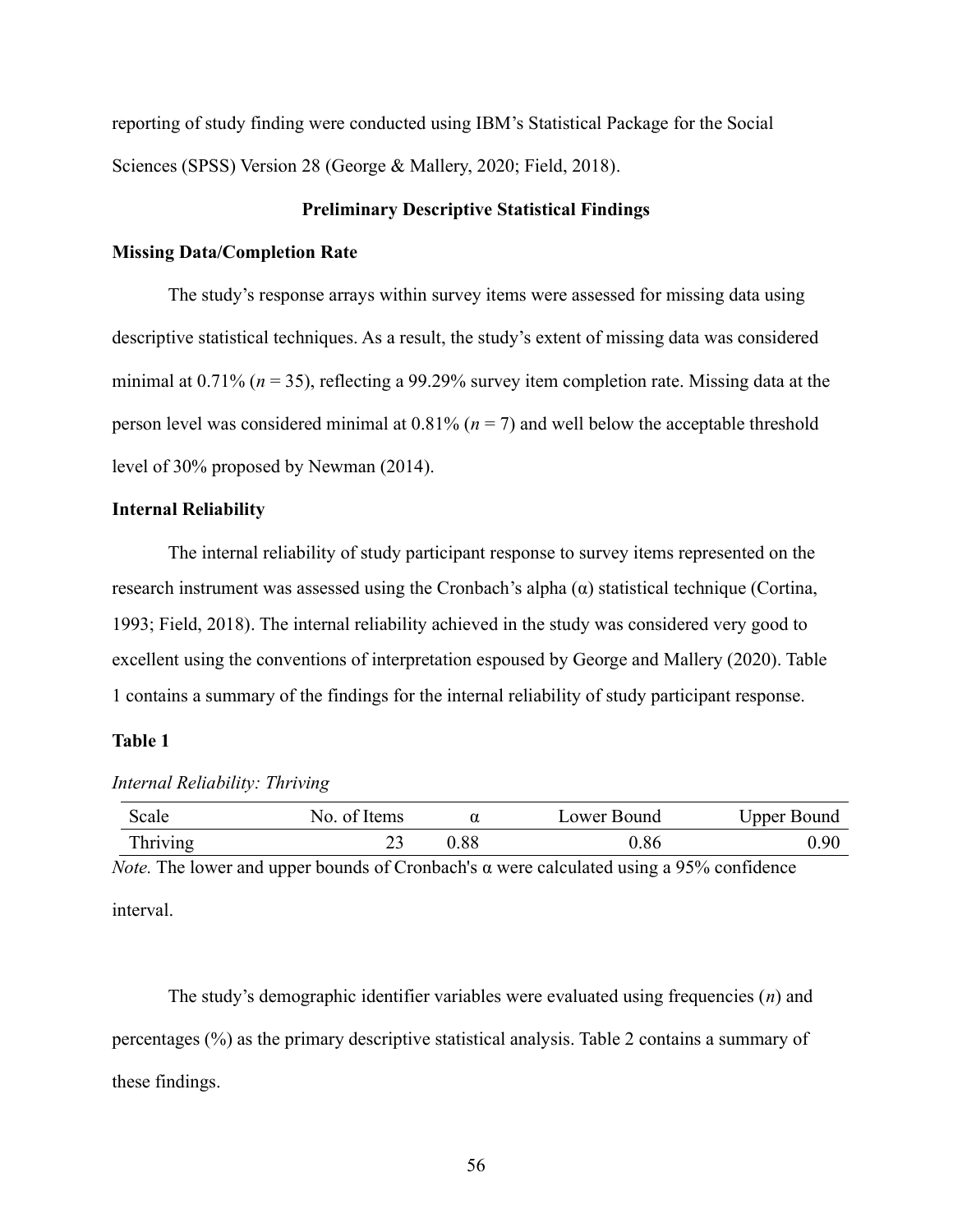reporting of study finding were conducted using IBM's Statistical Package for the Social Sciences (SPSS) Version 28 (George & Mallery, 2020; Field, 2018).

## Preliminary Descriptive Statistical Findings

### Missing Data/Completion Rate

The study's response arrays within survey items were assessed for missing data using descriptive statistical techniques. As a result, the study's extent of missing data was considered minimal at 0.71% (*n* = 35), reflecting a 99.29% survey item completion rate. Missing data at the person level was considered minimal at 0.81% (*n* = 7) and well below the acceptable threshold level of 30% proposed by Newman (2014).

### Internal Reliability

The internal reliability of study participant response to survey items represented on the research instrument was assessed using the Cronbach's alpha (α) statistical technique (Cortina, 1993; Field, 2018). The internal reliability achieved in the study was considered very good to excellent using the conventions of interpretation espoused by George and Mallery (2020). Table 1 contains a summary of the findings for the internal reliability of study participant response.

**Table 1**

*Internal Reliability: Thriving*

| Scale | No. of Items | α | Lower Bound | Upper Bound |
|---|---|---|---|---|
| Thriving | 23 | 0.88 | 0.86 | 0.90 |

*Note.* The lower and upper bounds of Cronbach's α were calculated using a 95% confidence interval.

The study's demographic identifier variables were evaluated using frequencies (*n*) and percentages (%) as the primary descriptive statistical analysis. Table 2 contains a summary of these findings.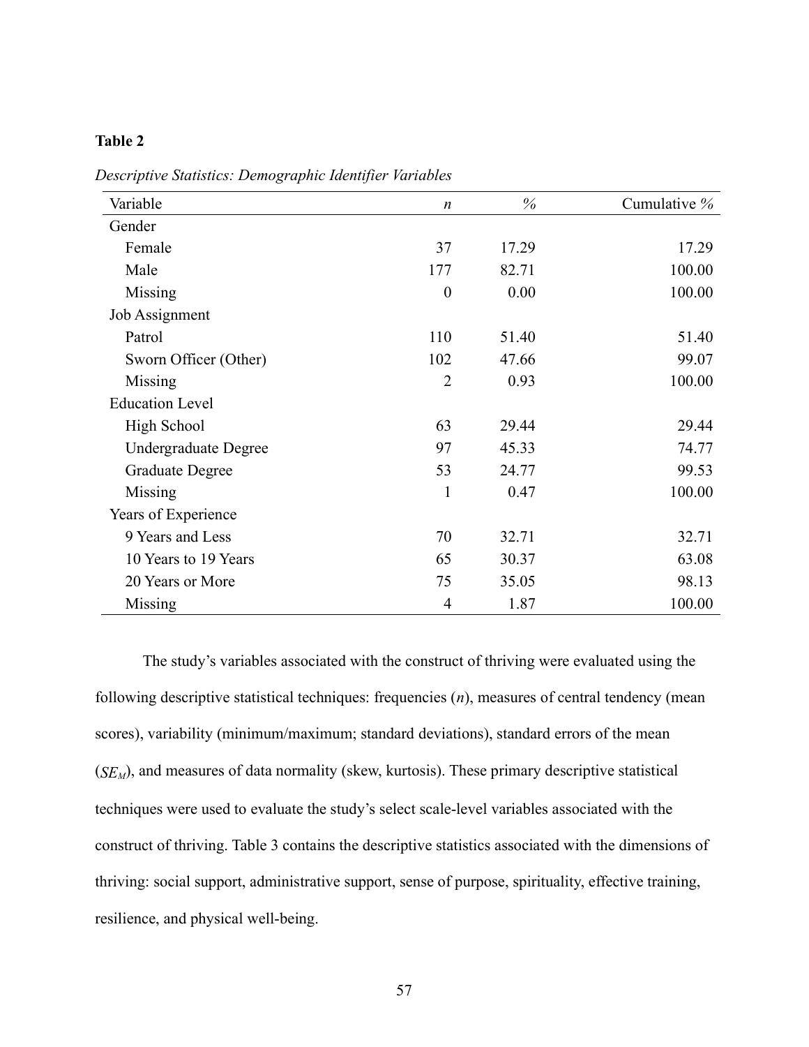**Table 2**

*Descriptive Statistics: Demographic Identifier Variables*

| Variable | *n* | % | Cumulative % |
|---|---|---|---|
| Gender | | | |
| Female | 37 | 17.29 | 17.29 |
| Male | 177 | 82.71 | 100.00 |
| Missing | 0 | 0.00 | 100.00 |
| Job Assignment | | | |
| Patrol | 110 | 51.40 | 51.40 |
| Sworn Officer (Other) | 102 | 47.66 | 99.07 |
| Missing | 2 | 0.93 | 100.00 |
| Education Level | | | |
| High School | 63 | 29.44 | 29.44 |
| Undergraduate Degree | 97 | 45.33 | 74.77 |
| Graduate Degree | 53 | 24.77 | 99.53 |
| Missing | 1 | 0.47 | 100.00 |
| Years of Experience | | | |
| 9 Years and Less | 70 | 32.71 | 32.71 |
| 10 Years to 19 Years | 65 | 30.37 | 63.08 |
| 20 Years or More | 75 | 35.05 | 98.13 |
| Missing | 4 | 1.87 | 100.00 |

The study's variables associated with the construct of thriving were evaluated using the following descriptive statistical techniques: frequencies (*n*), measures of central tendency (mean scores), variability (minimum/maximum; standard deviations), standard errors of the mean ($SE_M$), and measures of data normality (skew, kurtosis). These primary descriptive statistical techniques were used to evaluate the study's select scale-level variables associated with the construct of thriving. Table 3 contains the descriptive statistics associated with the dimensions of thriving: social support, administrative support, sense of purpose, spirituality, effective training, resilience, and physical well-being.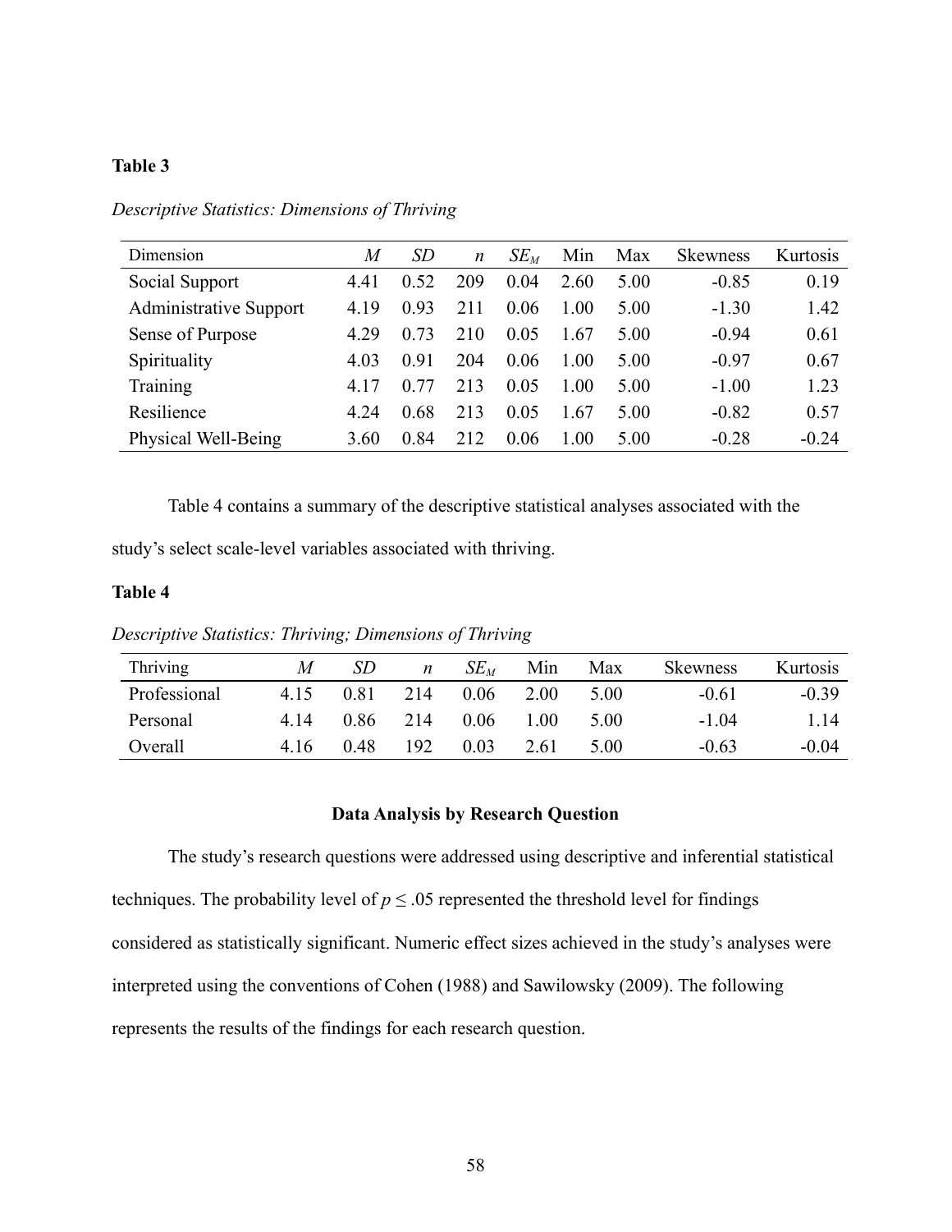**Table 3**

*Descriptive Statistics: Dimensions of Thriving*

| Dimension | *M* | *SD* | *n* | $SE_M$ | Min | Max | Skewness | Kurtosis |
|---|---|---|---|---|---|---|---|---|
| Social Support | 4.41 | 0.52 | 209 | 0.04 | 2.60 | 5.00 | -0.85 | 0.19 |
| Administrative Support | 4.19 | 0.93 | 211 | 0.06 | 1.00 | 5.00 | -1.30 | 1.42 |
| Sense of Purpose | 4.29 | 0.73 | 210 | 0.05 | 1.67 | 5.00 | -0.94 | 0.61 |
| Spirituality | 4.03 | 0.91 | 204 | 0.06 | 1.00 | 5.00 | -0.97 | 0.67 |
| Training | 4.17 | 0.77 | 213 | 0.05 | 1.00 | 5.00 | -1.00 | 1.23 |
| Resilience | 4.24 | 0.68 | 213 | 0.05 | 1.67 | 5.00 | -0.82 | 0.57 |
| Physical Well-Being | 3.60 | 0.84 | 212 | 0.06 | 1.00 | 5.00 | -0.28 | -0.24 |

Table 4 contains a summary of the descriptive statistical analyses associated with the study's select scale-level variables associated with thriving.

**Table 4**

*Descriptive Statistics: Thriving; Dimensions of Thriving*

| Thriving | *M* | *SD* | *n* | $SE_M$ | Min | Max | Skewness | Kurtosis |
|---|---|---|---|---|---|---|---|---|
| Professional | 4.15 | 0.81 | 214 | 0.06 | 2.00 | 5.00 | -0.61 | -0.39 |
| Personal | 4.14 | 0.86 | 214 | 0.06 | 1.00 | 5.00 | -1.04 | 1.14 |
| Overall | 4.16 | 0.48 | 192 | 0.03 | 2.61 | 5.00 | -0.63 | -0.04 |

## Data Analysis by Research Question

The study's research questions were addressed using descriptive and inferential statistical techniques. The probability level of $p \leq .05$ represented the threshold level for findings considered as statistically significant. Numeric effect sizes achieved in the study's analyses were interpreted using the conventions of Cohen (1988) and Sawilowsky (2009). The following represents the results of the findings for each research question.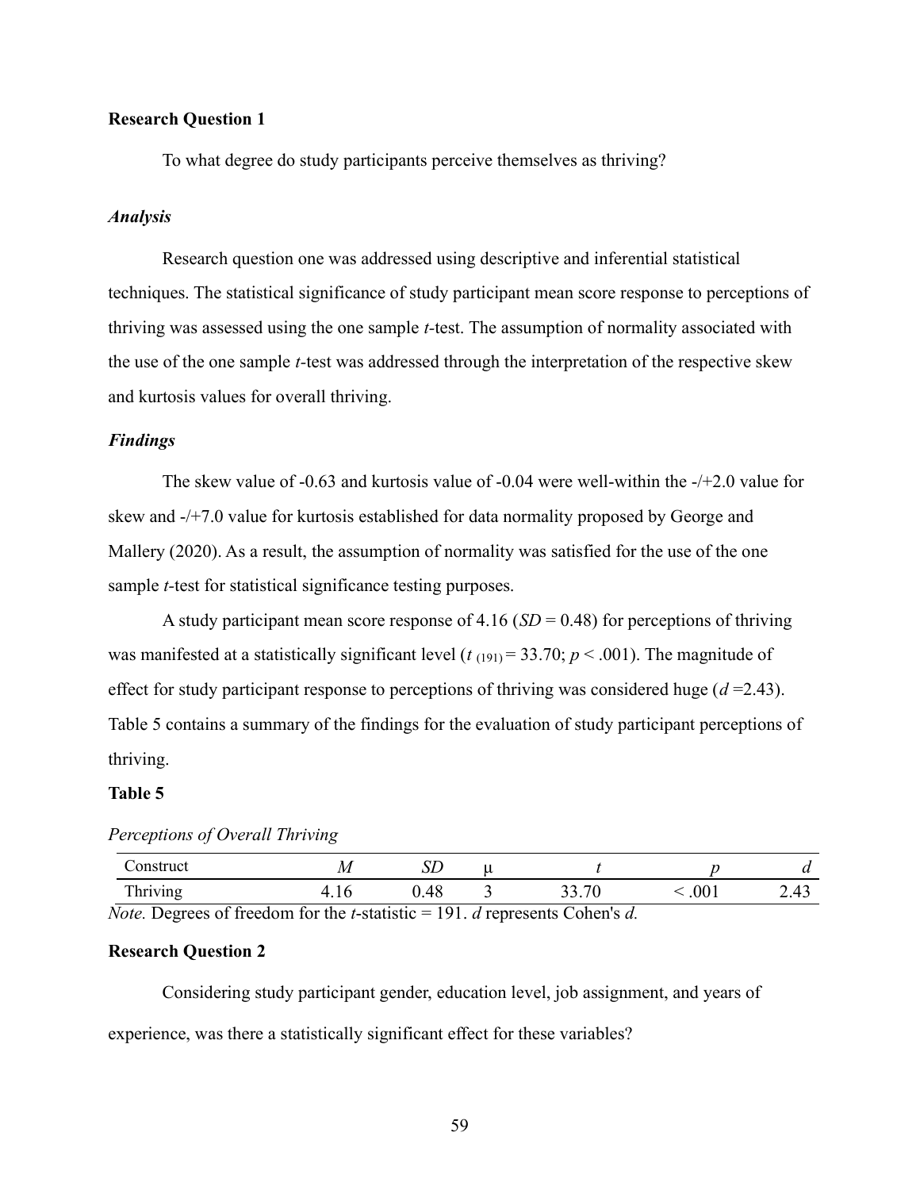**Research Question 1**

To what degree do study participants perceive themselves as thriving?

***Analysis***

Research question one was addressed using descriptive and inferential statistical techniques. The statistical significance of study participant mean score response to perceptions of thriving was assessed using the one sample *t*-test. The assumption of normality associated with the use of the one sample *t*-test was addressed through the interpretation of the respective skew and kurtosis values for overall thriving.

***Findings***

The skew value of -0.63 and kurtosis value of -0.04 were well-within the -/+2.0 value for skew and -/+7.0 value for kurtosis established for data normality proposed by George and Mallery (2020). As a result, the assumption of normality was satisfied for the use of the one sample *t*-test for statistical significance testing purposes.

A study participant mean score response of 4.16 ($SD = 0.48$) for perceptions of thriving was manifested at a statistically significant level ($t_{(191)} = 33.70$; $p < .001$). The magnitude of effect for study participant response to perceptions of thriving was considered huge ($d = 2.43$). Table 5 contains a summary of the findings for the evaluation of study participant perceptions of thriving.

**Table 5**

*Perceptions of Overall Thriving*

| Construct | *M* | *SD* | μ | *t* | *p* | *d* |
|---|---|---|---|---|---|---|
| Thriving | 4.16 | 0.48 | 3 | 33.70 | < .001 | 2.43 |

*Note.* Degrees of freedom for the *t*-statistic = 191. *d* represents Cohen's *d.*

**Research Question 2**

Considering study participant gender, education level, job assignment, and years of experience, was there a statistically significant effect for these variables?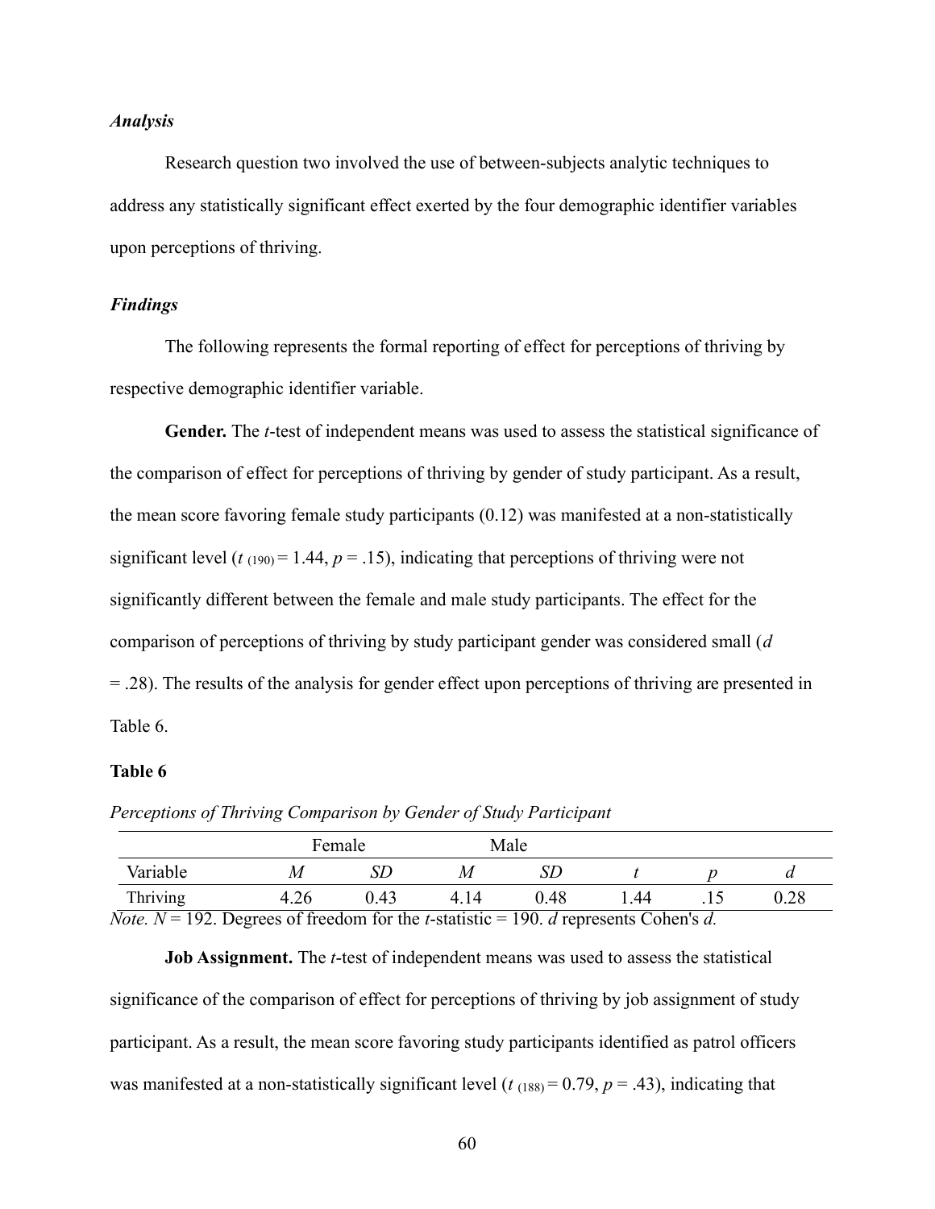### *Analysis*

Research question two involved the use of between-subjects analytic techniques to address any statistically significant effect exerted by the four demographic identifier variables upon perceptions of thriving.

### *Findings*

The following represents the formal reporting of effect for perceptions of thriving by respective demographic identifier variable.

**Gender.** The *t*-test of independent means was used to assess the statistical significance of the comparison of effect for perceptions of thriving by gender of study participant. As a result, the mean score favoring female study participants (0.12) was manifested at a non-statistically significant level ($t_{(190)} = 1.44$, $p = .15$), indicating that perceptions of thriving were not significantly different between the female and male study participants. The effect for the comparison of perceptions of thriving by study participant gender was considered small ($d = .28$). The results of the analysis for gender effect upon perceptions of thriving are presented in Table 6.

**Table 6**

*Perceptions of Thriving Comparison by Gender of Study Participant*

| | Female | | Male | | | | |
|---|---|---|---|---|---|---|---|
| Variable | *M* | *SD* | *M* | *SD* | *t* | *p* | *d* |
| Thriving | 4.26 | 0.43 | 4.14 | 0.48 | 1.44 | .15 | 0.28 |

*Note.* $N = 192$. Degrees of freedom for the *t*-statistic = 190. *d* represents Cohen's *d.*

**Job Assignment.** The *t*-test of independent means was used to assess the statistical significance of the comparison of effect for perceptions of thriving by job assignment of study participant. As a result, the mean score favoring study participants identified as patrol officers was manifested at a non-statistically significant level ($t_{(188)} = 0.79$, $p = .43$), indicating that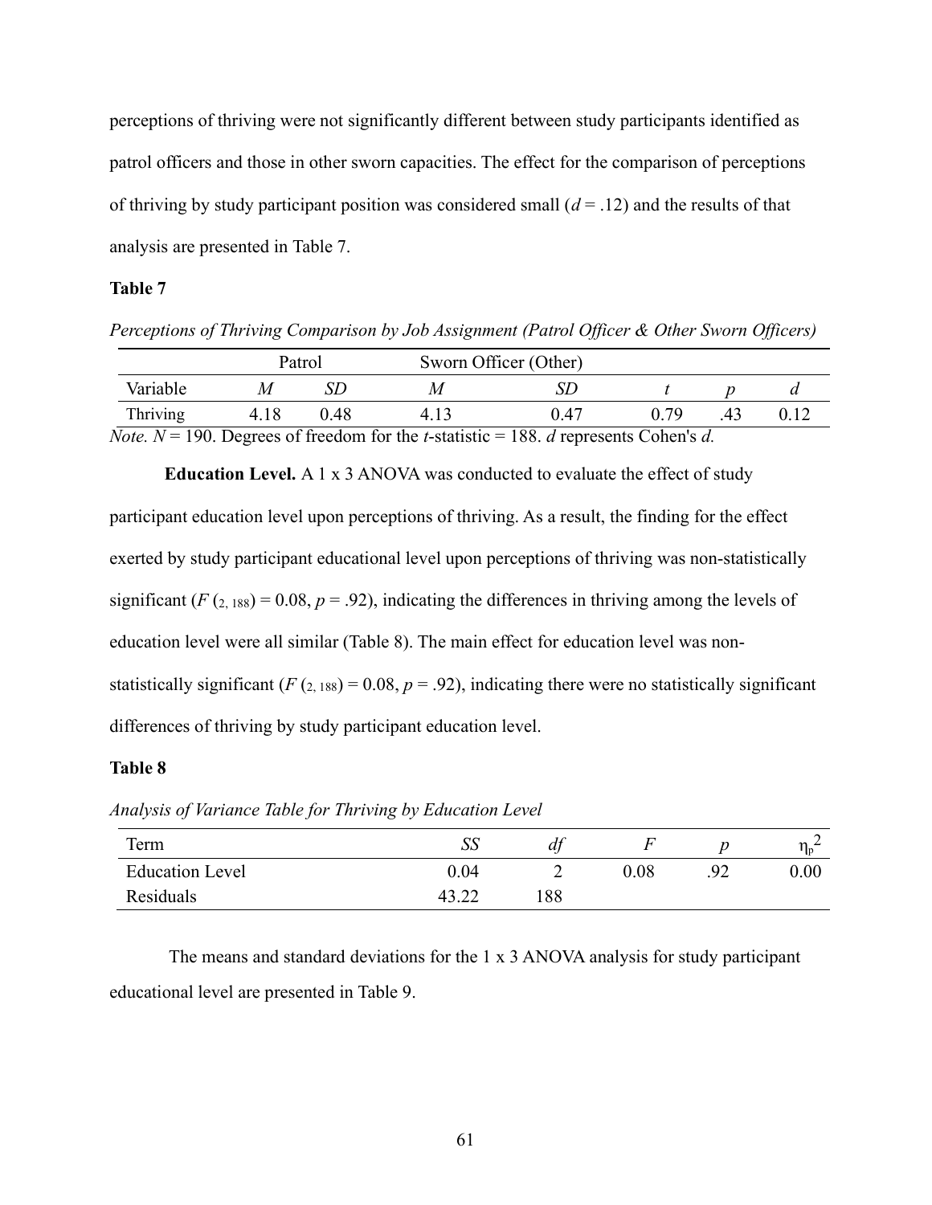perceptions of thriving were not significantly different between study participants identified as patrol officers and those in other sworn capacities. The effect for the comparison of perceptions of thriving by study participant position was considered small ($d$ = .12) and the results of that analysis are presented in Table 7.

**Table 7**

*Perceptions of Thriving Comparison by Job Assignment (Patrol Officer & Other Sworn Officers)*

| | Patrol | | Sworn Officer (Other) | | | | |
|---|---|---|---|---|---|---|---|
| Variable | *M* | *SD* | *M* | *SD* | *t* | *p* | *d* |
| Thriving | 4.18 | 0.48 | 4.13 | 0.47 | 0.79 | .43 | 0.12 |

*Note.* $N$ = 190. Degrees of freedom for the $t$-statistic = 188. $d$ represents Cohen's $d$.

**Education Level.** A 1 x 3 ANOVA was conducted to evaluate the effect of study participant education level upon perceptions of thriving. As a result, the finding for the effect exerted by study participant educational level upon perceptions of thriving was non-statistically significant ($F_{(2, 188)} = 0.08$, $p = .92$), indicating the differences in thriving among the levels of education level were all similar (Table 8). The main effect for education level was non-statistically significant ($F_{(2, 188)} = 0.08$, $p = .92$), indicating there were no statistically significant differences of thriving by study participant education level.

**Table 8**

*Analysis of Variance Table for Thriving by Education Level*

| Term | *SS* | *df* | *F* | *p* | $\eta_p^2$ |
|---|---|---|---|---|---|
| Education Level | 0.04 | 2 | 0.08 | .92 | 0.00 |
| Residuals | 43.22 | 188 | | | |

The means and standard deviations for the 1 x 3 ANOVA analysis for study participant educational level are presented in Table 9.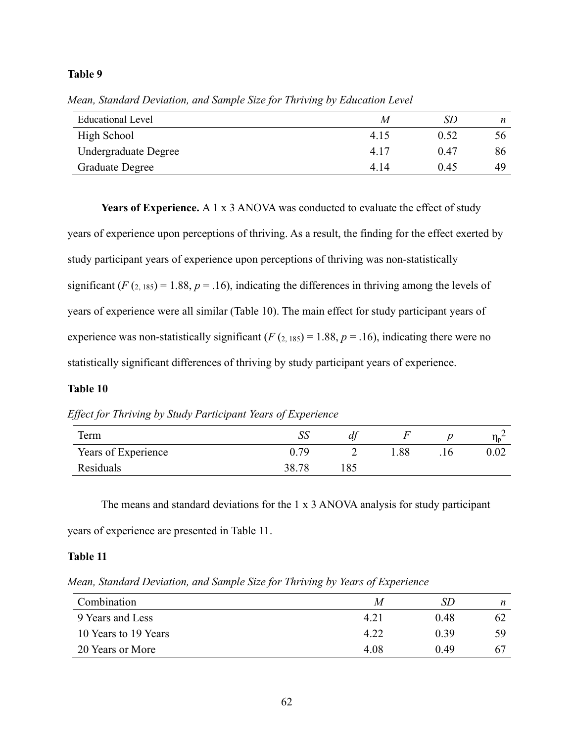**Table 9**

*Mean, Standard Deviation, and Sample Size for Thriving by Education Level*

| Educational Level | *M* | *SD* | *n* |
|---|---|---|---|
| High School | 4.15 | 0.52 | 56 |
| Undergraduate Degree | 4.17 | 0.47 | 86 |
| Graduate Degree | 4.14 | 0.45 | 49 |

**Years of Experience.** A 1 x 3 ANOVA was conducted to evaluate the effect of study years of experience upon perceptions of thriving. As a result, the finding for the effect exerted by study participant years of experience upon perceptions of thriving was non-statistically significant ($F_{(2, 185)} = 1.88$, $p = .16$), indicating the differences in thriving among the levels of years of experience were all similar (Table 10). The main effect for study participant years of experience was non-statistically significant ($F_{(2, 185)} = 1.88$, $p = .16$), indicating there were no statistically significant differences of thriving by study participant years of experience.

**Table 10**

*Effect for Thriving by Study Participant Years of Experience*

| Term | *SS* | *df* | *F* | *p* | $\eta_p^2$ |
|---|---|---|---|---|---|
| Years of Experience | 0.79 | 2 | 1.88 | .16 | 0.02 |
| Residuals | 38.78 | 185 | | | |

The means and standard deviations for the 1 x 3 ANOVA analysis for study participant years of experience are presented in Table 11.

**Table 11**

*Mean, Standard Deviation, and Sample Size for Thriving by Years of Experience*

| Combination | *M* | *SD* | *n* |
|---|---|---|---|
| 9 Years and Less | 4.21 | 0.48 | 62 |
| 10 Years to 19 Years | 4.22 | 0.39 | 59 |
| 20 Years or More | 4.08 | 0.49 | 67 |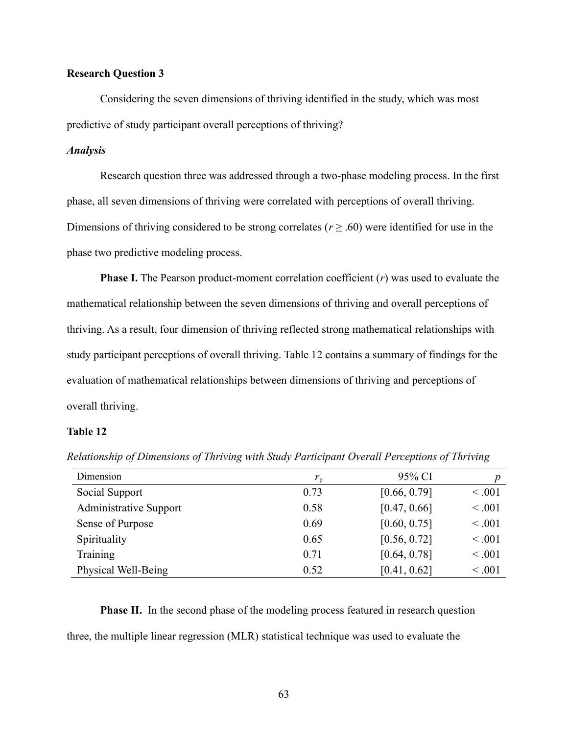**Research Question 3**

Considering the seven dimensions of thriving identified in the study, which was most predictive of study participant overall perceptions of thriving?

***Analysis***

Research question three was addressed through a two-phase modeling process. In the first phase, all seven dimensions of thriving were correlated with perceptions of overall thriving. Dimensions of thriving considered to be strong correlates ($r \geq .60$) were identified for use in the phase two predictive modeling process.

**Phase I.** The Pearson product-moment correlation coefficient ($r$) was used to evaluate the mathematical relationship between the seven dimensions of thriving and overall perceptions of thriving. As a result, four dimension of thriving reflected strong mathematical relationships with study participant perceptions of overall thriving. Table 12 contains a summary of findings for the evaluation of mathematical relationships between dimensions of thriving and perceptions of overall thriving.

**Table 12**

*Relationship of Dimensions of Thriving with Study Participant Overall Perceptions of Thriving*

| Dimension | $r_p$ | 95% CI | $p$ |
|---|---|---|---|
| Social Support | 0.73 | [0.66, 0.79] | < .001 |
| Administrative Support | 0.58 | [0.47, 0.66] | < .001 |
| Sense of Purpose | 0.69 | [0.60, 0.75] | < .001 |
| Spirituality | 0.65 | [0.56, 0.72] | < .001 |
| Training | 0.71 | [0.64, 0.78] | < .001 |
| Physical Well-Being | 0.52 | [0.41, 0.62] | < .001 |

**Phase II.** In the second phase of the modeling process featured in research question three, the multiple linear regression (MLR) statistical technique was used to evaluate the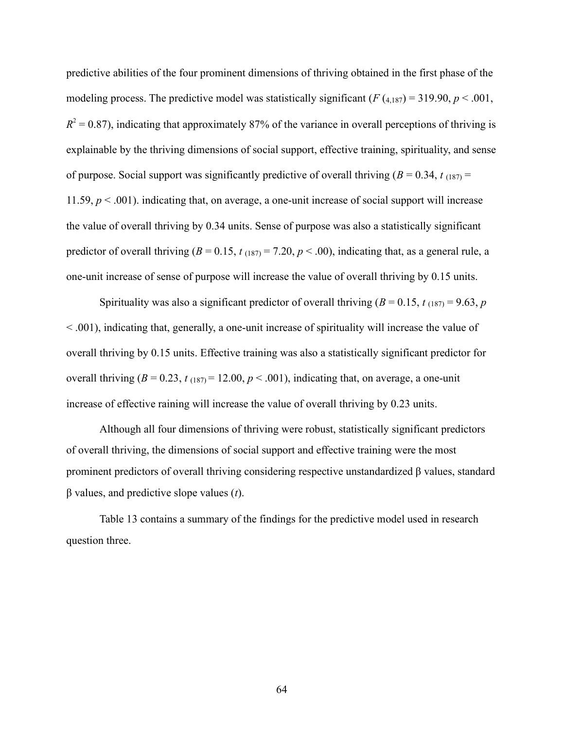predictive abilities of the four prominent dimensions of thriving obtained in the first phase of the modeling process. The predictive model was statistically significant ($F_{(4,187)} = 319.90$, $p < .001$, $R^2 = 0.87$), indicating that approximately 87% of the variance in overall perceptions of thriving is explainable by the thriving dimensions of social support, effective training, spirituality, and sense of purpose. Social support was significantly predictive of overall thriving ($B = 0.34$, $t_{(187)} = 11.59$, $p < .001$). indicating that, on average, a one-unit increase of social support will increase the value of overall thriving by 0.34 units. Sense of purpose was also a statistically significant predictor of overall thriving ($B = 0.15$, $t_{(187)} = 7.20$, $p < .00$), indicating that, as a general rule, a one-unit increase of sense of purpose will increase the value of overall thriving by 0.15 units.

Spirituality was also a significant predictor of overall thriving ($B = 0.15$, $t_{(187)} = 9.63$, $p < .001$), indicating that, generally, a one-unit increase of spirituality will increase the value of overall thriving by 0.15 units. Effective training was also a statistically significant predictor for overall thriving ($B = 0.23$, $t_{(187)} = 12.00$, $p < .001$), indicating that, on average, a one-unit increase of effective raining will increase the value of overall thriving by 0.23 units.

Although all four dimensions of thriving were robust, statistically significant predictors of overall thriving, the dimensions of social support and effective training were the most prominent predictors of overall thriving considering respective unstandardized β values, standard β values, and predictive slope values (*t*).

Table 13 contains a summary of the findings for the predictive model used in research question three.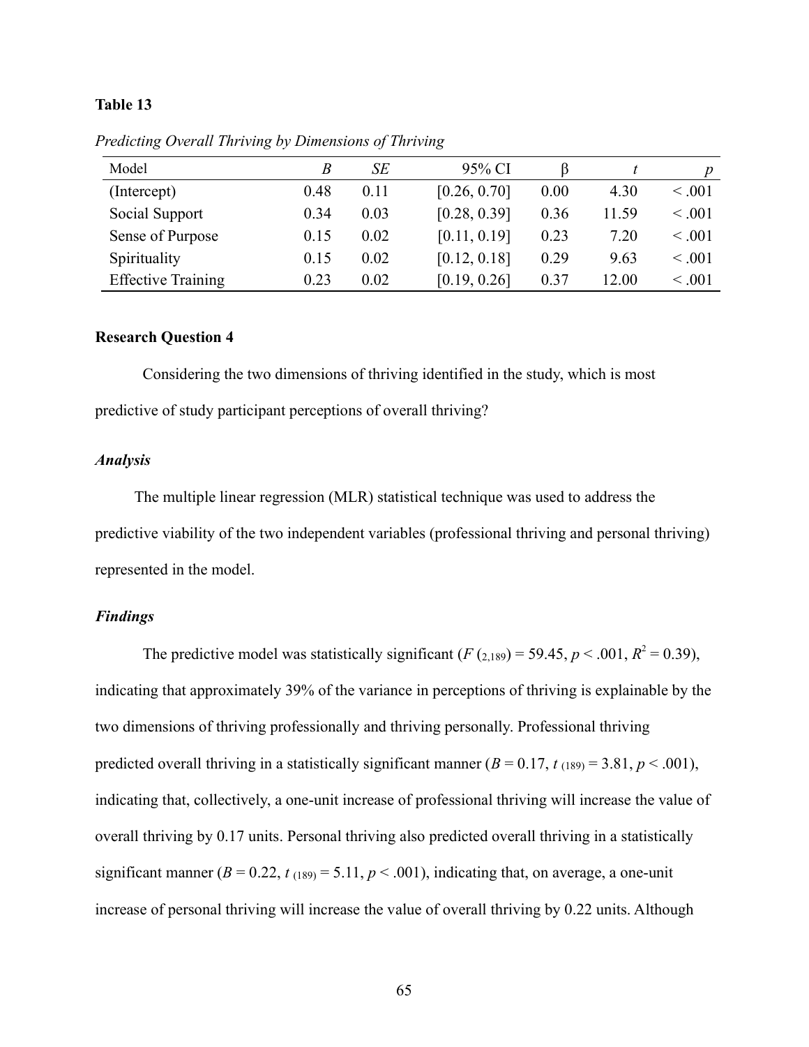**Table 13**

*Predicting Overall Thriving by Dimensions of Thriving*

| Model | *B* | *SE* | 95% CI | β | *t* | *p* |
|---|---|---|---|---|---|---|
| (Intercept) | 0.48 | 0.11 | [0.26, 0.70] | 0.00 | 4.30 | < .001 |
| Social Support | 0.34 | 0.03 | [0.28, 0.39] | 0.36 | 11.59 | < .001 |
| Sense of Purpose | 0.15 | 0.02 | [0.11, 0.19] | 0.23 | 7.20 | < .001 |
| Spirituality | 0.15 | 0.02 | [0.12, 0.18] | 0.29 | 9.63 | < .001 |
| Effective Training | 0.23 | 0.02 | [0.19, 0.26] | 0.37 | 12.00 | < .001 |

**Research Question 4**

Considering the two dimensions of thriving identified in the study, which is most predictive of study participant perceptions of overall thriving?

***Analysis***

The multiple linear regression (MLR) statistical technique was used to address the predictive viability of the two independent variables (professional thriving and personal thriving) represented in the model.

***Findings***

The predictive model was statistically significant ($F_{(2,189)} = 59.45$, $p < .001$, $R^2 = 0.39$), indicating that approximately 39% of the variance in perceptions of thriving is explainable by the two dimensions of thriving professionally and thriving personally. Professional thriving predicted overall thriving in a statistically significant manner ($B = 0.17$, $t_{(189)} = 3.81$, $p < .001$), indicating that, collectively, a one-unit increase of professional thriving will increase the value of overall thriving by 0.17 units. Personal thriving also predicted overall thriving in a statistically significant manner ($B = 0.22$, $t_{(189)} = 5.11$, $p < .001$), indicating that, on average, a one-unit increase of personal thriving will increase the value of overall thriving by 0.22 units. Although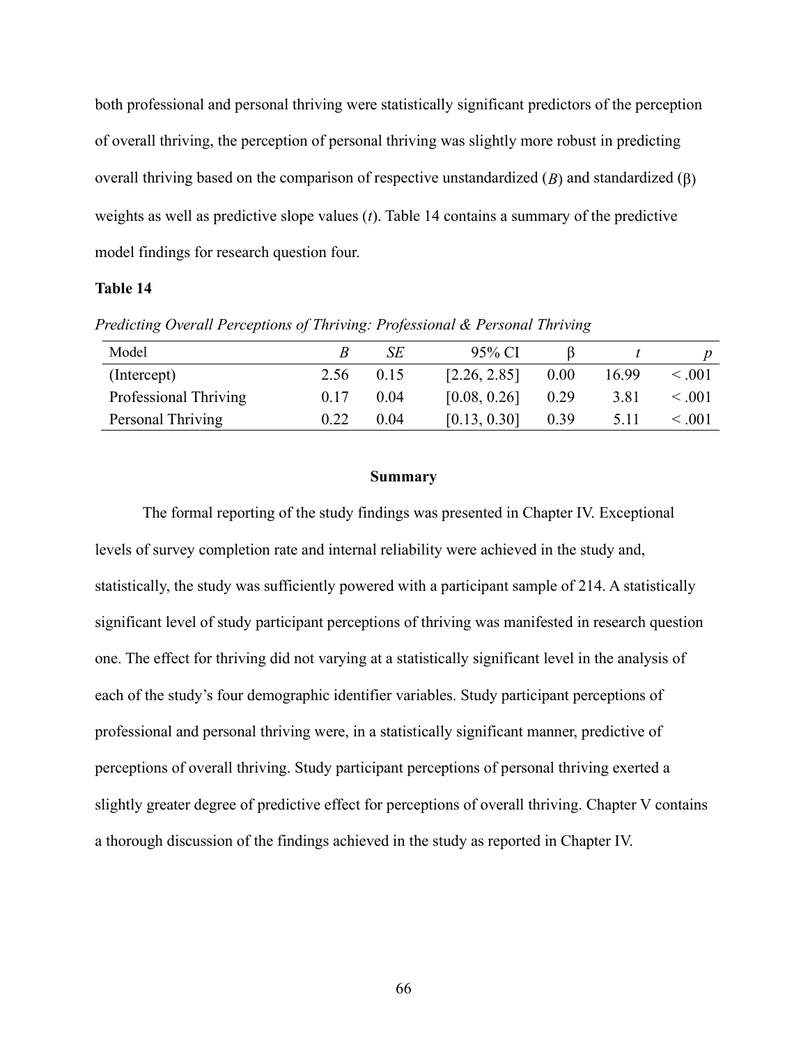both professional and personal thriving were statistically significant predictors of the perception of overall thriving, the perception of personal thriving was slightly more robust in predicting overall thriving based on the comparison of respective unstandardized (*B*) and standardized (β) weights as well as predictive slope values (*t*). Table 14 contains a summary of the predictive model findings for research question four.

**Table 14**

*Predicting Overall Perceptions of Thriving: Professional & Personal Thriving*

| Model | *B* | *SE* | 95% CI | β | *t* | *p* |
|---|---|---|---|---|---|---|
| (Intercept) | 2.56 | 0.15 | [2.26, 2.85] | 0.00 | 16.99 | < .001 |
| Professional Thriving | 0.17 | 0.04 | [0.08, 0.26] | 0.29 | 3.81 | < .001 |
| Personal Thriving | 0.22 | 0.04 | [0.13, 0.30] | 0.39 | 5.11 | < .001 |

## Summary

The formal reporting of the study findings was presented in Chapter IV. Exceptional levels of survey completion rate and internal reliability were achieved in the study and, statistically, the study was sufficiently powered with a participant sample of 214. A statistically significant level of study participant perceptions of thriving was manifested in research question one. The effect for thriving did not varying at a statistically significant level in the analysis of each of the study's four demographic identifier variables. Study participant perceptions of professional and personal thriving were, in a statistically significant manner, predictive of perceptions of overall thriving. Study participant perceptions of personal thriving exerted a slightly greater degree of predictive effect for perceptions of overall thriving. Chapter V contains a thorough discussion of the findings achieved in the study as reported in Chapter IV.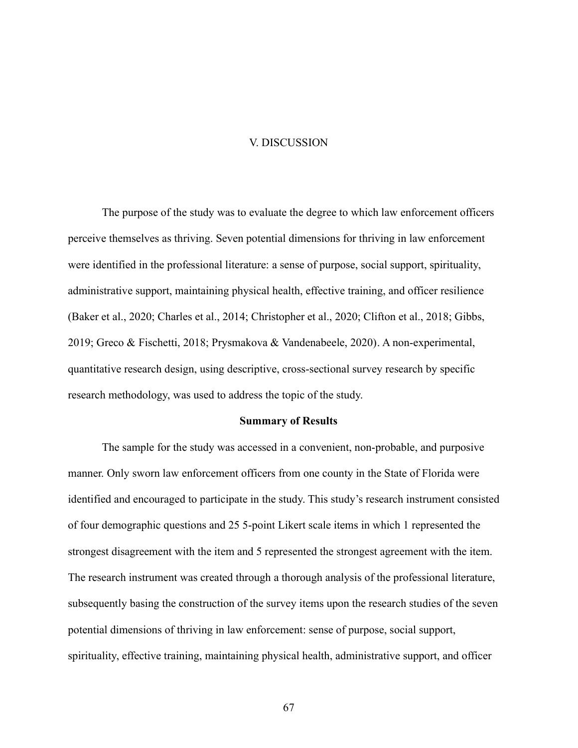# V. DISCUSSION

The purpose of the study was to evaluate the degree to which law enforcement officers perceive themselves as thriving. Seven potential dimensions for thriving in law enforcement were identified in the professional literature: a sense of purpose, social support, spirituality, administrative support, maintaining physical health, effective training, and officer resilience (Baker et al., 2020; Charles et al., 2014; Christopher et al., 2020; Clifton et al., 2018; Gibbs, 2019; Greco & Fischetti, 2018; Prysmakova & Vandenabeele, 2020). A non-experimental, quantitative research design, using descriptive, cross-sectional survey research by specific research methodology, was used to address the topic of the study.

## Summary of Results

The sample for the study was accessed in a convenient, non-probable, and purposive manner. Only sworn law enforcement officers from one county in the State of Florida were identified and encouraged to participate in the study. This study's research instrument consisted of four demographic questions and 25 5-point Likert scale items in which 1 represented the strongest disagreement with the item and 5 represented the strongest agreement with the item. The research instrument was created through a thorough analysis of the professional literature, subsequently basing the construction of the survey items upon the research studies of the seven potential dimensions of thriving in law enforcement: sense of purpose, social support, spirituality, effective training, maintaining physical health, administrative support, and officer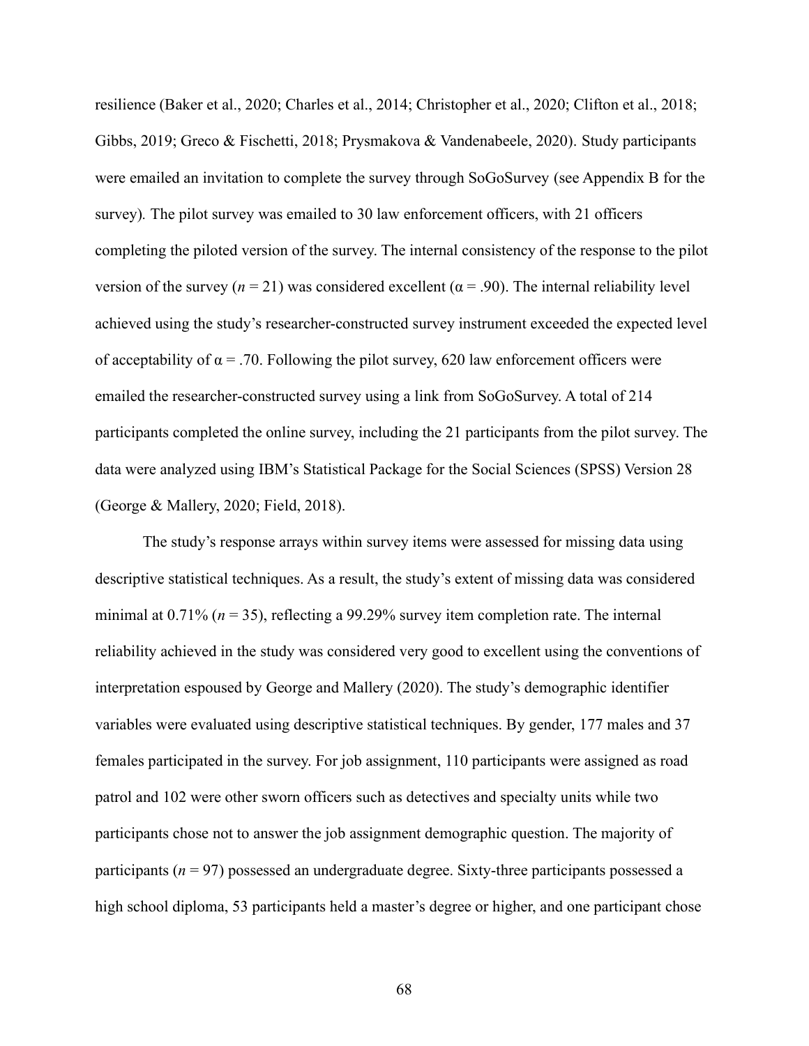resilience (Baker et al., 2020; Charles et al., 2014; Christopher et al., 2020; Clifton et al., 2018; Gibbs, 2019; Greco & Fischetti, 2018; Prysmakova & Vandenabeele, 2020). Study participants were emailed an invitation to complete the survey through SoGoSurvey (see Appendix B for the survey). The pilot survey was emailed to 30 law enforcement officers, with 21 officers completing the piloted version of the survey. The internal consistency of the response to the pilot version of the survey ($n$ = 21) was considered excellent ($\alpha$ = .90). The internal reliability level achieved using the study's researcher-constructed survey instrument exceeded the expected level of acceptability of $\alpha$ = .70. Following the pilot survey, 620 law enforcement officers were emailed the researcher-constructed survey using a link from SoGoSurvey. A total of 214 participants completed the online survey, including the 21 participants from the pilot survey. The data were analyzed using IBM's Statistical Package for the Social Sciences (SPSS) Version 28 (George & Mallery, 2020; Field, 2018).

The study's response arrays within survey items were assessed for missing data using descriptive statistical techniques. As a result, the study's extent of missing data was considered minimal at 0.71% ($n$ = 35), reflecting a 99.29% survey item completion rate. The internal reliability achieved in the study was considered very good to excellent using the conventions of interpretation espoused by George and Mallery (2020). The study's demographic identifier variables were evaluated using descriptive statistical techniques. By gender, 177 males and 37 females participated in the survey. For job assignment, 110 participants were assigned as road patrol and 102 were other sworn officers such as detectives and specialty units while two participants chose not to answer the job assignment demographic question. The majority of participants ($n$ = 97) possessed an undergraduate degree. Sixty-three participants possessed a high school diploma, 53 participants held a master's degree or higher, and one participant chose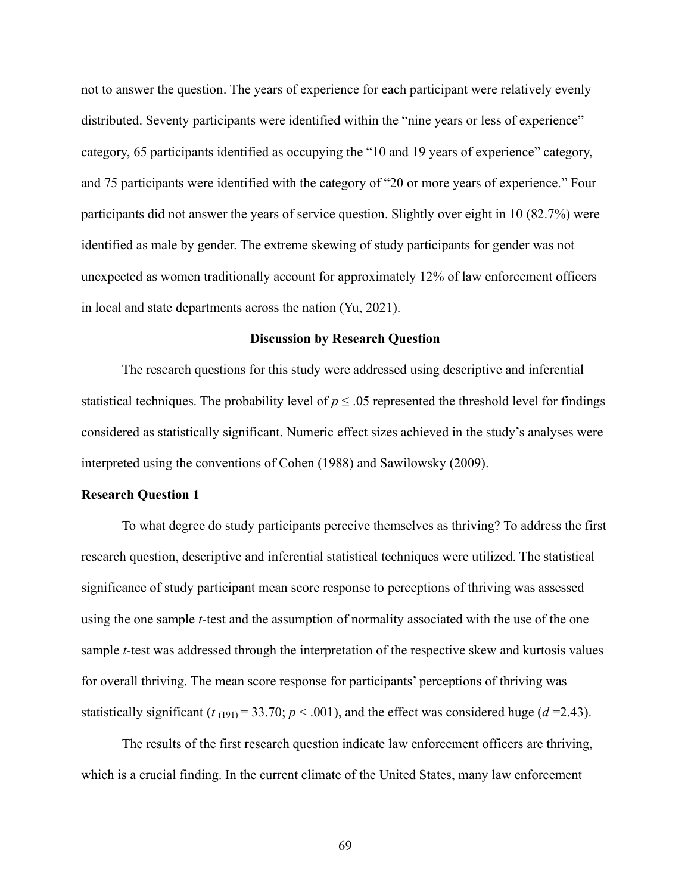not to answer the question. The years of experience for each participant were relatively evenly distributed. Seventy participants were identified within the "nine years or less of experience" category, 65 participants identified as occupying the "10 and 19 years of experience" category, and 75 participants were identified with the category of "20 or more years of experience." Four participants did not answer the years of service question. Slightly over eight in 10 (82.7%) were identified as male by gender. The extreme skewing of study participants for gender was not unexpected as women traditionally account for approximately 12% of law enforcement officers in local and state departments across the nation (Yu, 2021).

## Discussion by Research Question

The research questions for this study were addressed using descriptive and inferential statistical techniques. The probability level of $p \leq .05$ represented the threshold level for findings considered as statistically significant. Numeric effect sizes achieved in the study's analyses were interpreted using the conventions of Cohen (1988) and Sawilowsky (2009).

### Research Question 1

To what degree do study participants perceive themselves as thriving? To address the first research question, descriptive and inferential statistical techniques were utilized. The statistical significance of study participant mean score response to perceptions of thriving was assessed using the one sample *t*-test and the assumption of normality associated with the use of the one sample *t*-test was addressed through the interpretation of the respective skew and kurtosis values for overall thriving. The mean score response for participants' perceptions of thriving was statistically significant ($t_{(191)} = 33.70$; $p < .001$), and the effect was considered huge ($d = 2.43$).

The results of the first research question indicate law enforcement officers are thriving, which is a crucial finding. In the current climate of the United States, many law enforcement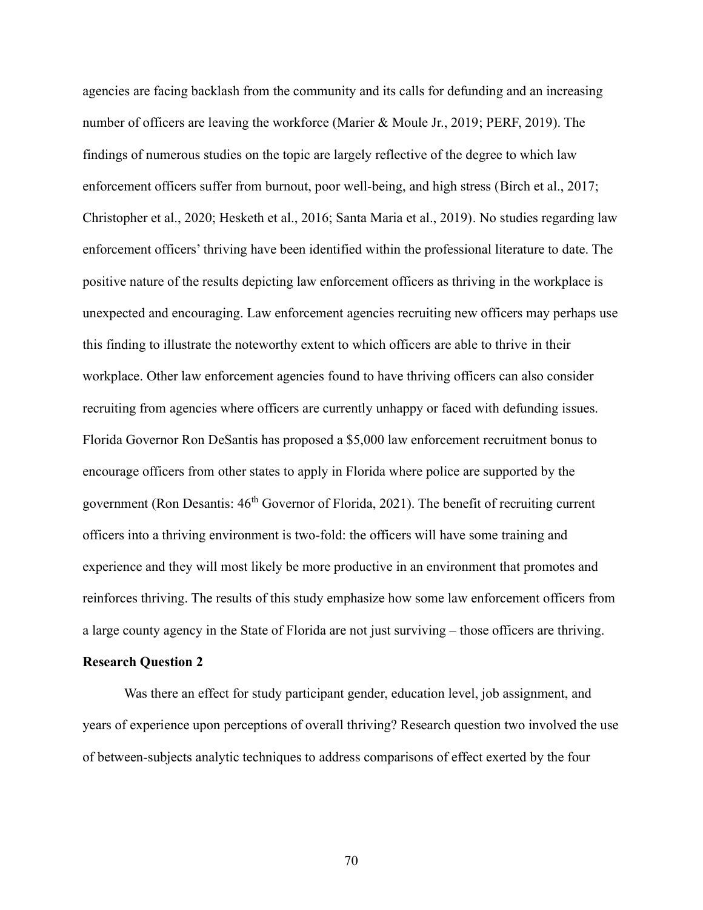agencies are facing backlash from the community and its calls for defunding and an increasing number of officers are leaving the workforce (Marier & Moule Jr., 2019; PERF, 2019). The findings of numerous studies on the topic are largely reflective of the degree to which law enforcement officers suffer from burnout, poor well-being, and high stress (Birch et al., 2017; Christopher et al., 2020; Hesketh et al., 2016; Santa Maria et al., 2019). No studies regarding law enforcement officers' thriving have been identified within the professional literature to date. The positive nature of the results depicting law enforcement officers as thriving in the workplace is unexpected and encouraging. Law enforcement agencies recruiting new officers may perhaps use this finding to illustrate the noteworthy extent to which officers are able to thrive in their workplace. Other law enforcement agencies found to have thriving officers can also consider recruiting from agencies where officers are currently unhappy or faced with defunding issues. Florida Governor Ron DeSantis has proposed a $5,000 law enforcement recruitment bonus to encourage officers from other states to apply in Florida where police are supported by the government (Ron Desantis: 46th Governor of Florida, 2021). The benefit of recruiting current officers into a thriving environment is two-fold: the officers will have some training and experience and they will most likely be more productive in an environment that promotes and reinforces thriving. The results of this study emphasize how some law enforcement officers from a large county agency in the State of Florida are not just surviving – those officers are thriving.

**Research Question 2**

Was there an effect for study participant gender, education level, job assignment, and years of experience upon perceptions of overall thriving? Research question two involved the use of between-subjects analytic techniques to address comparisons of effect exerted by the four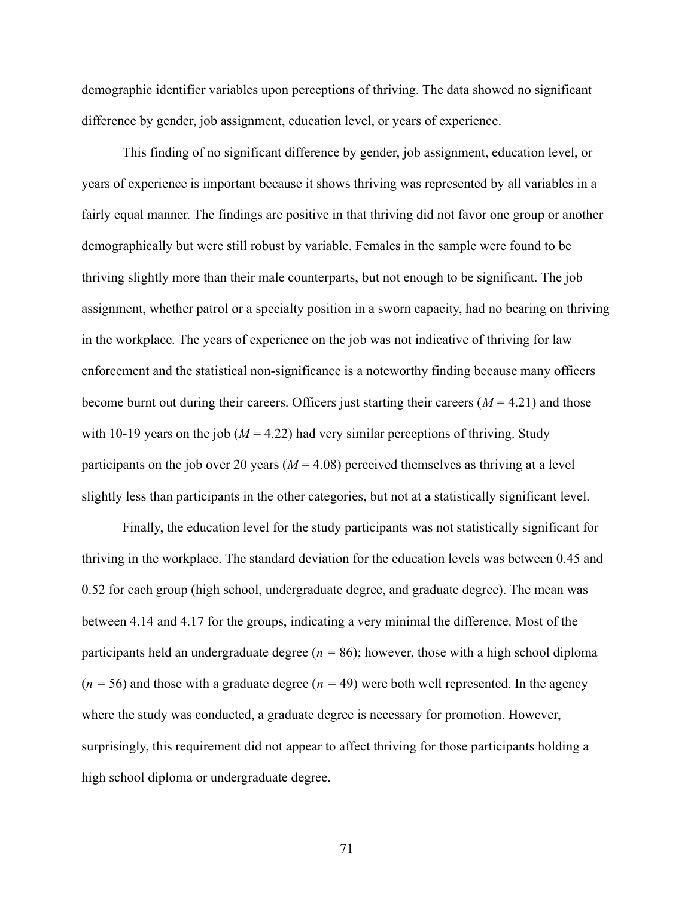demographic identifier variables upon perceptions of thriving. The data showed no significant difference by gender, job assignment, education level, or years of experience.

This finding of no significant difference by gender, job assignment, education level, or years of experience is important because it shows thriving was represented by all variables in a fairly equal manner. The findings are positive in that thriving did not favor one group or another demographically but were still robust by variable. Females in the sample were found to be thriving slightly more than their male counterparts, but not enough to be significant. The job assignment, whether patrol or a specialty position in a sworn capacity, had no bearing on thriving in the workplace. The years of experience on the job was not indicative of thriving for law enforcement and the statistical non-significance is a noteworthy finding because many officers become burnt out during their careers. Officers just starting their careers ($M = 4.21$) and those with 10-19 years on the job ($M = 4.22$) had very similar perceptions of thriving. Study participants on the job over 20 years ($M = 4.08$) perceived themselves as thriving at a level slightly less than participants in the other categories, but not at a statistically significant level.

Finally, the education level for the study participants was not statistically significant for thriving in the workplace. The standard deviation for the education levels was between 0.45 and 0.52 for each group (high school, undergraduate degree, and graduate degree). The mean was between 4.14 and 4.17 for the groups, indicating a very minimal the difference. Most of the participants held an undergraduate degree ($n = 86$); however, those with a high school diploma ($n = 56$) and those with a graduate degree ($n = 49$) were both well represented. In the agency where the study was conducted, a graduate degree is necessary for promotion. However, surprisingly, this requirement did not appear to affect thriving for those participants holding a high school diploma or undergraduate degree.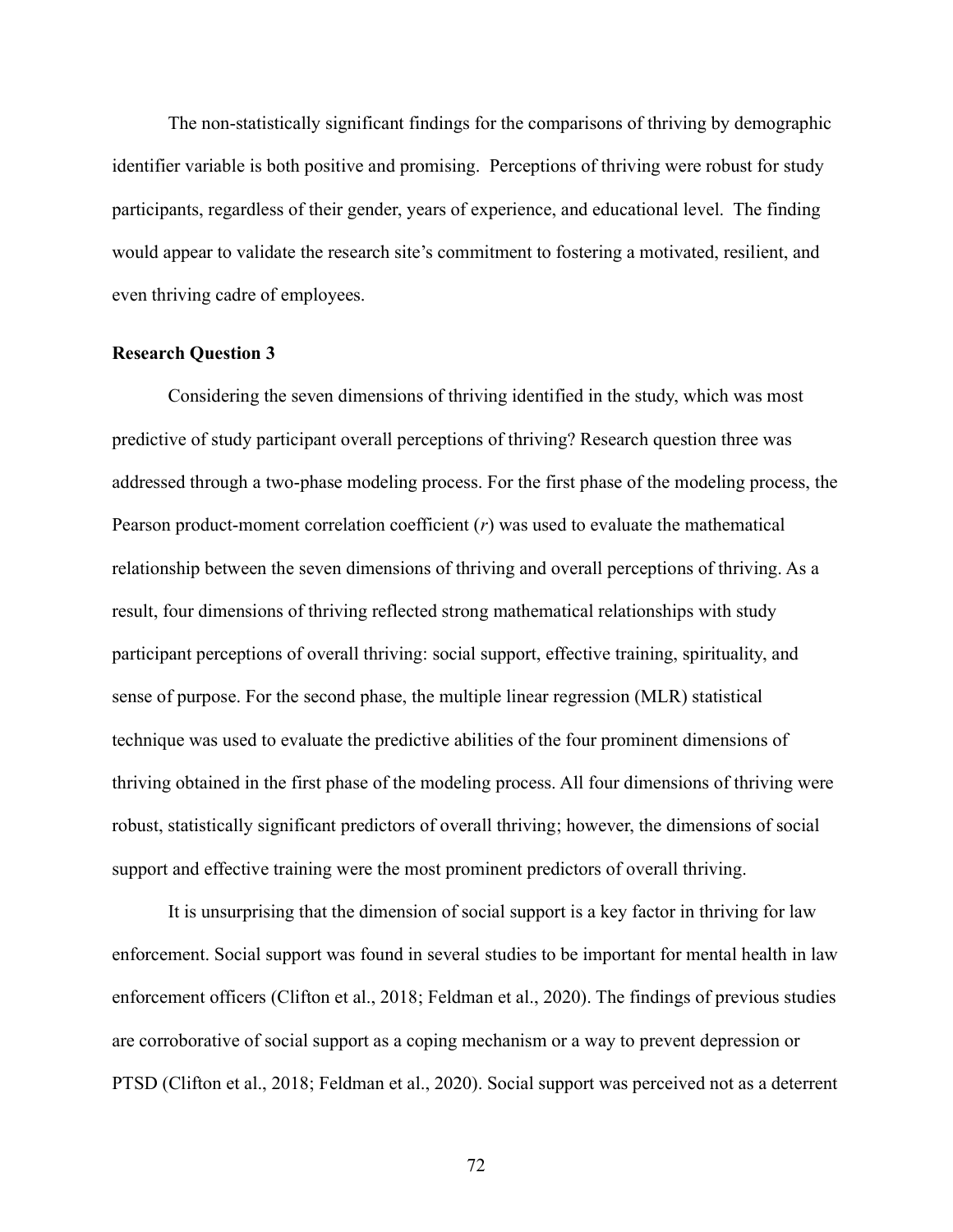The non-statistically significant findings for the comparisons of thriving by demographic identifier variable is both positive and promising. Perceptions of thriving were robust for study participants, regardless of their gender, years of experience, and educational level. The finding would appear to validate the research site's commitment to fostering a motivated, resilient, and even thriving cadre of employees.

### Research Question 3

Considering the seven dimensions of thriving identified in the study, which was most predictive of study participant overall perceptions of thriving? Research question three was addressed through a two-phase modeling process. For the first phase of the modeling process, the Pearson product-moment correlation coefficient ($r$) was used to evaluate the mathematical relationship between the seven dimensions of thriving and overall perceptions of thriving. As a result, four dimensions of thriving reflected strong mathematical relationships with study participant perceptions of overall thriving: social support, effective training, spirituality, and sense of purpose. For the second phase, the multiple linear regression (MLR) statistical technique was used to evaluate the predictive abilities of the four prominent dimensions of thriving obtained in the first phase of the modeling process. All four dimensions of thriving were robust, statistically significant predictors of overall thriving; however, the dimensions of social support and effective training were the most prominent predictors of overall thriving.

It is unsurprising that the dimension of social support is a key factor in thriving for law enforcement. Social support was found in several studies to be important for mental health in law enforcement officers (Clifton et al., 2018; Feldman et al., 2020). The findings of previous studies are corroborative of social support as a coping mechanism or a way to prevent depression or PTSD (Clifton et al., 2018; Feldman et al., 2020). Social support was perceived not as a deterrent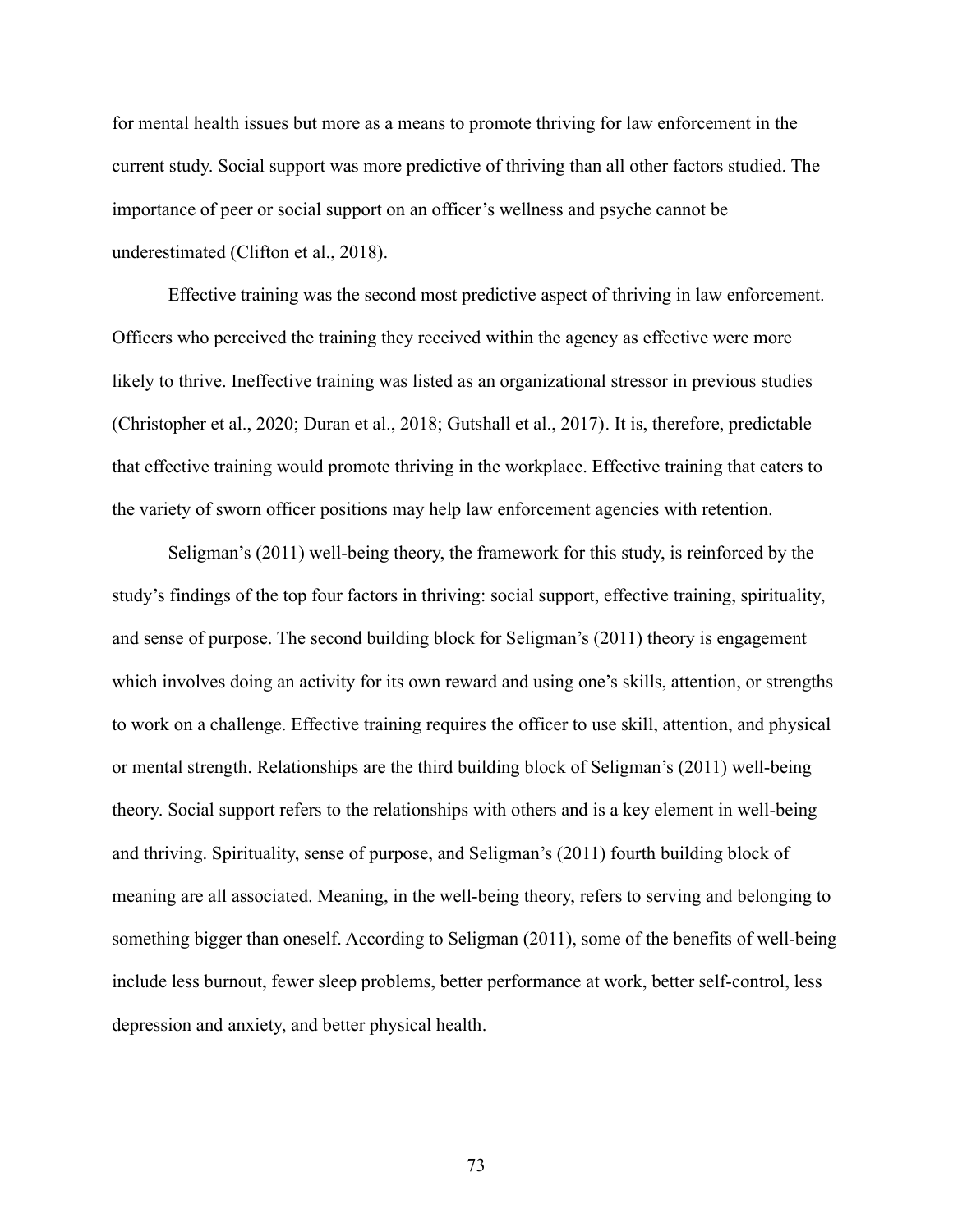for mental health issues but more as a means to promote thriving for law enforcement in the current study. Social support was more predictive of thriving than all other factors studied. The importance of peer or social support on an officer's wellness and psyche cannot be underestimated (Clifton et al., 2018).

Effective training was the second most predictive aspect of thriving in law enforcement. Officers who perceived the training they received within the agency as effective were more likely to thrive. Ineffective training was listed as an organizational stressor in previous studies (Christopher et al., 2020; Duran et al., 2018; Gutshall et al., 2017). It is, therefore, predictable that effective training would promote thriving in the workplace. Effective training that caters to the variety of sworn officer positions may help law enforcement agencies with retention.

Seligman's (2011) well-being theory, the framework for this study, is reinforced by the study's findings of the top four factors in thriving: social support, effective training, spirituality, and sense of purpose. The second building block for Seligman's (2011) theory is engagement which involves doing an activity for its own reward and using one's skills, attention, or strengths to work on a challenge. Effective training requires the officer to use skill, attention, and physical or mental strength. Relationships are the third building block of Seligman's (2011) well-being theory. Social support refers to the relationships with others and is a key element in well-being and thriving. Spirituality, sense of purpose, and Seligman's (2011) fourth building block of meaning are all associated. Meaning, in the well-being theory, refers to serving and belonging to something bigger than oneself. According to Seligman (2011), some of the benefits of well-being include less burnout, fewer sleep problems, better performance at work, better self-control, less depression and anxiety, and better physical health.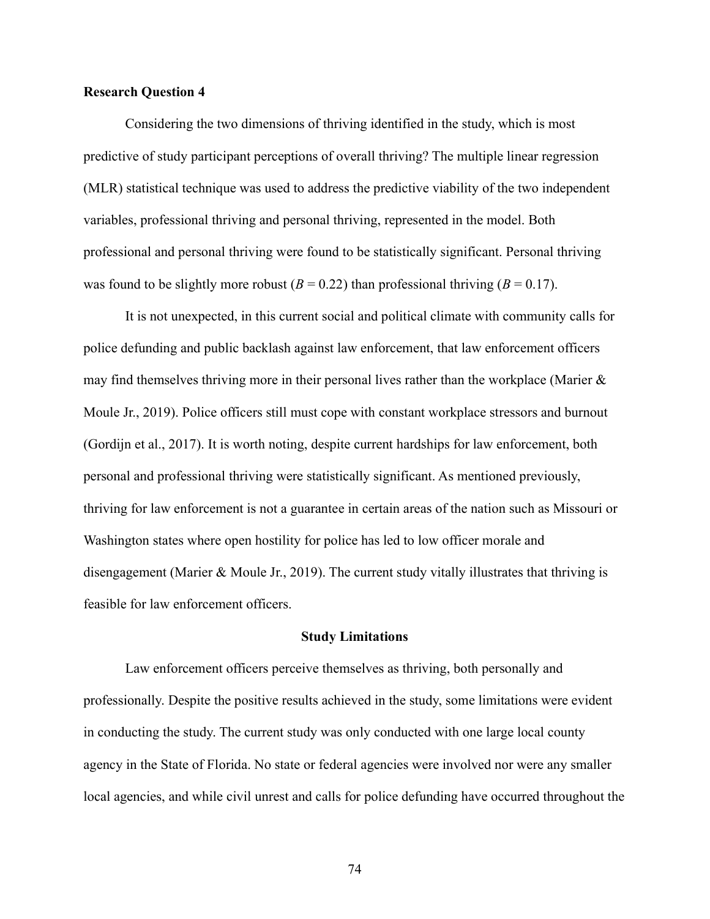**Research Question 4**

Considering the two dimensions of thriving identified in the study, which is most predictive of study participant perceptions of overall thriving? The multiple linear regression (MLR) statistical technique was used to address the predictive viability of the two independent variables, professional thriving and personal thriving, represented in the model. Both professional and personal thriving were found to be statistically significant. Personal thriving was found to be slightly more robust ($B = 0.22$) than professional thriving ($B = 0.17$).

It is not unexpected, in this current social and political climate with community calls for police defunding and public backlash against law enforcement, that law enforcement officers may find themselves thriving more in their personal lives rather than the workplace (Marier & Moule Jr., 2019). Police officers still must cope with constant workplace stressors and burnout (Gordijn et al., 2017). It is worth noting, despite current hardships for law enforcement, both personal and professional thriving were statistically significant. As mentioned previously, thriving for law enforcement is not a guarantee in certain areas of the nation such as Missouri or Washington states where open hostility for police has led to low officer morale and disengagement (Marier & Moule Jr., 2019). The current study vitally illustrates that thriving is feasible for law enforcement officers.

## Study Limitations

Law enforcement officers perceive themselves as thriving, both personally and professionally. Despite the positive results achieved in the study, some limitations were evident in conducting the study. The current study was only conducted with one large local county agency in the State of Florida. No state or federal agencies were involved nor were any smaller local agencies, and while civil unrest and calls for police defunding have occurred throughout the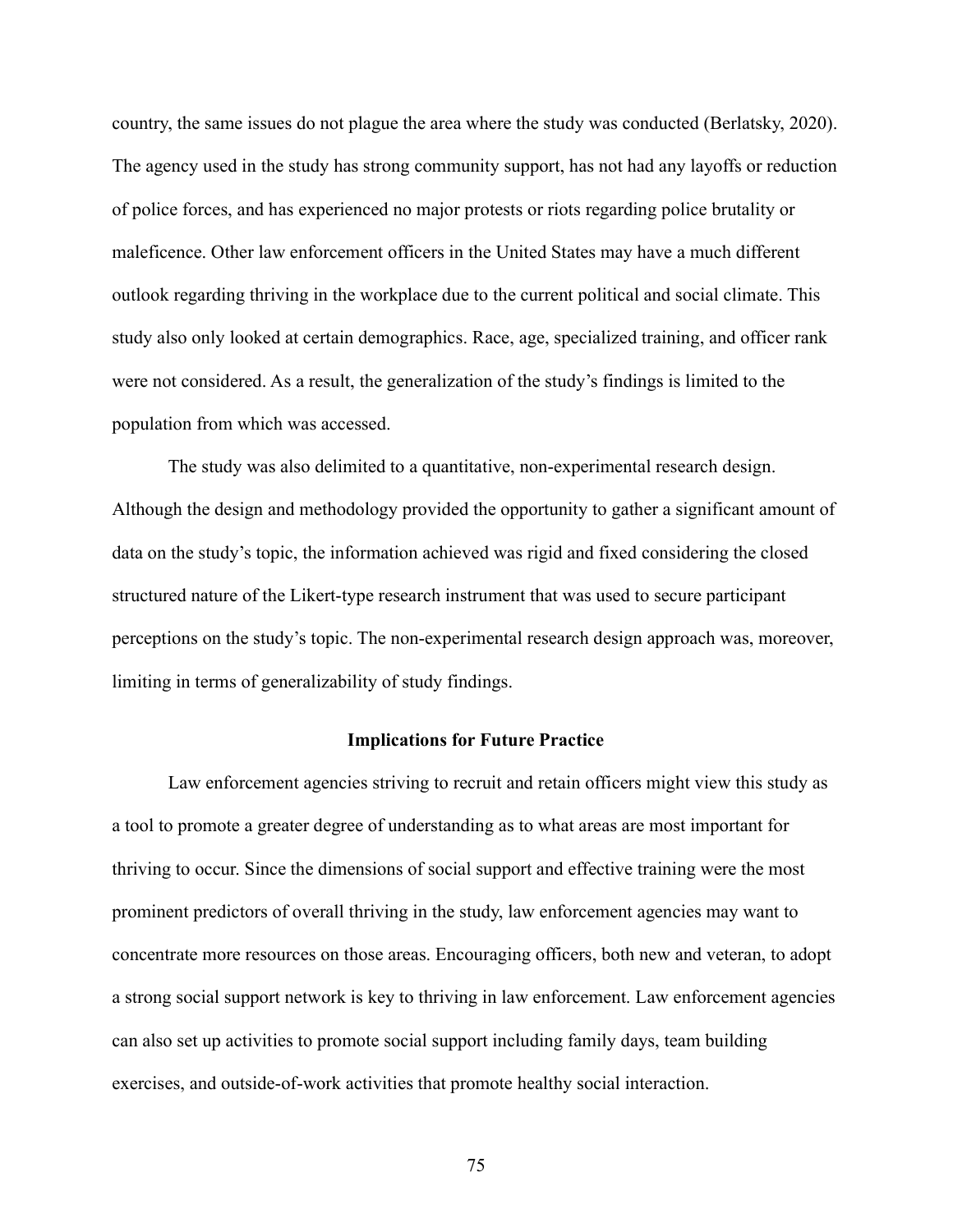country, the same issues do not plague the area where the study was conducted (Berlatsky, 2020). The agency used in the study has strong community support, has not had any layoffs or reduction of police forces, and has experienced no major protests or riots regarding police brutality or maleficence. Other law enforcement officers in the United States may have a much different outlook regarding thriving in the workplace due to the current political and social climate. This study also only looked at certain demographics. Race, age, specialized training, and officer rank were not considered. As a result, the generalization of the study's findings is limited to the population from which was accessed.

The study was also delimited to a quantitative, non-experimental research design. Although the design and methodology provided the opportunity to gather a significant amount of data on the study's topic, the information achieved was rigid and fixed considering the closed structured nature of the Likert-type research instrument that was used to secure participant perceptions on the study's topic. The non-experimental research design approach was, moreover, limiting in terms of generalizability of study findings.

## Implications for Future Practice

Law enforcement agencies striving to recruit and retain officers might view this study as a tool to promote a greater degree of understanding as to what areas are most important for thriving to occur. Since the dimensions of social support and effective training were the most prominent predictors of overall thriving in the study, law enforcement agencies may want to concentrate more resources on those areas. Encouraging officers, both new and veteran, to adopt a strong social support network is key to thriving in law enforcement. Law enforcement agencies can also set up activities to promote social support including family days, team building exercises, and outside-of-work activities that promote healthy social interaction.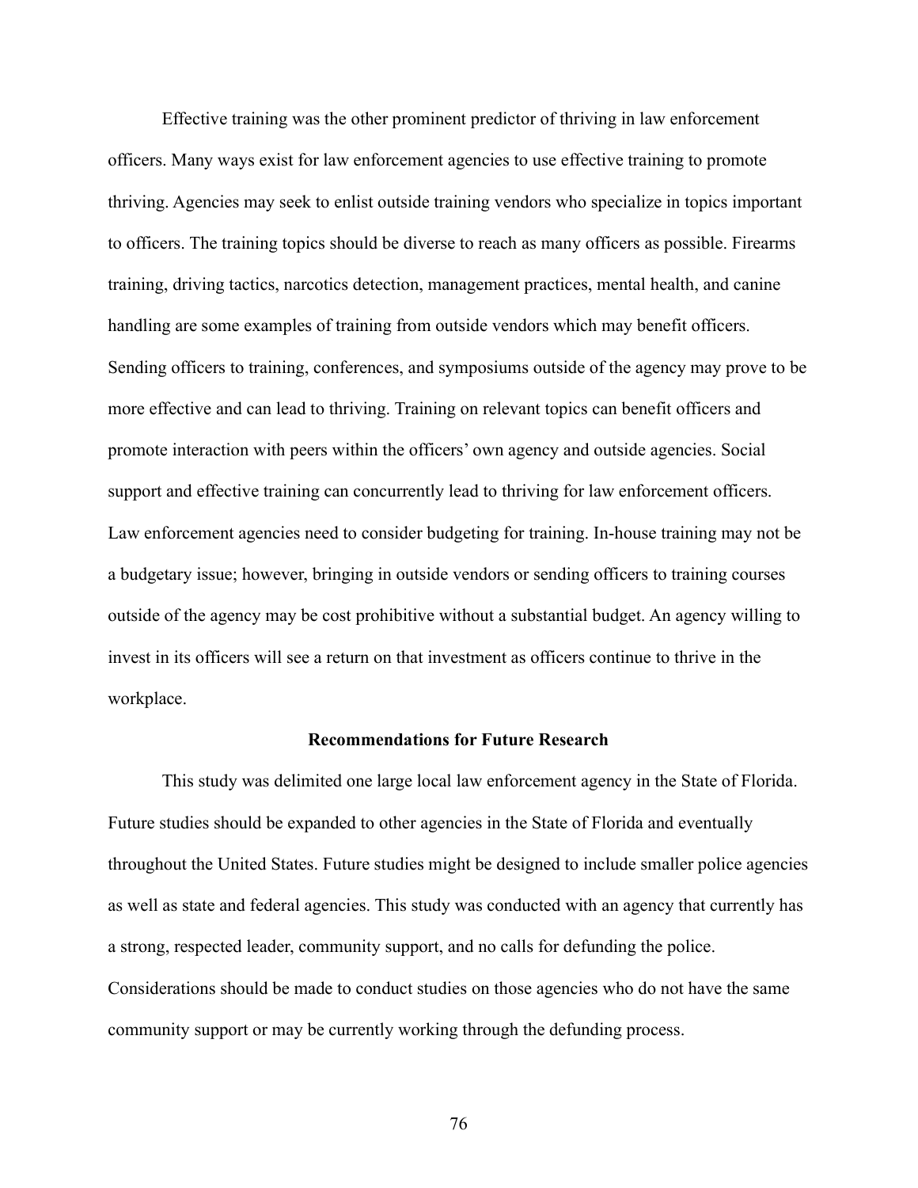Effective training was the other prominent predictor of thriving in law enforcement officers. Many ways exist for law enforcement agencies to use effective training to promote thriving. Agencies may seek to enlist outside training vendors who specialize in topics important to officers. The training topics should be diverse to reach as many officers as possible. Firearms training, driving tactics, narcotics detection, management practices, mental health, and canine handling are some examples of training from outside vendors which may benefit officers. Sending officers to training, conferences, and symposiums outside of the agency may prove to be more effective and can lead to thriving. Training on relevant topics can benefit officers and promote interaction with peers within the officers' own agency and outside agencies. Social support and effective training can concurrently lead to thriving for law enforcement officers. Law enforcement agencies need to consider budgeting for training. In-house training may not be a budgetary issue; however, bringing in outside vendors or sending officers to training courses outside of the agency may be cost prohibitive without a substantial budget. An agency willing to invest in its officers will see a return on that investment as officers continue to thrive in the workplace.

## Recommendations for Future Research

This study was delimited one large local law enforcement agency in the State of Florida. Future studies should be expanded to other agencies in the State of Florida and eventually throughout the United States. Future studies might be designed to include smaller police agencies as well as state and federal agencies. This study was conducted with an agency that currently has a strong, respected leader, community support, and no calls for defunding the police. Considerations should be made to conduct studies on those agencies who do not have the same community support or may be currently working through the defunding process.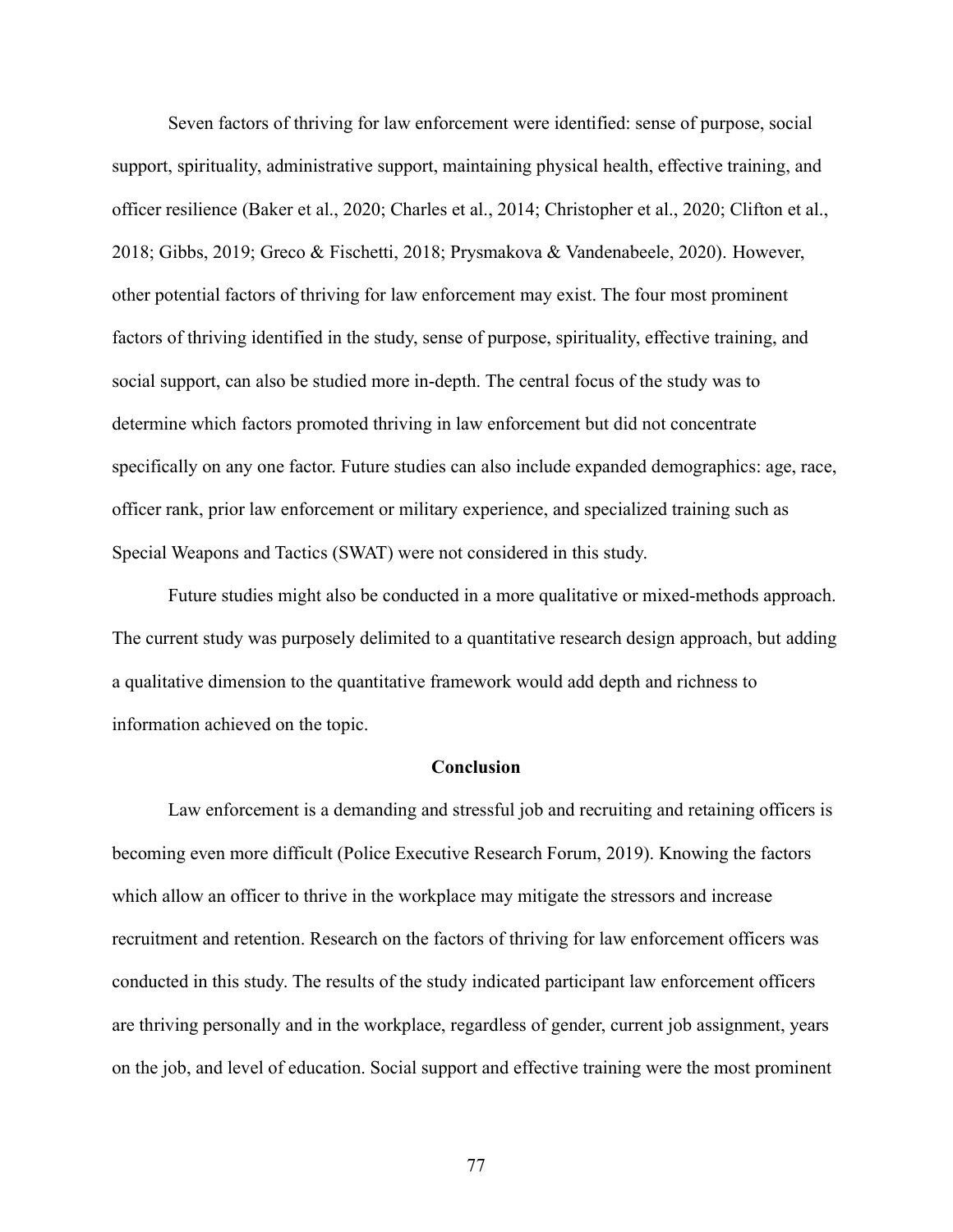Seven factors of thriving for law enforcement were identified: sense of purpose, social support, spirituality, administrative support, maintaining physical health, effective training, and officer resilience (Baker et al., 2020; Charles et al., 2014; Christopher et al., 2020; Clifton et al., 2018; Gibbs, 2019; Greco & Fischetti, 2018; Prysmakova & Vandenabeele, 2020). However, other potential factors of thriving for law enforcement may exist. The four most prominent factors of thriving identified in the study, sense of purpose, spirituality, effective training, and social support, can also be studied more in-depth. The central focus of the study was to determine which factors promoted thriving in law enforcement but did not concentrate specifically on any one factor. Future studies can also include expanded demographics: age, race, officer rank, prior law enforcement or military experience, and specialized training such as Special Weapons and Tactics (SWAT) were not considered in this study.

Future studies might also be conducted in a more qualitative or mixed-methods approach. The current study was purposely delimited to a quantitative research design approach, but adding a qualitative dimension to the quantitative framework would add depth and richness to information achieved on the topic.

## Conclusion

Law enforcement is a demanding and stressful job and recruiting and retaining officers is becoming even more difficult (Police Executive Research Forum, 2019). Knowing the factors which allow an officer to thrive in the workplace may mitigate the stressors and increase recruitment and retention. Research on the factors of thriving for law enforcement officers was conducted in this study. The results of the study indicated participant law enforcement officers are thriving personally and in the workplace, regardless of gender, current job assignment, years on the job, and level of education. Social support and effective training were the most prominent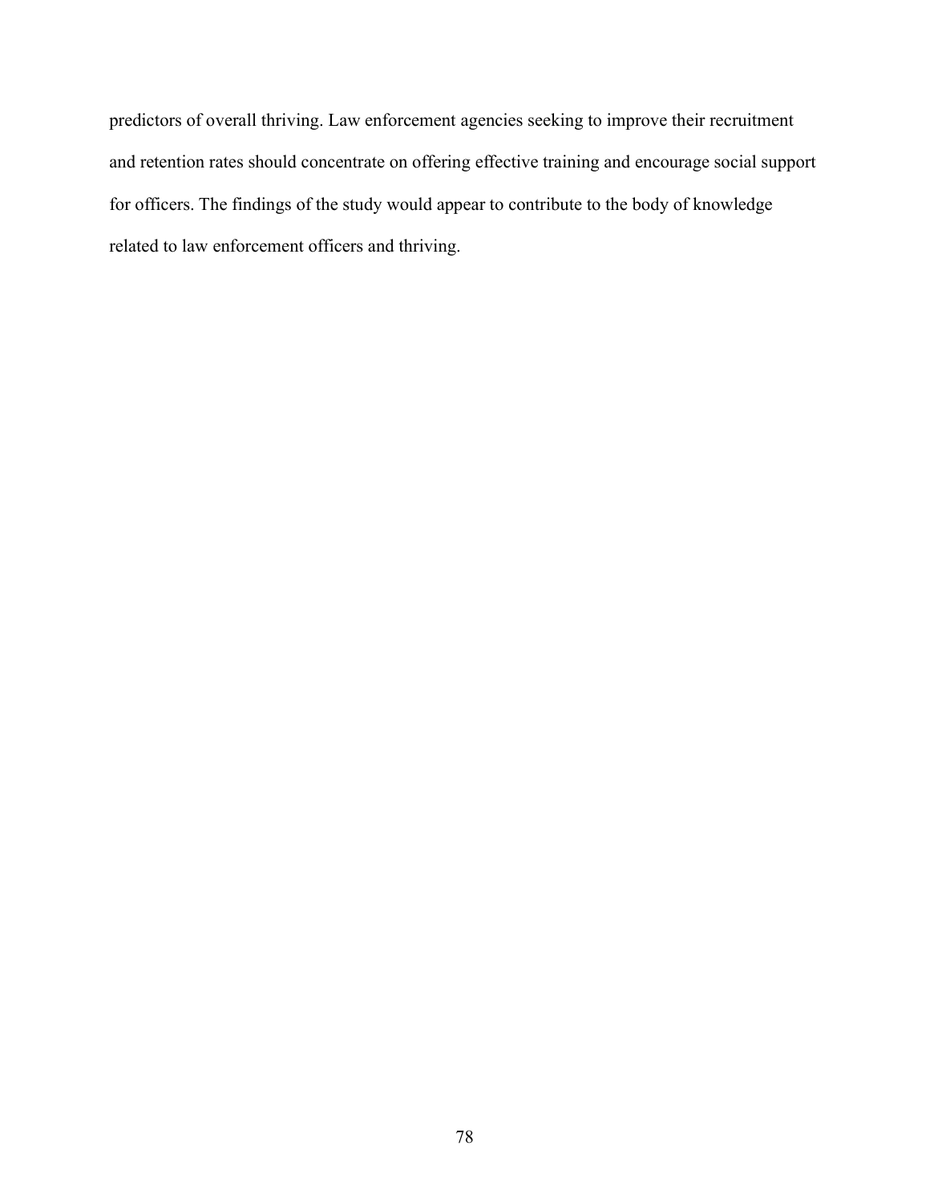predictors of overall thriving. Law enforcement agencies seeking to improve their recruitment and retention rates should concentrate on offering effective training and encourage social support for officers. The findings of the study would appear to contribute to the body of knowledge related to law enforcement officers and thriving.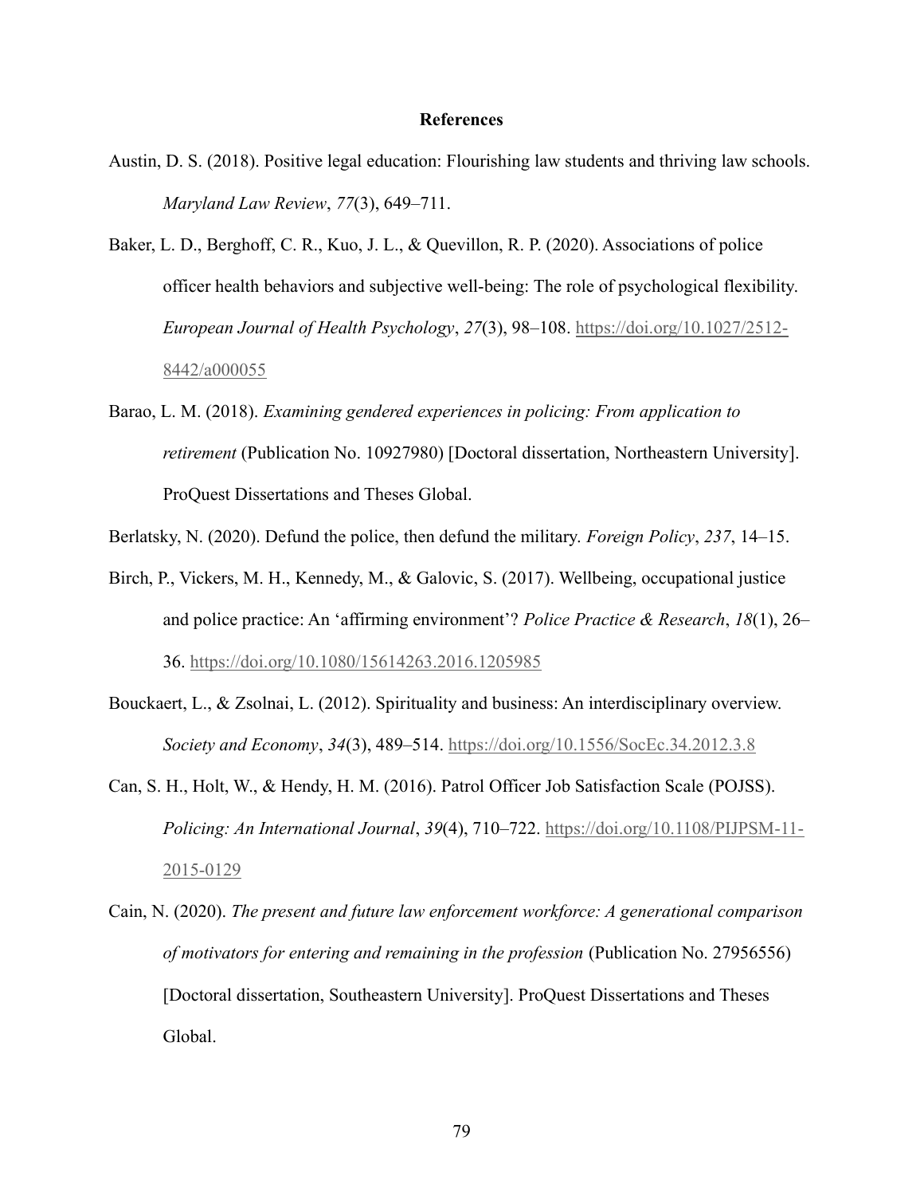# References

Austin, D. S. (2018). Positive legal education: Flourishing law students and thriving law schools. *Maryland Law Review*, *77*(3), 649–711.

Baker, L. D., Berghoff, C. R., Kuo, J. L., & Quevillon, R. P. (2020). Associations of police officer health behaviors and subjective well-being: The role of psychological flexibility. *European Journal of Health Psychology*, *27*(3), 98–108. https://doi.org/10.1027/2512-8442/a000055

Barao, L. M. (2018). *Examining gendered experiences in policing: From application to retirement* (Publication No. 10927980) [Doctoral dissertation, Northeastern University]. ProQuest Dissertations and Theses Global.

Berlatsky, N. (2020). Defund the police, then defund the military. *Foreign Policy*, *237*, 14–15.

Birch, P., Vickers, M. H., Kennedy, M., & Galovic, S. (2017). Wellbeing, occupational justice and police practice: An 'affirming environment'? *Police Practice & Research*, *18*(1), 26–36. https://doi.org/10.1080/15614263.2016.1205985

Bouckaert, L., & Zsolnai, L. (2012). Spirituality and business: An interdisciplinary overview. *Society and Economy*, *34*(3), 489–514. https://doi.org/10.1556/SocEc.34.2012.3.8

Can, S. H., Holt, W., & Hendy, H. M. (2016). Patrol Officer Job Satisfaction Scale (POJSS). *Policing: An International Journal*, *39*(4), 710–722. https://doi.org/10.1108/PIJPSM-11-2015-0129

Cain, N. (2020). *The present and future law enforcement workforce: A generational comparison of motivators for entering and remaining in the profession* (Publication No. 27956556) [Doctoral dissertation, Southeastern University]. ProQuest Dissertations and Theses Global.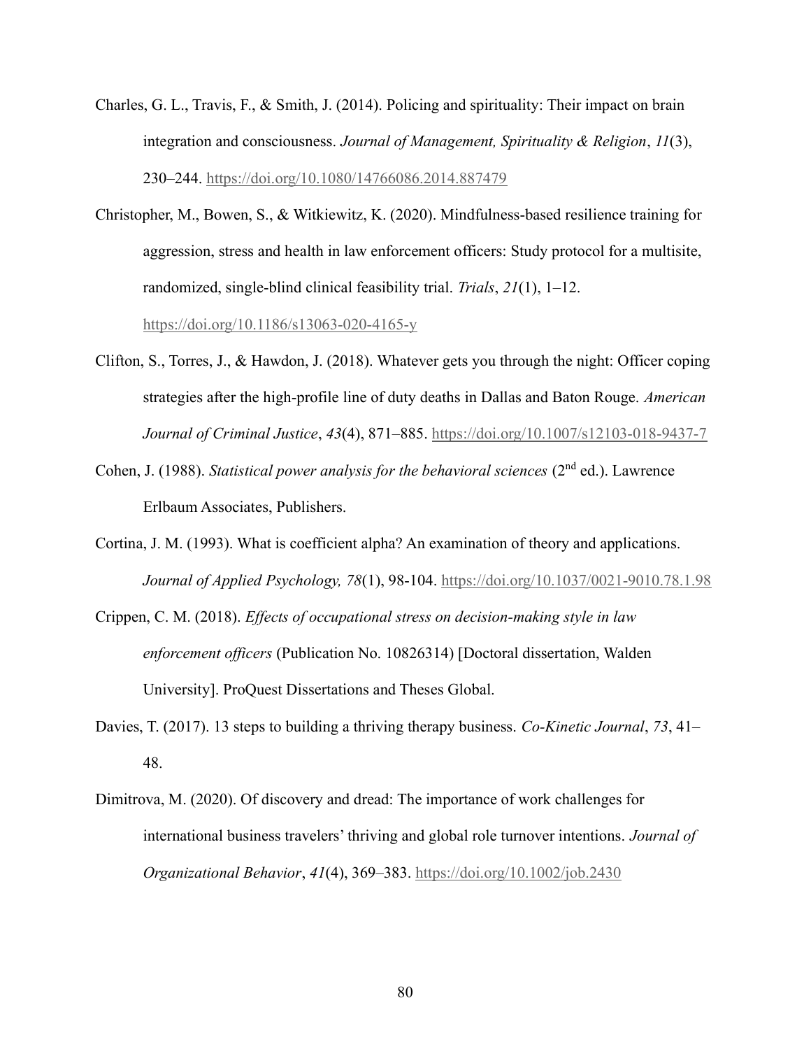Charles, G. L., Travis, F., & Smith, J. (2014). Policing and spirituality: Their impact on brain integration and consciousness. *Journal of Management, Spirituality & Religion*, *11*(3), 230–244. https://doi.org/10.1080/14766086.2014.887479

Christopher, M., Bowen, S., & Witkiewitz, K. (2020). Mindfulness-based resilience training for aggression, stress and health in law enforcement officers: Study protocol for a multisite, randomized, single-blind clinical feasibility trial. *Trials*, *21*(1), 1–12. https://doi.org/10.1186/s13063-020-4165-y

Clifton, S., Torres, J., & Hawdon, J. (2018). Whatever gets you through the night: Officer coping strategies after the high-profile line of duty deaths in Dallas and Baton Rouge. *American Journal of Criminal Justice*, *43*(4), 871–885. https://doi.org/10.1007/s12103-018-9437-7

Cohen, J. (1988). *Statistical power analysis for the behavioral sciences* (2nd ed.). Lawrence Erlbaum Associates, Publishers.

Cortina, J. M. (1993). What is coefficient alpha? An examination of theory and applications. *Journal of Applied Psychology, 78*(1), 98-104. https://doi.org/10.1037/0021-9010.78.1.98

Crippen, C. M. (2018). *Effects of occupational stress on decision-making style in law enforcement officers* (Publication No. 10826314) [Doctoral dissertation, Walden University]. ProQuest Dissertations and Theses Global.

Davies, T. (2017). 13 steps to building a thriving therapy business. *Co-Kinetic Journal*, *73*, 41–48.

Dimitrova, M. (2020). Of discovery and dread: The importance of work challenges for international business travelers' thriving and global role turnover intentions. *Journal of Organizational Behavior*, *41*(4), 369–383. https://doi.org/10.1002/job.2430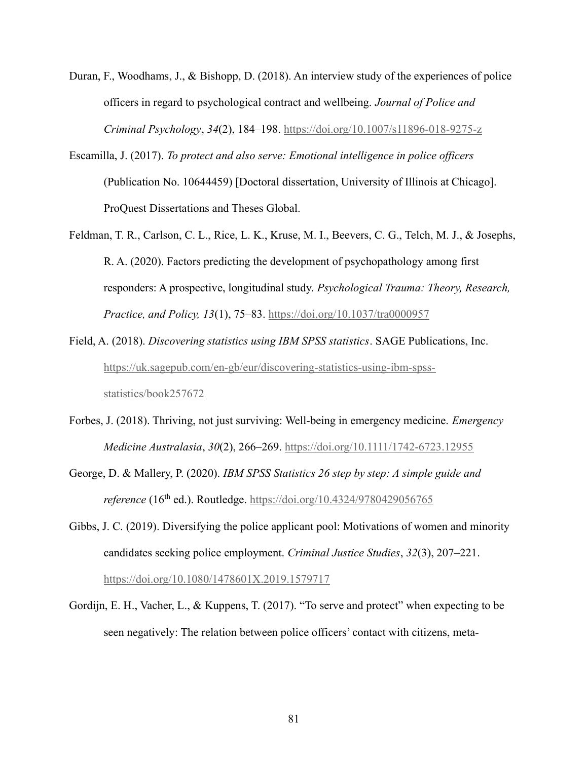Duran, F., Woodhams, J., & Bishopp, D. (2018). An interview study of the experiences of police officers in regard to psychological contract and wellbeing. *Journal of Police and Criminal Psychology*, *34*(2), 184–198. https://doi.org/10.1007/s11896-018-9275-z

Escamilla, J. (2017). *To protect and also serve: Emotional intelligence in police officers* (Publication No. 10644459) [Doctoral dissertation, University of Illinois at Chicago]. ProQuest Dissertations and Theses Global.

Feldman, T. R., Carlson, C. L., Rice, L. K., Kruse, M. I., Beevers, C. G., Telch, M. J., & Josephs, R. A. (2020). Factors predicting the development of psychopathology among first responders: A prospective, longitudinal study. *Psychological Trauma: Theory, Research, Practice, and Policy, 13*(1), 75–83. https://doi.org/10.1037/tra0000957

Field, A. (2018). *Discovering statistics using IBM SPSS statistics*. SAGE Publications, Inc. https://uk.sagepub.com/en-gb/eur/discovering-statistics-using-ibm-spss-statistics/book257672

Forbes, J. (2018). Thriving, not just surviving: Well-being in emergency medicine. *Emergency Medicine Australasia*, *30*(2), 266–269. https://doi.org/10.1111/1742-6723.12955

George, D. & Mallery, P. (2020). *IBM SPSS Statistics 26 step by step: A simple guide and reference* (16th ed.). Routledge. https://doi.org/10.4324/9780429056765

Gibbs, J. C. (2019). Diversifying the police applicant pool: Motivations of women and minority candidates seeking police employment. *Criminal Justice Studies*, *32*(3), 207–221. https://doi.org/10.1080/1478601X.2019.1579717

Gordijn, E. H., Vacher, L., & Kuppens, T. (2017). "To serve and protect" when expecting to be seen negatively: The relation between police officers' contact with citizens, meta-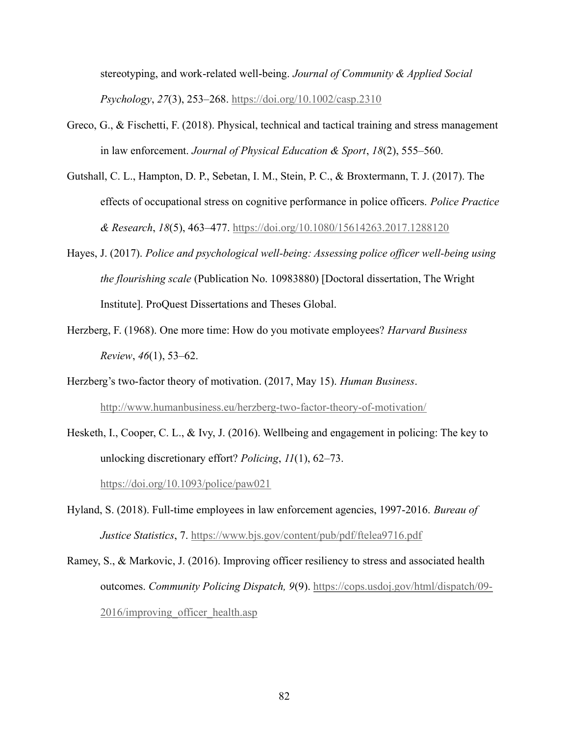stereotyping, and work-related well-being. *Journal of Community & Applied Social Psychology*, *27*(3), 253–268. https://doi.org/10.1002/casp.2310

Greco, G., & Fischetti, F. (2018). Physical, technical and tactical training and stress management in law enforcement. *Journal of Physical Education & Sport*, *18*(2), 555–560.

Gutshall, C. L., Hampton, D. P., Sebetan, I. M., Stein, P. C., & Broxtermann, T. J. (2017). The effects of occupational stress on cognitive performance in police officers. *Police Practice & Research*, *18*(5), 463–477. https://doi.org/10.1080/15614263.2017.1288120

Hayes, J. (2017). *Police and psychological well-being: Assessing police officer well-being using the flourishing scale* (Publication No. 10983880) [Doctoral dissertation, The Wright Institute]. ProQuest Dissertations and Theses Global.

Herzberg, F. (1968). One more time: How do you motivate employees? *Harvard Business Review*, *46*(1), 53–62.

Herzberg's two-factor theory of motivation. (2017, May 15). *Human Business*. http://www.humanbusiness.eu/herzberg-two-factor-theory-of-motivation/

Hesketh, I., Cooper, C. L., & Ivy, J. (2016). Wellbeing and engagement in policing: The key to unlocking discretionary effort? *Policing*, *11*(1), 62–73. https://doi.org/10.1093/police/paw021

Hyland, S. (2018). Full-time employees in law enforcement agencies, 1997-2016. *Bureau of Justice Statistics*, 7. https://www.bjs.gov/content/pub/pdf/ftelea9716.pdf

Ramey, S., & Markovic, J. (2016). Improving officer resiliency to stress and associated health outcomes. *Community Policing Dispatch, 9*(9). https://cops.usdoj.gov/html/dispatch/09-2016/improving_officer_health.asp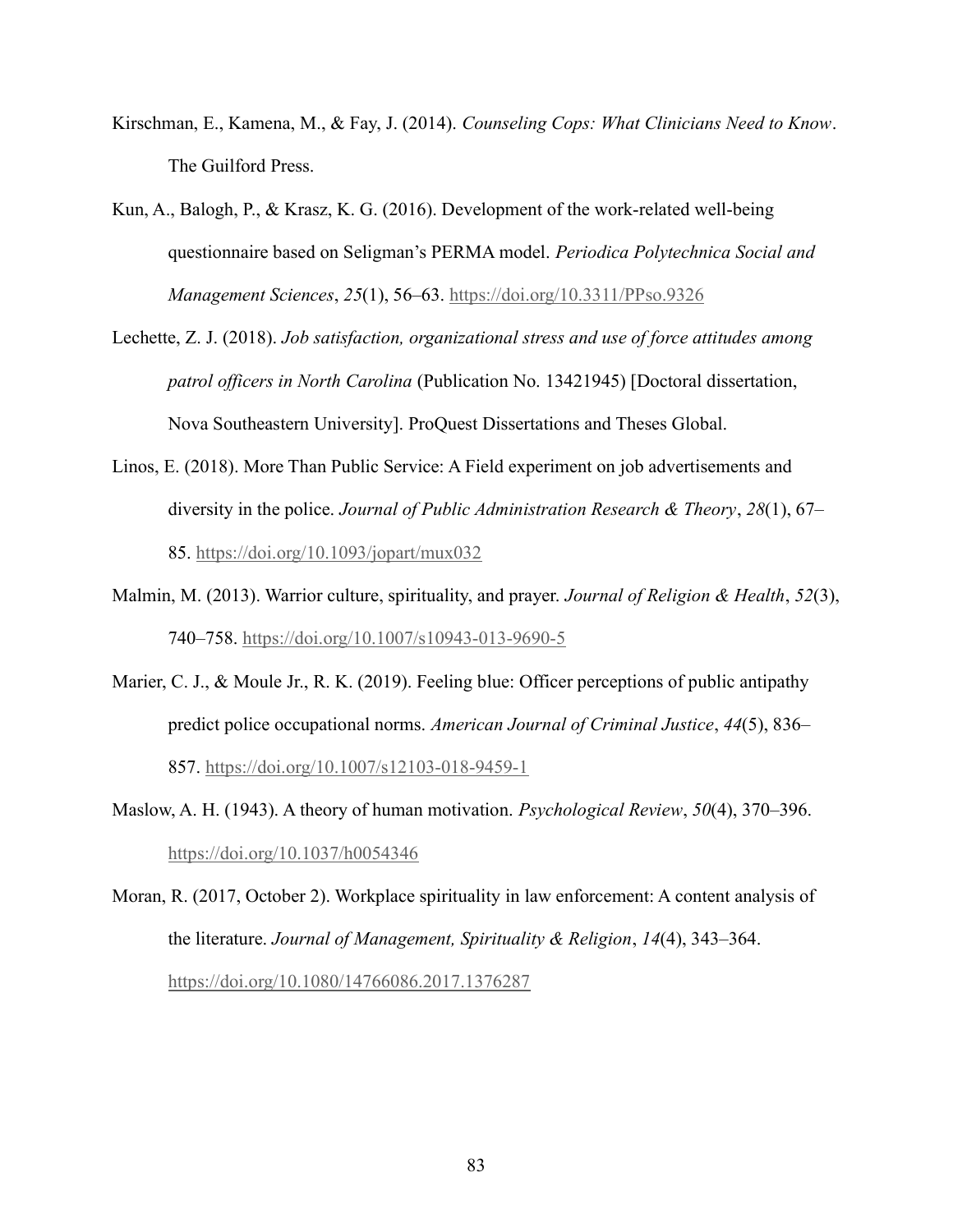Kirschman, E., Kamena, M., & Fay, J. (2014). *Counseling Cops: What Clinicians Need to Know*. The Guilford Press.

Kun, A., Balogh, P., & Krasz, K. G. (2016). Development of the work-related well-being questionnaire based on Seligman's PERMA model. *Periodica Polytechnica Social and Management Sciences*, *25*(1), 56–63. https://doi.org/10.3311/PPso.9326

Lechette, Z. J. (2018). *Job satisfaction, organizational stress and use of force attitudes among patrol officers in North Carolina* (Publication No. 13421945) [Doctoral dissertation, Nova Southeastern University]. ProQuest Dissertations and Theses Global.

Linos, E. (2018). More Than Public Service: A Field experiment on job advertisements and diversity in the police. *Journal of Public Administration Research & Theory*, *28*(1), 67–85. https://doi.org/10.1093/jopart/mux032

Malmin, M. (2013). Warrior culture, spirituality, and prayer. *Journal of Religion & Health*, *52*(3), 740–758. https://doi.org/10.1007/s10943-013-9690-5

Marier, C. J., & Moule Jr., R. K. (2019). Feeling blue: Officer perceptions of public antipathy predict police occupational norms. *American Journal of Criminal Justice*, *44*(5), 836–857. https://doi.org/10.1007/s12103-018-9459-1

Maslow, A. H. (1943). A theory of human motivation. *Psychological Review*, *50*(4), 370–396. https://doi.org/10.1037/h0054346

Moran, R. (2017, October 2). Workplace spirituality in law enforcement: A content analysis of the literature. *Journal of Management, Spirituality & Religion*, *14*(4), 343–364. https://doi.org/10.1080/14766086.2017.1376287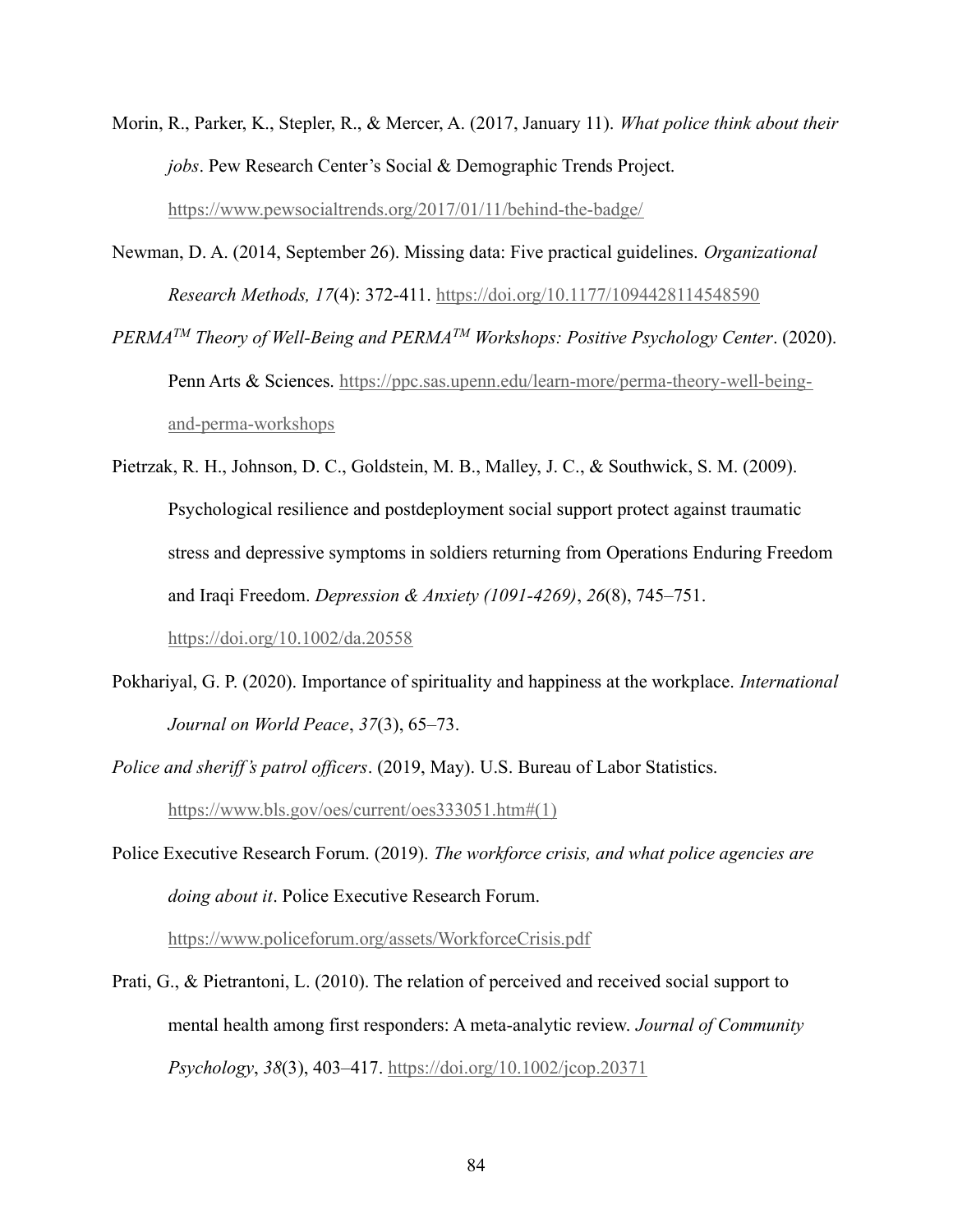Morin, R., Parker, K., Stepler, R., & Mercer, A. (2017, January 11). *What police think about their jobs*. Pew Research Center's Social & Demographic Trends Project. https://www.pewsocialtrends.org/2017/01/11/behind-the-badge/

Newman, D. A. (2014, September 26). Missing data: Five practical guidelines. *Organizational Research Methods, 17*(4): 372-411. https://doi.org/10.1177/1094428114548590

*PERMA$^{TM}$ Theory of Well-Being and PERMA$^{TM}$ Workshops: Positive Psychology Center*. (2020). Penn Arts & Sciences. https://ppc.sas.upenn.edu/learn-more/perma-theory-well-being-and-perma-workshops

Pietrzak, R. H., Johnson, D. C., Goldstein, M. B., Malley, J. C., & Southwick, S. M. (2009). Psychological resilience and postdeployment social support protect against traumatic stress and depressive symptoms in soldiers returning from Operations Enduring Freedom and Iraqi Freedom. *Depression & Anxiety (1091-4269)*, *26*(8), 745–751. https://doi.org/10.1002/da.20558

Pokhariyal, G. P. (2020). Importance of spirituality and happiness at the workplace. *International Journal on World Peace*, *37*(3), 65–73.

*Police and sheriff's patrol officers*. (2019, May). U.S. Bureau of Labor Statistics. https://www.bls.gov/oes/current/oes333051.htm#(1)

Police Executive Research Forum. (2019). *The workforce crisis, and what police agencies are doing about it*. Police Executive Research Forum. https://www.policeforum.org/assets/WorkforceCrisis.pdf

Prati, G., & Pietrantoni, L. (2010). The relation of perceived and received social support to mental health among first responders: A meta-analytic review. *Journal of Community Psychology*, *38*(3), 403–417. https://doi.org/10.1002/jcop.20371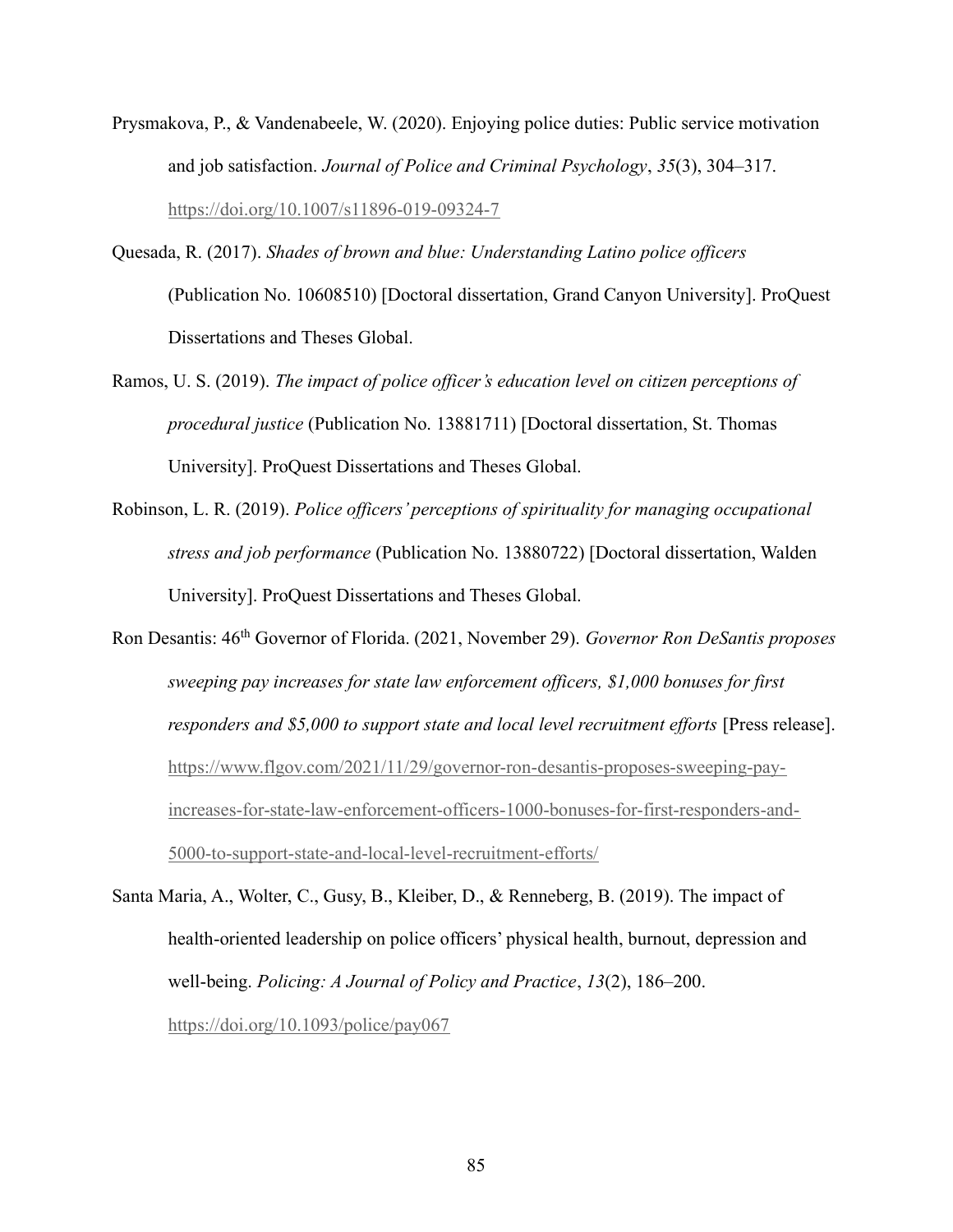Prysmakova, P., & Vandenabeele, W. (2020). Enjoying police duties: Public service motivation and job satisfaction. *Journal of Police and Criminal Psychology*, *35*(3), 304–317. https://doi.org/10.1007/s11896-019-09324-7

Quesada, R. (2017). *Shades of brown and blue: Understanding Latino police officers* (Publication No. 10608510) [Doctoral dissertation, Grand Canyon University]. ProQuest Dissertations and Theses Global.

Ramos, U. S. (2019). *The impact of police officer's education level on citizen perceptions of procedural justice* (Publication No. 13881711) [Doctoral dissertation, St. Thomas University]. ProQuest Dissertations and Theses Global.

Robinson, L. R. (2019). *Police officers' perceptions of spirituality for managing occupational stress and job performance* (Publication No. 13880722) [Doctoral dissertation, Walden University]. ProQuest Dissertations and Theses Global.

Ron Desantis: 46th Governor of Florida. (2021, November 29). *Governor Ron DeSantis proposes sweeping pay increases for state law enforcement officers, $1,000 bonuses for first responders and $5,000 to support state and local level recruitment efforts* [Press release]. https://www.flgov.com/2021/11/29/governor-ron-desantis-proposes-sweeping-pay-increases-for-state-law-enforcement-officers-1000-bonuses-for-first-responders-and-5000-to-support-state-and-local-level-recruitment-efforts/

Santa Maria, A., Wolter, C., Gusy, B., Kleiber, D., & Renneberg, B. (2019). The impact of health-oriented leadership on police officers' physical health, burnout, depression and well-being. *Policing: A Journal of Policy and Practice*, *13*(2), 186–200. https://doi.org/10.1093/police/pay067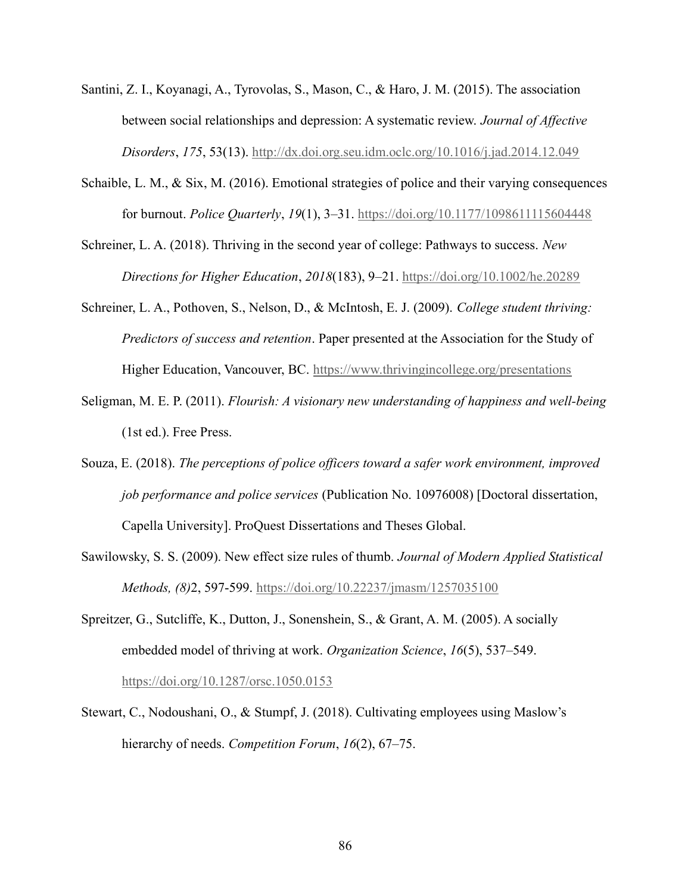Santini, Z. I., Koyanagi, A., Tyrovolas, S., Mason, C., & Haro, J. M. (2015). The association between social relationships and depression: A systematic review. *Journal of Affective Disorders*, *175*, 53(13). http://dx.doi.org.seu.idm.oclc.org/10.1016/j.jad.2014.12.049

Schaible, L. M., & Six, M. (2016). Emotional strategies of police and their varying consequences for burnout. *Police Quarterly*, *19*(1), 3–31. https://doi.org/10.1177/1098611115604448

Schreiner, L. A. (2018). Thriving in the second year of college: Pathways to success. *New Directions for Higher Education*, *2018*(183), 9–21. https://doi.org/10.1002/he.20289

Schreiner, L. A., Pothoven, S., Nelson, D., & McIntosh, E. J. (2009). *College student thriving: Predictors of success and retention*. Paper presented at the Association for the Study of Higher Education, Vancouver, BC. https://www.thrivingincollege.org/presentations

Seligman, M. E. P. (2011). *Flourish: A visionary new understanding of happiness and well-being* (1st ed.). Free Press.

Souza, E. (2018). *The perceptions of police officers toward a safer work environment, improved job performance and police services* (Publication No. 10976008) [Doctoral dissertation, Capella University]. ProQuest Dissertations and Theses Global.

Sawilowsky, S. S. (2009). New effect size rules of thumb. *Journal of Modern Applied Statistical Methods, (8)*2, 597-599. https://doi.org/10.22237/jmasm/1257035100

Spreitzer, G., Sutcliffe, K., Dutton, J., Sonenshein, S., & Grant, A. M. (2005). A socially embedded model of thriving at work. *Organization Science*, *16*(5), 537–549. https://doi.org/10.1287/orsc.1050.0153

Stewart, C., Nodoushani, O., & Stumpf, J. (2018). Cultivating employees using Maslow's hierarchy of needs. *Competition Forum*, *16*(2), 67–75.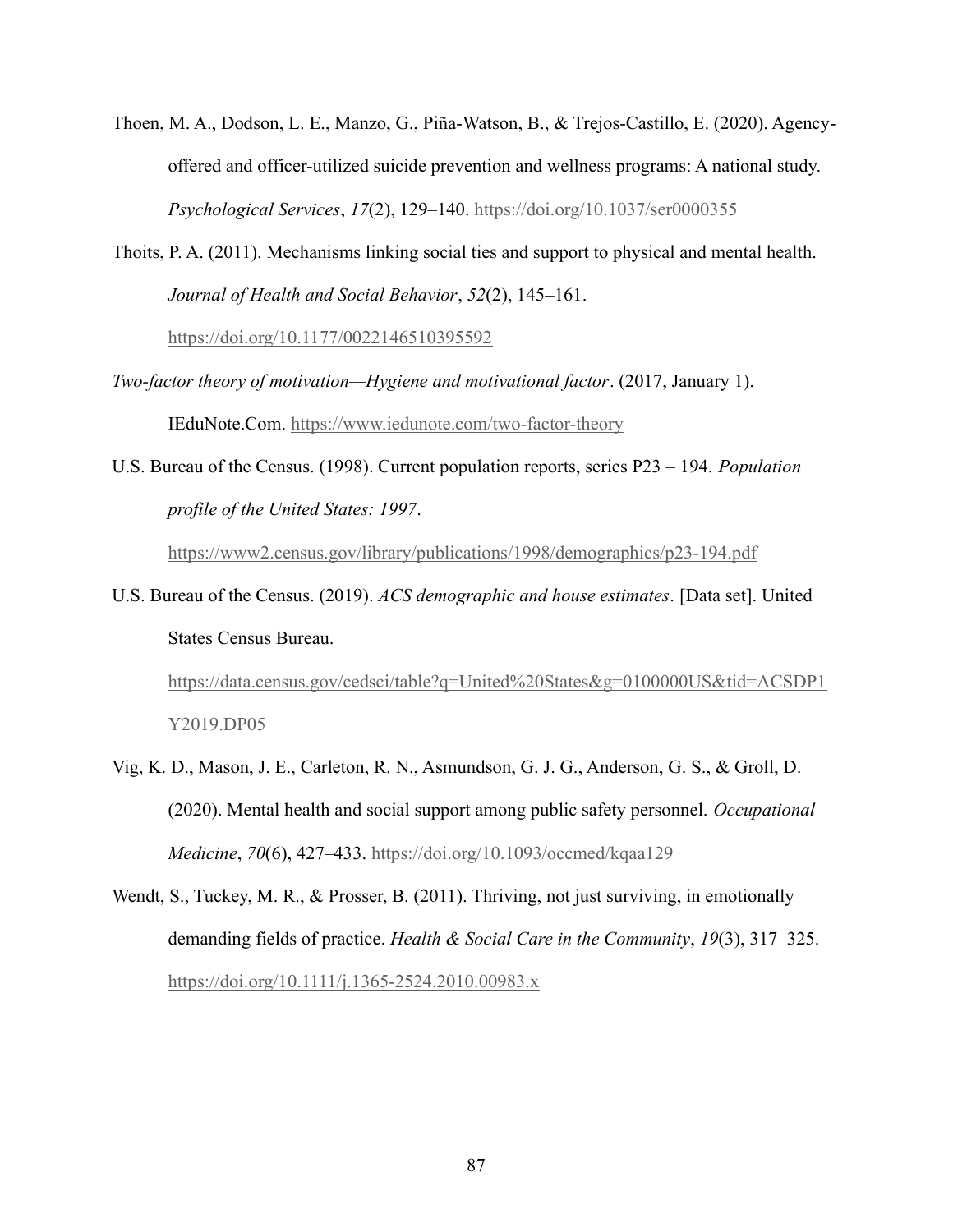Thoen, M. A., Dodson, L. E., Manzo, G., Piña-Watson, B., & Trejos-Castillo, E. (2020). Agency-offered and officer-utilized suicide prevention and wellness programs: A national study. *Psychological Services*, *17*(2), 129–140. https://doi.org/10.1037/ser0000355

Thoits, P. A. (2011). Mechanisms linking social ties and support to physical and mental health. *Journal of Health and Social Behavior*, *52*(2), 145–161. https://doi.org/10.1177/0022146510395592

*Two-factor theory of motivation—Hygiene and motivational factor*. (2017, January 1). IEduNote.Com. https://www.iedunote.com/two-factor-theory

U.S. Bureau of the Census. (1998). Current population reports, series P23 – 194. *Population profile of the United States: 1997*. https://www2.census.gov/library/publications/1998/demographics/p23-194.pdf

U.S. Bureau of the Census. (2019). *ACS demographic and house estimates*. [Data set]. United States Census Bureau. https://data.census.gov/cedsci/table?q=United%20States&g=0100000US&tid=ACSDP1Y2019.DP05

Vig, K. D., Mason, J. E., Carleton, R. N., Asmundson, G. J. G., Anderson, G. S., & Groll, D. (2020). Mental health and social support among public safety personnel. *Occupational Medicine*, *70*(6), 427–433. https://doi.org/10.1093/occmed/kqaa129

Wendt, S., Tuckey, M. R., & Prosser, B. (2011). Thriving, not just surviving, in emotionally demanding fields of practice. *Health & Social Care in the Community*, *19*(3), 317–325. https://doi.org/10.1111/j.1365-2524.2010.00983.x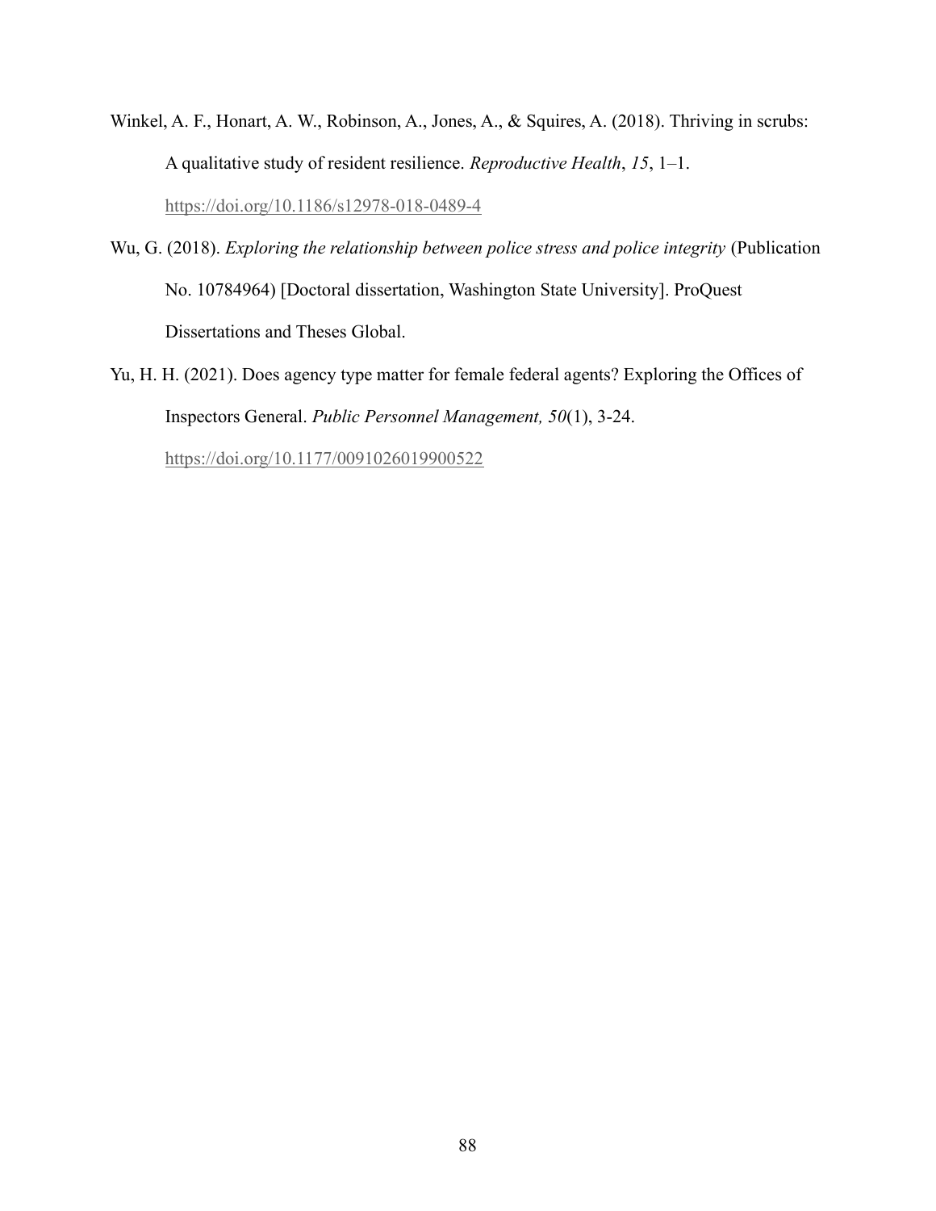Winkel, A. F., Honart, A. W., Robinson, A., Jones, A., & Squires, A. (2018). Thriving in scrubs: A qualitative study of resident resilience. *Reproductive Health*, *15*, 1–1. https://doi.org/10.1186/s12978-018-0489-4

Wu, G. (2018). *Exploring the relationship between police stress and police integrity* (Publication No. 10784964) [Doctoral dissertation, Washington State University]. ProQuest Dissertations and Theses Global.

Yu, H. H. (2021). Does agency type matter for female federal agents? Exploring the Offices of Inspectors General. *Public Personnel Management, 50*(1), 3-24. https://doi.org/10.1177/0091026019900522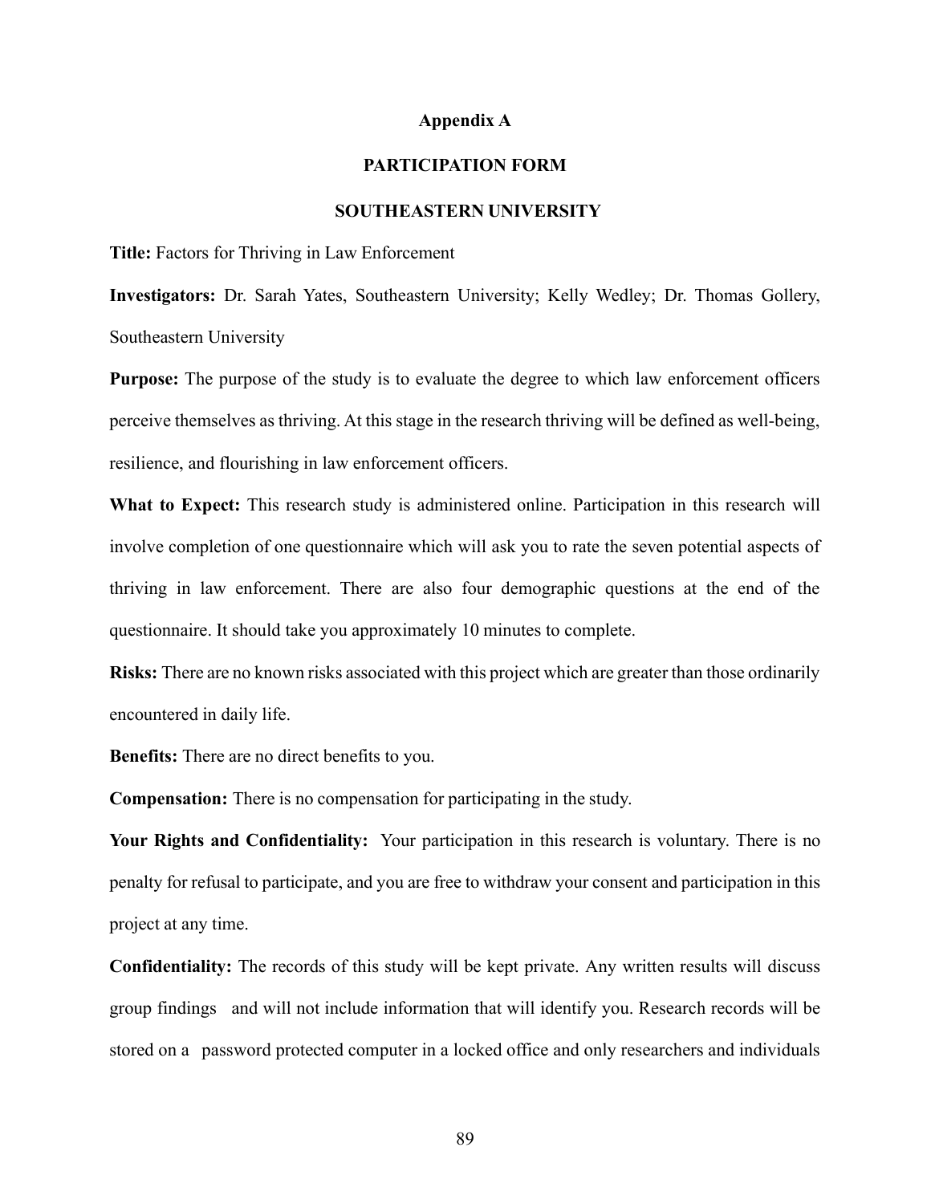## Appendix A

## PARTICIPATION FORM

## SOUTHEASTERN UNIVERSITY

**Title:** Factors for Thriving in Law Enforcement

**Investigators:** Dr. Sarah Yates, Southeastern University; Kelly Wedley; Dr. Thomas Gollery, Southeastern University

**Purpose:** The purpose of the study is to evaluate the degree to which law enforcement officers perceive themselves as thriving. At this stage in the research thriving will be defined as well-being, resilience, and flourishing in law enforcement officers.

**What to Expect:** This research study is administered online. Participation in this research will involve completion of one questionnaire which will ask you to rate the seven potential aspects of thriving in law enforcement. There are also four demographic questions at the end of the questionnaire. It should take you approximately 10 minutes to complete.

**Risks:** There are no known risks associated with this project which are greater than those ordinarily encountered in daily life.

**Benefits:** There are no direct benefits to you.

**Compensation:** There is no compensation for participating in the study.

**Your Rights and Confidentiality:** Your participation in this research is voluntary. There is no penalty for refusal to participate, and you are free to withdraw your consent and participation in this project at any time.

**Confidentiality:** The records of this study will be kept private. Any written results will discuss group findings and will not include information that will identify you. Research records will be stored on a password protected computer in a locked office and only researchers and individuals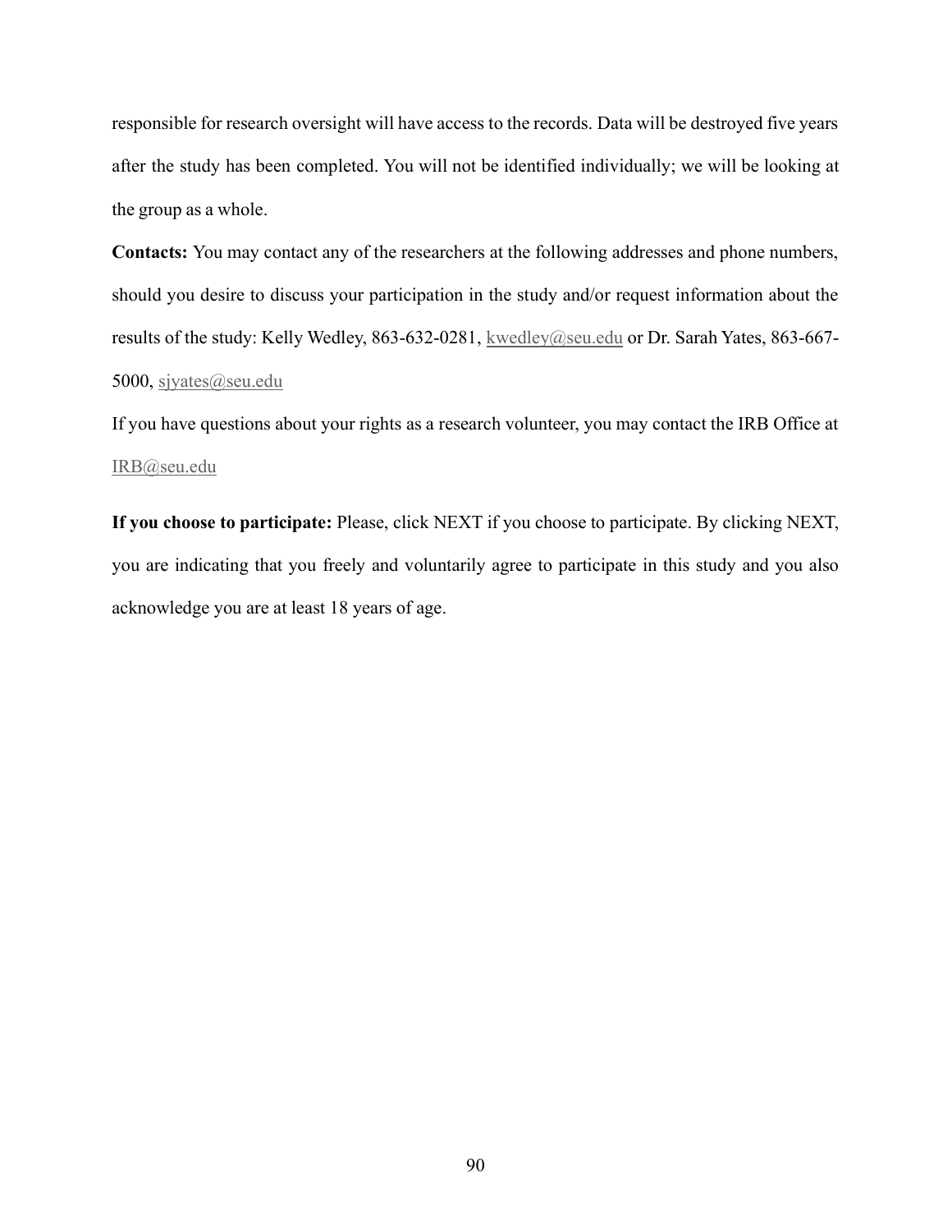responsible for research oversight will have access to the records. Data will be destroyed five years after the study has been completed. You will not be identified individually; we will be looking at the group as a whole.

**Contacts:** You may contact any of the researchers at the following addresses and phone numbers, should you desire to discuss your participation in the study and/or request information about the results of the study: Kelly Wedley, 863-632-0281, kwedley@seu.edu or Dr. Sarah Yates, 863-667-5000, sjyates@seu.edu

If you have questions about your rights as a research volunteer, you may contact the IRB Office at IRB@seu.edu

**If you choose to participate:** Please, click NEXT if you choose to participate. By clicking NEXT, you are indicating that you freely and voluntarily agree to participate in this study and you also acknowledge you are at least 18 years of age.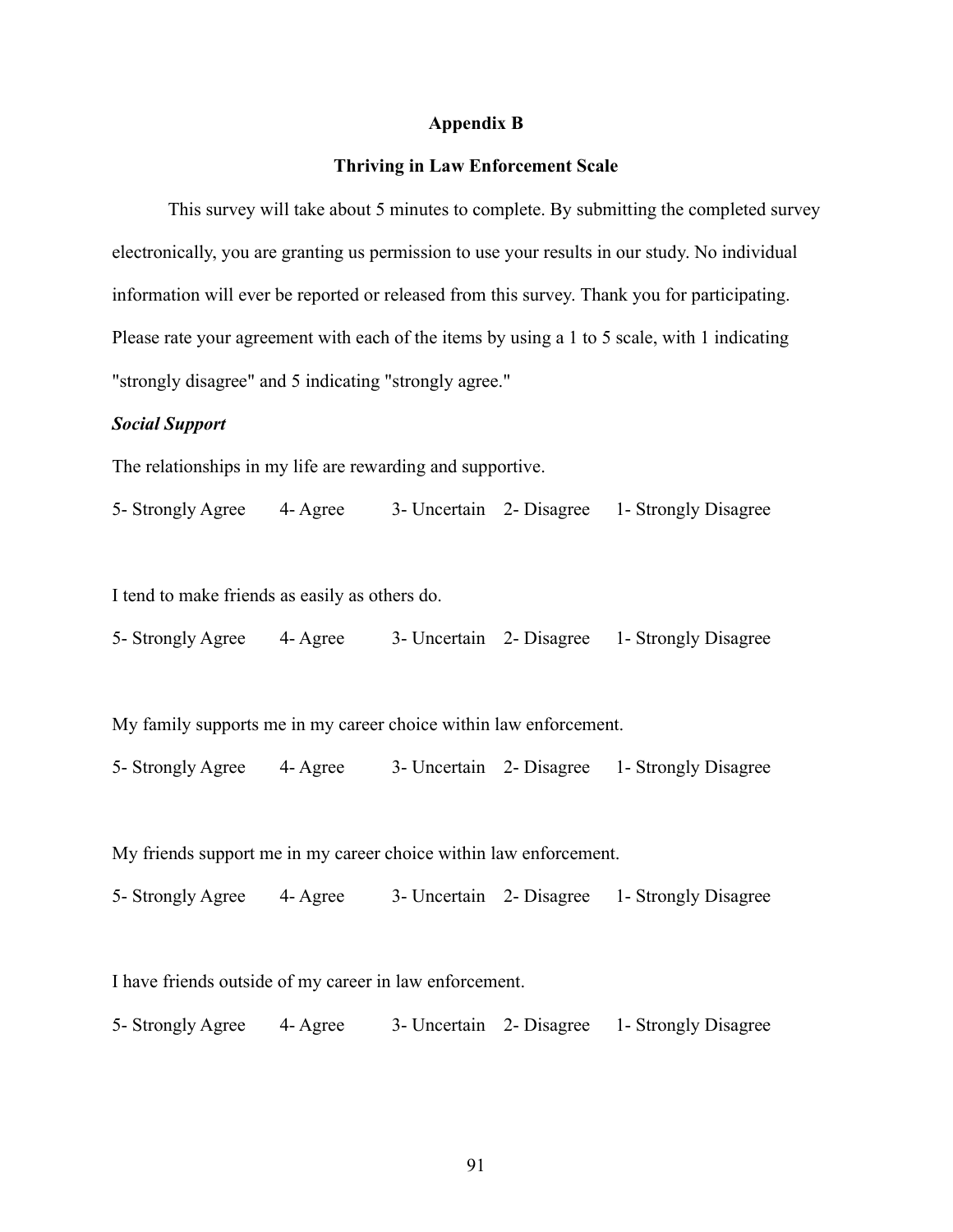## Appendix B

### Thriving in Law Enforcement Scale

This survey will take about 5 minutes to complete. By submitting the completed survey electronically, you are granting us permission to use your results in our study. No individual information will ever be reported or released from this survey. Thank you for participating. Please rate your agreement with each of the items by using a 1 to 5 scale, with 1 indicating "strongly disagree" and 5 indicating "strongly agree."

***Social Support***

The relationships in my life are rewarding and supportive.

5- Strongly Agree 4- Agree 3- Uncertain 2- Disagree 1- Strongly Disagree

I tend to make friends as easily as others do.

5- Strongly Agree 4- Agree 3- Uncertain 2- Disagree 1- Strongly Disagree

My family supports me in my career choice within law enforcement.

5- Strongly Agree 4- Agree 3- Uncertain 2- Disagree 1- Strongly Disagree

My friends support me in my career choice within law enforcement.

5- Strongly Agree 4- Agree 3- Uncertain 2- Disagree 1- Strongly Disagree

I have friends outside of my career in law enforcement.

5- Strongly Agree 4- Agree 3- Uncertain 2- Disagree 1- Strongly Disagree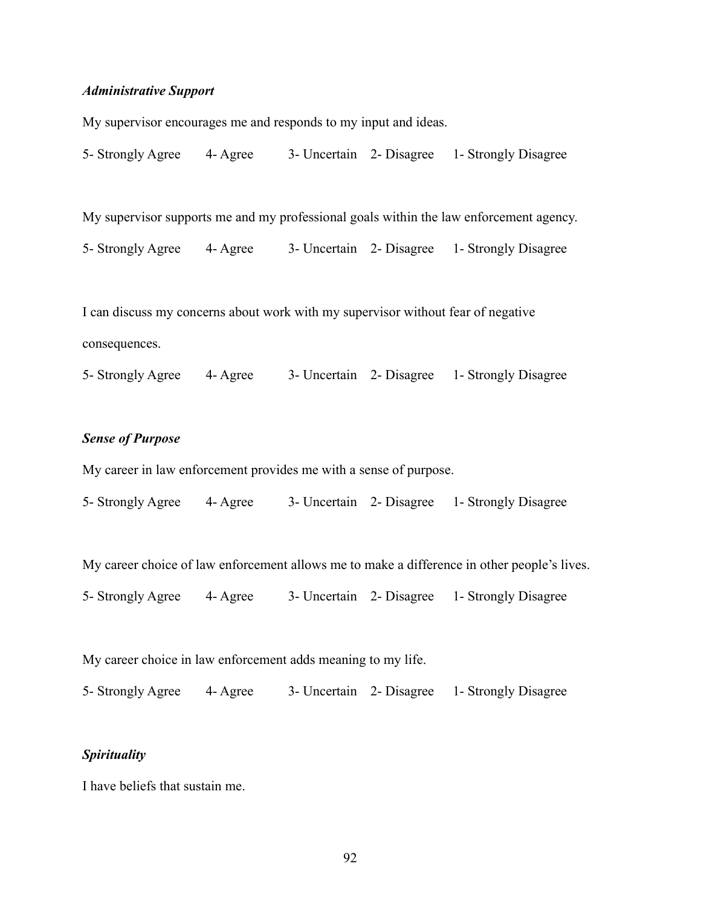***Administrative Support***

My supervisor encourages me and responds to my input and ideas.

5- Strongly Agree 4- Agree 3- Uncertain 2- Disagree 1- Strongly Disagree

My supervisor supports me and my professional goals within the law enforcement agency.

5- Strongly Agree 4- Agree 3- Uncertain 2- Disagree 1- Strongly Disagree

I can discuss my concerns about work with my supervisor without fear of negative consequences.

5- Strongly Agree 4- Agree 3- Uncertain 2- Disagree 1- Strongly Disagree

***Sense of Purpose***

My career in law enforcement provides me with a sense of purpose.

5- Strongly Agree 4- Agree 3- Uncertain 2- Disagree 1- Strongly Disagree

My career choice of law enforcement allows me to make a difference in other people's lives.

5- Strongly Agree 4- Agree 3- Uncertain 2- Disagree 1- Strongly Disagree

My career choice in law enforcement adds meaning to my life.

5- Strongly Agree 4- Agree 3- Uncertain 2- Disagree 1- Strongly Disagree

***Spirituality***

I have beliefs that sustain me.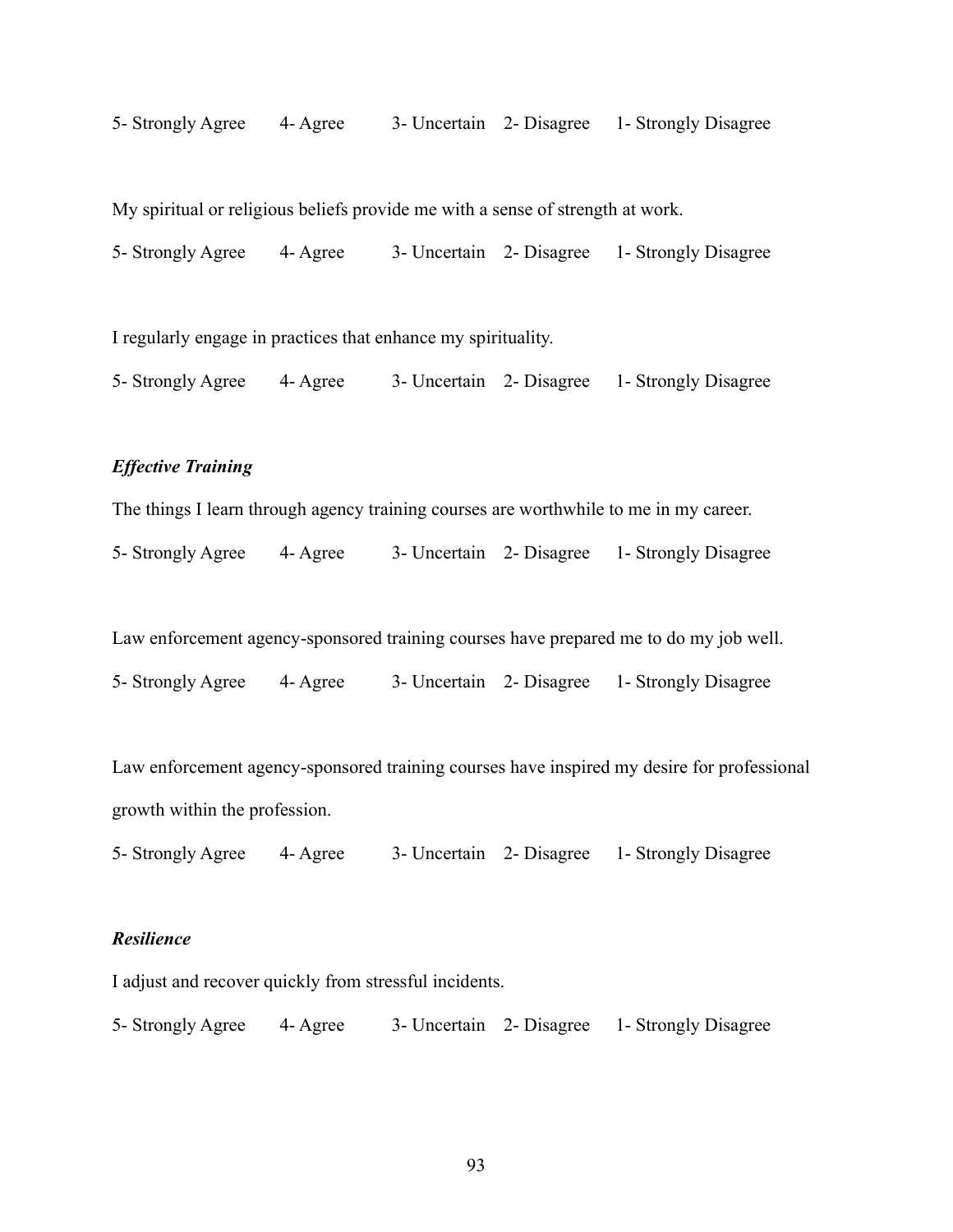5- Strongly Agree 4- Agree 3- Uncertain 2- Disagree 1- Strongly Disagree

My spiritual or religious beliefs provide me with a sense of strength at work.

5- Strongly Agree 4- Agree 3- Uncertain 2- Disagree 1- Strongly Disagree

I regularly engage in practices that enhance my spirituality.

5- Strongly Agree 4- Agree 3- Uncertain 2- Disagree 1- Strongly Disagree

***Effective Training***

The things I learn through agency training courses are worthwhile to me in my career.

5- Strongly Agree 4- Agree 3- Uncertain 2- Disagree 1- Strongly Disagree

Law enforcement agency-sponsored training courses have prepared me to do my job well.

5- Strongly Agree 4- Agree 3- Uncertain 2- Disagree 1- Strongly Disagree

Law enforcement agency-sponsored training courses have inspired my desire for professional growth within the profession.

5- Strongly Agree 4- Agree 3- Uncertain 2- Disagree 1- Strongly Disagree

***Resilience***

I adjust and recover quickly from stressful incidents.

5- Strongly Agree 4- Agree 3- Uncertain 2- Disagree 1- Strongly Disagree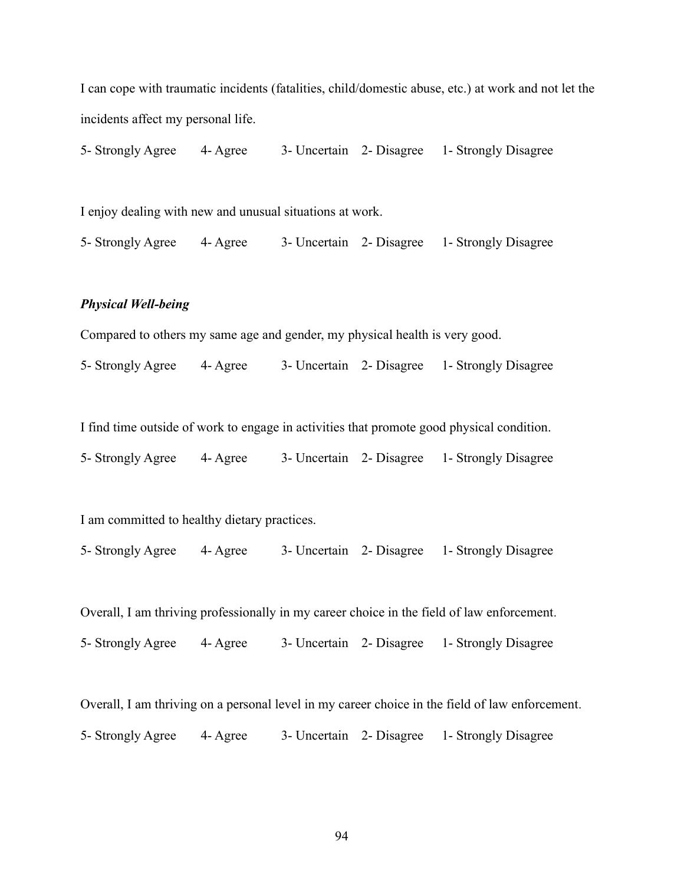I can cope with traumatic incidents (fatalities, child/domestic abuse, etc.) at work and not let the incidents affect my personal life.

5- Strongly Agree 4- Agree 3- Uncertain 2- Disagree 1- Strongly Disagree

I enjoy dealing with new and unusual situations at work.

5- Strongly Agree 4- Agree 3- Uncertain 2- Disagree 1- Strongly Disagree

***Physical Well-being***

Compared to others my same age and gender, my physical health is very good.

5- Strongly Agree 4- Agree 3- Uncertain 2- Disagree 1- Strongly Disagree

I find time outside of work to engage in activities that promote good physical condition.

5- Strongly Agree 4- Agree 3- Uncertain 2- Disagree 1- Strongly Disagree

I am committed to healthy dietary practices.

5- Strongly Agree 4- Agree 3- Uncertain 2- Disagree 1- Strongly Disagree

Overall, I am thriving professionally in my career choice in the field of law enforcement.

5- Strongly Agree 4- Agree 3- Uncertain 2- Disagree 1- Strongly Disagree

Overall, I am thriving on a personal level in my career choice in the field of law enforcement.

5- Strongly Agree 4- Agree 3- Uncertain 2- Disagree 1- Strongly Disagree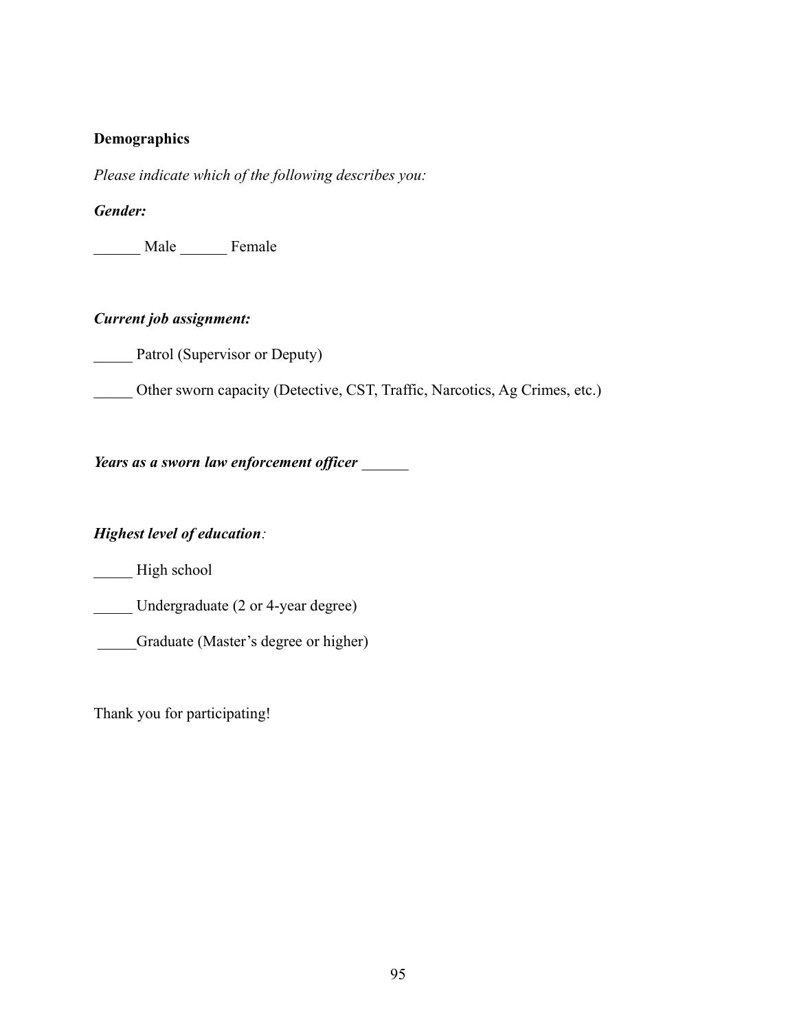**Demographics**

*Please indicate which of the following describes you:*

***Gender:***

______ Male ______ Female

***Current job assignment:***

_____ Patrol (Supervisor or Deputy)

_____ Other sworn capacity (Detective, CST, Traffic, Narcotics, Ag Crimes, etc.)

***Years as a sworn law enforcement officer*** ______

***Highest level of education****:*

_____ High school

_____ Undergraduate (2 or 4-year degree)

_____Graduate (Master's degree or higher)

Thank you for participating!